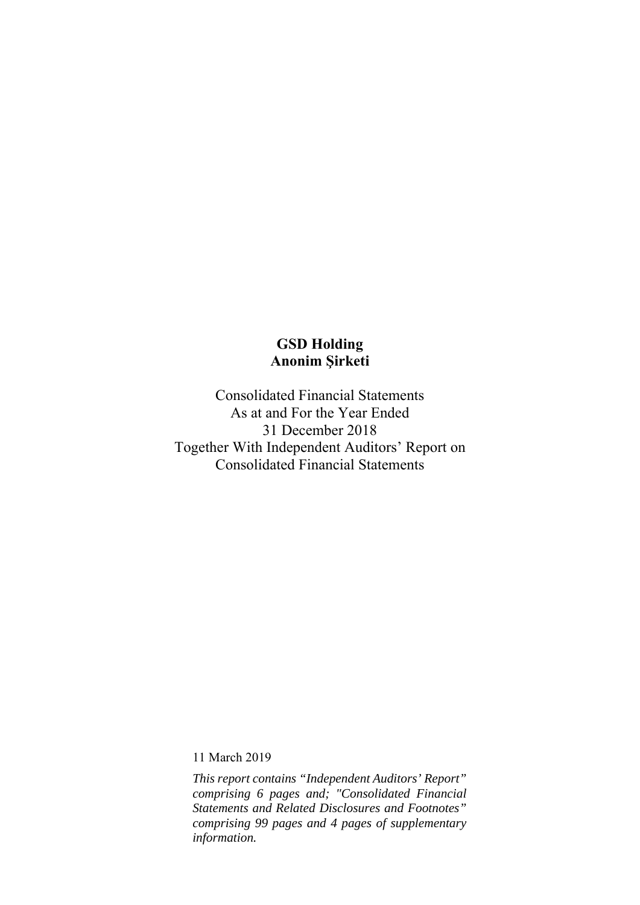# GSD Holding
# Anonim Şirketi

Consolidated Financial Statements
As at and For the Year Ended
31 December 2018
Together With Independent Auditors' Report on
Consolidated Financial Statements

11 March 2019

*This report contains "Independent Auditors' Report" comprising 6 pages and; "Consolidated Financial Statements and Related Disclosures and Footnotes" comprising 99 pages and 4 pages of supplementary information.*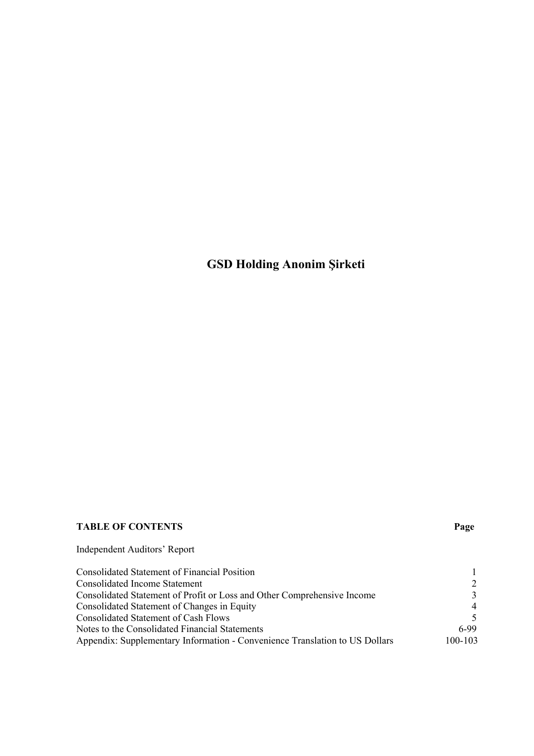# GSD Holding Anonim Şirketi

| TABLE OF CONTENTS | Page |
|---|---|
| Independent Auditors' Report | |
| Consolidated Statement of Financial Position | 1 |
| Consolidated Income Statement | 2 |
| Consolidated Statement of Profit or Loss and Other Comprehensive Income | 3 |
| Consolidated Statement of Changes in Equity | 4 |
| Consolidated Statement of Cash Flows | 5 |
| Notes to the Consolidated Financial Statements | 6-99 |
| Appendix: Supplementary Information - Convenience Translation to US Dollars | 100-103 |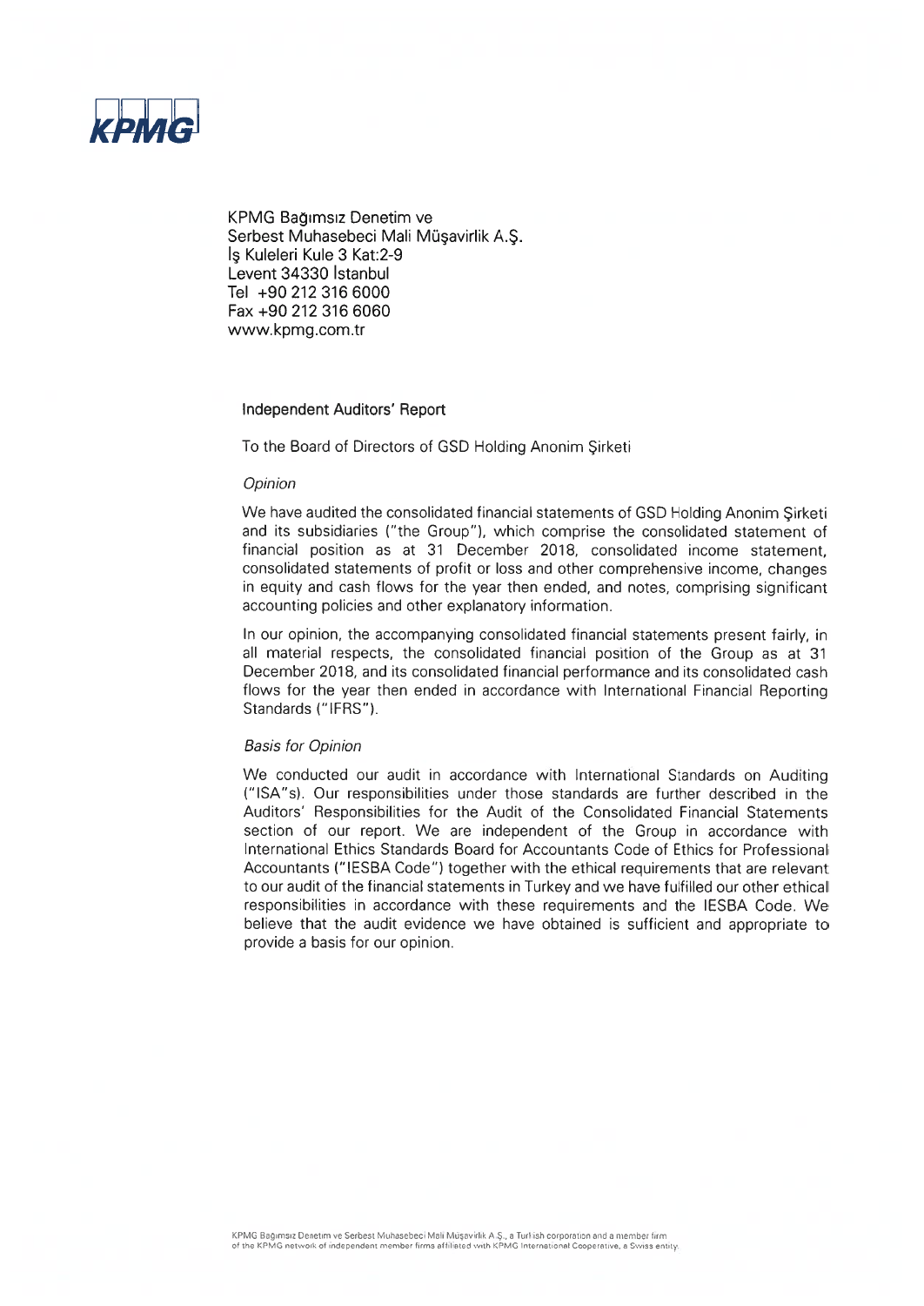KPMG

KPMG Bağımsız Denetim ve
Serbest Muhasebeci Mali Müşavirlik A.Ş.
İş Kuleleri Kule 3 Kat:2-9
Levent 34330 İstanbul
Tel +90 212 316 6000
Fax +90 212 316 6060
www.kpmg.com.tr

## Independent Auditors' Report

To the Board of Directors of GSD Holding Anonim Şirketi

### *Opinion*

We have audited the consolidated financial statements of GSD Holding Anonim Şirketi and its subsidiaries ("the Group"), which comprise the consolidated statement of financial position as at 31 December 2018, consolidated income statement, consolidated statements of profit or loss and other comprehensive income, changes in equity and cash flows for the year then ended, and notes, comprising significant accounting policies and other explanatory information.

In our opinion, the accompanying consolidated financial statements present fairly, in all material respects, the consolidated financial position of the Group as at 31 December 2018, and its consolidated financial performance and its consolidated cash flows for the year then ended in accordance with International Financial Reporting Standards ("IFRS").

### *Basis for Opinion*

We conducted our audit in accordance with International Standards on Auditing ("ISA"s). Our responsibilities under those standards are further described in the Auditors' Responsibilities for the Audit of the Consolidated Financial Statements section of our report. We are independent of the Group in accordance with International Ethics Standards Board for Accountants Code of Ethics for Professional Accountants ("IESBA Code") together with the ethical requirements that are relevant to our audit of the financial statements in Turkey and we have fulfilled our other ethical responsibilities in accordance with these requirements and the IESBA Code. We believe that the audit evidence we have obtained is sufficient and appropriate to provide a basis for our opinion.

KPMG Bağımsız Denetim ve Serbest Muhasebeci Mali Müşavirlik A.Ş., a Turkish corporation and a member firm of the KPMG network of independent member firms affiliated with KPMG International Cooperative, a Swiss entity.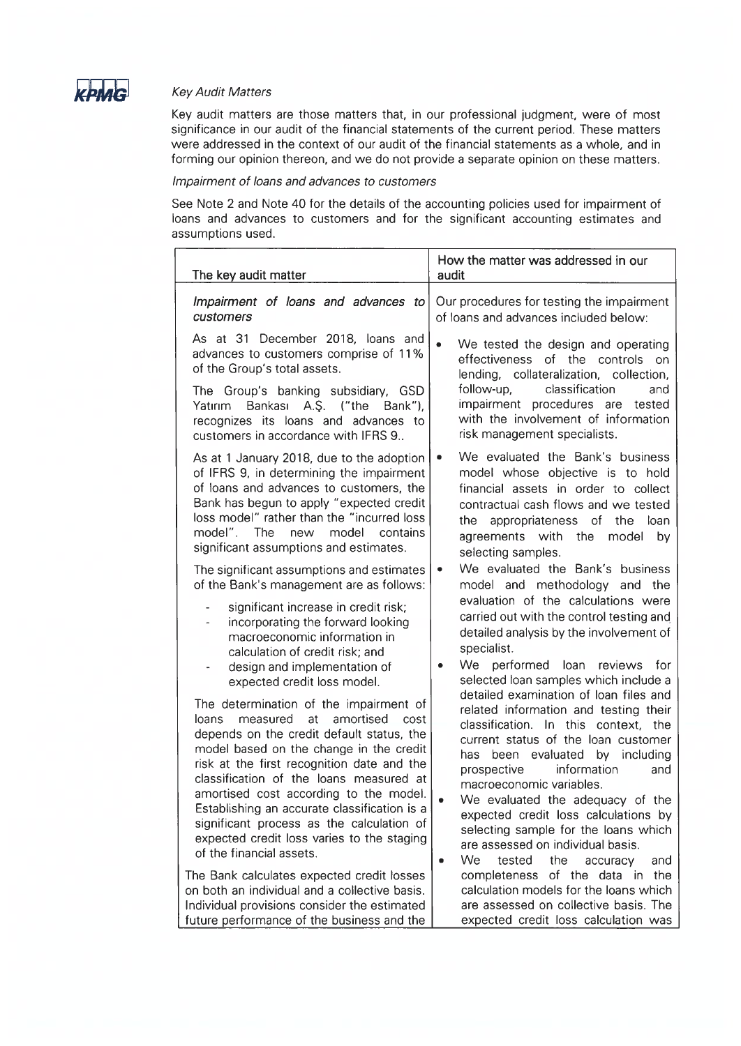*Key Audit Matters*

Key audit matters are those matters that, in our professional judgment, were of most significance in our audit of the financial statements of the current period. These matters were addressed in the context of our audit of the financial statements as a whole, and in forming our opinion thereon, and we do not provide a separate opinion on these matters.

*Impairment of loans and advances to customers*

See Note 2 and Note 40 for the details of the accounting policies used for impairment of loans and advances to customers and for the significant accounting estimates and assumptions used.

| The key audit matter | How the matter was addressed in our audit |
|---|---|
| *Impairment of loans and advances to customers*<br><br>As at 31 December 2018, loans and advances to customers comprise of 11% of the Group's total assets.<br><br>The Group's banking subsidiary, GSD Yatırım Bankası A.Ş. ("the Bank"), recognizes its loans and advances to customers in accordance with IFRS 9..<br><br>As at 1 January 2018, due to the adoption of IFRS 9, in determining the impairment of loans and advances to customers, the Bank has begun to apply "expected credit loss model" rather than the "incurred loss model". The new model contains significant assumptions and estimates.<br><br>The significant assumptions and estimates of the Bank's management are as follows:<br><br>- significant increase in credit risk;<br>- incorporating the forward looking macroeconomic information in calculation of credit risk; and<br>- design and implementation of expected credit loss model.<br><br>The determination of the impairment of loans measured at amortised cost depends on the credit default status, the model based on the change in the credit risk at the first recognition date and the classification of the loans measured at amortised cost according to the model. Establishing an accurate classification is a significant process as the calculation of expected credit loss varies to the staging of the financial assets.<br><br>The Bank calculates expected credit losses on both an individual and a collective basis. Individual provisions consider the estimated future performance of the business and the | Our procedures for testing the impairment of loans and advances included below:<br><br>• We tested the design and operating effectiveness of the controls on lending, collateralization, collection, follow-up, classification and impairment procedures are tested with the involvement of information risk management specialists.<br>• We evaluated the Bank's business model whose objective is to hold financial assets in order to collect contractual cash flows and we tested the appropriateness of the loan agreements with the model by selecting samples.<br>• We evaluated the Bank's business model and methodology and the evaluation of the calculations were carried out with the control testing and detailed analysis by the involvement of specialist.<br>• We performed loan reviews for selected loan samples which include a detailed examination of loan files and related information and testing their classification. In this context, the current status of the loan customer has been evaluated by including prospective information and macroeconomic variables.<br>• We evaluated the adequacy of the expected credit loss calculations by selecting sample for the loans which are assessed on individual basis.<br>• We tested the accuracy and completeness of the data in the calculation models for the loans which are assessed on collective basis. The expected credit loss calculation was |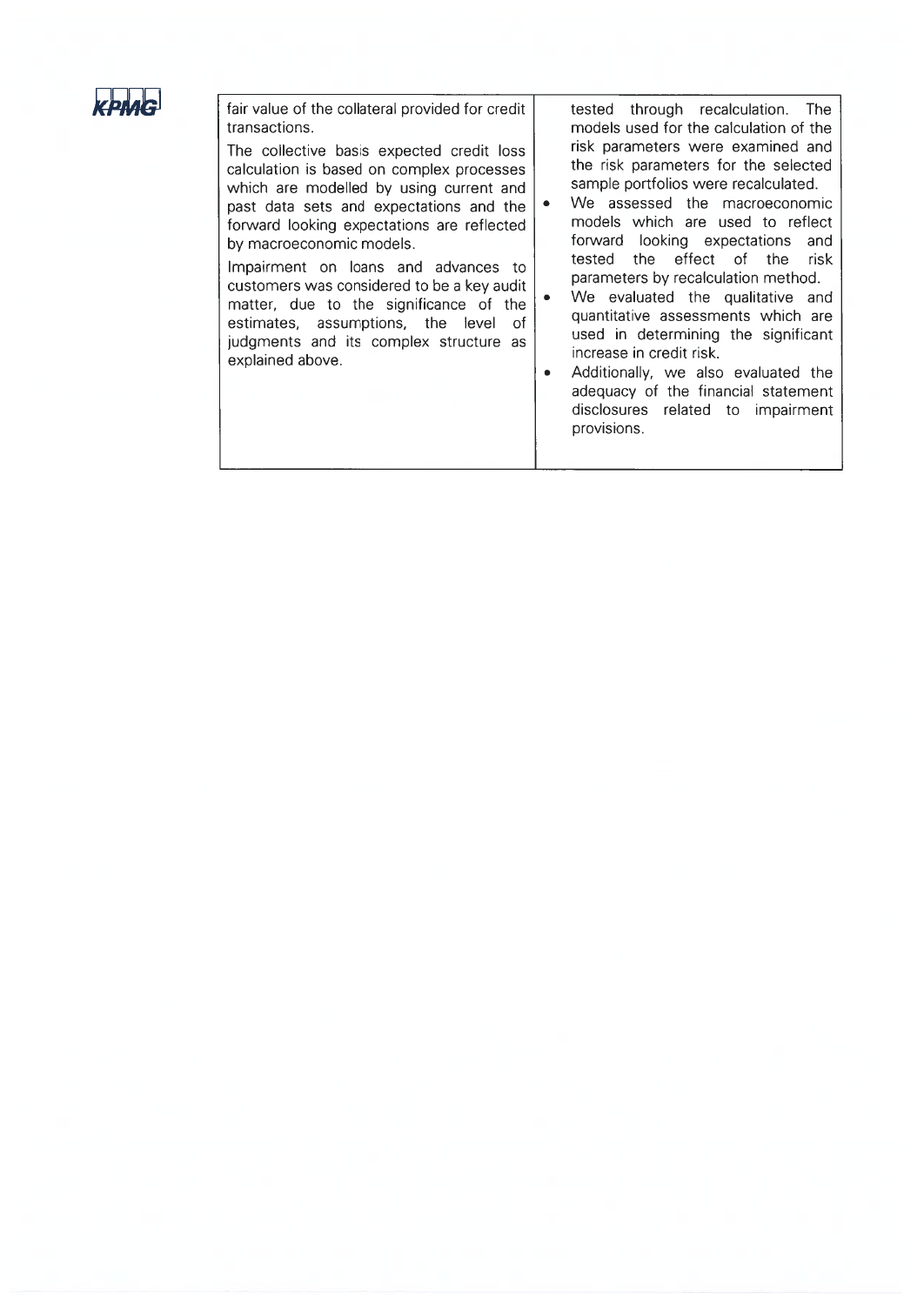| | |
|---|---|
| fair value of the collateral provided for credit transactions.<br><br>The collective basis expected credit loss calculation is based on complex processes which are modelled by using current and past data sets and expectations and the forward looking expectations are reflected by macroeconomic models.<br><br>Impairment on loans and advances to customers was considered to be a key audit matter, due to the significance of the estimates, assumptions, the level of judgments and its complex structure as explained above. | tested through recalculation. The models used for the calculation of the risk parameters were examined and the risk parameters for the selected sample portfolios were recalculated.<br><br>• We assessed the macroeconomic models which are used to reflect forward looking expectations and tested the effect of the risk parameters by recalculation method.<br><br>• We evaluated the qualitative and quantitative assessments which are used in determining the significant increase in credit risk.<br><br>• Additionally, we also evaluated the adequacy of the financial statement disclosures related to impairment provisions. |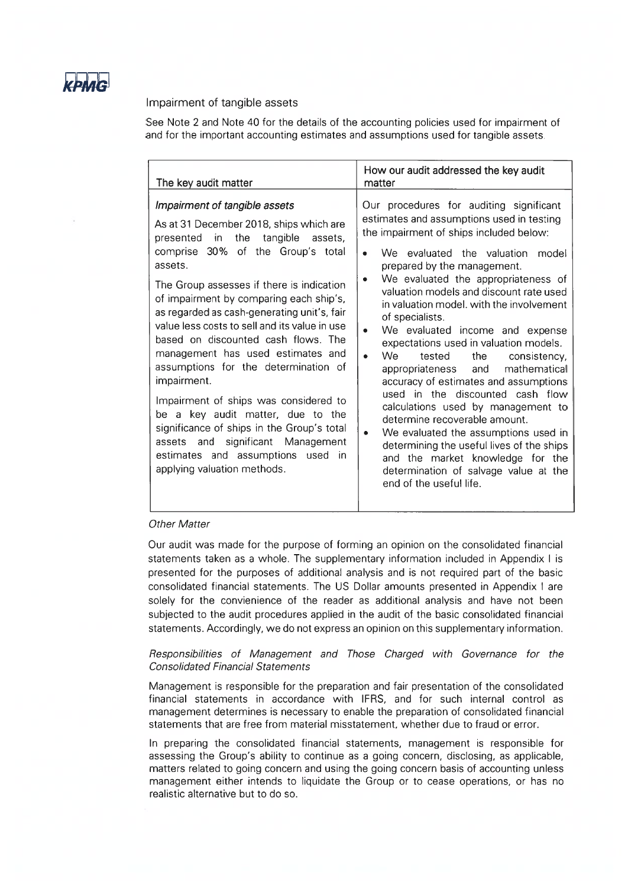## Impairment of tangible assets

See Note 2 and Note 40 for the details of the accounting policies used for impairment of and for the important accounting estimates and assumptions used for tangible assets.

| The key audit matter | How our audit addressed the key audit matter |
|---|---|
| ***Impairment of tangible assets***<br><br>As at 31 December 2018, ships which are presented in the tangible assets, comprise 30% of the Group's total assets.<br><br>The Group assesses if there is indication of impairment by comparing each ship's, as regarded as cash-generating unit's, fair value less costs to sell and its value in use based on discounted cash flows. The management has used estimates and assumptions for the determination of impairment.<br><br>Impairment of ships was considered to be a key audit matter, due to the significance of ships in the Group's total assets and significant Management estimates and assumptions used in applying valuation methods. | Our procedures for auditing significant estimates and assumptions used in testing the impairment of ships included below:<br><br>• We evaluated the valuation model prepared by the management.<br>• We evaluated the appropriateness of valuation models and discount rate used in valuation model. with the involvement of specialists.<br>• We evaluated income and expense expectations used in valuation models.<br>• We tested the consistency, appropriateness and mathematical accuracy of estimates and assumptions used in the discounted cash flow calculations used by management to determine recoverable amount.<br>• We evaluated the assumptions used in determining the useful lives of the ships and the market knowledge for the determination of salvage value at the end of the useful life. |

*Other Matter*

Our audit was made for the purpose of forming an opinion on the consolidated financial statements taken as a whole. The supplementary information included in Appendix I is presented for the purposes of additional analysis and is not required part of the basic consolidated financial statements. The US Dollar amounts presented in Appendix I are solely for the convienience of the reader as additional analysis and have not been subjected to the audit procedures applied in the audit of the basic consolidated financial statements. Accordingly, we do not express an opinion on this supplementary information.

*Responsibilities of Management and Those Charged with Governance for the Consolidated Financial Statements*

Management is responsible for the preparation and fair presentation of the consolidated financial statements in accordance with IFRS, and for such internal control as management determines is necessary to enable the preparation of consolidated financial statements that are free from material misstatement, whether due to fraud or error.

In preparing the consolidated financial statements, management is responsible for assessing the Group's ability to continue as a going concern, disclosing, as applicable, matters related to going concern and using the going concern basis of accounting unless management either intends to liquidate the Group or to cease operations, or has no realistic alternative but to do so.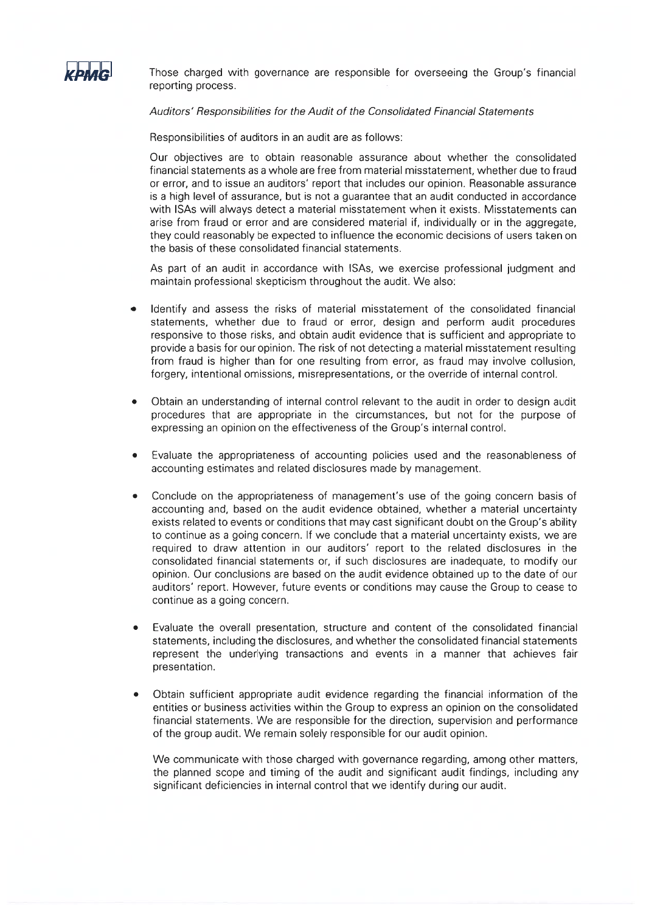Those charged with governance are responsible for overseeing the Group's financial reporting process.

*Auditors' Responsibilities for the Audit of the Consolidated Financial Statements*

Responsibilities of auditors in an audit are as follows:

Our objectives are to obtain reasonable assurance about whether the consolidated financial statements as a whole are free from material misstatement, whether due to fraud or error, and to issue an auditors' report that includes our opinion. Reasonable assurance is a high level of assurance, but is not a guarantee that an audit conducted in accordance with ISAs will always detect a material misstatement when it exists. Misstatements can arise from fraud or error and are considered material if, individually or in the aggregate, they could reasonably be expected to influence the economic decisions of users taken on the basis of these consolidated financial statements.

As part of an audit in accordance with ISAs, we exercise professional judgment and maintain professional skepticism throughout the audit. We also:

- Identify and assess the risks of material misstatement of the consolidated financial statements, whether due to fraud or error, design and perform audit procedures responsive to those risks, and obtain audit evidence that is sufficient and appropriate to provide a basis for our opinion. The risk of not detecting a material misstatement resulting from fraud is higher than for one resulting from error, as fraud may involve collusion, forgery, intentional omissions, misrepresentations, or the override of internal control.

- Obtain an understanding of internal control relevant to the audit in order to design audit procedures that are appropriate in the circumstances, but not for the purpose of expressing an opinion on the effectiveness of the Group's internal control.

- Evaluate the appropriateness of accounting policies used and the reasonableness of accounting estimates and related disclosures made by management.

- Conclude on the appropriateness of management's use of the going concern basis of accounting and, based on the audit evidence obtained, whether a material uncertainty exists related to events or conditions that may cast significant doubt on the Group's ability to continue as a going concern. If we conclude that a material uncertainty exists, we are required to draw attention in our auditors' report to the related disclosures in the consolidated financial statements or, if such disclosures are inadequate, to modify our opinion. Our conclusions are based on the audit evidence obtained up to the date of our auditors' report. However, future events or conditions may cause the Group to cease to continue as a going concern.

- Evaluate the overall presentation, structure and content of the consolidated financial statements, including the disclosures, and whether the consolidated financial statements represent the underlying transactions and events in a manner that achieves fair presentation.

- Obtain sufficient appropriate audit evidence regarding the financial information of the entities or business activities within the Group to express an opinion on the consolidated financial statements. We are responsible for the direction, supervision and performance of the group audit. We remain solely responsible for our audit opinion.

We communicate with those charged with governance regarding, among other matters, the planned scope and timing of the audit and significant audit findings, including any significant deficiencies in internal control that we identify during our audit.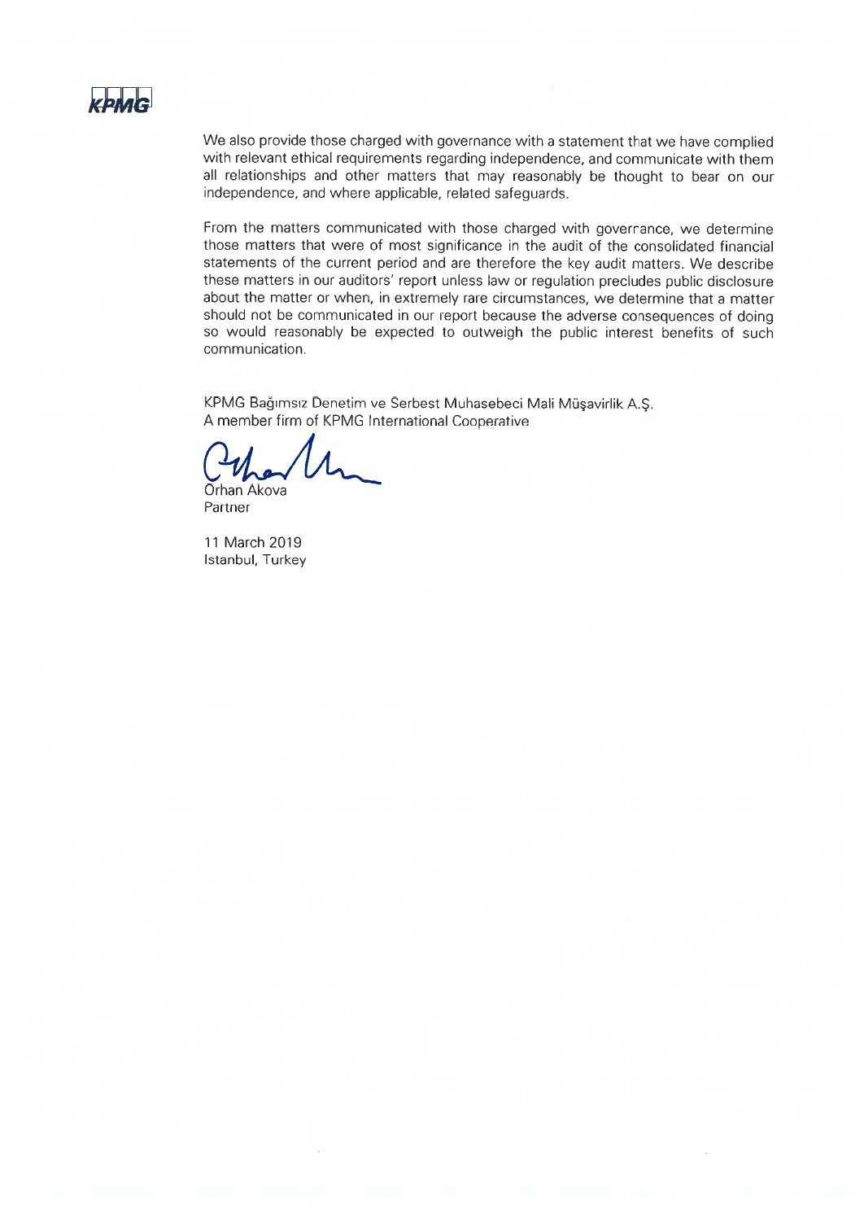We also provide those charged with governance with a statement that we have complied with relevant ethical requirements regarding independence, and communicate with them all relationships and other matters that may reasonably be thought to bear on our independence, and where applicable, related safeguards.

From the matters communicated with those charged with governance, we determine those matters that were of most significance in the audit of the consolidated financial statements of the current period and are therefore the key audit matters. We describe these matters in our auditors' report unless law or regulation precludes public disclosure about the matter or when, in extremely rare circumstances, we determine that a matter should not be communicated in our report because the adverse consequences of doing so would reasonably be expected to outweigh the public interest benefits of such communication.

KPMG Bağımsız Denetim ve Serbest Muhasebeci Mali Müşavirlik A.Ş.
A member firm of KPMG International Cooperative

Orhan Akova
Partner

11 March 2019
Istanbul, Turkey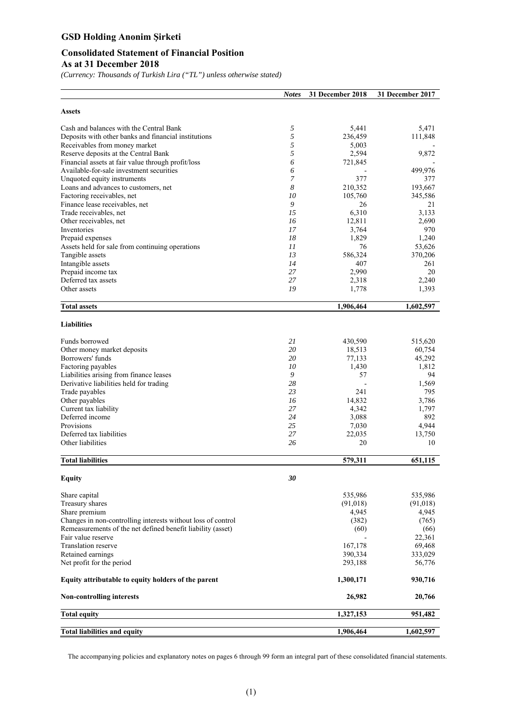# GSD Holding Anonim Şirketi

## Consolidated Statement of Financial Position
## As at 31 December 2018

*(Currency: Thousands of Turkish Lira ("TL") unless otherwise stated)*

| | *Notes* | 31 December 2018 | 31 December 2017 |
|---|---|---|---|
| **Assets** | | | |
| Cash and balances with the Central Bank | *5* | 5,441 | 5,471 |
| Deposits with other banks and financial institutions | *5* | 236,459 | 111,848 |
| Receivables from money market | *5* | 5,003 | - |
| Reserve deposits at the Central Bank | *5* | 2,594 | 9,872 |
| Financial assets at fair value through profit/loss | *6* | 721,845 | - |
| Available-for-sale investment securities | *6* | - | 499,976 |
| Unquoted equity instruments | *7* | 377 | 377 |
| Loans and advances to customers, net | *8* | 210,352 | 193,667 |
| Factoring receivables, net | *10* | 105,760 | 345,586 |
| Finance lease receivables, net | *9* | 26 | 21 |
| Trade receivables, net | *15* | 6,310 | 3,133 |
| Other receivables, net | *16* | 12,811 | 2,690 |
| Inventories | *17* | 3,764 | 970 |
| Prepaid expenses | *18* | 1,829 | 1,240 |
| Assets held for sale from continuing operations | *11* | 76 | 53,626 |
| Tangible assets | *13* | 586,324 | 370,206 |
| Intangible assets | *14* | 407 | 261 |
| Prepaid income tax | *27* | 2,990 | 20 |
| Deferred tax assets | *27* | 2,318 | 2,240 |
| Other assets | *19* | 1,778 | 1,393 |
| **Total assets** | | **1,906,464** | **1,602,597** |
| **Liabilities** | | | |
| Funds borrowed | *21* | 430,590 | 515,620 |
| Other money market deposits | *20* | 18,513 | 60,754 |
| Borrowers' funds | *20* | 77,133 | 45,292 |
| Factoring payables | *10* | 1,430 | 1,812 |
| Liabilities arising from finance leases | *9* | 57 | 94 |
| Derivative liabilities held for trading | *28* | - | 1,569 |
| Trade payables | *23* | 241 | 795 |
| Other payables | *16* | 14,832 | 3,786 |
| Current tax liability | *27* | 4,342 | 1,797 |
| Deferred income | *24* | 3,088 | 892 |
| Provisions | *25* | 7,030 | 4,944 |
| Deferred tax liabilities | *27* | 22,035 | 13,750 |
| Other liabilities | *26* | 20 | 10 |
| **Total liabilities** | | **579,311** | **651,115** |
| **Equity** | ***30*** | | |
| Share capital | | 535,986 | 535,986 |
| Treasury shares | | (91,018) | (91,018) |
| Share premium | | 4,945 | 4,945 |
| Changes in non-controlling interests without loss of control | | (382) | (765) |
| Remeasurements of the net defined benefit liability (asset) | | (60) | (66) |
| Fair value reserve | | - | 22,361 |
| Translation reserve | | 167,178 | 69,468 |
| Retained earnings | | 390,334 | 333,029 |
| Net profit for the period | | 293,188 | 56,776 |
| **Equity attributable to equity holders of the parent** | | **1,300,171** | **930,716** |
| **Non-controlling interests** | | **26,982** | **20,766** |
| **Total equity** | | **1,327,153** | **951,482** |
| **Total liabilities and equity** | | **1,906,464** | **1,602,597** |

The accompanying policies and explanatory notes on pages 6 through 99 form an integral part of these consolidated financial statements.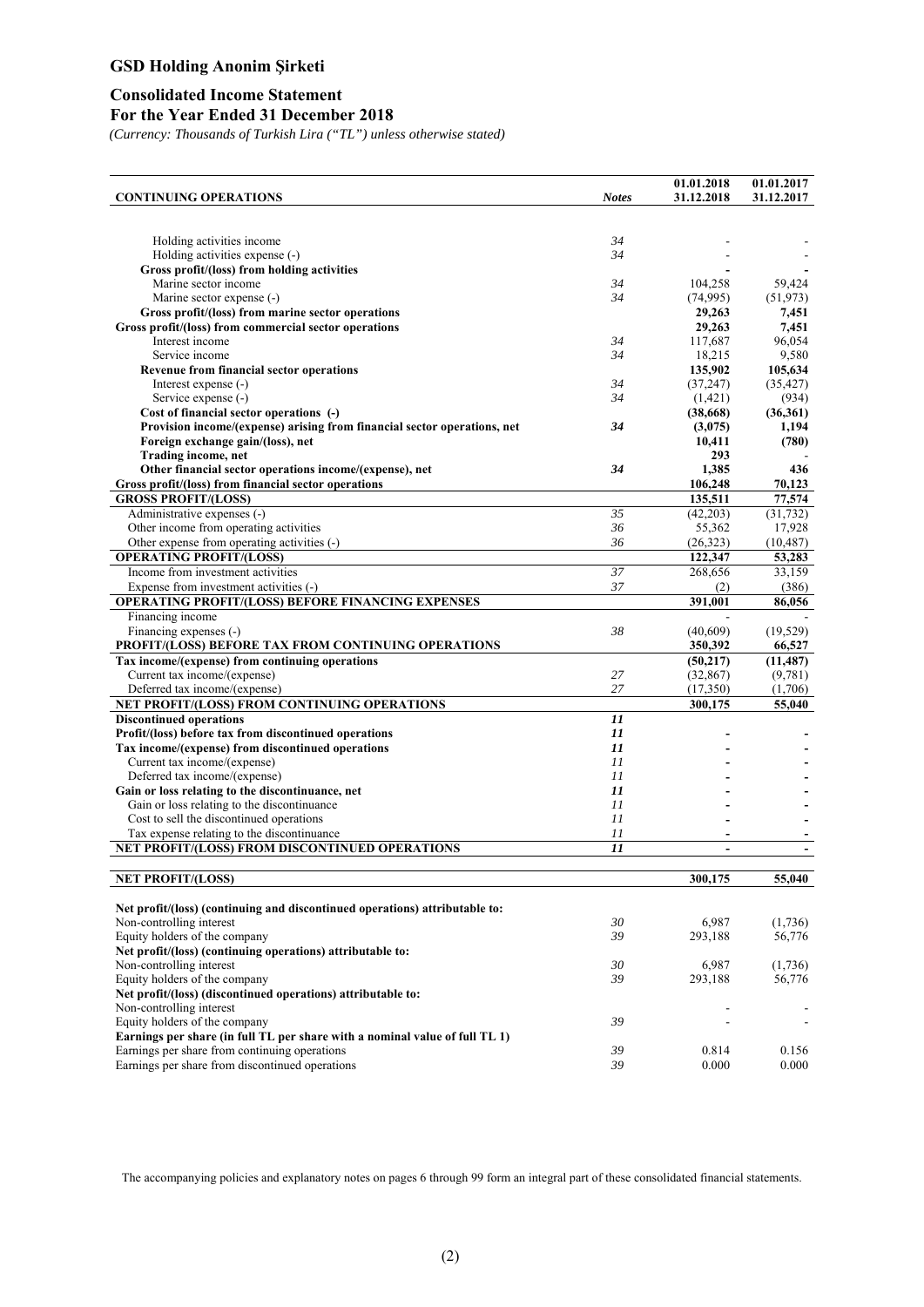# GSD Holding Anonim Şirketi

## Consolidated Income Statement

## For the Year Ended 31 December 2018

*(Currency: Thousands of Turkish Lira ("TL") unless otherwise stated)*

| CONTINUING OPERATIONS | Notes | 01.01.2018 31.12.2018 | 01.01.2017 31.12.2017 |
|---|---|---|---|
| Holding activities income | 34 | - | - |
| Holding activities expense (-) | 34 | - | - |
| **Gross profit/(loss) from holding activities** | | **-** | **-** |
| Marine sector income | 34 | 104,258 | 59,424 |
| Marine sector expense (-) | 34 | (74,995) | (51,973) |
| **Gross profit/(loss) from marine sector operations** | | **29,263** | **7,451** |
| **Gross profit/(loss) from commercial sector operations** | | **29,263** | **7,451** |
| Interest income | 34 | 117,687 | 96,054 |
| Service income | 34 | 18,215 | 9,580 |
| **Revenue from financial sector operations** | | **135,902** | **105,634** |
| Interest expense (-) | 34 | (37,247) | (35,427) |
| Service expense (-) | 34 | (1,421) | (934) |
| **Cost of financial sector operations (-)** | | **(38,668)** | **(36,361)** |
| **Provision income/(expense) arising from financial sector operations, net** | **34** | **(3,075)** | **1,194** |
| **Foreign exchange gain/(loss), net** | | **10,411** | **(780)** |
| **Trading income, net** | | **293** | **-** |
| **Other financial sector operations income/(expense), net** | **34** | **1,385** | **436** |
| **Gross profit/(loss) from financial sector operations** | | **106,248** | **70,123** |
| **GROSS PROFIT/(LOSS)** | | **135,511** | **77,574** |
| Administrative expenses (-) | 35 | (42,203) | (31,732) |
| Other income from operating activities | 36 | 55,362 | 17,928 |
| Other expense from operating activities (-) | 36 | (26,323) | (10,487) |
| **OPERATING PROFIT/(LOSS)** | | **122,347** | **53,283** |
| Income from investment activities | 37 | 268,656 | 33,159 |
| Expense from investment activities (-) | 37 | (2) | (386) |
| **OPERATING PROFIT/(LOSS) BEFORE FINANCING EXPENSES** | | **391,001** | **86,056** |
| Financing income | | - | - |
| Financing expenses (-) | 38 | (40,609) | (19,529) |
| **PROFIT/(LOSS) BEFORE TAX FROM CONTINUING OPERATIONS** | | **350,392** | **66,527** |
| **Tax income/(expense) from continuing operations** | | **(50,217)** | **(11,487)** |
| Current tax income/(expense) | 27 | (32,867) | (9,781) |
| Deferred tax income/(expense) | 27 | (17,350) | (1,706) |
| **NET PROFIT/(LOSS) FROM CONTINUING OPERATIONS** | | **300,175** | **55,040** |
| **Discontinued operations** | ***11*** | | |
| **Profit/(loss) before tax from discontinued operations** | ***11*** | **-** | **-** |
| **Tax income/(expense) from discontinued operations** | ***11*** | **-** | **-** |
| Current tax income/(expense) | 11 | - | - |
| Deferred tax income/(expense) | 11 | - | - |
| **Gain or loss relating to the discontinuance, net** | ***11*** | **-** | **-** |
| Gain or loss relating to the discontinuance | 11 | - | - |
| Cost to sell the discontinued operations | 11 | - | - |
| Tax expense relating to the discontinuance | 11 | - | - |
| **NET PROFIT/(LOSS) FROM DISCONTINUED OPERATIONS** | ***11*** | **-** | **-** |
| | | | |
| **NET PROFIT/(LOSS)** | | **300,175** | **55,040** |
| | | | |
| **Net profit/(loss) (continuing and discontinued operations) attributable to:** | | | |
| Non-controlling interest | 30 | 6,987 | (1,736) |
| Equity holders of the company | 39 | 293,188 | 56,776 |
| **Net profit/(loss) (continuing operations) attributable to:** | | | |
| Non-controlling interest | 30 | 6,987 | (1,736) |
| Equity holders of the company | 39 | 293,188 | 56,776 |
| **Net profit/(loss) (discontinued operations) attributable to:** | | | |
| Non-controlling interest | | - | - |
| Equity holders of the company | 39 | - | - |
| **Earnings per share (in full TL per share with a nominal value of full TL 1)** | | | |
| Earnings per share from continuing operations | 39 | 0.814 | 0.156 |
| Earnings per share from discontinued operations | 39 | 0.000 | 0.000 |

The accompanying policies and explanatory notes on pages 6 through 99 form an integral part of these consolidated financial statements.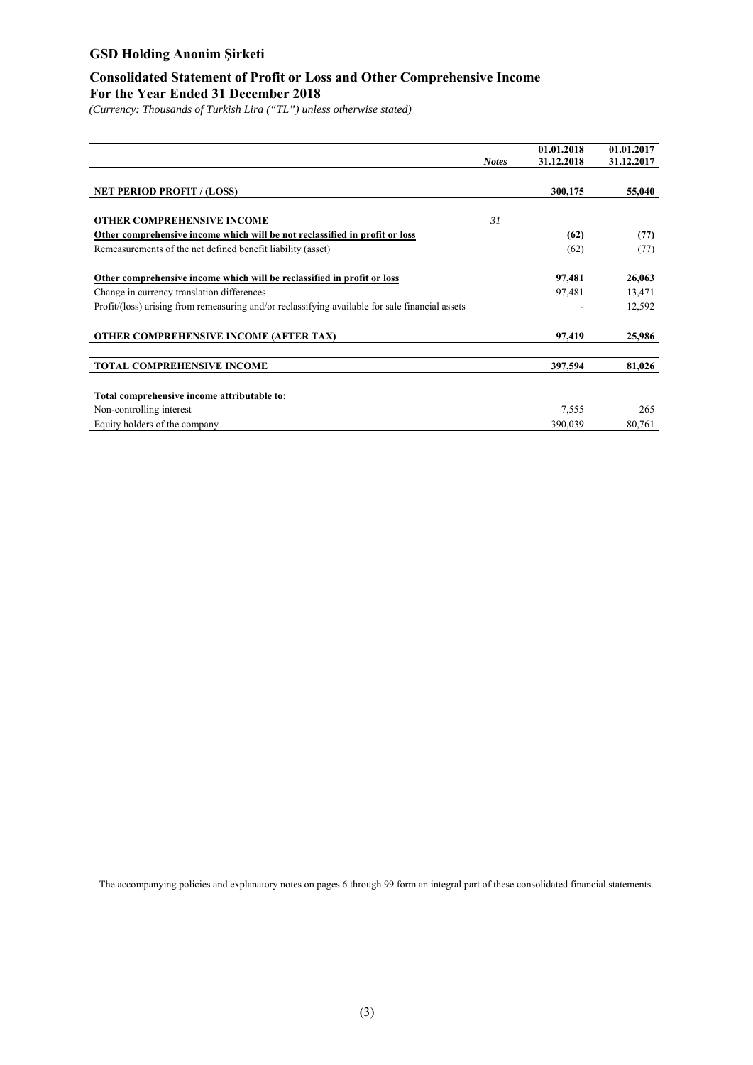# GSD Holding Anonim Şirketi

## Consolidated Statement of Profit or Loss and Other Comprehensive Income
## For the Year Ended 31 December 2018

*(Currency: Thousands of Turkish Lira ("TL") unless otherwise stated)*

| | *Notes* | 01.01.2018<br>31.12.2018 | 01.01.2017<br>31.12.2017 |
|---|---|---|---|
| **NET PERIOD PROFIT / (LOSS)** | | **300,175** | **55,040** |
| **OTHER COMPREHENSIVE INCOME** | *31* | | |
| **Other comprehensive income which will be not reclassified in profit or loss** | | **(62)** | **(77)** |
| Remeasurements of the net defined benefit liability (asset) | | (62) | (77) |
| **Other comprehensive income which will be reclassified in profit or loss** | | **97,481** | **26,063** |
| Change in currency translation differences | | 97,481 | 13,471 |
| Profit/(loss) arising from remeasuring and/or reclassifying available for sale financial assets | | - | 12,592 |
| **OTHER COMPREHENSIVE INCOME (AFTER TAX)** | | **97,419** | **25,986** |
| **TOTAL COMPREHENSIVE INCOME** | | **397,594** | **81,026** |
| **Total comprehensive income attributable to:** | | | |
| Non-controlling interest | | 7,555 | 265 |
| Equity holders of the company | | 390,039 | 80,761 |

The accompanying policies and explanatory notes on pages 6 through 99 form an integral part of these consolidated financial statements.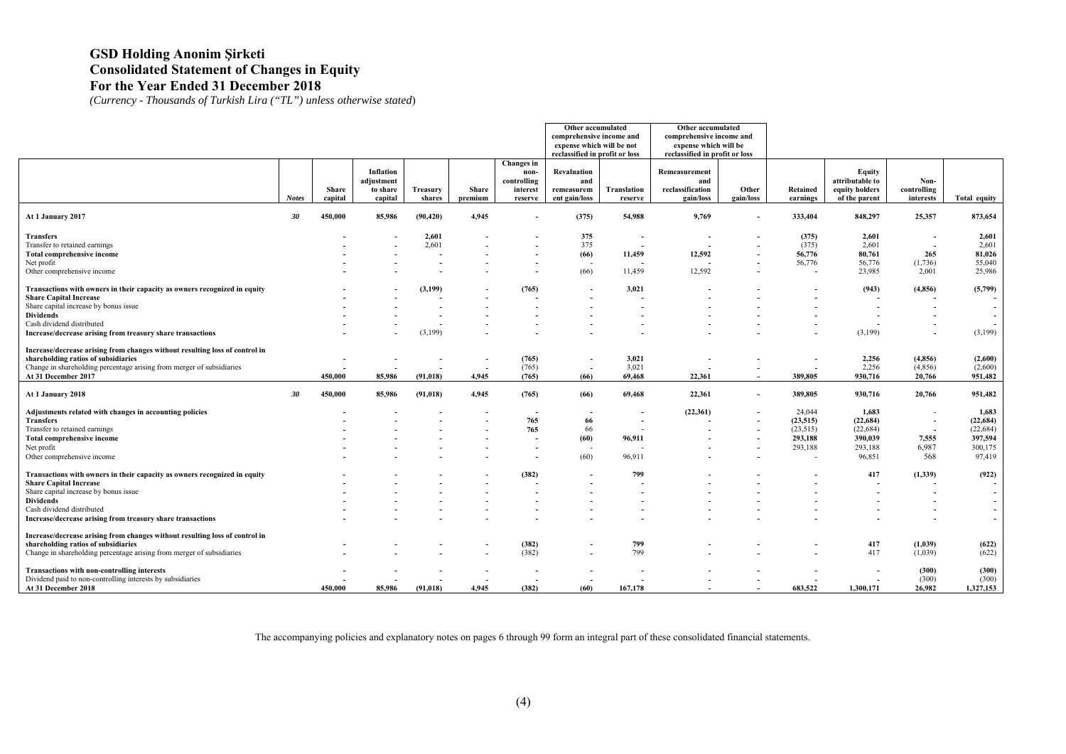# GSD Holding Anonim Şirketi
## Consolidated Statement of Changes in Equity
## For the Year Ended 31 December 2018

*(Currency - Thousands of Turkish Lira ("TL") unless otherwise stated)*

| | | | | | | | Other accumulated comprehensive income and expense which will be not reclassified in profit or loss | | Other accumulated comprehensive income and expense which will be reclassified in profit or loss | | | | | |
|---|---|---|---|---|---|---|---|---|---|---|---|---|---|---|
| | Notes | Share capital | Inflation adjustment to share capital | Treasury shares | Share premium | Changes in non-controlling interest reserve | Revaluation and remeasurement gain/loss | Translation reserve | Remeasurement and reclassification gain/loss | Other gain/loss | Retained earnings | Equity attributable to equity holders of the parent | Non-controlling interests | Total equity |
| **At 1 January 2017** | *30* | **450,000** | **85,986** | **(90,420)** | **4,945** | **-** | **(375)** | **54,988** | **9,769** | **-** | **333,404** | **848,297** | **25,357** | **873,654** |
| **Transfers** | | **-** | **-** | **2,601** | **-** | **-** | **375** | **-** | **-** | **-** | **(375)** | **2,601** | **-** | **2,601** |
| Transfer to retained earnings | | - | - | 2,601 | - | - | 375 | - | - | - | (375) | 2,601 | - | 2,601 |
| **Total comprehensive income** | | **-** | **-** | **-** | **-** | **-** | **(66)** | **11,459** | **12,592** | **-** | **56,776** | **80,761** | **265** | **81,026** |
| Net profit | | - | - | - | - | - | - | - | - | - | 56,776 | 56,776 | (1,736) | 55,040 |
| Other comprehensive income | | - | - | - | - | - | (66) | 11,459 | 12,592 | - | - | 23,985 | 2,001 | 25,986 |
| **Transactions with owners in their capacity as owners recognized in equity** | | **-** | **-** | **(3,199)** | **-** | **(765)** | **-** | **3,021** | **-** | **-** | **-** | **(943)** | **(4,856)** | **(5,799)** |
| **Share Capital Increase** | | **-** | **-** | **-** | **-** | **-** | **-** | **-** | **-** | **-** | **-** | **-** | **-** | **-** |
| Share capital increase by bonus issue | | - | - | - | - | - | - | - | - | - | - | - | - | - |
| **Dividends** | | **-** | **-** | **-** | **-** | **-** | **-** | **-** | **-** | **-** | **-** | **-** | **-** | **-** |
| Cash dividend distributed | | - | - | - | - | - | - | - | - | - | - | - | - | - |
| **Increase/decrease arising from treasury share transactions** | | - | - | (3,199) | - | - | - | - | - | - | - | (3,199) | - | (3,199) |
| **Increase/decrease arising from changes without resulting loss of control in shareholding ratios of subsidiaries** | | **-** | **-** | **-** | **-** | **(765)** | **-** | **3,021** | **-** | **-** | **-** | **2,256** | **(4,856)** | **(2,600)** |
| Change in shareholding percentage arising from merger of subsidiaries | | - | - | - | - | (765) | - | 3,021 | - | - | - | 2,256 | (4,856) | (2,600) |
| **At 31 December 2017** | | **450,000** | **85,986** | **(91,018)** | **4,945** | **(765)** | **(66)** | **69,468** | **22,361** | **-** | **389,805** | **930,716** | **20,766** | **951,482** |
| **At 1 January 2018** | *30* | **450,000** | **85,986** | **(91,018)** | **4,945** | **(765)** | **(66)** | **69,468** | **22,361** | **-** | **389,805** | **930,716** | **20,766** | **951,482** |
| **Adjustments related with changes in accounting policies** | | **-** | **-** | **-** | **-** | **-** | **-** | **-** | **(22,361)** | **-** | 24,044 | **1,683** | - | **1,683** |
| **Transfers** | | **-** | **-** | **-** | **-** | **765** | **66** | **-** | **-** | **-** | **(23,515)** | **(22,684)** | **-** | **(22,684)** |
| Transfer to retained earnings | | - | - | - | - | 765 | 66 | - | - | - | (23,515) | (22,684) | - | (22,684) |
| **Total comprehensive income** | | **-** | **-** | **-** | **-** | **-** | **(60)** | **96,911** | **-** | **-** | **293,188** | **390,039** | **7,555** | **397,594** |
| Net profit | | - | - | - | - | - | - | - | - | - | 293,188 | 293,188 | 6,987 | 300,175 |
| Other comprehensive income | | - | - | - | - | - | (60) | 96,911 | - | - | - | 96,851 | 568 | 97,419 |
| **Transactions with owners in their capacity as owners recognized in equity** | | **-** | **-** | **-** | **-** | **(382)** | **-** | **799** | **-** | **-** | **-** | **417** | **(1,339)** | **(922)** |
| **Share Capital Increase** | | **-** | **-** | **-** | **-** | **-** | **-** | **-** | **-** | **-** | **-** | **-** | **-** | **-** |
| Share capital increase by bonus issue | | - | - | - | - | - | - | - | - | - | - | - | - | - |
| **Dividends** | | **-** | **-** | **-** | **-** | **-** | **-** | **-** | **-** | **-** | **-** | **-** | **-** | **-** |
| Cash dividend distributed | | - | - | - | - | - | - | - | - | - | - | - | - | - |
| **Increase/decrease arising from treasury share transactions** | | **-** | **-** | **-** | **-** | **-** | **-** | **-** | **-** | **-** | **-** | **-** | **-** | **-** |
| **Increase/decrease arising from changes without resulting loss of control in shareholding ratios of subsidiaries** | | **-** | **-** | **-** | **-** | **(382)** | **-** | **799** | **-** | **-** | **-** | **417** | **(1,039)** | **(622)** |
| Change in shareholding percentage arising from merger of subsidiaries | | - | - | - | - | (382) | - | 799 | - | - | - | 417 | (1,039) | (622) |
| **Transactions with non-controlling interests** | | **-** | **-** | **-** | **-** | **-** | **-** | **-** | **-** | **-** | **-** | **-** | **(300)** | **(300)** |
| Dividend paid to non-controlling interests by subsidiaries | | - | - | - | - | - | - | - | - | - | - | - | (300) | (300) |
| **At 31 December 2018** | | **450,000** | **85,986** | **(91,018)** | **4,945** | **(382)** | **(60)** | **167,178** | **-** | **-** | **683,522** | **1,300,171** | **26,982** | **1,327,153** |

The accompanying policies and explanatory notes on pages 6 through 99 form an integral part of these consolidated financial statements.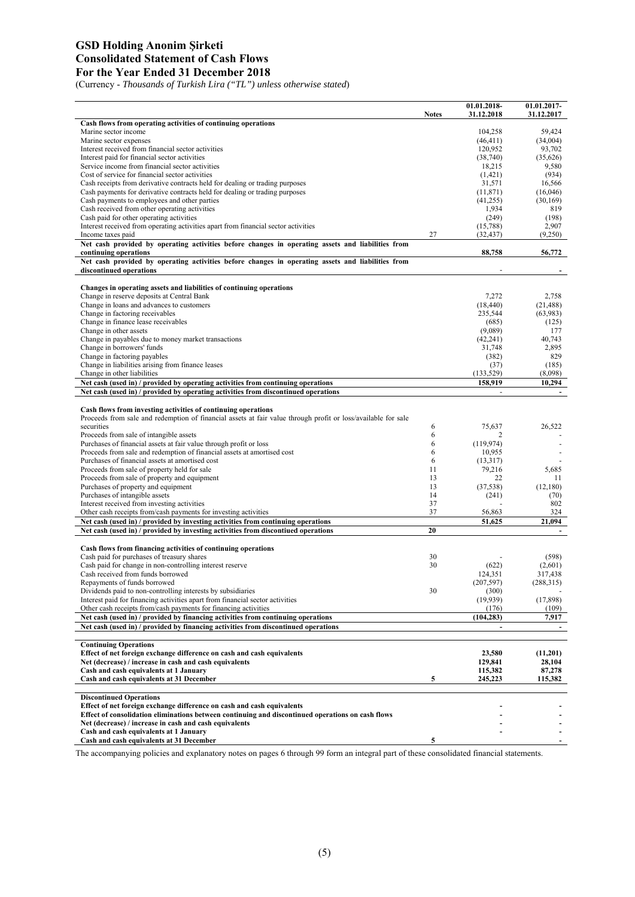# GSD Holding Anonim Şirketi
## Consolidated Statement of Cash Flows
## For the Year Ended 31 December 2018

(Currency - *Thousands of Turkish Lira ("TL") unless otherwise stated*)

| | Notes | 01.01.2018-31.12.2018 | 01.01.2017-31.12.2017 |
|---|---|---|---|
| **Cash flows from operating activities of continuing operations** | | | |
| Marine sector income | | 104,258 | 59,424 |
| Marine sector expenses | | (46,411) | (34,004) |
| Interest received from financial sector activities | | 120,952 | 93,702 |
| Interest paid for financial sector activities | | (38,740) | (35,626) |
| Service income from financial sector activities | | 18,215 | 9,580 |
| Cost of service for financial sector activities | | (1,421) | (934) |
| Cash receipts from derivative contracts held for dealing or trading purposes | | 31,571 | 16,566 |
| Cash payments for derivative contracts held for dealing or trading purposes | | (11,871) | (16,046) |
| Cash payments to employees and other parties | | (41,255) | (30,169) |
| Cash received from other operating activities | | 1,934 | 819 |
| Cash paid for other operating activities | | (249) | (198) |
| Interest received from operating activities apart from financial sector activities | | (15,788) | 2,907 |
| Income taxes paid | 27 | (32,437) | (9,250) |
| **Net cash provided by operating activities before changes in operating assets and liabilities from continuing operations** | | **88,758** | **56,772** |
| **Net cash provided by operating activities before changes in operating assets and liabilities from discontinued operations** | | - | **-** |
| | | | |
| **Changes in operating assets and liabilities of continuing operations** | | | |
| Change in reserve deposits at Central Bank | | 7,272 | 2,758 |
| Change in loans and advances to customers | | (18,440) | (21,488) |
| Change in factoring receivables | | 235,544 | (63,983) |
| Change in finance lease receivables | | (685) | (125) |
| Change in other assets | | (9,089) | 177 |
| Change in payables due to money market transactions | | (42,241) | 40,743 |
| Change in borrowers' funds | | 31,748 | 2,895 |
| Change in factoring payables | | (382) | 829 |
| Change in liabilities arising from finance leases | | (37) | (185) |
| Change in other liabilities | | (133,529) | (8,098) |
| **Net cash (used in) / provided by operating activities from continuing operations** | | **158,919** | **10,294** |
| **Net cash (used in) / provided by operating activities from discontinued operations** | | - | **-** |
| | | | |
| **Cash flows from investing activities of continuing operations** | | | |
| Proceeds from sale and redemption of financial assets at fair value through profit or loss/available for sale securities | 6 | 75,637 | 26,522 |
| Proceeds from sale of intangible assets | 6 | 2 | - |
| Purchases of financial assets at fair value through profit or loss | 6 | (119,974) | - |
| Proceeds from sale and redemption of financial assets at amortised cost | 6 | 10,955 | - |
| Purchases of financial assets at amortised cost | 6 | (13,317) | - |
| Proceeds from sale of property held for sale | 11 | 79,216 | 5,685 |
| Proceeds from sale of property and equipment | 13 | 22 | 11 |
| Purchases of property and equipment | 13 | (37,538) | (12,180) |
| Purchases of intangible assets | 14 | (241) | (70) |
| Interest received from investing activities | 37 | - | 802 |
| Other cash receipts from/cash payments for investing activities | 37 | 56,863 | 324 |
| **Net cash (used in) / provided by investing activities from continuing operations** | | **51,625** | **21,094** |
| **Net cash (used in) / provided by investing activities from discontiued operations** | **20** | | **-** |
| | | | |
| **Cash flows from financing activities of continuing operations** | | | |
| Cash paid for purchases of treasury shares | 30 | - | (598) |
| Cash paid for change in non-controlling interest reserve | 30 | (622) | (2,601) |
| Cash received from funds borrowed | | 124,351 | 317,438 |
| Repayments of funds borrowed | | (207,597) | (288,315) |
| Dividends paid to non-controlling interests by subsidiaries | 30 | (300) | - |
| Interest paid for financing activities apart from financial sector activities | | (19,939) | (17,898) |
| Other cash receipts from/cash payments for financing activities | | (176) | (109) |
| **Net cash (used in) / provided by financing activities from continuing operations** | | **(104,283)** | **7,917** |
| **Net cash (used in) / provided by financing activities from discontinued operations** | | **-** | **-** |
| | | | |
| **Continuing Operations** | | | |
| **Effect of net foreign exchange difference on cash and cash equivalents** | | **23,580** | **(11,201)** |
| **Net (decrease) / increase in cash and cash equivalents** | | **129,841** | **28,104** |
| **Cash and cash equivalents at 1 January** | | **115,382** | **87,278** |
| **Cash and cash equivalents at 31 December** | **5** | **245,223** | **115,382** |
| | | | |
| **Discontinued Operations** | | | |
| **Effect of net foreign exchange difference on cash and cash equivalents** | | **-** | **-** |
| **Effect of consolidation eliminations between continuing and discontinued operations on cash flows** | | **-** | **-** |
| **Net (decrease) / increase in cash and cash equivalents** | | **-** | **-** |
| **Cash and cash equivalents at 1 January** | | **-** | **-** |
| **Cash and cash equivalents at 31 December** | **5** | | **-** |

The accompanying policies and explanatory notes on pages 6 through 99 form an integral part of these consolidated financial statements.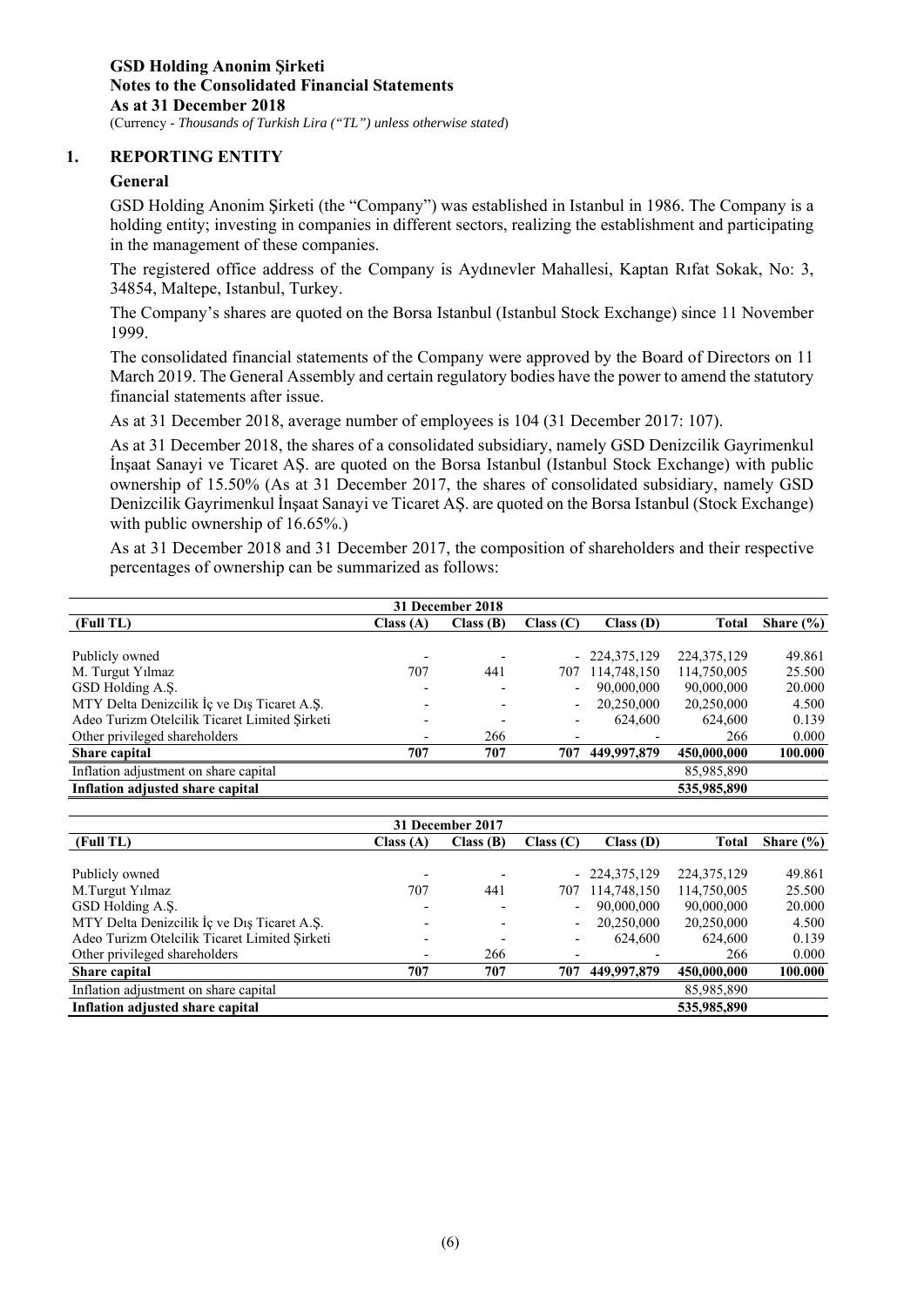**GSD Holding Anonim Şirketi**
**Notes to the Consolidated Financial Statements**
**As at 31 December 2018**
(Currency - *Thousands of Turkish Lira ("TL") unless otherwise stated*)

## 1. REPORTING ENTITY

### General

GSD Holding Anonim Şirketi (the "Company") was established in Istanbul in 1986. The Company is a holding entity; investing in companies in different sectors, realizing the establishment and participating in the management of these companies.

The registered office address of the Company is Aydınevler Mahallesi, Kaptan Rıfat Sokak, No: 3, 34854, Maltepe, Istanbul, Turkey.

The Company's shares are quoted on the Borsa Istanbul (Istanbul Stock Exchange) since 11 November 1999.

The consolidated financial statements of the Company were approved by the Board of Directors on 11 March 2019. The General Assembly and certain regulatory bodies have the power to amend the statutory financial statements after issue.

As at 31 December 2018, average number of employees is 104 (31 December 2017: 107).

As at 31 December 2018, the shares of a consolidated subsidiary, namely GSD Denizcilik Gayrimenkul İnşaat Sanayi ve Ticaret AŞ. are quoted on the Borsa Istanbul (Istanbul Stock Exchange) with public ownership of 15.50% (As at 31 December 2017, the shares of consolidated subsidiary, namely GSD Denizcilik Gayrimenkul İnşaat Sanayi ve Ticaret AŞ. are quoted on the Borsa Istanbul (Stock Exchange) with public ownership of 16.65%.)

As at 31 December 2018 and 31 December 2017, the composition of shareholders and their respective percentages of ownership can be summarized as follows:

| | 31 December 2018 | | | | | |
|---|---|---|---|---|---|---|
| **(Full TL)** | **Class (A)** | **Class (B)** | **Class (C)** | **Class (D)** | **Total** | **Share (%)** |
| Publicly owned | - | - | - | 224,375,129 | 224,375,129 | 49.861 |
| M. Turgut Yılmaz | 707 | 441 | 707 | 114,748,150 | 114,750,005 | 25.500 |
| GSD Holding A.Ş. | - | - | - | 90,000,000 | 90,000,000 | 20.000 |
| MTY Delta Denizcilik İç ve Dış Ticaret A.Ş. | - | - | - | 20,250,000 | 20,250,000 | 4.500 |
| Adeo Turizm Otelcilik Ticaret Limited Şirketi | - | - | - | 624,600 | 624,600 | 0.139 |
| Other privileged shareholders | - | 266 | - | - | 266 | 0.000 |
| **Share capital** | **707** | **707** | **707** | **449,997,879** | **450,000,000** | **100.000** |
| Inflation adjustment on share capital | | | | | 85,985,890 | |
| **Inflation adjusted share capital** | | | | | **535,985,890** | |

| | 31 December 2017 | | | | | |
|---|---|---|---|---|---|---|
| **(Full TL)** | **Class (A)** | **Class (B)** | **Class (C)** | **Class (D)** | **Total** | **Share (%)** |
| Publicly owned | - | - | - | 224,375,129 | 224,375,129 | 49.861 |
| M.Turgut Yılmaz | 707 | 441 | 707 | 114,748,150 | 114,750,005 | 25.500 |
| GSD Holding A.Ş. | - | - | - | 90,000,000 | 90,000,000 | 20.000 |
| MTY Delta Denizcilik İç ve Dış Ticaret A.Ş. | - | - | - | 20,250,000 | 20,250,000 | 4.500 |
| Adeo Turizm Otelcilik Ticaret Limited Şirketi | - | - | - | 624,600 | 624,600 | 0.139 |
| Other privileged shareholders | - | 266 | - | - | 266 | 0.000 |
| **Share capital** | **707** | **707** | **707** | **449,997,879** | **450,000,000** | **100.000** |
| Inflation adjustment on share capital | | | | | 85,985,890 | |
| **Inflation adjusted share capital** | | | | | **535,985,890** | |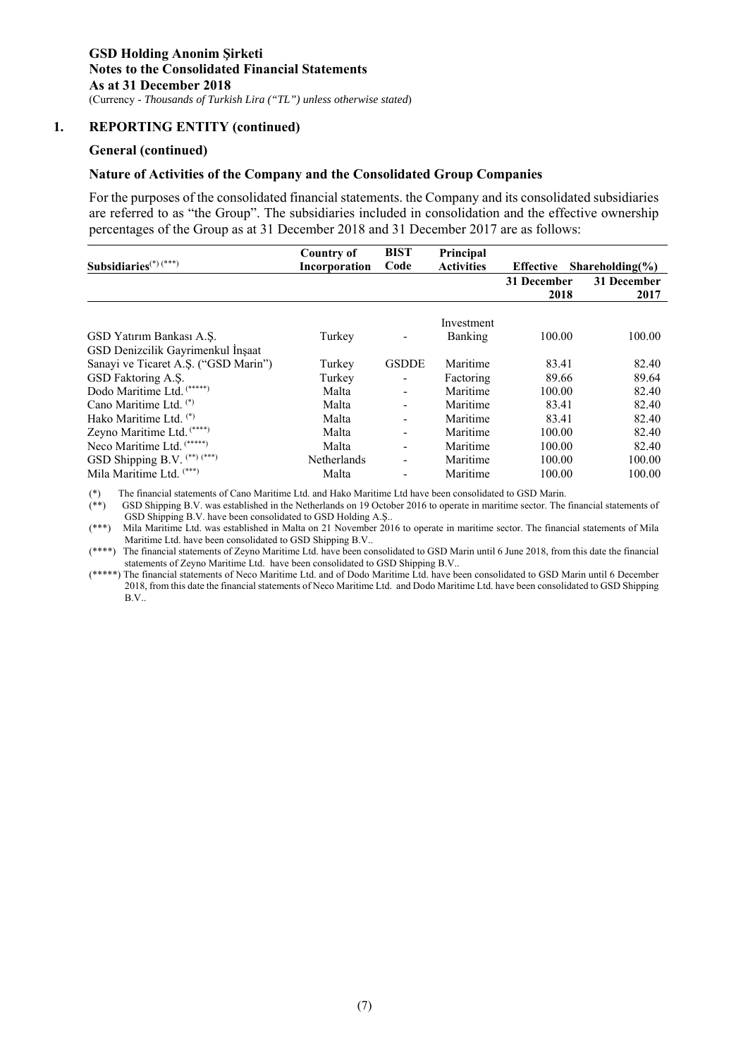## 1. REPORTING ENTITY (continued)

### General (continued)

### Nature of Activities of the Company and the Consolidated Group Companies

For the purposes of the consolidated financial statements. the Company and its consolidated subsidiaries are referred to as "the Group". The subsidiaries included in consolidation and the effective ownership percentages of the Group as at 31 December 2018 and 31 December 2017 are as follows:

| Subsidiaries(*) (***) | Country of Incorporation | BIST Code | Principal Activities | Effective Shareholding(%) 31 December 2018 | 31 December 2017 |
|---|---|---|---|---|---|
| GSD Yatırım Bankası A.Ş. | Turkey | - | Investment Banking | 100.00 | 100.00 |
| GSD Denizcilik Gayrimenkul İnşaat Sanayi ve Ticaret A.Ş. ("GSD Marin") | Turkey | GSDDE | Maritime | 83.41 | 82.40 |
| GSD Faktoring A.Ş. | Turkey | - | Factoring | 89.66 | 89.64 |
| Dodo Maritime Ltd. (*****) | Malta | - | Maritime | 100.00 | 82.40 |
| Cano Maritime Ltd. (*) | Malta | - | Maritime | 83.41 | 82.40 |
| Hako Maritime Ltd. (*) | Malta | - | Maritime | 83.41 | 82.40 |
| Zeyno Maritime Ltd. (****) | Malta | - | Maritime | 100.00 | 82.40 |
| Neco Maritime Ltd. (*****) | Malta | - | Maritime | 100.00 | 82.40 |
| GSD Shipping B.V. (**) (***) | Netherlands | - | Maritime | 100.00 | 100.00 |
| Mila Maritime Ltd. (***) | Malta | - | Maritime | 100.00 | 100.00 |

(*) The financial statements of Cano Maritime Ltd. and Hako Maritime Ltd have been consolidated to GSD Marin.

(**) GSD Shipping B.V. was established in the Netherlands on 19 October 2016 to operate in maritime sector. The financial statements of GSD Shipping B.V. have been consolidated to GSD Holding A.Ş..

(***) Mila Maritime Ltd. was established in Malta on 21 November 2016 to operate in maritime sector. The financial statements of Mila Maritime Ltd. have been consolidated to GSD Shipping B.V..

(****) The financial statements of Zeyno Maritime Ltd. have been consolidated to GSD Marin until 6 June 2018, from this date the financial statements of Zeyno Maritime Ltd. have been consolidated to GSD Shipping B.V..

(*****) The financial statements of Neco Maritime Ltd. and of Dodo Maritime Ltd. have been consolidated to GSD Marin until 6 December 2018, from this date the financial statements of Neco Maritime Ltd. and Dodo Maritime Ltd. have been consolidated to GSD Shipping B.V..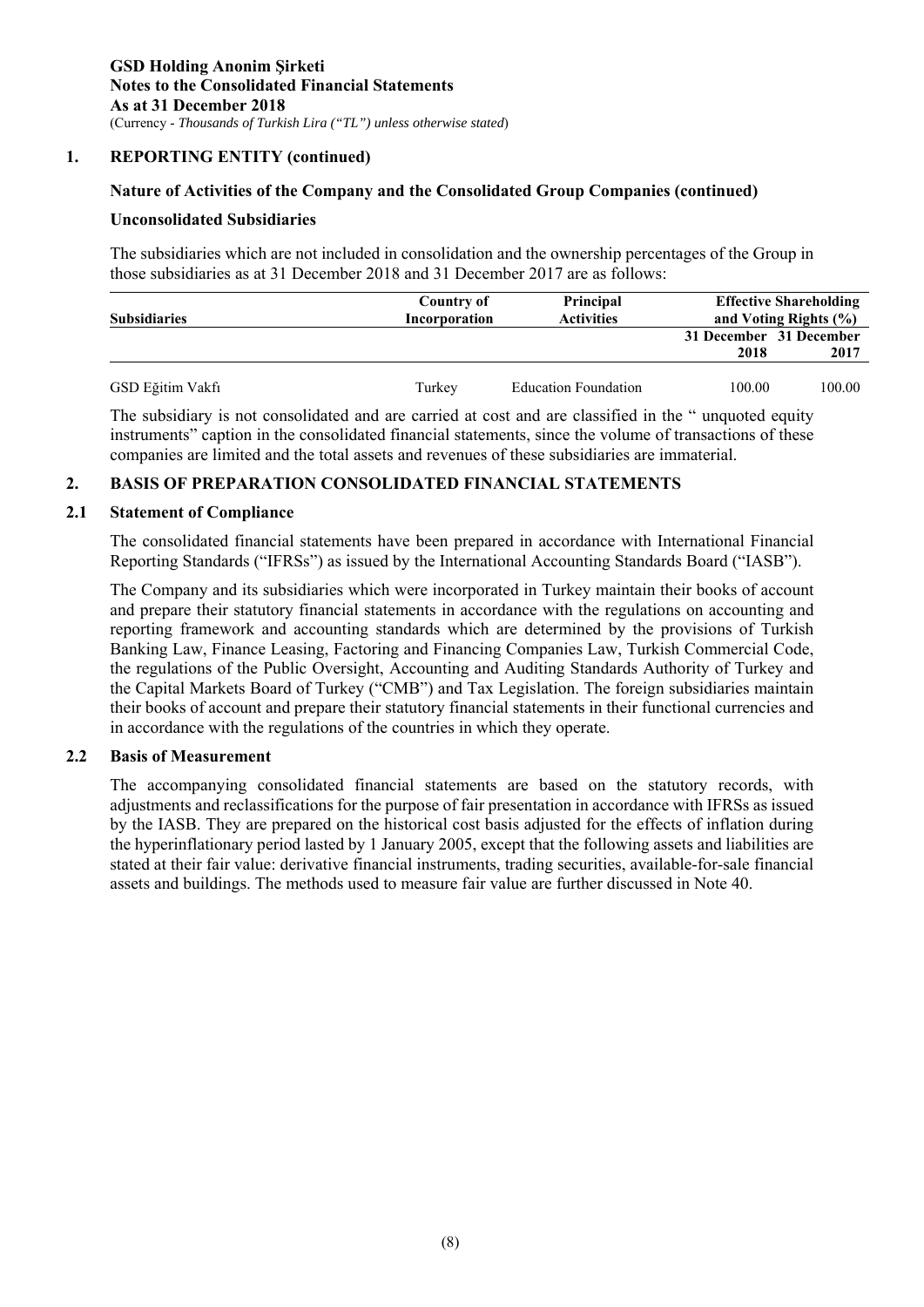## 1. REPORTING ENTITY (continued)

### Nature of Activities of the Company and the Consolidated Group Companies (continued)

### Unconsolidated Subsidiaries

The subsidiaries which are not included in consolidation and the ownership percentages of the Group in those subsidiaries as at 31 December 2018 and 31 December 2017 are as follows:

| Subsidiaries | Country of Incorporation | Principal Activities | Effective Shareholding and Voting Rights (%) | |
|---|---|---|---|---|
| | | | 31 December 2018 | 31 December 2017 |
| GSD Eğitim Vakfı | Turkey | Education Foundation | 100.00 | 100.00 |

The subsidiary is not consolidated and are carried at cost and are classified in the " unquoted equity instruments" caption in the consolidated financial statements, since the volume of transactions of these companies are limited and the total assets and revenues of these subsidiaries are immaterial.

## 2. BASIS OF PREPARATION CONSOLIDATED FINANCIAL STATEMENTS

### 2.1 Statement of Compliance

The consolidated financial statements have been prepared in accordance with International Financial Reporting Standards ("IFRSs") as issued by the International Accounting Standards Board ("IASB").

The Company and its subsidiaries which were incorporated in Turkey maintain their books of account and prepare their statutory financial statements in accordance with the regulations on accounting and reporting framework and accounting standards which are determined by the provisions of Turkish Banking Law, Finance Leasing, Factoring and Financing Companies Law, Turkish Commercial Code, the regulations of the Public Oversight, Accounting and Auditing Standards Authority of Turkey and the Capital Markets Board of Turkey ("CMB") and Tax Legislation. The foreign subsidiaries maintain their books of account and prepare their statutory financial statements in their functional currencies and in accordance with the regulations of the countries in which they operate.

### 2.2 Basis of Measurement

The accompanying consolidated financial statements are based on the statutory records, with adjustments and reclassifications for the purpose of fair presentation in accordance with IFRSs as issued by the IASB. They are prepared on the historical cost basis adjusted for the effects of inflation during the hyperinflationary period lasted by 1 January 2005, except that the following assets and liabilities are stated at their fair value: derivative financial instruments, trading securities, available-for-sale financial assets and buildings. The methods used to measure fair value are further discussed in Note 40.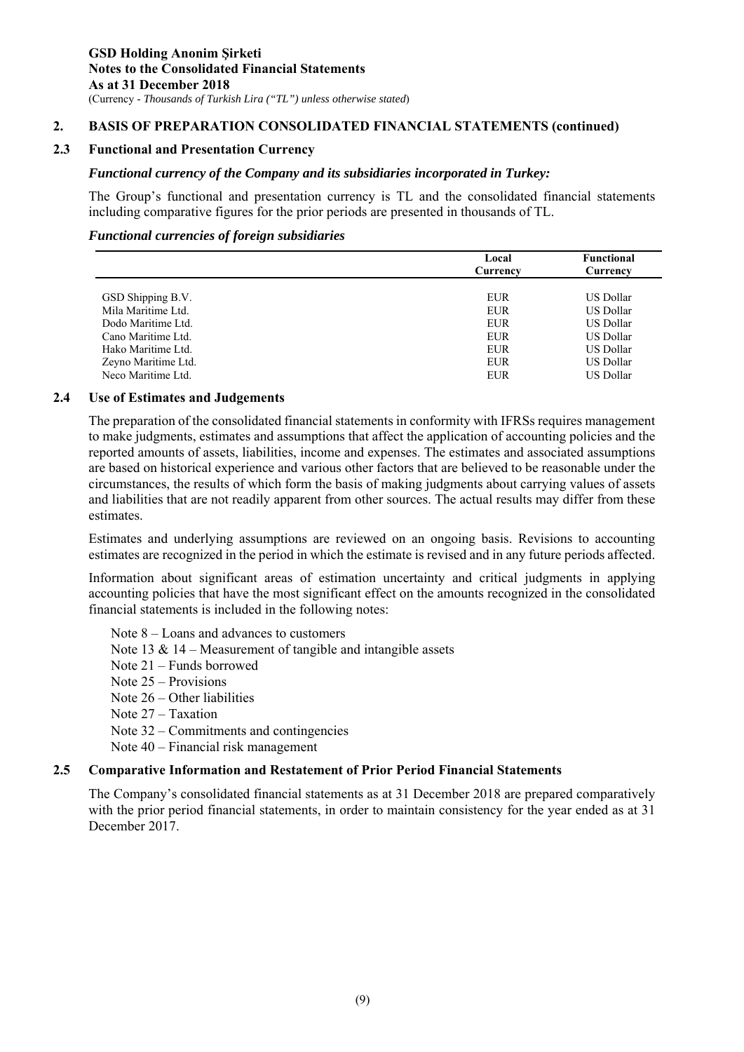## 2. BASIS OF PREPARATION CONSOLIDATED FINANCIAL STATEMENTS (continued)

### 2.3 Functional and Presentation Currency

***Functional currency of the Company and its subsidiaries incorporated in Turkey:***

The Group's functional and presentation currency is TL and the consolidated financial statements including comparative figures for the prior periods are presented in thousands of TL.

***Functional currencies of foreign subsidiaries***

| | Local Currency | Functional Currency |
|---|---|---|
| GSD Shipping B.V. | EUR | US Dollar |
| Mila Maritime Ltd. | EUR | US Dollar |
| Dodo Maritime Ltd. | EUR | US Dollar |
| Cano Maritime Ltd. | EUR | US Dollar |
| Hako Maritime Ltd. | EUR | US Dollar |
| Zeyno Maritime Ltd. | EUR | US Dollar |
| Neco Maritime Ltd. | EUR | US Dollar |

### 2.4 Use of Estimates and Judgements

The preparation of the consolidated financial statements in conformity with IFRSs requires management to make judgments, estimates and assumptions that affect the application of accounting policies and the reported amounts of assets, liabilities, income and expenses. The estimates and associated assumptions are based on historical experience and various other factors that are believed to be reasonable under the circumstances, the results of which form the basis of making judgments about carrying values of assets and liabilities that are not readily apparent from other sources. The actual results may differ from these estimates.

Estimates and underlying assumptions are reviewed on an ongoing basis. Revisions to accounting estimates are recognized in the period in which the estimate is revised and in any future periods affected.

Information about significant areas of estimation uncertainty and critical judgments in applying accounting policies that have the most significant effect on the amounts recognized in the consolidated financial statements is included in the following notes:

Note 8 – Loans and advances to customers
Note 13 & 14 – Measurement of tangible and intangible assets
Note 21 – Funds borrowed
Note 25 – Provisions
Note 26 – Other liabilities
Note 27 – Taxation
Note 32 – Commitments and contingencies
Note 40 – Financial risk management

### 2.5 Comparative Information and Restatement of Prior Period Financial Statements

The Company's consolidated financial statements as at 31 December 2018 are prepared comparatively with the prior period financial statements, in order to maintain consistency for the year ended as at 31 December 2017.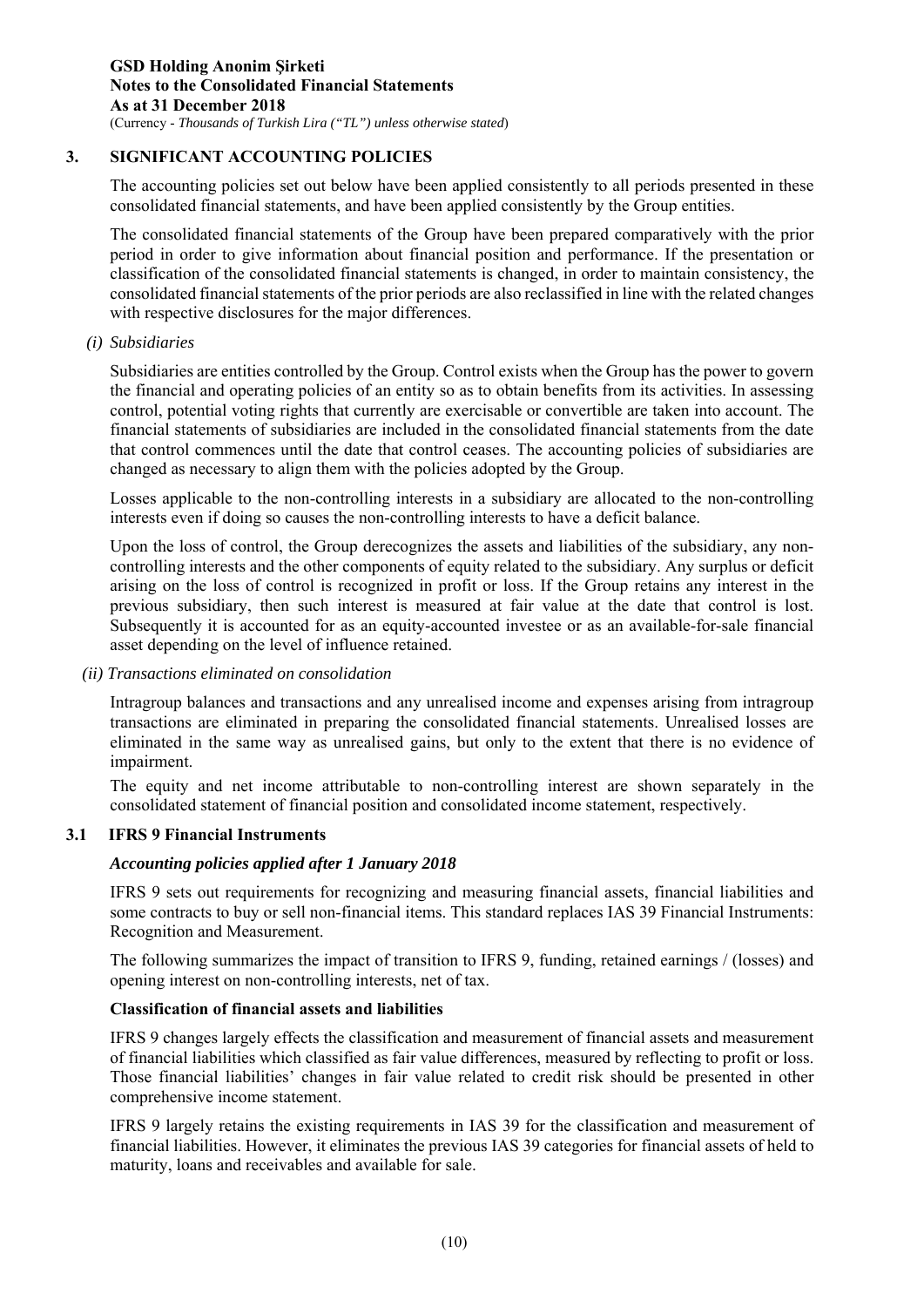## 3. SIGNIFICANT ACCOUNTING POLICIES

The accounting policies set out below have been applied consistently to all periods presented in these consolidated financial statements, and have been applied consistently by the Group entities.

The consolidated financial statements of the Group have been prepared comparatively with the prior period in order to give information about financial position and performance. If the presentation or classification of the consolidated financial statements is changed, in order to maintain consistency, the consolidated financial statements of the prior periods are also reclassified in line with the related changes with respective disclosures for the major differences.

*(i) Subsidiaries*

Subsidiaries are entities controlled by the Group. Control exists when the Group has the power to govern the financial and operating policies of an entity so as to obtain benefits from its activities. In assessing control, potential voting rights that currently are exercisable or convertible are taken into account. The financial statements of subsidiaries are included in the consolidated financial statements from the date that control commences until the date that control ceases. The accounting policies of subsidiaries are changed as necessary to align them with the policies adopted by the Group.

Losses applicable to the non-controlling interests in a subsidiary are allocated to the non-controlling interests even if doing so causes the non-controlling interests to have a deficit balance.

Upon the loss of control, the Group derecognizes the assets and liabilities of the subsidiary, any non-controlling interests and the other components of equity related to the subsidiary. Any surplus or deficit arising on the loss of control is recognized in profit or loss. If the Group retains any interest in the previous subsidiary, then such interest is measured at fair value at the date that control is lost. Subsequently it is accounted for as an equity-accounted investee or as an available-for-sale financial asset depending on the level of influence retained.

*(ii) Transactions eliminated on consolidation*

Intragroup balances and transactions and any unrealised income and expenses arising from intragroup transactions are eliminated in preparing the consolidated financial statements. Unrealised losses are eliminated in the same way as unrealised gains, but only to the extent that there is no evidence of impairment.

The equity and net income attributable to non-controlling interest are shown separately in the consolidated statement of financial position and consolidated income statement, respectively.

### 3.1 IFRS 9 Financial Instruments

***Accounting policies applied after 1 January 2018***

IFRS 9 sets out requirements for recognizing and measuring financial assets, financial liabilities and some contracts to buy or sell non-financial items. This standard replaces IAS 39 Financial Instruments: Recognition and Measurement.

The following summarizes the impact of transition to IFRS 9, funding, retained earnings / (losses) and opening interest on non-controlling interests, net of tax.

**Classification of financial assets and liabilities**

IFRS 9 changes largely effects the classification and measurement of financial assets and measurement of financial liabilities which classified as fair value differences, measured by reflecting to profit or loss. Those financial liabilities' changes in fair value related to credit risk should be presented in other comprehensive income statement.

IFRS 9 largely retains the existing requirements in IAS 39 for the classification and measurement of financial liabilities. However, it eliminates the previous IAS 39 categories for financial assets of held to maturity, loans and receivables and available for sale.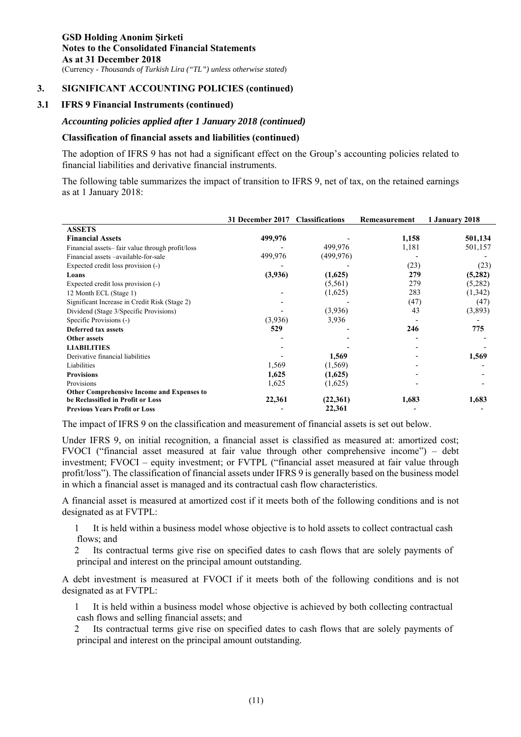## 3. SIGNIFICANT ACCOUNTING POLICIES (continued)

### 3.1 IFRS 9 Financial Instruments (continued)

***Accounting policies applied after 1 January 2018 (continued)***

**Classification of financial assets and liabilities (continued)**

The adoption of IFRS 9 has not had a significant effect on the Group's accounting policies related to financial liabilities and derivative financial instruments.

The following table summarizes the impact of transition to IFRS 9, net of tax, on the retained earnings as at 1 January 2018:

| | 31 December 2017 | Classifications | Remeasurement | 1 January 2018 |
|---|---|---|---|---|
| **ASSETS** | | | | |
| **Financial Assets** | **499,976** | - | **1,158** | **501,134** |
| Financial assets– fair value through profit/loss | - | 499,976 | 1,181 | 501,157 |
| Financial assets –available-for-sale | 499,976 | (499,976) | - | - |
| Expected credit loss provision (-) | - | - | (23) | (23) |
| **Loans** | **(3,936)** | **(1,625)** | **279** | **(5,282)** |
| Expected credit loss provision (-) | | (5,561) | 279 | (5,282) |
| 12 Month ECL (Stage 1) | - | (1,625) | 283 | (1,342) |
| Significant Increase in Credit Risk (Stage 2) | - | - | (47) | (47) |
| Dividend (Stage 3/Specific Provisions) | - | (3,936) | 43 | (3,893) |
| Specific Provisions (-) | (3,936) | 3,936 | - | - |
| **Deferred tax assets** | **529** | - | **246** | **775** |
| **Other assets** | - | - | - | - |
| **LIABILITIES** | - | - | - | - |
| Derivative financial liabilities | - | **1,569** | - | **1,569** |
| Liabilities | 1,569 | (1,569) | - | - |
| **Provisions** | **1,625** | **(1,625)** | - | - |
| Provisions | 1,625 | (1,625) | - | - |
| **Other Comprehensive Income and Expenses to be Reclassified in Profit or Loss** | **22,361** | **(22,361)** | **1,683** | **1,683** |
| **Previous Years Profit or Loss** | - | **22,361** | - | - |

The impact of IFRS 9 on the classification and measurement of financial assets is set out below.

Under IFRS 9, on initial recognition, a financial asset is classified as measured at: amortized cost; FVOCI ("financial asset measured at fair value through other comprehensive income") – debt investment; FVOCI – equity investment; or FVTPL ("financial asset measured at fair value through profit/loss"). The classification of financial assets under IFRS 9 is generally based on the business model in which a financial asset is managed and its contractual cash flow characteristics.

A financial asset is measured at amortized cost if it meets both of the following conditions and is not designated as at FVTPL:

1. It is held within a business model whose objective is to hold assets to collect contractual cash flows; and
2. Its contractual terms give rise on specified dates to cash flows that are solely payments of principal and interest on the principal amount outstanding.

A debt investment is measured at FVOCI if it meets both of the following conditions and is not designated as at FVTPL:

1. It is held within a business model whose objective is achieved by both collecting contractual cash flows and selling financial assets; and
2. Its contractual terms give rise on specified dates to cash flows that are solely payments of principal and interest on the principal amount outstanding.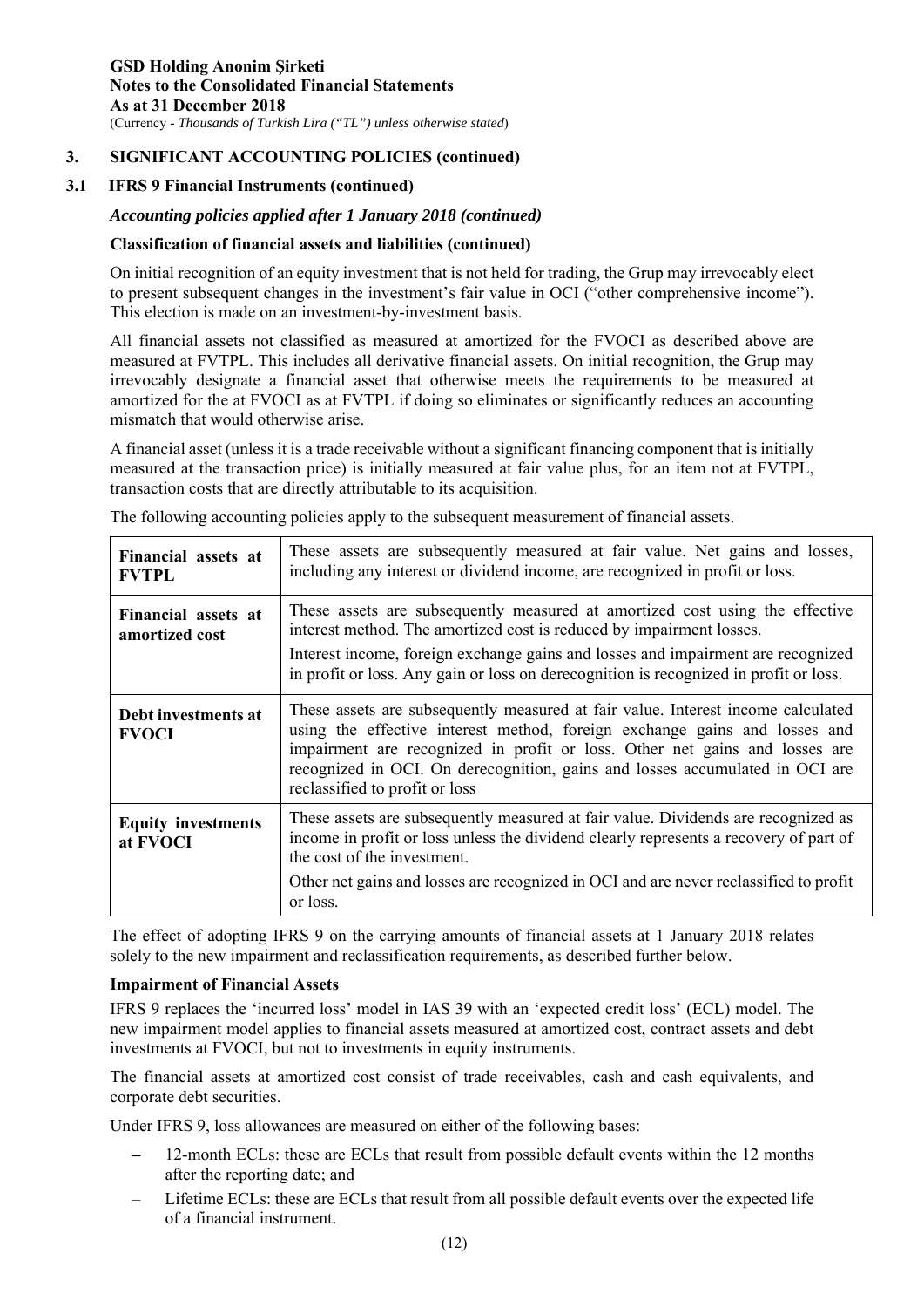## 3. SIGNIFICANT ACCOUNTING POLICIES (continued)

### 3.1 IFRS 9 Financial Instruments (continued)

***Accounting policies applied after 1 January 2018 (continued)***

**Classification of financial assets and liabilities (continued)**

On initial recognition of an equity investment that is not held for trading, the Grup may irrevocably elect to present subsequent changes in the investment's fair value in OCI ("other comprehensive income"). This election is made on an investment-by-investment basis.

All financial assets not classified as measured at amortized for the FVOCI as described above are measured at FVTPL. This includes all derivative financial assets. On initial recognition, the Grup may irrevocably designate a financial asset that otherwise meets the requirements to be measured at amortized for the at FVOCI as at FVTPL if doing so eliminates or significantly reduces an accounting mismatch that would otherwise arise.

A financial asset (unless it is a trade receivable without a significant financing component that is initially measured at the transaction price) is initially measured at fair value plus, for an item not at FVTPL, transaction costs that are directly attributable to its acquisition.

The following accounting policies apply to the subsequent measurement of financial assets.

| | |
|---|---|
| **Financial assets at FVTPL** | These assets are subsequently measured at fair value. Net gains and losses, including any interest or dividend income, are recognized in profit or loss. |
| **Financial assets at amortized cost** | These assets are subsequently measured at amortized cost using the effective interest method. The amortized cost is reduced by impairment losses. Interest income, foreign exchange gains and losses and impairment are recognized in profit or loss. Any gain or loss on derecognition is recognized in profit or loss. |
| **Debt investments at FVOCI** | These assets are subsequently measured at fair value. Interest income calculated using the effective interest method, foreign exchange gains and losses and impairment are recognized in profit or loss. Other net gains and losses are recognized in OCI. On derecognition, gains and losses accumulated in OCI are reclassified to profit or loss |
| **Equity investments at FVOCI** | These assets are subsequently measured at fair value. Dividends are recognized as income in profit or loss unless the dividend clearly represents a recovery of part of the cost of the investment. Other net gains and losses are recognized in OCI and are never reclassified to profit or loss. |

The effect of adopting IFRS 9 on the carrying amounts of financial assets at 1 January 2018 relates solely to the new impairment and reclassification requirements, as described further below.

**Impairment of Financial Assets**

IFRS 9 replaces the 'incurred loss' model in IAS 39 with an 'expected credit loss' (ECL) model. The new impairment model applies to financial assets measured at amortized cost, contract assets and debt investments at FVOCI, but not to investments in equity instruments.

The financial assets at amortized cost consist of trade receivables, cash and cash equivalents, and corporate debt securities.

Under IFRS 9, loss allowances are measured on either of the following bases:

- 12-month ECLs: these are ECLs that result from possible default events within the 12 months after the reporting date; and
- Lifetime ECLs: these are ECLs that result from all possible default events over the expected life of a financial instrument.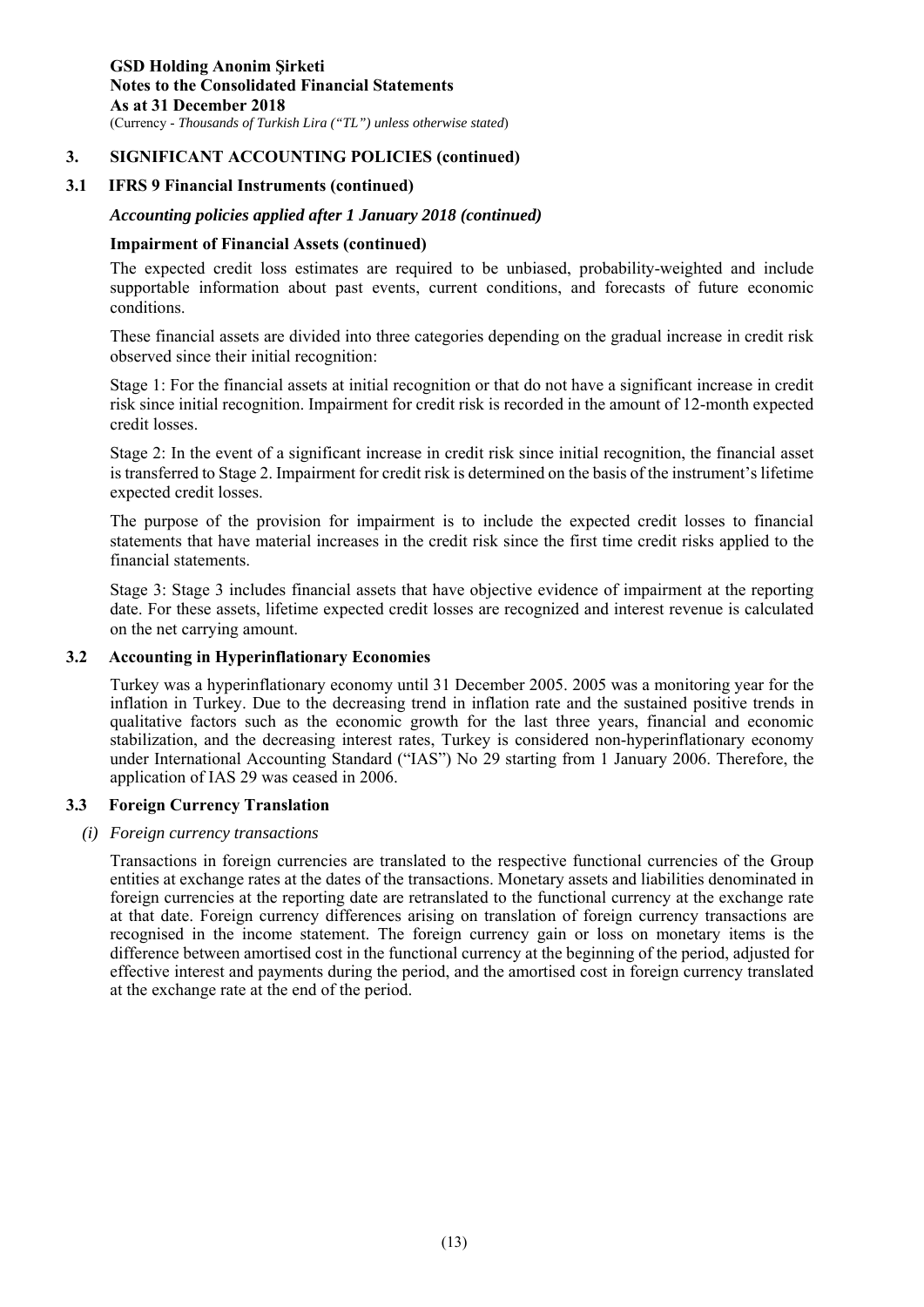## 3. SIGNIFICANT ACCOUNTING POLICIES (continued)

### 3.1 IFRS 9 Financial Instruments (continued)

***Accounting policies applied after 1 January 2018 (continued)***

**Impairment of Financial Assets (continued)**

The expected credit loss estimates are required to be unbiased, probability-weighted and include supportable information about past events, current conditions, and forecasts of future economic conditions.

These financial assets are divided into three categories depending on the gradual increase in credit risk observed since their initial recognition:

Stage 1: For the financial assets at initial recognition or that do not have a significant increase in credit risk since initial recognition. Impairment for credit risk is recorded in the amount of 12-month expected credit losses.

Stage 2: In the event of a significant increase in credit risk since initial recognition, the financial asset is transferred to Stage 2. Impairment for credit risk is determined on the basis of the instrument's lifetime expected credit losses.

The purpose of the provision for impairment is to include the expected credit losses to financial statements that have material increases in the credit risk since the first time credit risks applied to the financial statements.

Stage 3: Stage 3 includes financial assets that have objective evidence of impairment at the reporting date. For these assets, lifetime expected credit losses are recognized and interest revenue is calculated on the net carrying amount.

### 3.2 Accounting in Hyperinflationary Economies

Turkey was a hyperinflationary economy until 31 December 2005. 2005 was a monitoring year for the inflation in Turkey. Due to the decreasing trend in inflation rate and the sustained positive trends in qualitative factors such as the economic growth for the last three years, financial and economic stabilization, and the decreasing interest rates, Turkey is considered non-hyperinflationary economy under International Accounting Standard ("IAS") No 29 starting from 1 January 2006. Therefore, the application of IAS 29 was ceased in 2006.

### 3.3 Foreign Currency Translation

*(i) Foreign currency transactions*

Transactions in foreign currencies are translated to the respective functional currencies of the Group entities at exchange rates at the dates of the transactions. Monetary assets and liabilities denominated in foreign currencies at the reporting date are retranslated to the functional currency at the exchange rate at that date. Foreign currency differences arising on translation of foreign currency transactions are recognised in the income statement. The foreign currency gain or loss on monetary items is the difference between amortised cost in the functional currency at the beginning of the period, adjusted for effective interest and payments during the period, and the amortised cost in foreign currency translated at the exchange rate at the end of the period.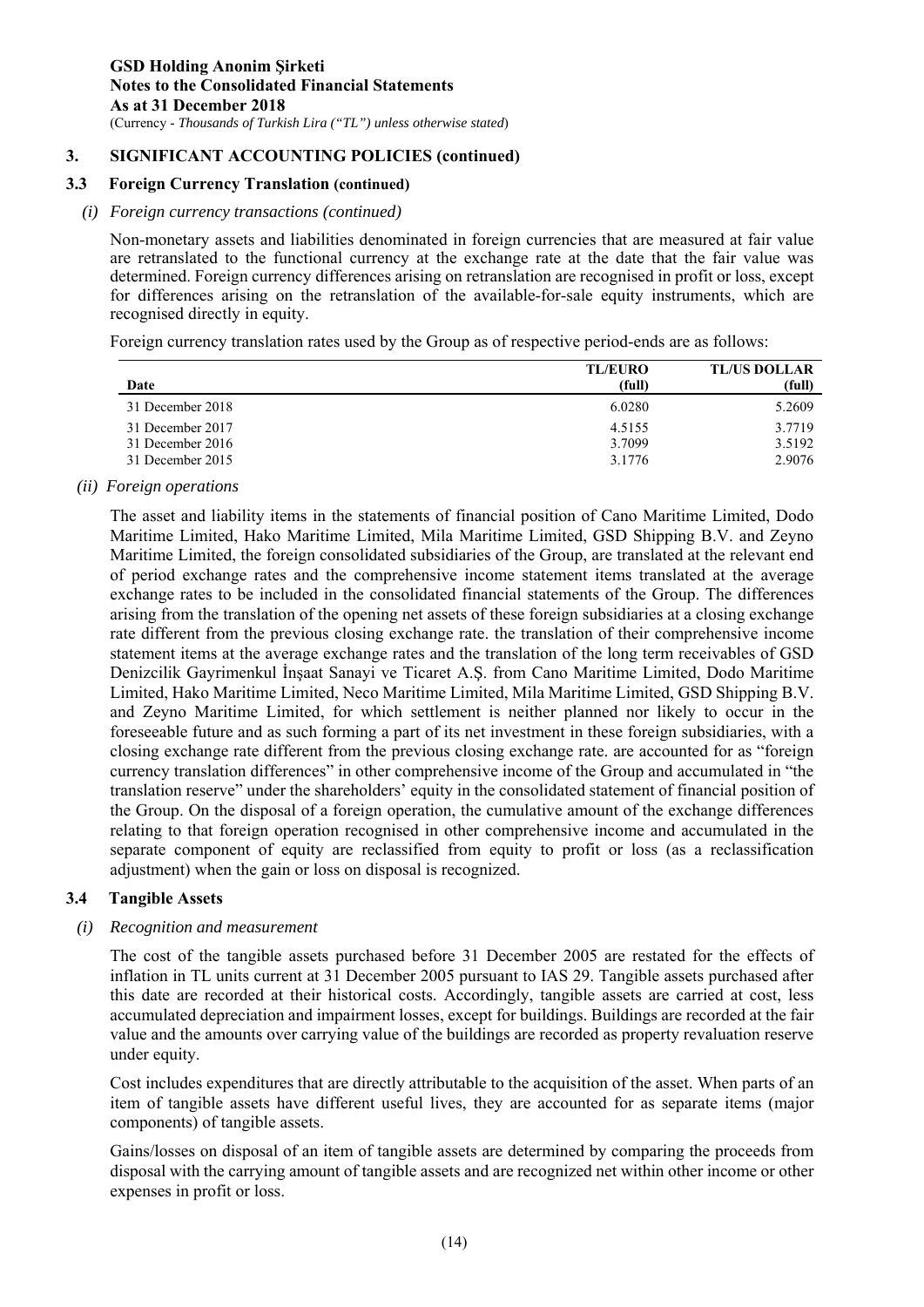## 3. SIGNIFICANT ACCOUNTING POLICIES (continued)

### 3.3 Foreign Currency Translation (continued)

*(i) Foreign currency transactions (continued)*

Non-monetary assets and liabilities denominated in foreign currencies that are measured at fair value are retranslated to the functional currency at the exchange rate at the date that the fair value was determined. Foreign currency differences arising on retranslation are recognised in profit or loss, except for differences arising on the retranslation of the available-for-sale equity instruments, which are recognised directly in equity.

Foreign currency translation rates used by the Group as of respective period-ends are as follows:

| Date | TL/EURO (full) | TL/US DOLLAR (full) |
|---|---|---|
| 31 December 2018 | 6.0280 | 5.2609 |
| 31 December 2017 | 4.5155 | 3.7719 |
| 31 December 2016 | 3.7099 | 3.5192 |
| 31 December 2015 | 3.1776 | 2.9076 |

*(ii) Foreign operations*

The asset and liability items in the statements of financial position of Cano Maritime Limited, Dodo Maritime Limited, Hako Maritime Limited, Mila Maritime Limited, GSD Shipping B.V. and Zeyno Maritime Limited, the foreign consolidated subsidiaries of the Group, are translated at the relevant end of period exchange rates and the comprehensive income statement items translated at the average exchange rates to be included in the consolidated financial statements of the Group. The differences arising from the translation of the opening net assets of these foreign subsidiaries at a closing exchange rate different from the previous closing exchange rate. the translation of their comprehensive income statement items at the average exchange rates and the translation of the long term receivables of GSD Denizcilik Gayrimenkul İnşaat Sanayi ve Ticaret A.Ş. from Cano Maritime Limited, Dodo Maritime Limited, Hako Maritime Limited, Neco Maritime Limited, Mila Maritime Limited, GSD Shipping B.V. and Zeyno Maritime Limited, for which settlement is neither planned nor likely to occur in the foreseeable future and as such forming a part of its net investment in these foreign subsidiaries, with a closing exchange rate different from the previous closing exchange rate. are accounted for as "foreign currency translation differences" in other comprehensive income of the Group and accumulated in "the translation reserve" under the shareholders' equity in the consolidated statement of financial position of the Group. On the disposal of a foreign operation, the cumulative amount of the exchange differences relating to that foreign operation recognised in other comprehensive income and accumulated in the separate component of equity are reclassified from equity to profit or loss (as a reclassification adjustment) when the gain or loss on disposal is recognized.

### 3.4 Tangible Assets

*(i) Recognition and measurement*

The cost of the tangible assets purchased before 31 December 2005 are restated for the effects of inflation in TL units current at 31 December 2005 pursuant to IAS 29. Tangible assets purchased after this date are recorded at their historical costs. Accordingly, tangible assets are carried at cost, less accumulated depreciation and impairment losses, except for buildings. Buildings are recorded at the fair value and the amounts over carrying value of the buildings are recorded as property revaluation reserve under equity.

Cost includes expenditures that are directly attributable to the acquisition of the asset. When parts of an item of tangible assets have different useful lives, they are accounted for as separate items (major components) of tangible assets.

Gains/losses on disposal of an item of tangible assets are determined by comparing the proceeds from disposal with the carrying amount of tangible assets and are recognized net within other income or other expenses in profit or loss.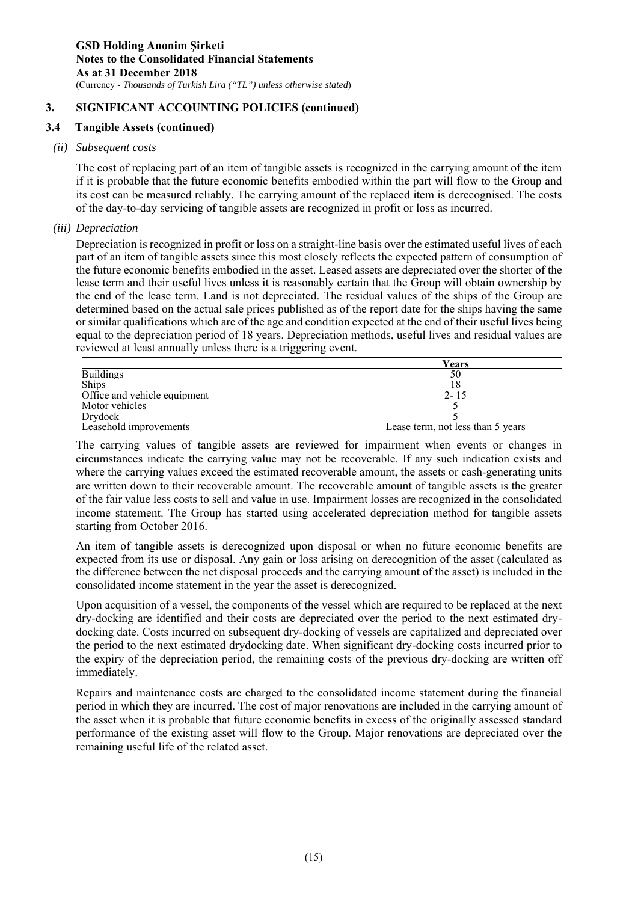## 3. SIGNIFICANT ACCOUNTING POLICIES (continued)

### 3.4 Tangible Assets (continued)

*(ii) Subsequent costs*

The cost of replacing part of an item of tangible assets is recognized in the carrying amount of the item if it is probable that the future economic benefits embodied within the part will flow to the Group and its cost can be measured reliably. The carrying amount of the replaced item is derecognised. The costs of the day-to-day servicing of tangible assets are recognized in profit or loss as incurred.

*(iii) Depreciation*

Depreciation is recognized in profit or loss on a straight-line basis over the estimated useful lives of each part of an item of tangible assets since this most closely reflects the expected pattern of consumption of the future economic benefits embodied in the asset. Leased assets are depreciated over the shorter of the lease term and their useful lives unless it is reasonably certain that the Group will obtain ownership by the end of the lease term. Land is not depreciated. The residual values of the ships of the Group are determined based on the actual sale prices published as of the report date for the ships having the same or similar qualifications which are of the age and condition expected at the end of their useful lives being equal to the depreciation period of 18 years. Depreciation methods, useful lives and residual values are reviewed at least annually unless there is a triggering event.

| | Years |
|---|---|
| Buildings | 50 |
| Ships | 18 |
| Office and vehicle equipment | 2- 15 |
| Motor vehicles | 5 |
| Drydock | 5 |
| Leasehold improvements | Lease term, not less than 5 years |

The carrying values of tangible assets are reviewed for impairment when events or changes in circumstances indicate the carrying value may not be recoverable. If any such indication exists and where the carrying values exceed the estimated recoverable amount, the assets or cash-generating units are written down to their recoverable amount. The recoverable amount of tangible assets is the greater of the fair value less costs to sell and value in use. Impairment losses are recognized in the consolidated income statement. The Group has started using accelerated depreciation method for tangible assets starting from October 2016.

An item of tangible assets is derecognized upon disposal or when no future economic benefits are expected from its use or disposal. Any gain or loss arising on derecognition of the asset (calculated as the difference between the net disposal proceeds and the carrying amount of the asset) is included in the consolidated income statement in the year the asset is derecognized.

Upon acquisition of a vessel, the components of the vessel which are required to be replaced at the next dry-docking are identified and their costs are depreciated over the period to the next estimated dry-docking date. Costs incurred on subsequent dry-docking of vessels are capitalized and depreciated over the period to the next estimated drydocking date. When significant dry-docking costs incurred prior to the expiry of the depreciation period, the remaining costs of the previous dry-docking are written off immediately.

Repairs and maintenance costs are charged to the consolidated income statement during the financial period in which they are incurred. The cost of major renovations are included in the carrying amount of the asset when it is probable that future economic benefits in excess of the originally assessed standard performance of the existing asset will flow to the Group. Major renovations are depreciated over the remaining useful life of the related asset.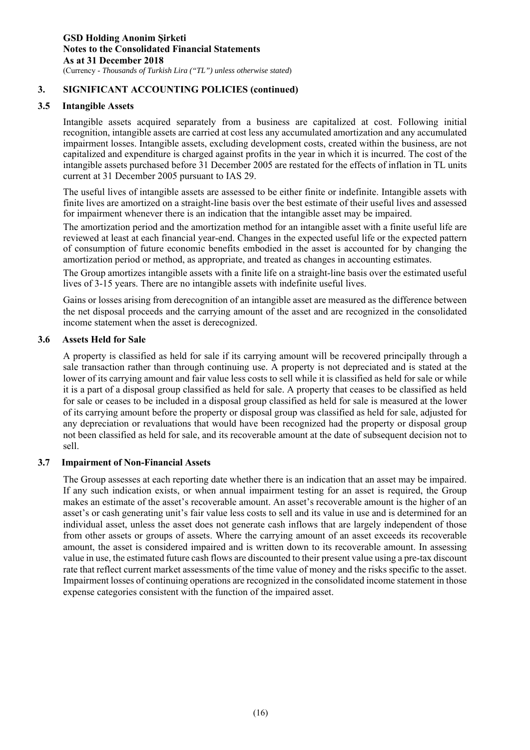## 3. SIGNIFICANT ACCOUNTING POLICIES (continued)

### 3.5 Intangible Assets

Intangible assets acquired separately from a business are capitalized at cost. Following initial recognition, intangible assets are carried at cost less any accumulated amortization and any accumulated impairment losses. Intangible assets, excluding development costs, created within the business, are not capitalized and expenditure is charged against profits in the year in which it is incurred. The cost of the intangible assets purchased before 31 December 2005 are restated for the effects of inflation in TL units current at 31 December 2005 pursuant to IAS 29.

The useful lives of intangible assets are assessed to be either finite or indefinite. Intangible assets with finite lives are amortized on a straight-line basis over the best estimate of their useful lives and assessed for impairment whenever there is an indication that the intangible asset may be impaired.

The amortization period and the amortization method for an intangible asset with a finite useful life are reviewed at least at each financial year-end. Changes in the expected useful life or the expected pattern of consumption of future economic benefits embodied in the asset is accounted for by changing the amortization period or method, as appropriate, and treated as changes in accounting estimates.

The Group amortizes intangible assets with a finite life on a straight-line basis over the estimated useful lives of 3-15 years. There are no intangible assets with indefinite useful lives.

Gains or losses arising from derecognition of an intangible asset are measured as the difference between the net disposal proceeds and the carrying amount of the asset and are recognized in the consolidated income statement when the asset is derecognized.

### 3.6 Assets Held for Sale

A property is classified as held for sale if its carrying amount will be recovered principally through a sale transaction rather than through continuing use. A property is not depreciated and is stated at the lower of its carrying amount and fair value less costs to sell while it is classified as held for sale or while it is a part of a disposal group classified as held for sale. A property that ceases to be classified as held for sale or ceases to be included in a disposal group classified as held for sale is measured at the lower of its carrying amount before the property or disposal group was classified as held for sale, adjusted for any depreciation or revaluations that would have been recognized had the property or disposal group not been classified as held for sale, and its recoverable amount at the date of subsequent decision not to sell.

### 3.7 Impairment of Non-Financial Assets

The Group assesses at each reporting date whether there is an indication that an asset may be impaired. If any such indication exists, or when annual impairment testing for an asset is required, the Group makes an estimate of the asset's recoverable amount. An asset's recoverable amount is the higher of an asset's or cash generating unit's fair value less costs to sell and its value in use and is determined for an individual asset, unless the asset does not generate cash inflows that are largely independent of those from other assets or groups of assets. Where the carrying amount of an asset exceeds its recoverable amount, the asset is considered impaired and is written down to its recoverable amount. In assessing value in use, the estimated future cash flows are discounted to their present value using a pre-tax discount rate that reflect current market assessments of the time value of money and the risks specific to the asset. Impairment losses of continuing operations are recognized in the consolidated income statement in those expense categories consistent with the function of the impaired asset.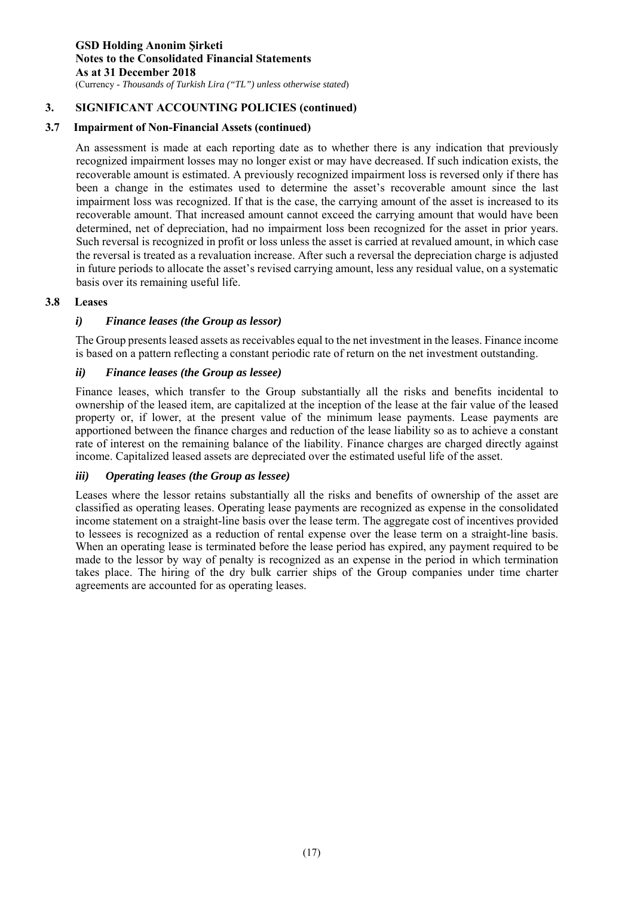## 3. SIGNIFICANT ACCOUNTING POLICIES (continued)

### 3.7 Impairment of Non-Financial Assets (continued)

An assessment is made at each reporting date as to whether there is any indication that previously recognized impairment losses may no longer exist or may have decreased. If such indication exists, the recoverable amount is estimated. A previously recognized impairment loss is reversed only if there has been a change in the estimates used to determine the asset's recoverable amount since the last impairment loss was recognized. If that is the case, the carrying amount of the asset is increased to its recoverable amount. That increased amount cannot exceed the carrying amount that would have been determined, net of depreciation, had no impairment loss been recognized for the asset in prior years. Such reversal is recognized in profit or loss unless the asset is carried at revalued amount, in which case the reversal is treated as a revaluation increase. After such a reversal the depreciation charge is adjusted in future periods to allocate the asset's revised carrying amount, less any residual value, on a systematic basis over its remaining useful life.

### 3.8 Leases

#### *i) Finance leases (the Group as lessor)*

The Group presents leased assets as receivables equal to the net investment in the leases. Finance income is based on a pattern reflecting a constant periodic rate of return on the net investment outstanding.

#### *ii) Finance leases (the Group as lessee)*

Finance leases, which transfer to the Group substantially all the risks and benefits incidental to ownership of the leased item, are capitalized at the inception of the lease at the fair value of the leased property or, if lower, at the present value of the minimum lease payments. Lease payments are apportioned between the finance charges and reduction of the lease liability so as to achieve a constant rate of interest on the remaining balance of the liability. Finance charges are charged directly against income. Capitalized leased assets are depreciated over the estimated useful life of the asset.

#### *iii) Operating leases (the Group as lessee)*

Leases where the lessor retains substantially all the risks and benefits of ownership of the asset are classified as operating leases. Operating lease payments are recognized as expense in the consolidated income statement on a straight-line basis over the lease term. The aggregate cost of incentives provided to lessees is recognized as a reduction of rental expense over the lease term on a straight-line basis. When an operating lease is terminated before the lease period has expired, any payment required to be made to the lessor by way of penalty is recognized as an expense in the period in which termination takes place. The hiring of the dry bulk carrier ships of the Group companies under time charter agreements are accounted for as operating leases.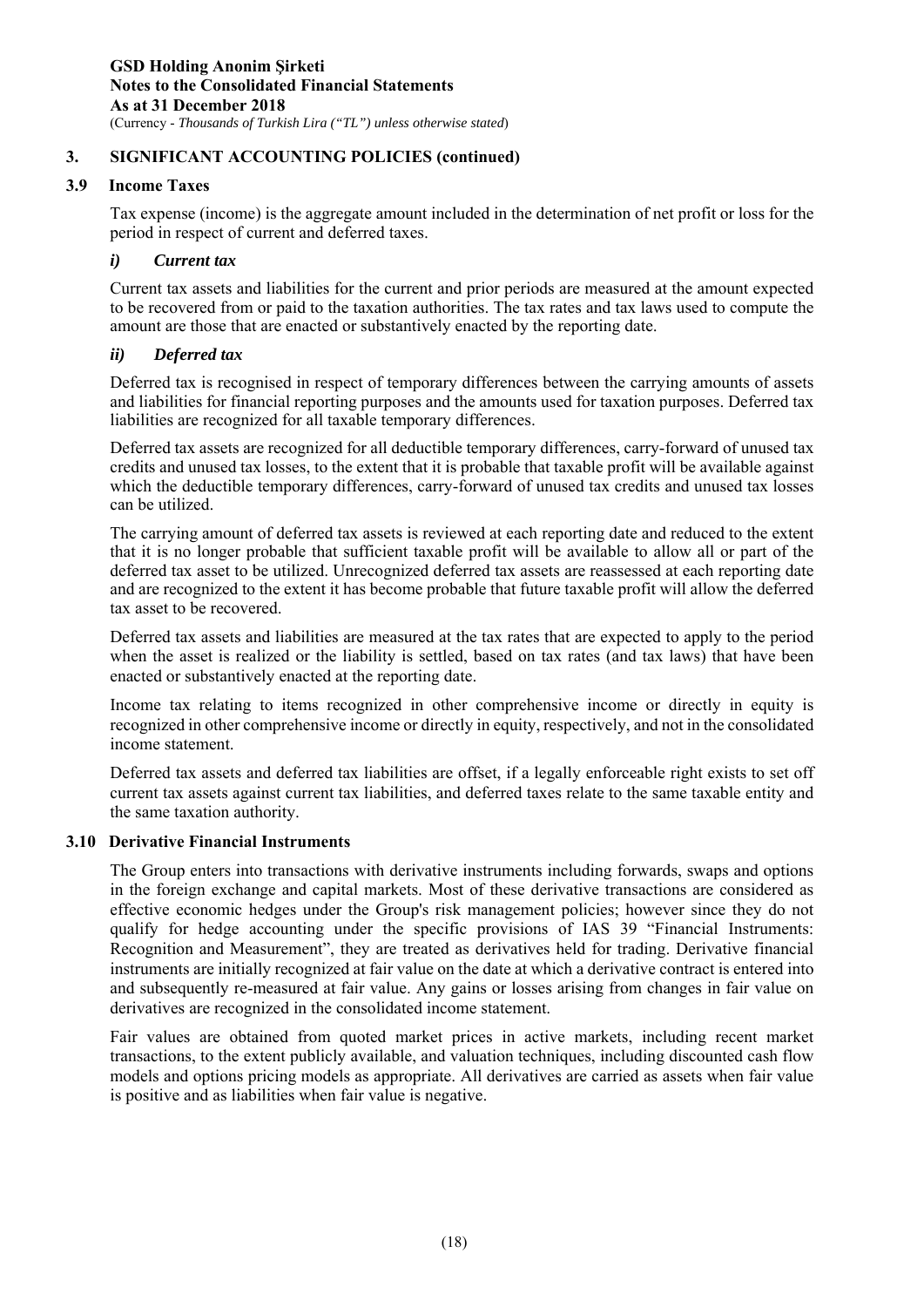## 3. SIGNIFICANT ACCOUNTING POLICIES (continued)

### 3.9 Income Taxes

Tax expense (income) is the aggregate amount included in the determination of net profit or loss for the period in respect of current and deferred taxes.

#### *i) Current tax*

Current tax assets and liabilities for the current and prior periods are measured at the amount expected to be recovered from or paid to the taxation authorities. The tax rates and tax laws used to compute the amount are those that are enacted or substantively enacted by the reporting date.

#### *ii) Deferred tax*

Deferred tax is recognised in respect of temporary differences between the carrying amounts of assets and liabilities for financial reporting purposes and the amounts used for taxation purposes. Deferred tax liabilities are recognized for all taxable temporary differences.

Deferred tax assets are recognized for all deductible temporary differences, carry-forward of unused tax credits and unused tax losses, to the extent that it is probable that taxable profit will be available against which the deductible temporary differences, carry-forward of unused tax credits and unused tax losses can be utilized.

The carrying amount of deferred tax assets is reviewed at each reporting date and reduced to the extent that it is no longer probable that sufficient taxable profit will be available to allow all or part of the deferred tax asset to be utilized. Unrecognized deferred tax assets are reassessed at each reporting date and are recognized to the extent it has become probable that future taxable profit will allow the deferred tax asset to be recovered.

Deferred tax assets and liabilities are measured at the tax rates that are expected to apply to the period when the asset is realized or the liability is settled, based on tax rates (and tax laws) that have been enacted or substantively enacted at the reporting date.

Income tax relating to items recognized in other comprehensive income or directly in equity is recognized in other comprehensive income or directly in equity, respectively, and not in the consolidated income statement.

Deferred tax assets and deferred tax liabilities are offset, if a legally enforceable right exists to set off current tax assets against current tax liabilities, and deferred taxes relate to the same taxable entity and the same taxation authority.

### 3.10 Derivative Financial Instruments

The Group enters into transactions with derivative instruments including forwards, swaps and options in the foreign exchange and capital markets. Most of these derivative transactions are considered as effective economic hedges under the Group's risk management policies; however since they do not qualify for hedge accounting under the specific provisions of IAS 39 "Financial Instruments: Recognition and Measurement", they are treated as derivatives held for trading. Derivative financial instruments are initially recognized at fair value on the date at which a derivative contract is entered into and subsequently re-measured at fair value. Any gains or losses arising from changes in fair value on derivatives are recognized in the consolidated income statement.

Fair values are obtained from quoted market prices in active markets, including recent market transactions, to the extent publicly available, and valuation techniques, including discounted cash flow models and options pricing models as appropriate. All derivatives are carried as assets when fair value is positive and as liabilities when fair value is negative.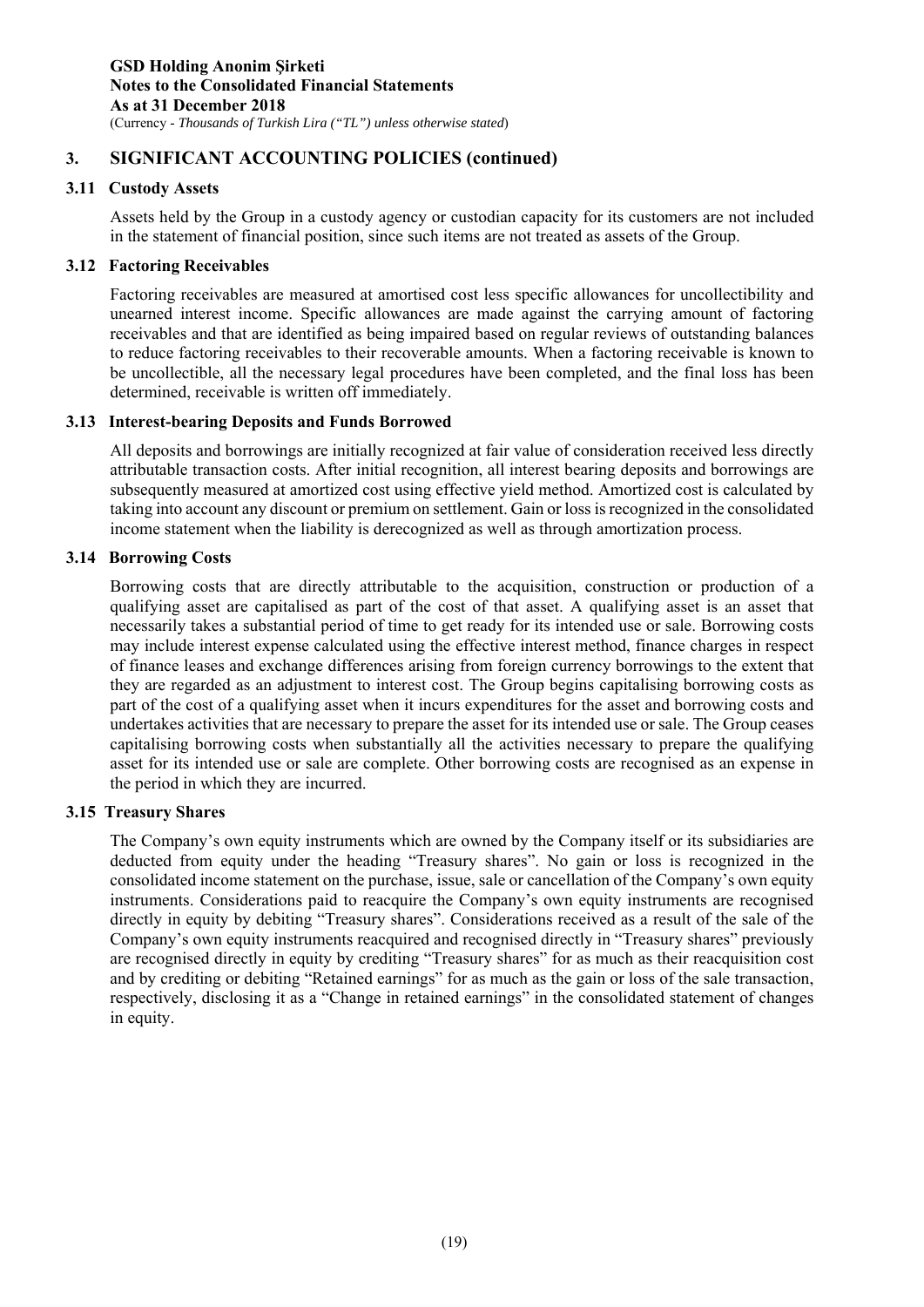## 3. SIGNIFICANT ACCOUNTING POLICIES (continued)

### 3.11 Custody Assets

Assets held by the Group in a custody agency or custodian capacity for its customers are not included in the statement of financial position, since such items are not treated as assets of the Group.

### 3.12 Factoring Receivables

Factoring receivables are measured at amortised cost less specific allowances for uncollectibility and unearned interest income. Specific allowances are made against the carrying amount of factoring receivables and that are identified as being impaired based on regular reviews of outstanding balances to reduce factoring receivables to their recoverable amounts. When a factoring receivable is known to be uncollectible, all the necessary legal procedures have been completed, and the final loss has been determined, receivable is written off immediately.

### 3.13 Interest-bearing Deposits and Funds Borrowed

All deposits and borrowings are initially recognized at fair value of consideration received less directly attributable transaction costs. After initial recognition, all interest bearing deposits and borrowings are subsequently measured at amortized cost using effective yield method. Amortized cost is calculated by taking into account any discount or premium on settlement. Gain or loss is recognized in the consolidated income statement when the liability is derecognized as well as through amortization process.

### 3.14 Borrowing Costs

Borrowing costs that are directly attributable to the acquisition, construction or production of a qualifying asset are capitalised as part of the cost of that asset. A qualifying asset is an asset that necessarily takes a substantial period of time to get ready for its intended use or sale. Borrowing costs may include interest expense calculated using the effective interest method, finance charges in respect of finance leases and exchange differences arising from foreign currency borrowings to the extent that they are regarded as an adjustment to interest cost. The Group begins capitalising borrowing costs as part of the cost of a qualifying asset when it incurs expenditures for the asset and borrowing costs and undertakes activities that are necessary to prepare the asset for its intended use or sale. The Group ceases capitalising borrowing costs when substantially all the activities necessary to prepare the qualifying asset for its intended use or sale are complete. Other borrowing costs are recognised as an expense in the period in which they are incurred.

### 3.15 Treasury Shares

The Company's own equity instruments which are owned by the Company itself or its subsidiaries are deducted from equity under the heading "Treasury shares". No gain or loss is recognized in the consolidated income statement on the purchase, issue, sale or cancellation of the Company's own equity instruments. Considerations paid to reacquire the Company's own equity instruments are recognised directly in equity by debiting "Treasury shares". Considerations received as a result of the sale of the Company's own equity instruments reacquired and recognised directly in "Treasury shares" previously are recognised directly in equity by crediting "Treasury shares" for as much as their reacquisition cost and by crediting or debiting "Retained earnings" for as much as the gain or loss of the sale transaction, respectively, disclosing it as a "Change in retained earnings" in the consolidated statement of changes in equity.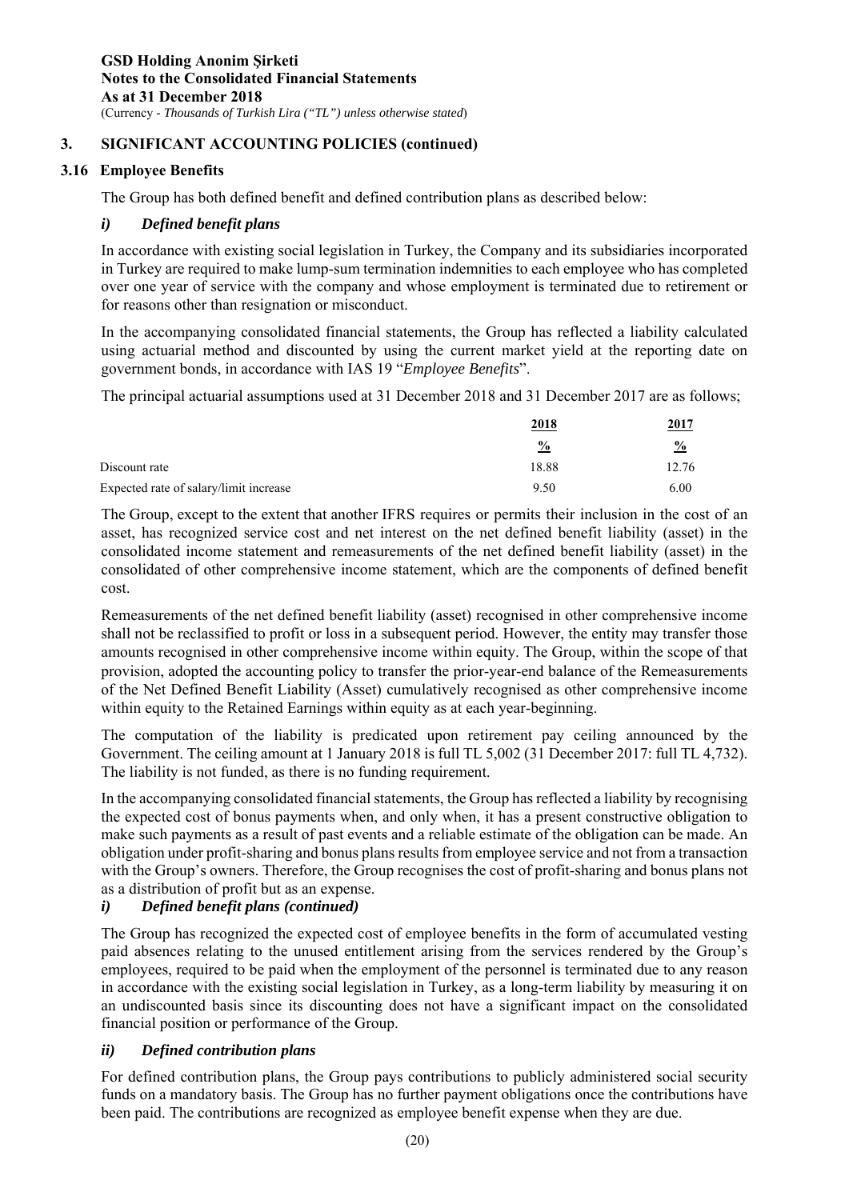## 3. SIGNIFICANT ACCOUNTING POLICIES (continued)

### 3.16 Employee Benefits

The Group has both defined benefit and defined contribution plans as described below:

#### *i) Defined benefit plans*

In accordance with existing social legislation in Turkey, the Company and its subsidiaries incorporated in Turkey are required to make lump-sum termination indemnities to each employee who has completed over one year of service with the company and whose employment is terminated due to retirement or for reasons other than resignation or misconduct.

In the accompanying consolidated financial statements, the Group has reflected a liability calculated using actuarial method and discounted by using the current market yield at the reporting date on government bonds, in accordance with IAS 19 "*Employee Benefits*".

The principal actuarial assumptions used at 31 December 2018 and 31 December 2017 are as follows;

| | 2018 | 2017 |
|---|---|---|
| | % | % |
| Discount rate | 18.88 | 12.76 |
| Expected rate of salary/limit increase | 9.50 | 6.00 |

The Group, except to the extent that another IFRS requires or permits their inclusion in the cost of an asset, has recognized service cost and net interest on the net defined benefit liability (asset) in the consolidated income statement and remeasurements of the net defined benefit liability (asset) in the consolidated of other comprehensive income statement, which are the components of defined benefit cost.

Remeasurements of the net defined benefit liability (asset) recognised in other comprehensive income shall not be reclassified to profit or loss in a subsequent period. However, the entity may transfer those amounts recognised in other comprehensive income within equity. The Group, within the scope of that provision, adopted the accounting policy to transfer the prior-year-end balance of the Remeasurements of the Net Defined Benefit Liability (Asset) cumulatively recognised as other comprehensive income within equity to the Retained Earnings within equity as at each year-beginning.

The computation of the liability is predicated upon retirement pay ceiling announced by the Government. The ceiling amount at 1 January 2018 is full TL 5,002 (31 December 2017: full TL 4,732). The liability is not funded, as there is no funding requirement.

In the accompanying consolidated financial statements, the Group has reflected a liability by recognising the expected cost of bonus payments when, and only when, it has a present constructive obligation to make such payments as a result of past events and a reliable estimate of the obligation can be made. An obligation under profit-sharing and bonus plans results from employee service and not from a transaction with the Group's owners. Therefore, the Group recognises the cost of profit-sharing and bonus plans not as a distribution of profit but as an expense.

#### *i) Defined benefit plans (continued)*

The Group has recognized the expected cost of employee benefits in the form of accumulated vesting paid absences relating to the unused entitlement arising from the services rendered by the Group's employees, required to be paid when the employment of the personnel is terminated due to any reason in accordance with the existing social legislation in Turkey, as a long-term liability by measuring it on an undiscounted basis since its discounting does not have a significant impact on the consolidated financial position or performance of the Group.

#### *ii) Defined contribution plans*

For defined contribution plans, the Group pays contributions to publicly administered social security funds on a mandatory basis. The Group has no further payment obligations once the contributions have been paid. The contributions are recognized as employee benefit expense when they are due.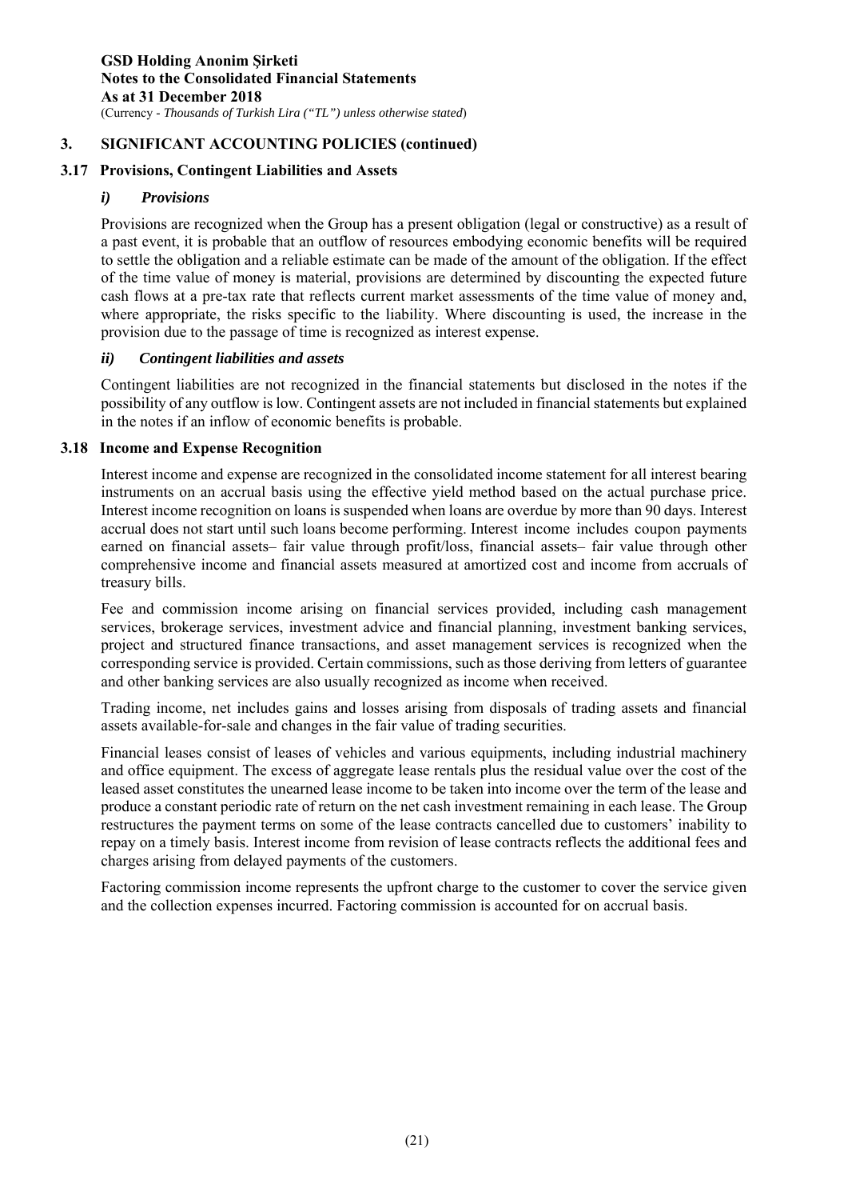## 3. SIGNIFICANT ACCOUNTING POLICIES (continued)

### 3.17 Provisions, Contingent Liabilities and Assets

#### *i) Provisions*

Provisions are recognized when the Group has a present obligation (legal or constructive) as a result of a past event, it is probable that an outflow of resources embodying economic benefits will be required to settle the obligation and a reliable estimate can be made of the amount of the obligation. If the effect of the time value of money is material, provisions are determined by discounting the expected future cash flows at a pre-tax rate that reflects current market assessments of the time value of money and, where appropriate, the risks specific to the liability. Where discounting is used, the increase in the provision due to the passage of time is recognized as interest expense.

#### *ii) Contingent liabilities and assets*

Contingent liabilities are not recognized in the financial statements but disclosed in the notes if the possibility of any outflow is low. Contingent assets are not included in financial statements but explained in the notes if an inflow of economic benefits is probable.

### 3.18 Income and Expense Recognition

Interest income and expense are recognized in the consolidated income statement for all interest bearing instruments on an accrual basis using the effective yield method based on the actual purchase price. Interest income recognition on loans is suspended when loans are overdue by more than 90 days. Interest accrual does not start until such loans become performing. Interest income includes coupon payments earned on financial assets– fair value through profit/loss, financial assets– fair value through other comprehensive income and financial assets measured at amortized cost and income from accruals of treasury bills.

Fee and commission income arising on financial services provided, including cash management services, brokerage services, investment advice and financial planning, investment banking services, project and structured finance transactions, and asset management services is recognized when the corresponding service is provided. Certain commissions, such as those deriving from letters of guarantee and other banking services are also usually recognized as income when received.

Trading income, net includes gains and losses arising from disposals of trading assets and financial assets available-for-sale and changes in the fair value of trading securities.

Financial leases consist of leases of vehicles and various equipments, including industrial machinery and office equipment. The excess of aggregate lease rentals plus the residual value over the cost of the leased asset constitutes the unearned lease income to be taken into income over the term of the lease and produce a constant periodic rate of return on the net cash investment remaining in each lease. The Group restructures the payment terms on some of the lease contracts cancelled due to customers' inability to repay on a timely basis. Interest income from revision of lease contracts reflects the additional fees and charges arising from delayed payments of the customers.

Factoring commission income represents the upfront charge to the customer to cover the service given and the collection expenses incurred. Factoring commission is accounted for on accrual basis.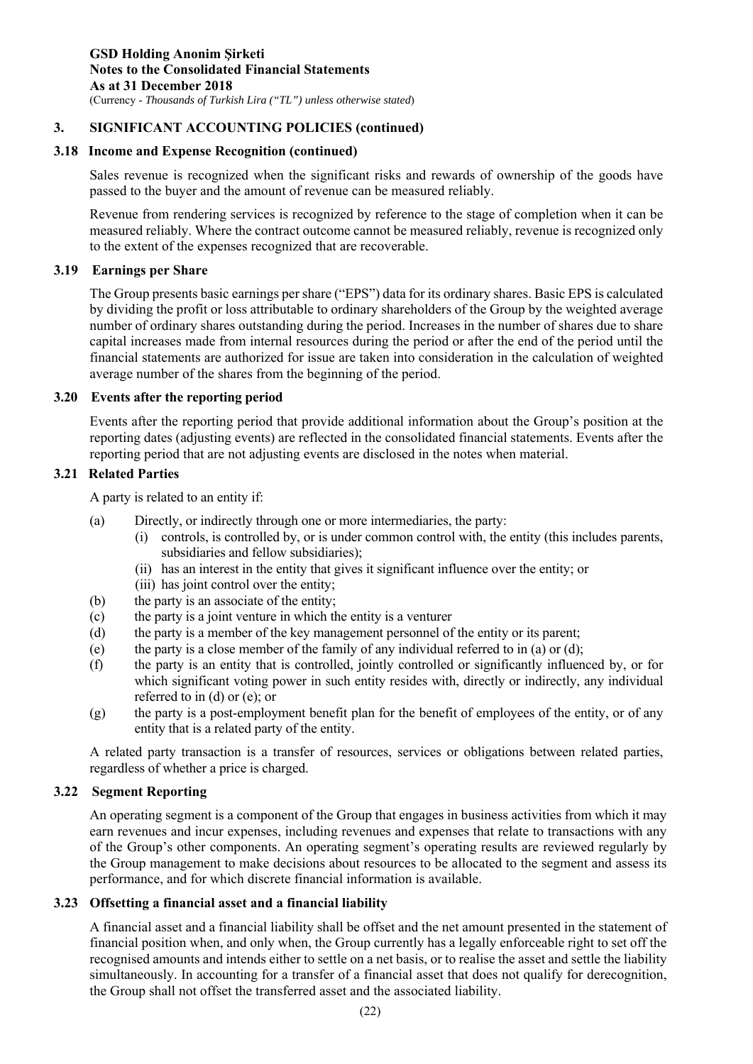## 3. SIGNIFICANT ACCOUNTING POLICIES (continued)

### 3.18 Income and Expense Recognition (continued)

Sales revenue is recognized when the significant risks and rewards of ownership of the goods have passed to the buyer and the amount of revenue can be measured reliably.

Revenue from rendering services is recognized by reference to the stage of completion when it can be measured reliably. Where the contract outcome cannot be measured reliably, revenue is recognized only to the extent of the expenses recognized that are recoverable.

### 3.19 Earnings per Share

The Group presents basic earnings per share ("EPS") data for its ordinary shares. Basic EPS is calculated by dividing the profit or loss attributable to ordinary shareholders of the Group by the weighted average number of ordinary shares outstanding during the period. Increases in the number of shares due to share capital increases made from internal resources during the period or after the end of the period until the financial statements are authorized for issue are taken into consideration in the calculation of weighted average number of the shares from the beginning of the period.

### 3.20 Events after the reporting period

Events after the reporting period that provide additional information about the Group's position at the reporting dates (adjusting events) are reflected in the consolidated financial statements. Events after the reporting period that are not adjusting events are disclosed in the notes when material.

### 3.21 Related Parties

A party is related to an entity if:

(a) Directly, or indirectly through one or more intermediaries, the party:
   (i) controls, is controlled by, or is under common control with, the entity (this includes parents, subsidiaries and fellow subsidiaries);
   (ii) has an interest in the entity that gives it significant influence over the entity; or
   (iii) has joint control over the entity;

(b) the party is an associate of the entity;

(c) the party is a joint venture in which the entity is a venturer

(d) the party is a member of the key management personnel of the entity or its parent;

(e) the party is a close member of the family of any individual referred to in (a) or (d);

(f) the party is an entity that is controlled, jointly controlled or significantly influenced by, or for which significant voting power in such entity resides with, directly or indirectly, any individual referred to in (d) or (e); or

(g) the party is a post-employment benefit plan for the benefit of employees of the entity, or of any entity that is a related party of the entity.

A related party transaction is a transfer of resources, services or obligations between related parties, regardless of whether a price is charged.

### 3.22 Segment Reporting

An operating segment is a component of the Group that engages in business activities from which it may earn revenues and incur expenses, including revenues and expenses that relate to transactions with any of the Group's other components. An operating segment's operating results are reviewed regularly by the Group management to make decisions about resources to be allocated to the segment and assess its performance, and for which discrete financial information is available.

### 3.23 Offsetting a financial asset and a financial liability

A financial asset and a financial liability shall be offset and the net amount presented in the statement of financial position when, and only when, the Group currently has a legally enforceable right to set off the recognised amounts and intends either to settle on a net basis, or to realise the asset and settle the liability simultaneously. In accounting for a transfer of a financial asset that does not qualify for derecognition, the Group shall not offset the transferred asset and the associated liability.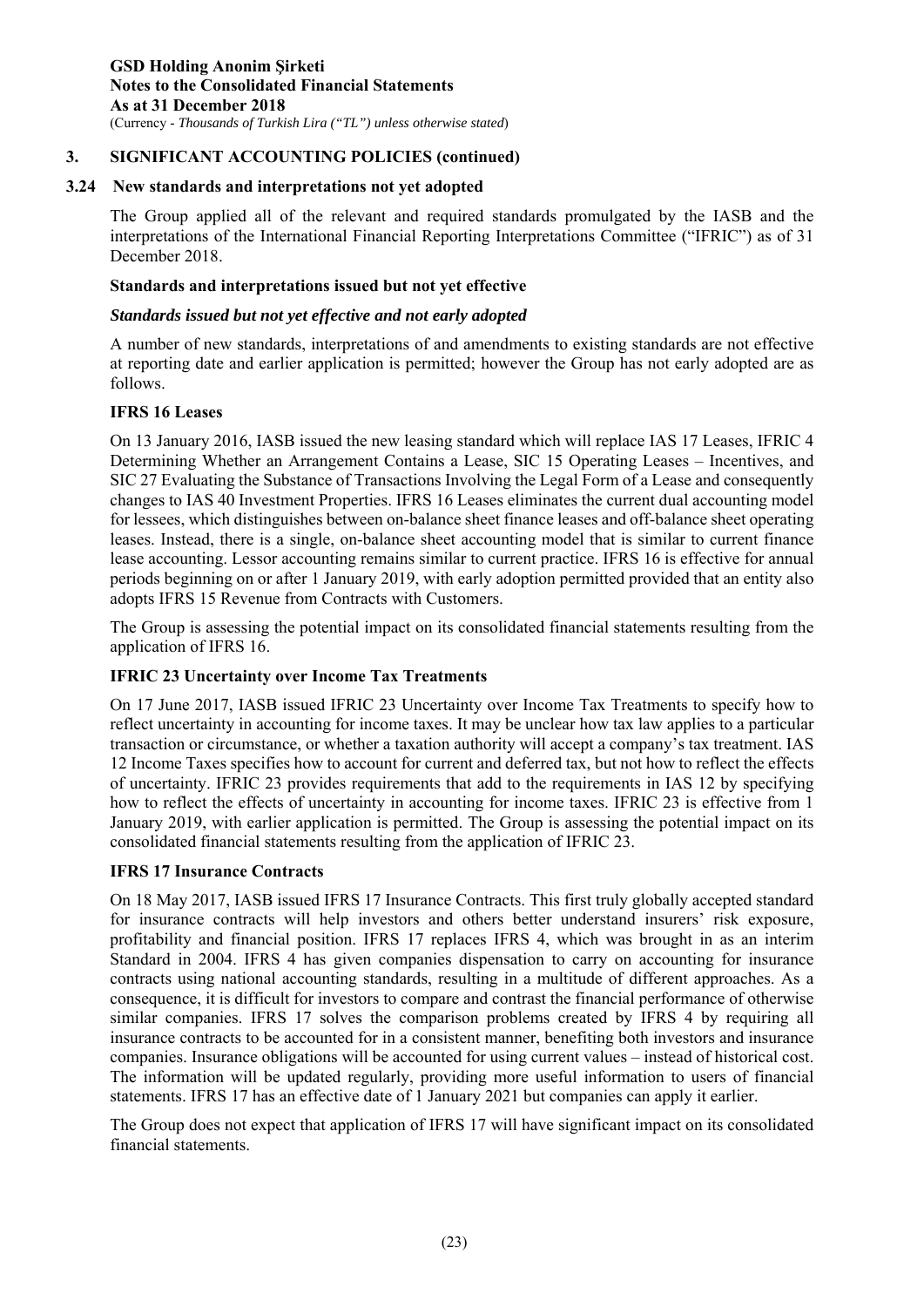## 3. SIGNIFICANT ACCOUNTING POLICIES (continued)

### 3.24 New standards and interpretations not yet adopted

The Group applied all of the relevant and required standards promulgated by the IASB and the interpretations of the International Financial Reporting Interpretations Committee ("IFRIC") as of 31 December 2018.

**Standards and interpretations issued but not yet effective**

***Standards issued but not yet effective and not early adopted***

A number of new standards, interpretations of and amendments to existing standards are not effective at reporting date and earlier application is permitted; however the Group has not early adopted are as follows.

**IFRS 16 Leases**

On 13 January 2016, IASB issued the new leasing standard which will replace IAS 17 Leases, IFRIC 4 Determining Whether an Arrangement Contains a Lease, SIC 15 Operating Leases – Incentives, and SIC 27 Evaluating the Substance of Transactions Involving the Legal Form of a Lease and consequently changes to IAS 40 Investment Properties. IFRS 16 Leases eliminates the current dual accounting model for lessees, which distinguishes between on-balance sheet finance leases and off-balance sheet operating leases. Instead, there is a single, on-balance sheet accounting model that is similar to current finance lease accounting. Lessor accounting remains similar to current practice. IFRS 16 is effective for annual periods beginning on or after 1 January 2019, with early adoption permitted provided that an entity also adopts IFRS 15 Revenue from Contracts with Customers.

The Group is assessing the potential impact on its consolidated financial statements resulting from the application of IFRS 16.

**IFRIC 23 Uncertainty over Income Tax Treatments**

On 17 June 2017, IASB issued IFRIC 23 Uncertainty over Income Tax Treatments to specify how to reflect uncertainty in accounting for income taxes. It may be unclear how tax law applies to a particular transaction or circumstance, or whether a taxation authority will accept a company's tax treatment. IAS 12 Income Taxes specifies how to account for current and deferred tax, but not how to reflect the effects of uncertainty. IFRIC 23 provides requirements that add to the requirements in IAS 12 by specifying how to reflect the effects of uncertainty in accounting for income taxes. IFRIC 23 is effective from 1 January 2019, with earlier application is permitted. The Group is assessing the potential impact on its consolidated financial statements resulting from the application of IFRIC 23.

**IFRS 17 Insurance Contracts**

On 18 May 2017, IASB issued IFRS 17 Insurance Contracts. This first truly globally accepted standard for insurance contracts will help investors and others better understand insurers' risk exposure, profitability and financial position. IFRS 17 replaces IFRS 4, which was brought in as an interim Standard in 2004. IFRS 4 has given companies dispensation to carry on accounting for insurance contracts using national accounting standards, resulting in a multitude of different approaches. As a consequence, it is difficult for investors to compare and contrast the financial performance of otherwise similar companies. IFRS 17 solves the comparison problems created by IFRS 4 by requiring all insurance contracts to be accounted for in a consistent manner, benefiting both investors and insurance companies. Insurance obligations will be accounted for using current values – instead of historical cost. The information will be updated regularly, providing more useful information to users of financial statements. IFRS 17 has an effective date of 1 January 2021 but companies can apply it earlier.

The Group does not expect that application of IFRS 17 will have significant impact on its consolidated financial statements.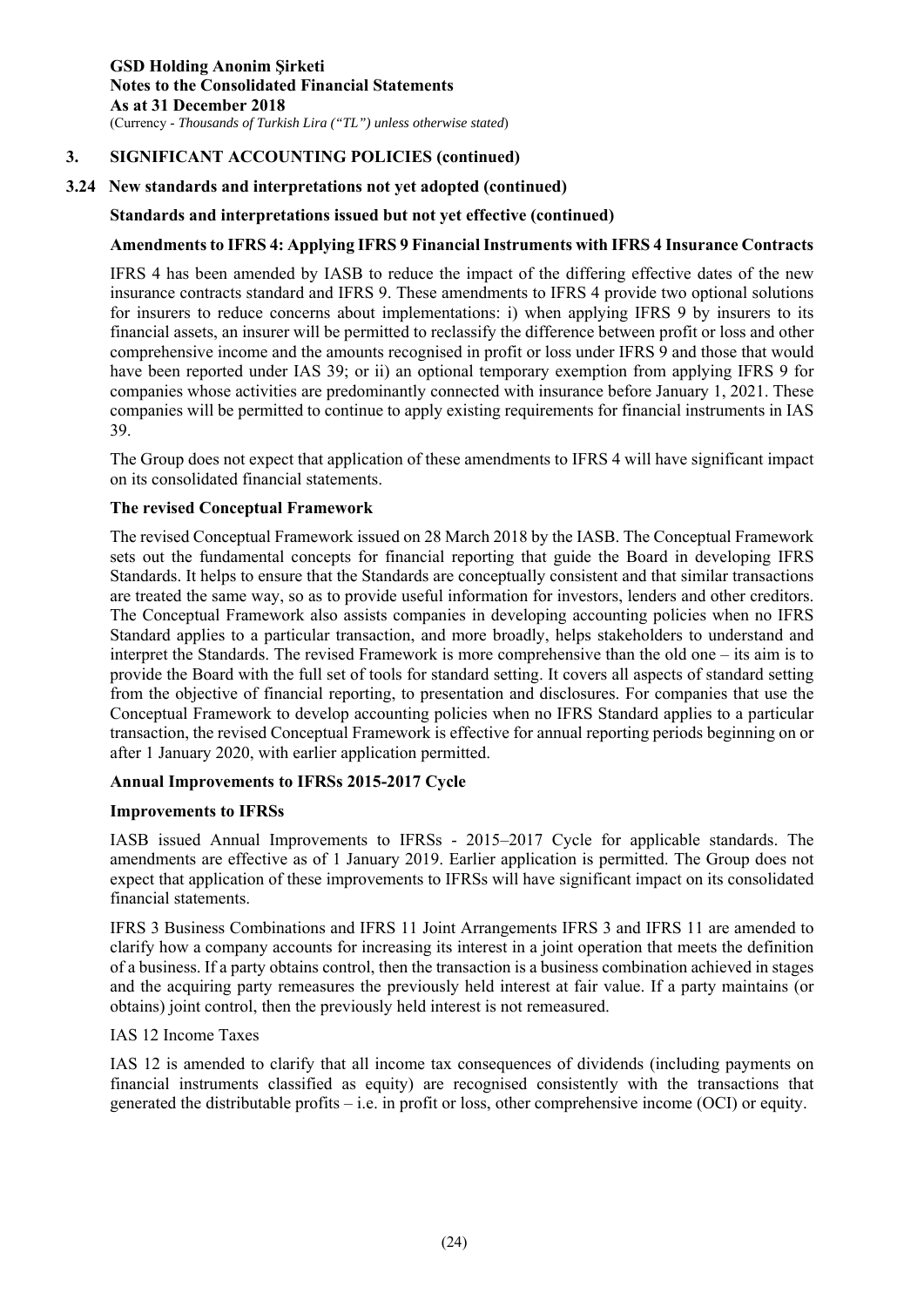## 3. SIGNIFICANT ACCOUNTING POLICIES (continued)

### 3.24 New standards and interpretations not yet adopted (continued)

**Standards and interpretations issued but not yet effective (continued)**

**Amendments to IFRS 4: Applying IFRS 9 Financial Instruments with IFRS 4 Insurance Contracts**

IFRS 4 has been amended by IASB to reduce the impact of the differing effective dates of the new insurance contracts standard and IFRS 9. These amendments to IFRS 4 provide two optional solutions for insurers to reduce concerns about implementations: i) when applying IFRS 9 by insurers to its financial assets, an insurer will be permitted to reclassify the difference between profit or loss and other comprehensive income and the amounts recognised in profit or loss under IFRS 9 and those that would have been reported under IAS 39; or ii) an optional temporary exemption from applying IFRS 9 for companies whose activities are predominantly connected with insurance before January 1, 2021. These companies will be permitted to continue to apply existing requirements for financial instruments in IAS 39.

The Group does not expect that application of these amendments to IFRS 4 will have significant impact on its consolidated financial statements.

**The revised Conceptual Framework**

The revised Conceptual Framework issued on 28 March 2018 by the IASB. The Conceptual Framework sets out the fundamental concepts for financial reporting that guide the Board in developing IFRS Standards. It helps to ensure that the Standards are conceptually consistent and that similar transactions are treated the same way, so as to provide useful information for investors, lenders and other creditors. The Conceptual Framework also assists companies in developing accounting policies when no IFRS Standard applies to a particular transaction, and more broadly, helps stakeholders to understand and interpret the Standards. The revised Framework is more comprehensive than the old one – its aim is to provide the Board with the full set of tools for standard setting. It covers all aspects of standard setting from the objective of financial reporting, to presentation and disclosures. For companies that use the Conceptual Framework to develop accounting policies when no IFRS Standard applies to a particular transaction, the revised Conceptual Framework is effective for annual reporting periods beginning on or after 1 January 2020, with earlier application permitted.

**Annual Improvements to IFRSs 2015-2017 Cycle**

**Improvements to IFRSs**

IASB issued Annual Improvements to IFRSs - 2015–2017 Cycle for applicable standards. The amendments are effective as of 1 January 2019. Earlier application is permitted. The Group does not expect that application of these improvements to IFRSs will have significant impact on its consolidated financial statements.

IFRS 3 Business Combinations and IFRS 11 Joint Arrangements IFRS 3 and IFRS 11 are amended to clarify how a company accounts for increasing its interest in a joint operation that meets the definition of a business. If a party obtains control, then the transaction is a business combination achieved in stages and the acquiring party remeasures the previously held interest at fair value. If a party maintains (or obtains) joint control, then the previously held interest is not remeasured.

IAS 12 Income Taxes

IAS 12 is amended to clarify that all income tax consequences of dividends (including payments on financial instruments classified as equity) are recognised consistently with the transactions that generated the distributable profits – i.e. in profit or loss, other comprehensive income (OCI) or equity.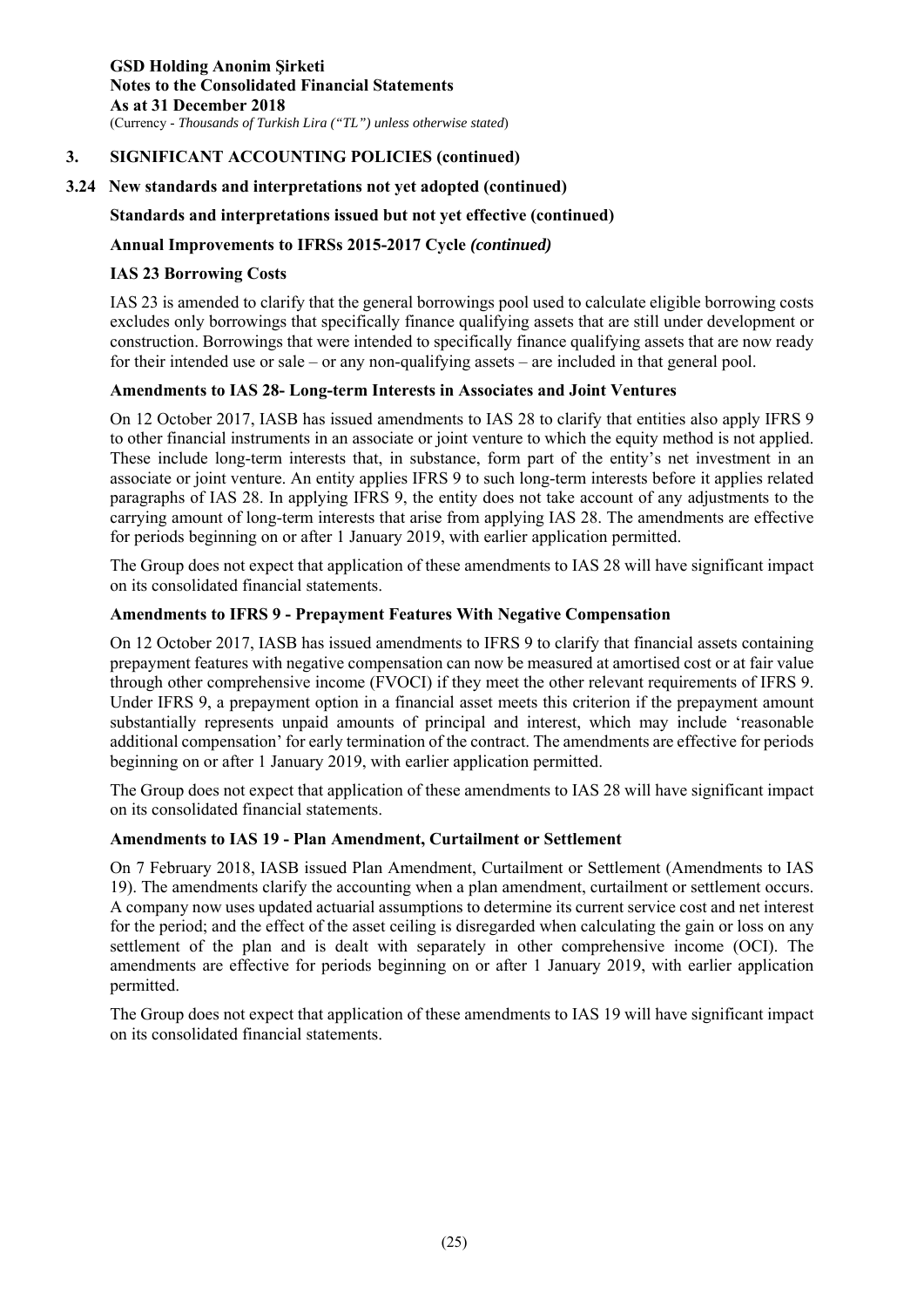## 3. SIGNIFICANT ACCOUNTING POLICIES (continued)

### 3.24 New standards and interpretations not yet adopted (continued)

**Standards and interpretations issued but not yet effective (continued)**

**Annual Improvements to IFRSs 2015-2017 Cycle *(continued)***

**IAS 23 Borrowing Costs**

IAS 23 is amended to clarify that the general borrowings pool used to calculate eligible borrowing costs excludes only borrowings that specifically finance qualifying assets that are still under development or construction. Borrowings that were intended to specifically finance qualifying assets that are now ready for their intended use or sale – or any non-qualifying assets – are included in that general pool.

**Amendments to IAS 28- Long-term Interests in Associates and Joint Ventures**

On 12 October 2017, IASB has issued amendments to IAS 28 to clarify that entities also apply IFRS 9 to other financial instruments in an associate or joint venture to which the equity method is not applied. These include long-term interests that, in substance, form part of the entity's net investment in an associate or joint venture. An entity applies IFRS 9 to such long-term interests before it applies related paragraphs of IAS 28. In applying IFRS 9, the entity does not take account of any adjustments to the carrying amount of long-term interests that arise from applying IAS 28. The amendments are effective for periods beginning on or after 1 January 2019, with earlier application permitted.

The Group does not expect that application of these amendments to IAS 28 will have significant impact on its consolidated financial statements.

**Amendments to IFRS 9 - Prepayment Features With Negative Compensation**

On 12 October 2017, IASB has issued amendments to IFRS 9 to clarify that financial assets containing prepayment features with negative compensation can now be measured at amortised cost or at fair value through other comprehensive income (FVOCI) if they meet the other relevant requirements of IFRS 9. Under IFRS 9, a prepayment option in a financial asset meets this criterion if the prepayment amount substantially represents unpaid amounts of principal and interest, which may include 'reasonable additional compensation' for early termination of the contract. The amendments are effective for periods beginning on or after 1 January 2019, with earlier application permitted.

The Group does not expect that application of these amendments to IAS 28 will have significant impact on its consolidated financial statements.

**Amendments to IAS 19 - Plan Amendment, Curtailment or Settlement**

On 7 February 2018, IASB issued Plan Amendment, Curtailment or Settlement (Amendments to IAS 19). The amendments clarify the accounting when a plan amendment, curtailment or settlement occurs. A company now uses updated actuarial assumptions to determine its current service cost and net interest for the period; and the effect of the asset ceiling is disregarded when calculating the gain or loss on any settlement of the plan and is dealt with separately in other comprehensive income (OCI). The amendments are effective for periods beginning on or after 1 January 2019, with earlier application permitted.

The Group does not expect that application of these amendments to IAS 19 will have significant impact on its consolidated financial statements.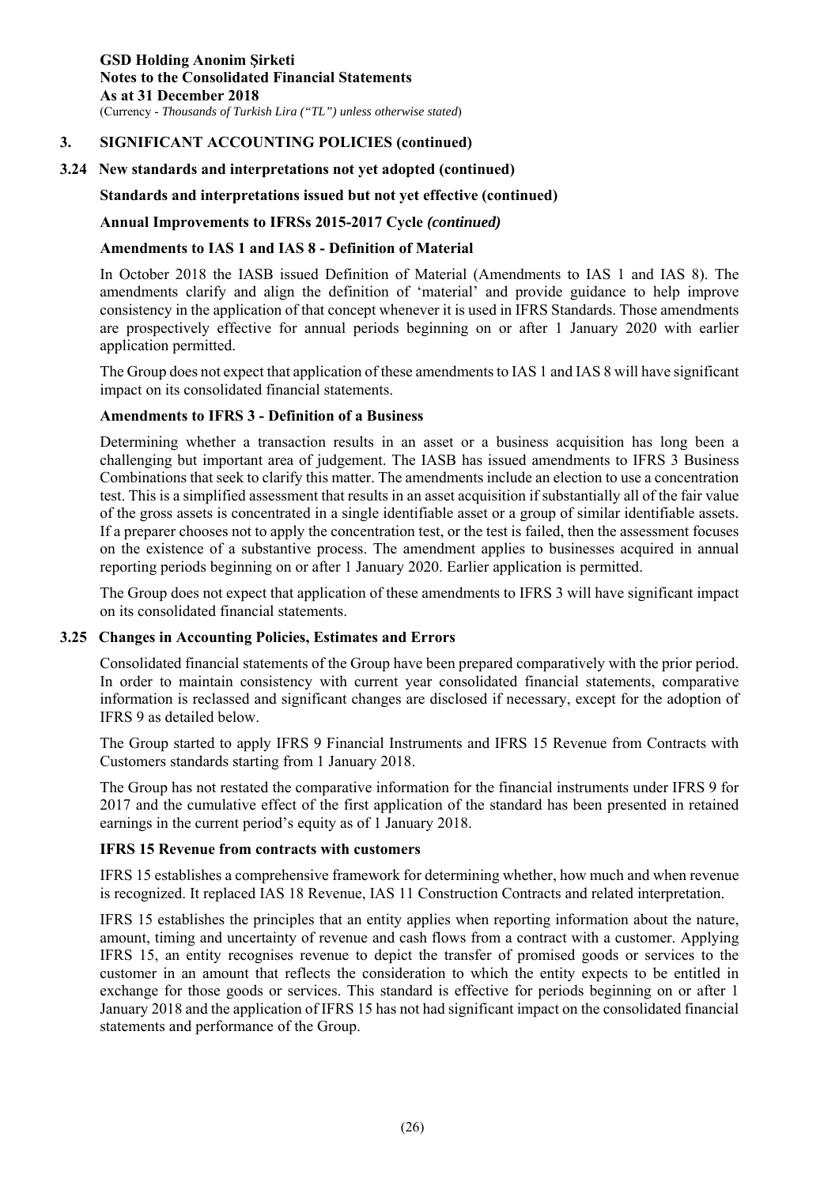## 3. SIGNIFICANT ACCOUNTING POLICIES (continued)

### 3.24 New standards and interpretations not yet adopted (continued)

**Standards and interpretations issued but not yet effective (continued)**

**Annual Improvements to IFRSs 2015-2017 Cycle *(continued)***

**Amendments to IAS 1 and IAS 8 - Definition of Material**

In October 2018 the IASB issued Definition of Material (Amendments to IAS 1 and IAS 8). The amendments clarify and align the definition of 'material' and provide guidance to help improve consistency in the application of that concept whenever it is used in IFRS Standards. Those amendments are prospectively effective for annual periods beginning on or after 1 January 2020 with earlier application permitted.

The Group does not expect that application of these amendments to IAS 1 and IAS 8 will have significant impact on its consolidated financial statements.

**Amendments to IFRS 3 - Definition of a Business**

Determining whether a transaction results in an asset or a business acquisition has long been a challenging but important area of judgement. The IASB has issued amendments to IFRS 3 Business Combinations that seek to clarify this matter. The amendments include an election to use a concentration test. This is a simplified assessment that results in an asset acquisition if substantially all of the fair value of the gross assets is concentrated in a single identifiable asset or a group of similar identifiable assets. If a preparer chooses not to apply the concentration test, or the test is failed, then the assessment focuses on the existence of a substantive process. The amendment applies to businesses acquired in annual reporting periods beginning on or after 1 January 2020. Earlier application is permitted.

The Group does not expect that application of these amendments to IFRS 3 will have significant impact on its consolidated financial statements.

### 3.25 Changes in Accounting Policies, Estimates and Errors

Consolidated financial statements of the Group have been prepared comparatively with the prior period. In order to maintain consistency with current year consolidated financial statements, comparative information is reclassed and significant changes are disclosed if necessary, except for the adoption of IFRS 9 as detailed below.

The Group started to apply IFRS 9 Financial Instruments and IFRS 15 Revenue from Contracts with Customers standards starting from 1 January 2018.

The Group has not restated the comparative information for the financial instruments under IFRS 9 for 2017 and the cumulative effect of the first application of the standard has been presented in retained earnings in the current period's equity as of 1 January 2018.

**IFRS 15 Revenue from contracts with customers**

IFRS 15 establishes a comprehensive framework for determining whether, how much and when revenue is recognized. It replaced IAS 18 Revenue, IAS 11 Construction Contracts and related interpretation.

IFRS 15 establishes the principles that an entity applies when reporting information about the nature, amount, timing and uncertainty of revenue and cash flows from a contract with a customer. Applying IFRS 15, an entity recognises revenue to depict the transfer of promised goods or services to the customer in an amount that reflects the consideration to which the entity expects to be entitled in exchange for those goods or services. This standard is effective for periods beginning on or after 1 January 2018 and the application of IFRS 15 has not had significant impact on the consolidated financial statements and performance of the Group.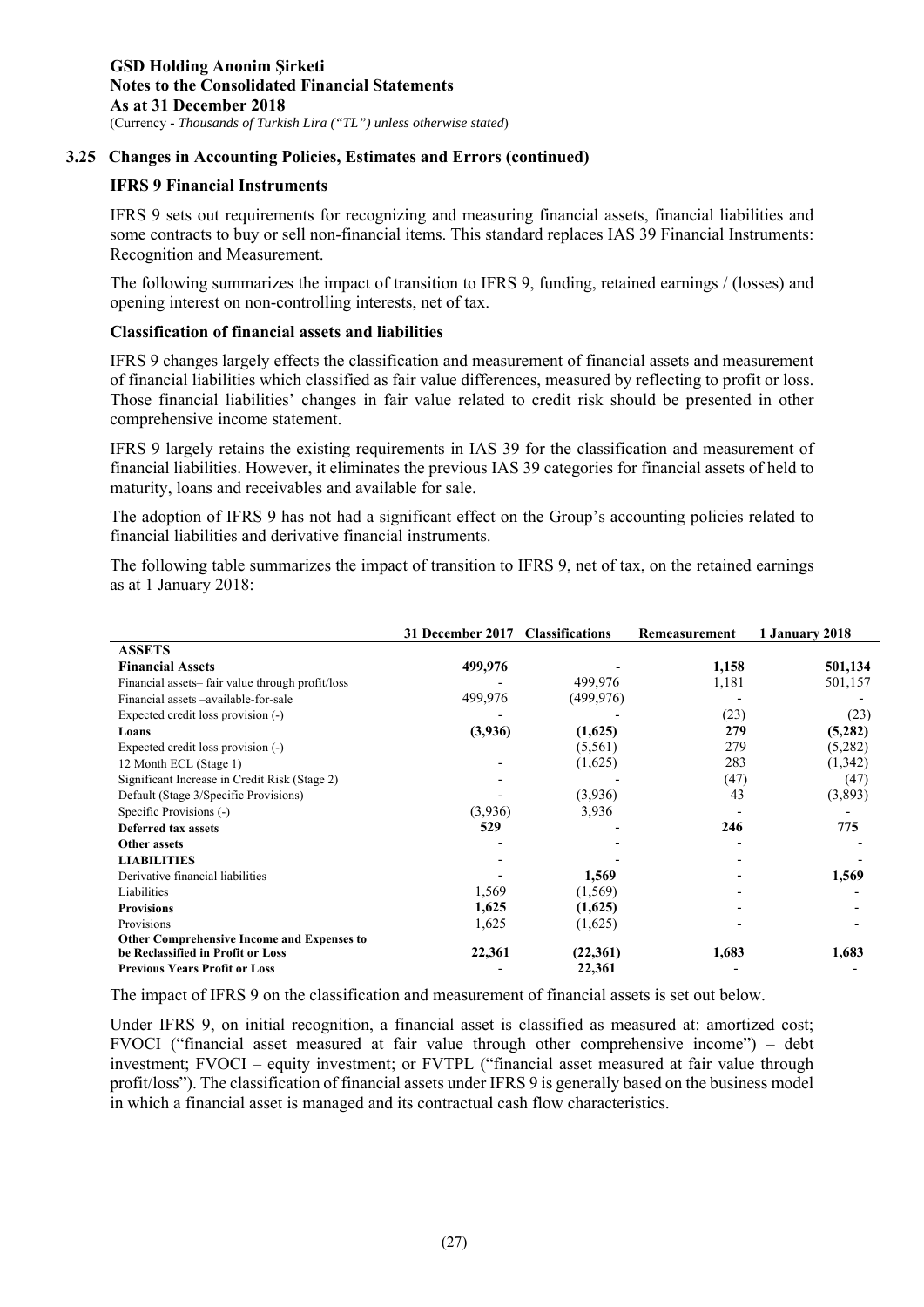### 3.25 Changes in Accounting Policies, Estimates and Errors (continued)

**IFRS 9 Financial Instruments**

IFRS 9 sets out requirements for recognizing and measuring financial assets, financial liabilities and some contracts to buy or sell non-financial items. This standard replaces IAS 39 Financial Instruments: Recognition and Measurement.

The following summarizes the impact of transition to IFRS 9, funding, retained earnings / (losses) and opening interest on non-controlling interests, net of tax.

**Classification of financial assets and liabilities**

IFRS 9 changes largely effects the classification and measurement of financial assets and measurement of financial liabilities which classified as fair value differences, measured by reflecting to profit or loss. Those financial liabilities' changes in fair value related to credit risk should be presented in other comprehensive income statement.

IFRS 9 largely retains the existing requirements in IAS 39 for the classification and measurement of financial liabilities. However, it eliminates the previous IAS 39 categories for financial assets of held to maturity, loans and receivables and available for sale.

The adoption of IFRS 9 has not had a significant effect on the Group's accounting policies related to financial liabilities and derivative financial instruments.

The following table summarizes the impact of transition to IFRS 9, net of tax, on the retained earnings as at 1 January 2018:

| | 31 December 2017 | Classifications | Remeasurement | 1 January 2018 |
|---|---|---|---|---|
| **ASSETS** | | | | |
| **Financial Assets** | **499,976** | - | **1,158** | **501,134** |
| Financial assets– fair value through profit/loss | - | 499,976 | 1,181 | 501,157 |
| Financial assets –available-for-sale | 499,976 | (499,976) | - | - |
| Expected credit loss provision (-) | - | - | (23) | (23) |
| **Loans** | **(3,936)** | **(1,625)** | **279** | **(5,282)** |
| Expected credit loss provision (-) | | (5,561) | 279 | (5,282) |
| 12 Month ECL (Stage 1) | - | (1,625) | 283 | (1,342) |
| Significant Increase in Credit Risk (Stage 2) | - | - | (47) | (47) |
| Default (Stage 3/Specific Provisions) | - | (3,936) | 43 | (3,893) |
| Specific Provisions (-) | (3,936) | 3,936 | - | - |
| **Deferred tax assets** | **529** | - | **246** | **775** |
| **Other assets** | - | - | - | - |
| **LIABILITIES** | - | - | - | - |
| Derivative financial liabilities | - | **1,569** | - | **1,569** |
| Liabilities | 1,569 | (1,569) | - | - |
| **Provisions** | **1,625** | **(1,625)** | - | - |
| Provisions | 1,625 | (1,625) | - | - |
| **Other Comprehensive Income and Expenses to be Reclassified in Profit or Loss** | **22,361** | **(22,361)** | **1,683** | **1,683** |
| **Previous Years Profit or Loss** | - | **22,361** | - | - |

The impact of IFRS 9 on the classification and measurement of financial assets is set out below.

Under IFRS 9, on initial recognition, a financial asset is classified as measured at: amortized cost; FVOCI ("financial asset measured at fair value through other comprehensive income") – debt investment; FVOCI – equity investment; or FVTPL ("financial asset measured at fair value through profit/loss"). The classification of financial assets under IFRS 9 is generally based on the business model in which a financial asset is managed and its contractual cash flow characteristics.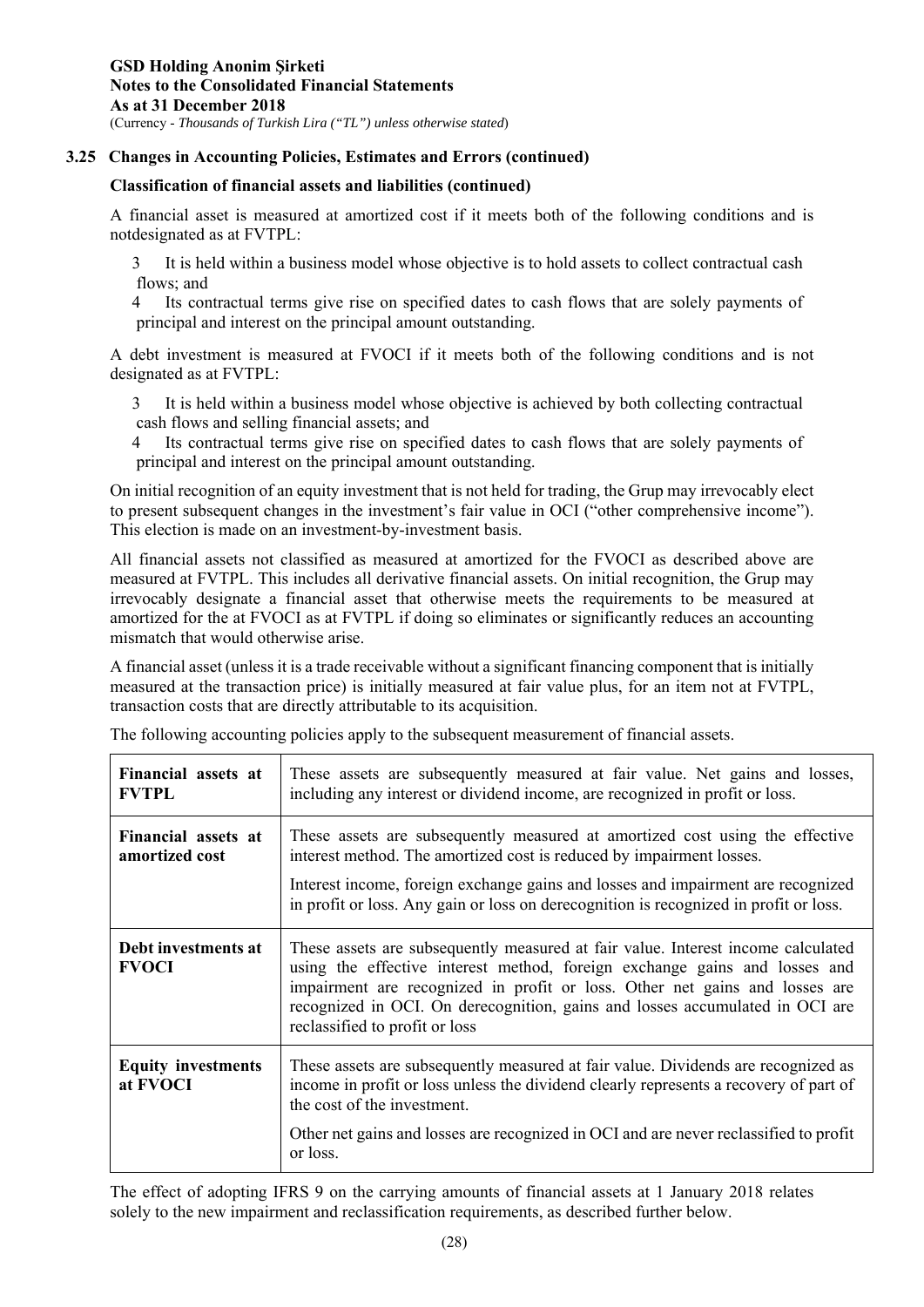### 3.25 Changes in Accounting Policies, Estimates and Errors (continued)

**Classification of financial assets and liabilities (continued)**

A financial asset is measured at amortized cost if it meets both of the following conditions and is notdesignated as at FVTPL:

3 It is held within a business model whose objective is to hold assets to collect contractual cash flows; and

4 Its contractual terms give rise on specified dates to cash flows that are solely payments of principal and interest on the principal amount outstanding.

A debt investment is measured at FVOCI if it meets both of the following conditions and is not designated as at FVTPL:

3 It is held within a business model whose objective is achieved by both collecting contractual cash flows and selling financial assets; and

4 Its contractual terms give rise on specified dates to cash flows that are solely payments of principal and interest on the principal amount outstanding.

On initial recognition of an equity investment that is not held for trading, the Grup may irrevocably elect to present subsequent changes in the investment's fair value in OCI ("other comprehensive income"). This election is made on an investment-by-investment basis.

All financial assets not classified as measured at amortized for the FVOCI as described above are measured at FVTPL. This includes all derivative financial assets. On initial recognition, the Grup may irrevocably designate a financial asset that otherwise meets the requirements to be measured at amortized for the at FVOCI as at FVTPL if doing so eliminates or significantly reduces an accounting mismatch that would otherwise arise.

A financial asset (unless it is a trade receivable without a significant financing component that is initially measured at the transaction price) is initially measured at fair value plus, for an item not at FVTPL, transaction costs that are directly attributable to its acquisition.

The following accounting policies apply to the subsequent measurement of financial assets.

| | |
|---|---|
| **Financial assets at FVTPL** | These assets are subsequently measured at fair value. Net gains and losses, including any interest or dividend income, are recognized in profit or loss. |
| **Financial assets at amortized cost** | These assets are subsequently measured at amortized cost using the effective interest method. The amortized cost is reduced by impairment losses.<br><br>Interest income, foreign exchange gains and losses and impairment are recognized in profit or loss. Any gain or loss on derecognition is recognized in profit or loss. |
| **Debt investments at FVOCI** | These assets are subsequently measured at fair value. Interest income calculated using the effective interest method, foreign exchange gains and losses and impairment are recognized in profit or loss. Other net gains and losses are recognized in OCI. On derecognition, gains and losses accumulated in OCI are reclassified to profit or loss |
| **Equity investments at FVOCI** | These assets are subsequently measured at fair value. Dividends are recognized as income in profit or loss unless the dividend clearly represents a recovery of part of the cost of the investment.<br><br>Other net gains and losses are recognized in OCI and are never reclassified to profit or loss. |

The effect of adopting IFRS 9 on the carrying amounts of financial assets at 1 January 2018 relates solely to the new impairment and reclassification requirements, as described further below.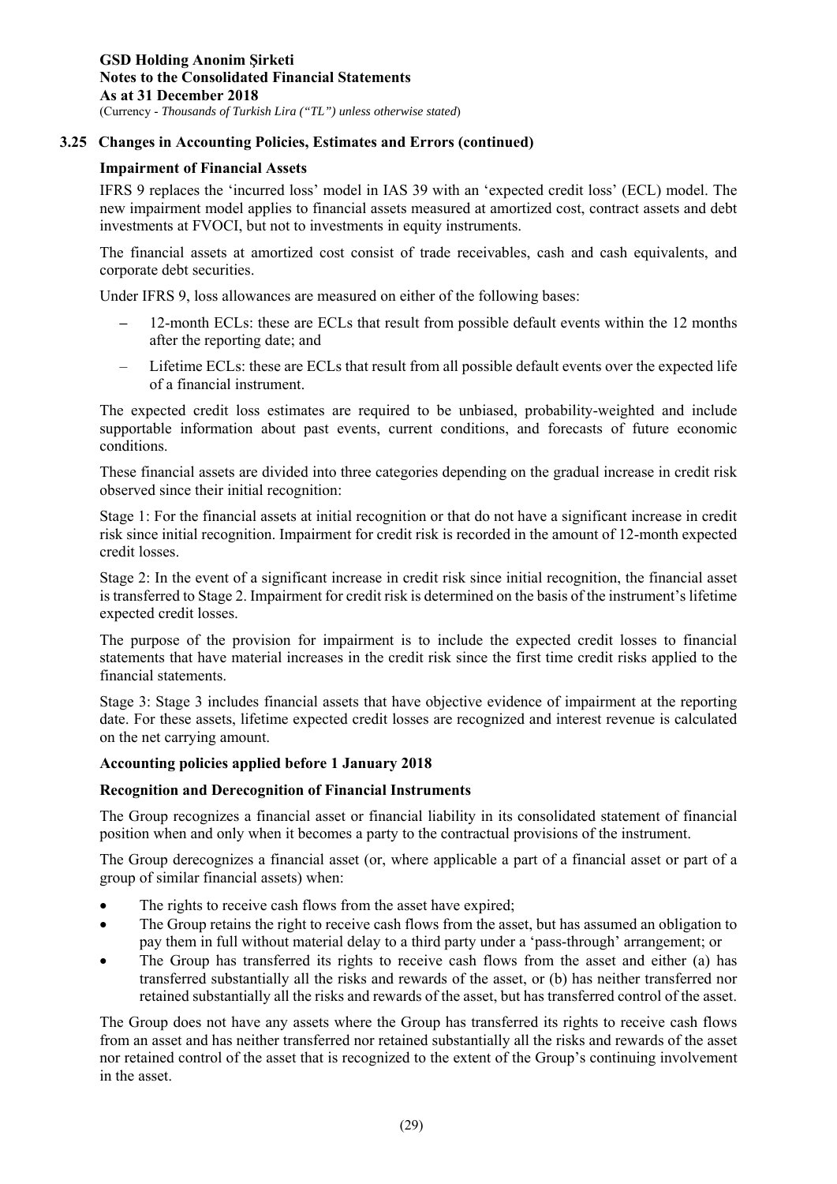### 3.25 Changes in Accounting Policies, Estimates and Errors (continued)

**Impairment of Financial Assets**

IFRS 9 replaces the 'incurred loss' model in IAS 39 with an 'expected credit loss' (ECL) model. The new impairment model applies to financial assets measured at amortized cost, contract assets and debt investments at FVOCI, but not to investments in equity instruments.

The financial assets at amortized cost consist of trade receivables, cash and cash equivalents, and corporate debt securities.

Under IFRS 9, loss allowances are measured on either of the following bases:

- 12-month ECLs: these are ECLs that result from possible default events within the 12 months after the reporting date; and
- Lifetime ECLs: these are ECLs that result from all possible default events over the expected life of a financial instrument.

The expected credit loss estimates are required to be unbiased, probability-weighted and include supportable information about past events, current conditions, and forecasts of future economic conditions.

These financial assets are divided into three categories depending on the gradual increase in credit risk observed since their initial recognition:

Stage 1: For the financial assets at initial recognition or that do not have a significant increase in credit risk since initial recognition. Impairment for credit risk is recorded in the amount of 12-month expected credit losses.

Stage 2: In the event of a significant increase in credit risk since initial recognition, the financial asset is transferred to Stage 2. Impairment for credit risk is determined on the basis of the instrument's lifetime expected credit losses.

The purpose of the provision for impairment is to include the expected credit losses to financial statements that have material increases in the credit risk since the first time credit risks applied to the financial statements.

Stage 3: Stage 3 includes financial assets that have objective evidence of impairment at the reporting date. For these assets, lifetime expected credit losses are recognized and interest revenue is calculated on the net carrying amount.

**Accounting policies applied before 1 January 2018**

**Recognition and Derecognition of Financial Instruments**

The Group recognizes a financial asset or financial liability in its consolidated statement of financial position when and only when it becomes a party to the contractual provisions of the instrument.

The Group derecognizes a financial asset (or, where applicable a part of a financial asset or part of a group of similar financial assets) when:

- The rights to receive cash flows from the asset have expired;
- The Group retains the right to receive cash flows from the asset, but has assumed an obligation to pay them in full without material delay to a third party under a 'pass-through' arrangement; or
- The Group has transferred its rights to receive cash flows from the asset and either (a) has transferred substantially all the risks and rewards of the asset, or (b) has neither transferred nor retained substantially all the risks and rewards of the asset, but has transferred control of the asset.

The Group does not have any assets where the Group has transferred its rights to receive cash flows from an asset and has neither transferred nor retained substantially all the risks and rewards of the asset nor retained control of the asset that is recognized to the extent of the Group's continuing involvement in the asset.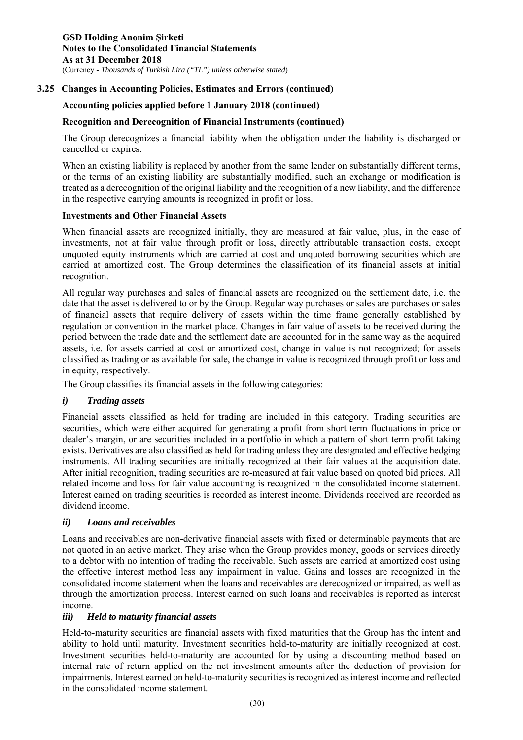## 3.25 Changes in Accounting Policies, Estimates and Errors (continued)

**Accounting policies applied before 1 January 2018 (continued)**

**Recognition and Derecognition of Financial Instruments (continued)**

The Group derecognizes a financial liability when the obligation under the liability is discharged or cancelled or expires.

When an existing liability is replaced by another from the same lender on substantially different terms, or the terms of an existing liability are substantially modified, such an exchange or modification is treated as a derecognition of the original liability and the recognition of a new liability, and the difference in the respective carrying amounts is recognized in profit or loss.

**Investments and Other Financial Assets**

When financial assets are recognized initially, they are measured at fair value, plus, in the case of investments, not at fair value through profit or loss, directly attributable transaction costs, except unquoted equity instruments which are carried at cost and unquoted borrowing securities which are carried at amortized cost. The Group determines the classification of its financial assets at initial recognition.

All regular way purchases and sales of financial assets are recognized on the settlement date, i.e. the date that the asset is delivered to or by the Group. Regular way purchases or sales are purchases or sales of financial assets that require delivery of assets within the time frame generally established by regulation or convention in the market place. Changes in fair value of assets to be received during the period between the trade date and the settlement date are accounted for in the same way as the acquired assets, i.e. for assets carried at cost or amortized cost, change in value is not recognized; for assets classified as trading or as available for sale, the change in value is recognized through profit or loss and in equity, respectively.

The Group classifies its financial assets in the following categories:

***i) Trading assets***

Financial assets classified as held for trading are included in this category. Trading securities are securities, which were either acquired for generating a profit from short term fluctuations in price or dealer's margin, or are securities included in a portfolio in which a pattern of short term profit taking exists. Derivatives are also classified as held for trading unless they are designated and effective hedging instruments. All trading securities are initially recognized at their fair values at the acquisition date. After initial recognition, trading securities are re-measured at fair value based on quoted bid prices. All related income and loss for fair value accounting is recognized in the consolidated income statement. Interest earned on trading securities is recorded as interest income. Dividends received are recorded as dividend income.

***ii) Loans and receivables***

Loans and receivables are non-derivative financial assets with fixed or determinable payments that are not quoted in an active market. They arise when the Group provides money, goods or services directly to a debtor with no intention of trading the receivable. Such assets are carried at amortized cost using the effective interest method less any impairment in value. Gains and losses are recognized in the consolidated income statement when the loans and receivables are derecognized or impaired, as well as through the amortization process. Interest earned on such loans and receivables is reported as interest income.

***iii) Held to maturity financial assets***

Held-to-maturity securities are financial assets with fixed maturities that the Group has the intent and ability to hold until maturity. Investment securities held-to-maturity are initially recognized at cost. Investment securities held-to-maturity are accounted for by using a discounting method based on internal rate of return applied on the net investment amounts after the deduction of provision for impairments. Interest earned on held-to-maturity securities is recognized as interest income and reflected in the consolidated income statement.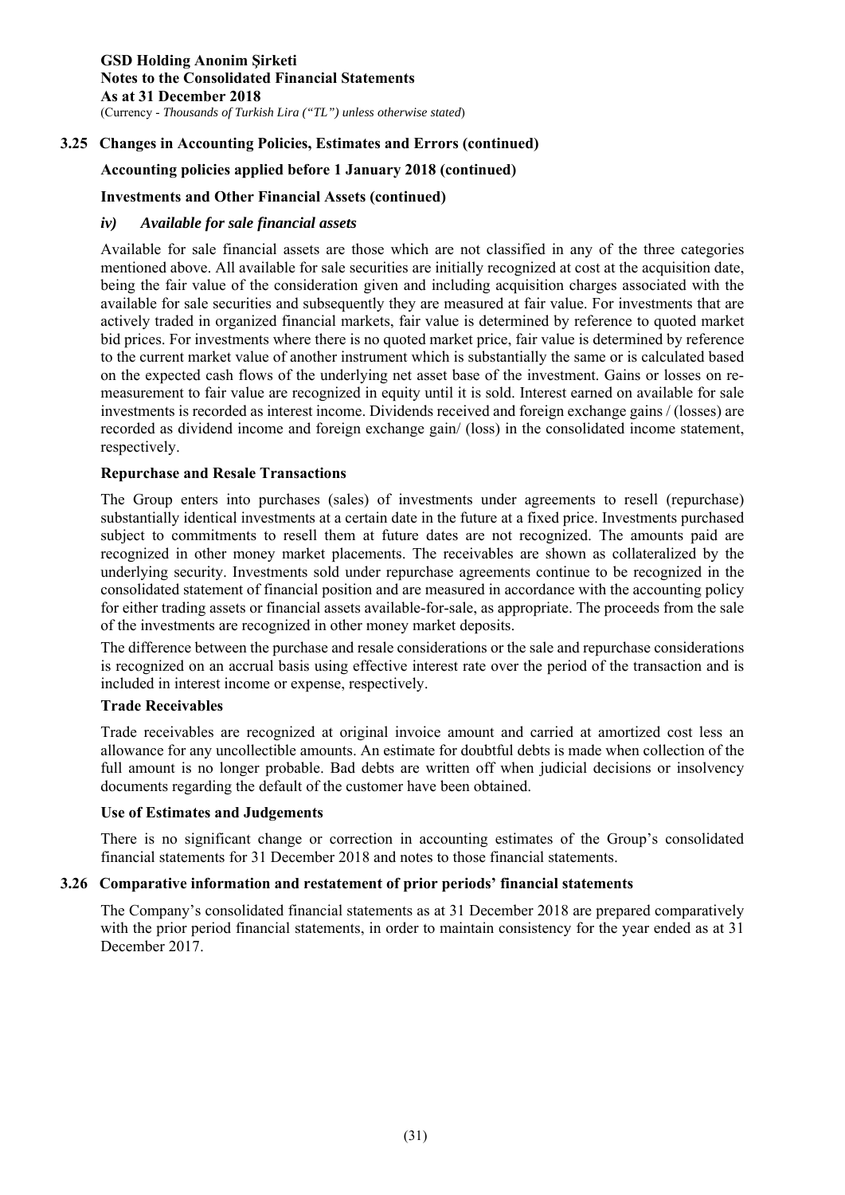### 3.25 Changes in Accounting Policies, Estimates and Errors (continued)

**Accounting policies applied before 1 January 2018 (continued)**

**Investments and Other Financial Assets (continued)**

***iv) Available for sale financial assets***

Available for sale financial assets are those which are not classified in any of the three categories mentioned above. All available for sale securities are initially recognized at cost at the acquisition date, being the fair value of the consideration given and including acquisition charges associated with the available for sale securities and subsequently they are measured at fair value. For investments that are actively traded in organized financial markets, fair value is determined by reference to quoted market bid prices. For investments where there is no quoted market price, fair value is determined by reference to the current market value of another instrument which is substantially the same or is calculated based on the expected cash flows of the underlying net asset base of the investment. Gains or losses on re-measurement to fair value are recognized in equity until it is sold. Interest earned on available for sale investments is recorded as interest income. Dividends received and foreign exchange gains / (losses) are recorded as dividend income and foreign exchange gain/ (loss) in the consolidated income statement, respectively.

**Repurchase and Resale Transactions**

The Group enters into purchases (sales) of investments under agreements to resell (repurchase) substantially identical investments at a certain date in the future at a fixed price. Investments purchased subject to commitments to resell them at future dates are not recognized. The amounts paid are recognized in other money market placements. The receivables are shown as collateralized by the underlying security. Investments sold under repurchase agreements continue to be recognized in the consolidated statement of financial position and are measured in accordance with the accounting policy for either trading assets or financial assets available-for-sale, as appropriate. The proceeds from the sale of the investments are recognized in other money market deposits.

The difference between the purchase and resale considerations or the sale and repurchase considerations is recognized on an accrual basis using effective interest rate over the period of the transaction and is included in interest income or expense, respectively.

**Trade Receivables**

Trade receivables are recognized at original invoice amount and carried at amortized cost less an allowance for any uncollectible amounts. An estimate for doubtful debts is made when collection of the full amount is no longer probable. Bad debts are written off when judicial decisions or insolvency documents regarding the default of the customer have been obtained.

**Use of Estimates and Judgements**

There is no significant change or correction in accounting estimates of the Group's consolidated financial statements for 31 December 2018 and notes to those financial statements.

### 3.26 Comparative information and restatement of prior periods' financial statements

The Company's consolidated financial statements as at 31 December 2018 are prepared comparatively with the prior period financial statements, in order to maintain consistency for the year ended as at 31 December 2017.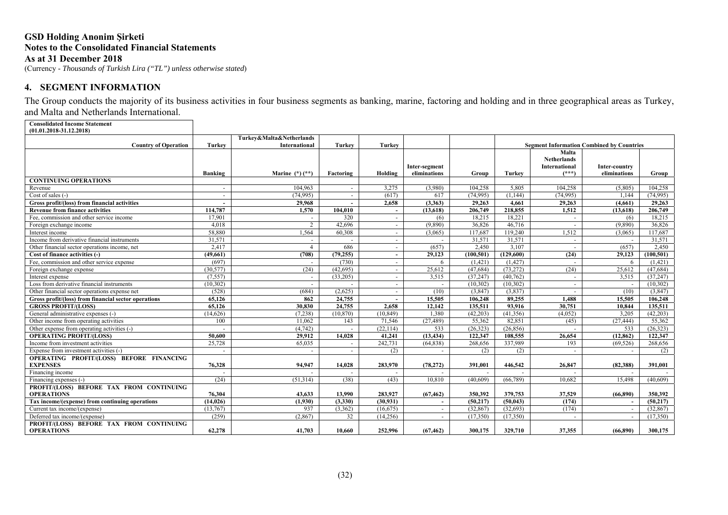# GSD Holding Anonim Şirketi
## Notes to the Consolidated Financial Statements
### As at 31 December 2018

(Currency - *Thousands of Turkish Lira ("TL") unless otherwise stated*)

## 4. SEGMENT INFORMATION

The Group conducts the majority of its business activities in four business segments as banking, marine, factoring and holding and in three geographical areas as Turkey, and Malta and Netherlands International.

| Consolidated Income Statement (01.01.2018-31.12.2018) | | | | | | | | | | |
|---|---|---|---|---|---|---|---|---|---|---|
| Country of Operation | Turkey | Turkey&Malta&Netherlands International | Turkey | Turkey | | | Segment Information Combined by Countries | | | |
| | Banking | Marine (*) (**) | Factoring | Holding | Inter-segment eliminations | Group | Turkey | Malta Netherlands International (***) | Inter-country eliminations | Group |
| **CONTINUING OPERATIONS** | | | | | | | | | | |
| Revenue | - | 104,963 | - | 3,275 | (3,980) | 104,258 | 5,805 | 104,258 | (5,805) | 104,258 |
| Cost of sales (-) | - | (74,995) | - | (617) | 617 | (74,995) | (1,144) | (74,995) | 1,144 | (74,995) |
| **Gross profit/(loss) from financial activities** | **-** | **29,968** | **-** | **2,658** | **(3,363)** | **29,263** | **4,661** | **29,263** | **(4,661)** | **29,263** |
| **Revenue from finance activities** | **114,787** | **1,570** | **104,010** | **-** | **(13,618)** | **206,749** | **218,855** | **1,512** | **(13,618)** | **206,749** |
| Fee, commission and other service income | 17,901 | - | 320 | - | (6) | 18,215 | 18,221 | - | (6) | 18,215 |
| Foreign exchange income | 4,018 | 2 | 42,696 | - | (9,890) | 36,826 | 46,716 | - | (9,890) | 36,826 |
| Interest income | 58,880 | 1,564 | 60,308 | - | (3,065) | 117,687 | 119,240 | 1,512 | (3,065) | 117,687 |
| Income from derivative financial instruments | 31,571 | - | - | - | - | 31,571 | 31,571 | - | - | 31,571 |
| Other financial sector operations income, net | 2,417 | 4 | 686 | - | (657) | 2,450 | 3,107 | - | (657) | 2,450 |
| **Cost of finance activities (-)** | **(49,661)** | **(708)** | **(79,255)** | **-** | **29,123** | **(100,501)** | **(129,600)** | **(24)** | **29,123** | **(100,501)** |
| Fee, commission and other service expense | (697) | - | (730) | - | 6 | (1,421) | (1,427) | - | 6 | (1,421) |
| Foreign exchange expense | (30,577) | (24) | (42,695) | - | 25,612 | (47,684) | (73,272) | (24) | 25,612 | (47,684) |
| Interest expense | (7,557) | - | (33,205) | - | 3,515 | (37,247) | (40,762) | - | 3,515 | (37,247) |
| Loss from derivative financial instruments | (10,302) | - | - | - | - | (10,302) | (10,302) | - | - | (10,302) |
| Other financial sector operations expense net | (528) | (684) | (2,625) | - | (10) | (3,847) | (3,837) | - | (10) | (3,847) |
| **Gross profit/(loss) from financial sector operations** | **65,126** | **862** | **24,755** | **-** | **15,505** | **106,248** | **89,255** | **1,488** | **15,505** | **106,248** |
| **GROSS PROFIT/(LOSS)** | **65,126** | **30,830** | **24,755** | **2,658** | **12,142** | **135,511** | **93,916** | **30,751** | **10,844** | **135,511** |
| General administrative expenses (-) | (14,626) | (7,238) | (10,870) | (10,849) | 1,380 | (42,203) | (41,356) | (4,052) | 3,205 | (42,203) |
| Other income from operating activities | 100 | 11,062 | 143 | 71,546 | (27,489) | 55,362 | 82,851 | (45) | (27,444) | 55,362 |
| Other expense from operating activities (-) | - | (4,742) | - | (22,114) | 533 | (26,323) | (26,856) | - | 533 | (26,323) |
| **OPERATING PROFIT/(LOSS)** | **50,600** | **29,912** | **14,028** | **41,241** | **(13,434)** | **122,347** | **108,555** | **26,654** | **(12,862)** | **122,347** |
| Income from investment activities | 25,728 | 65,035 | - | 242,731 | (64,838) | 268,656 | 337,989 | 193 | (69,526) | 268,656 |
| Expense from investment activities (-) | - | - | - | (2) | - | (2) | (2) | - | - | (2) |
| **OPERATING PROFIT/(LOSS) BEFORE FINANCING EXPENSES** | **76,328** | **94,947** | **14,028** | **283,970** | **(78,272)** | **391,001** | **446,542** | **26,847** | **(82,388)** | **391,001** |
| Financing income | - | - | - | - | - | - | - | - | - | - |
| Financing expenses (-) | (24) | (51,314) | (38) | (43) | 10,810 | (40,609) | (66,789) | 10,682 | 15,498 | (40,609) |
| **PROFIT/(LOSS) BEFORE TAX FROM CONTINUING OPERATIONS** | **76,304** | **43,633** | **13,990** | **283,927** | **(67,462)** | **350,392** | **379,753** | **37,529** | **(66,890)** | **350,392** |
| **Tax income/(expense) from continuing operations** | **(14,026)** | **(1,930)** | **(3,330)** | **(30,931)** | **-** | **(50,217)** | **(50,043)** | **(174)** | **-** | **(50,217)** |
| Current tax income/(expense) | (13,767) | 937 | (3,362) | (16,675) | - | (32,867) | (32,693) | (174) | - | (32,867) |
| Deferred tax income/(expense) | (259) | (2,867) | 32 | (14,256) | - | (17,350) | (17,350) | - | - | (17,350) |
| **PROFIT/(LOSS) BEFORE TAX FROM CONTINUING OPERATIONS** | **62,278** | **41,703** | **10,660** | **252,996** | **(67,462)** | **300,175** | **329,710** | **37,355** | **(66,890)** | **300,175** |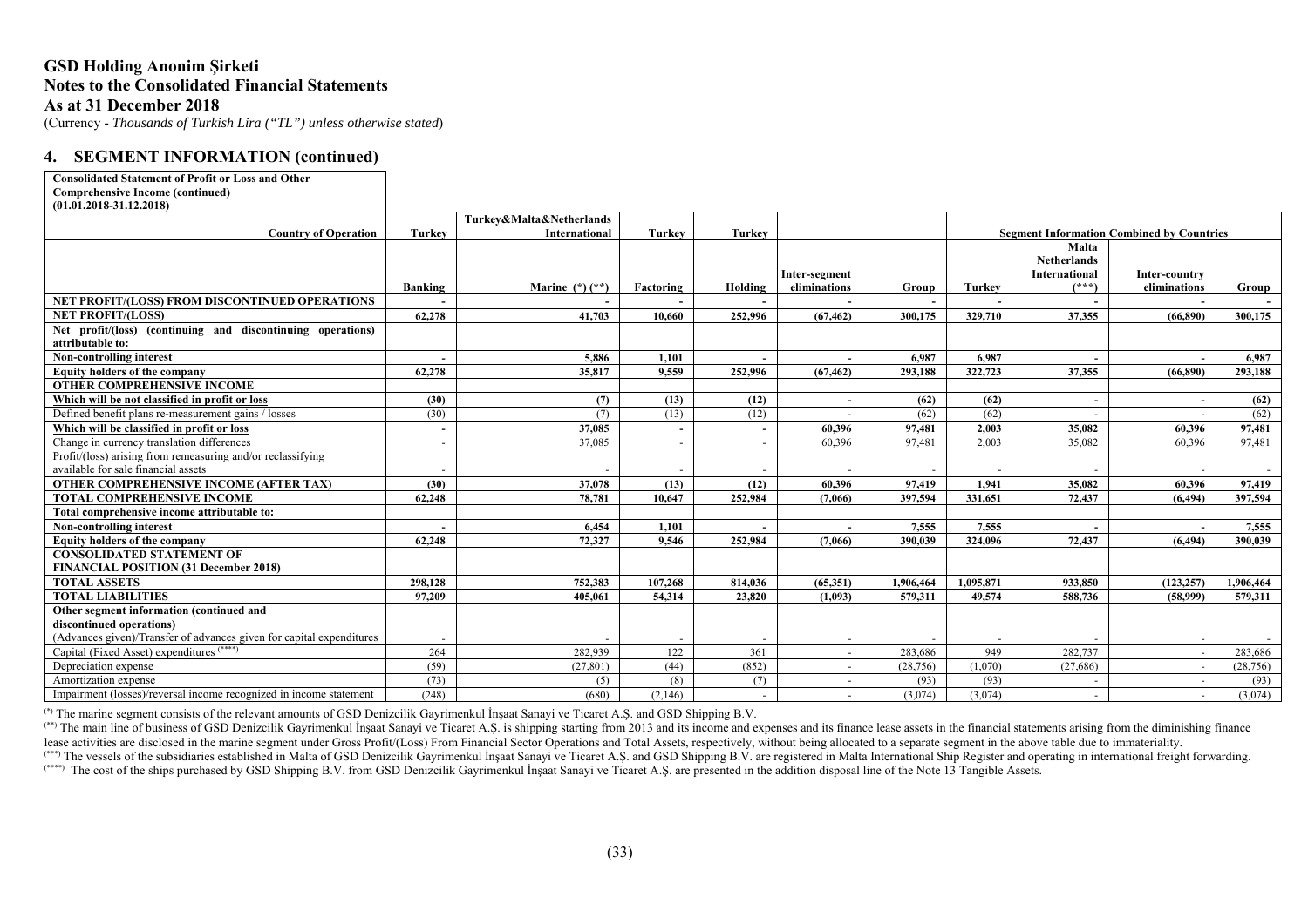# GSD Holding Anonim Şirketi

**Notes to the Consolidated Financial Statements**

**As at 31 December 2018**

(Currency - *Thousands of Turkish Lira ("TL") unless otherwise stated*)

## 4. SEGMENT INFORMATION (continued)

| **Consolidated Statement of Profit or Loss and Other Comprehensive Income (continued) (01.01.2018-31.12.2018)** | | | | | | | | | | |
|---|---|---|---|---|---|---|---|---|---|---|
| **Country of Operation** | **Turkey** | **Turkey&Malta&Netherlands International** | **Turkey** | **Turkey** | | | **Segment Information Combined by Countries** | | | |
| | **Banking** | **Marine (*) (**)** | **Factoring** | **Holding** | **Inter-segment eliminations** | **Group** | **Turkey** | **Malta Netherlands International (***)** | **Inter-country eliminations** | **Group** |
| **NET PROFIT/(LOSS) FROM DISCONTINUED OPERATIONS** | **-** | **-** | **-** | **-** | **-** | **-** | **-** | **-** | **-** | **-** |
| **NET PROFIT/(LOSS)** | **62,278** | **41,703** | **10,660** | **252,996** | **(67,462)** | **300,175** | **329,710** | **37,355** | **(66,890)** | **300,175** |
| **Net profit/(loss) (continuing and discontinuing operations) attributable to:** | | | | | | | | | | |
| **Non-controlling interest** | **-** | **5,886** | **1,101** | **-** | **-** | **6,987** | **6,987** | **-** | **-** | **6,987** |
| **Equity holders of the company** | **62,278** | **35,817** | **9,559** | **252,996** | **(67,462)** | **293,188** | **322,723** | **37,355** | **(66,890)** | **293,188** |
| **OTHER COMPREHENSIVE INCOME** | | | | | | | | | | |
| **Which will be not classified in profit or loss** | **(30)** | **(7)** | **(13)** | **(12)** | **-** | **(62)** | **(62)** | **-** | **-** | **(62)** |
| Defined benefit plans re-measurement gains / losses | (30) | (7) | (13) | (12) | - | (62) | (62) | - | - | (62) |
| **Which will be classified in profit or loss** | **-** | **37,085** | **-** | **-** | **60,396** | **97,481** | **2,003** | **35,082** | **60,396** | **97,481** |
| Change in currency translation differences | - | 37,085 | - | - | 60,396 | 97,481 | 2,003 | 35,082 | 60,396 | 97,481 |
| Profit/(loss) arising from remeasuring and/or reclassifying available for sale financial assets | - | - | - | - | - | - | - | - | - | - |
| **OTHER COMPREHENSIVE INCOME (AFTER TAX)** | **(30)** | **37,078** | **(13)** | **(12)** | **60,396** | **97,419** | **1,941** | **35,082** | **60,396** | **97,419** |
| **TOTAL COMPREHENSIVE INCOME** | **62,248** | **78,781** | **10,647** | **252,984** | **(7,066)** | **397,594** | **331,651** | **72,437** | **(6,494)** | **397,594** |
| **Total comprehensive income attributable to:** | | | | | | | | | | |
| **Non-controlling interest** | **-** | **6,454** | **1,101** | **-** | **-** | **7,555** | **7,555** | **-** | **-** | **7,555** |
| **Equity holders of the company** | **62,248** | **72,327** | **9,546** | **252,984** | **(7,066)** | **390,039** | **324,096** | **72,437** | **(6,494)** | **390,039** |
| **CONSOLIDATED STATEMENT OF FINANCIAL POSITION (31 December 2018)** | | | | | | | | | | |
| **TOTAL ASSETS** | **298,128** | **752,383** | **107,268** | **814,036** | **(65,351)** | **1,906,464** | **1,095,871** | **933,850** | **(123,257)** | **1,906,464** |
| **TOTAL LIABILITIES** | **97,209** | **405,061** | **54,314** | **23,820** | **(1,093)** | **579,311** | **49,574** | **588,736** | **(58,999)** | **579,311** |
| **Other segment information (continued and discontinued operations)** | | | | | | | | | | |
| (Advances given)/Transfer of advances given for capital expenditures | - | - | - | - | - | - | - | - | - | - |
| Capital (Fixed Asset) expenditures (****) | 264 | 282,939 | 122 | 361 | - | 283,686 | 949 | 282,737 | - | 283,686 |
| Depreciation expense | (59) | (27,801) | (44) | (852) | - | (28,756) | (1,070) | (27,686) | - | (28,756) |
| Amortization expense | (73) | (5) | (8) | (7) | - | (93) | (93) | - | - | (93) |
| Impairment (losses)/reversal income recognized in income statement | (248) | (680) | (2,146) | - | - | (3,074) | (3,074) | - | - | (3,074) |

(*) The marine segment consists of the relevant amounts of GSD Denizcilik Gayrimenkul İnşaat Sanayi ve Ticaret A.Ş. and GSD Shipping B.V.

(**) The main line of business of GSD Denizcilik Gayrimenkul İnşaat Sanayi ve Ticaret A.Ş. is shipping starting from 2013 and its income and expenses and its finance lease assets in the financial statements arising from the diminishing finance lease activities are disclosed in the marine segment under Gross Profit/(Loss) From Financial Sector Operations and Total Assets, respectively, without being allocated to a separate segment in the above table due to immateriality.

(***) The vessels of the subsidiaries established in Malta of GSD Denizcilik Gayrimenkul İnşaat Sanayi ve Ticaret A.Ş. and GSD Shipping B.V. are registered in Malta International Ship Register and operating in international freight forwarding.

(****) The cost of the ships purchased by GSD Shipping B.V. from GSD Denizcilik Gayrimenkul İnşaat Sanayi ve Ticaret A.Ş. are presented in the addition disposal line of the Note 13 Tangible Assets.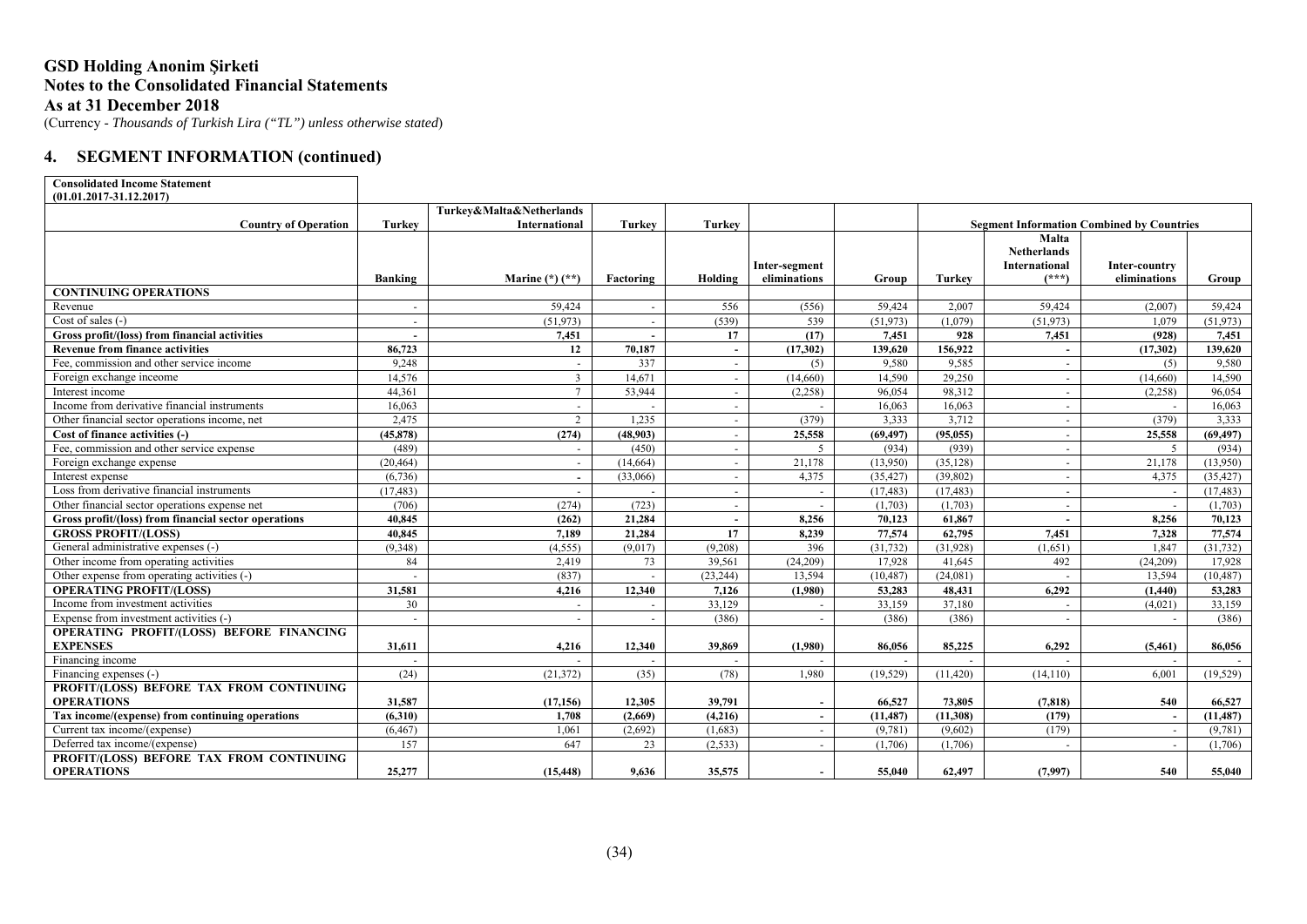# GSD Holding Anonim Şirketi
## Notes to the Consolidated Financial Statements
## As at 31 December 2018

(Currency - *Thousands of Turkish Lira ("TL") unless otherwise stated*)

## 4. SEGMENT INFORMATION (continued)

| Consolidated Income Statement (01.01.2017-31.12.2017) | | | | | | | | | | |
|---|---|---|---|---|---|---|---|---|---|---|
| **Country of Operation** | **Turkey** | **Turkey&Malta&Netherlands International** | **Turkey** | **Turkey** | | | **Segment Information Combined by Countries** | | | |
| | **Banking** | **Marine (\*) (\*\*)** | **Factoring** | **Holding** | **Inter-segment eliminations** | **Group** | **Turkey** | **Malta Netherlands International (\*\*\*)** | **Inter-country eliminations** | **Group** |
| **CONTINUING OPERATIONS** | | | | | | | | | | |
| Revenue | - | 59,424 | - | 556 | (556) | 59,424 | 2,007 | 59,424 | (2,007) | 59,424 |
| Cost of sales (-) | - | (51,973) | - | (539) | 539 | (51,973) | (1,079) | (51,973) | 1,079 | (51,973) |
| **Gross profit/(loss) from financial activities** | **-** | **7,451** | **-** | **17** | **(17)** | **7,451** | **928** | **7,451** | **(928)** | **7,451** |
| **Revenue from finance activities** | **86,723** | **12** | **70,187** | **-** | **(17,302)** | **139,620** | **156,922** | **-** | **(17,302)** | **139,620** |
| Fee, commission and other service income | 9,248 | - | 337 | - | (5) | 9,580 | 9,585 | - | (5) | 9,580 |
| Foreign exchange inceome | 14,576 | 3 | 14,671 | - | (14,660) | 14,590 | 29,250 | - | (14,660) | 14,590 |
| Interest income | 44,361 | 7 | 53,944 | - | (2,258) | 96,054 | 98,312 | - | (2,258) | 96,054 |
| Income from derivative financial instruments | 16,063 | - | - | - | - | 16,063 | 16,063 | - | - | 16,063 |
| Other financial sector operations income, net | 2,475 | 2 | 1,235 | - | (379) | 3,333 | 3,712 | - | (379) | 3,333 |
| **Cost of finance activities (-)** | **(45,878)** | **(274)** | **(48,903)** | **-** | **25,558** | **(69,497)** | **(95,055)** | **-** | **25,558** | **(69,497)** |
| Fee, commission and other service expense | (489) | - | (450) | - | 5 | (934) | (939) | - | 5 | (934) |
| Foreign exchange expense | (20,464) | - | (14,664) | - | 21,178 | (13,950) | (35,128) | - | 21,178 | (13,950) |
| Interest expense | (6,736) | - | (33,066) | - | 4,375 | (35,427) | (39,802) | - | 4,375 | (35,427) |
| Loss from derivative financial instruments | (17,483) | - | - | - | - | (17,483) | (17,483) | - | - | (17,483) |
| Other financial sector operations expense net | (706) | (274) | (723) | - | - | (1,703) | (1,703) | - | - | (1,703) |
| **Gross profit/(loss) from financial sector operations** | **40,845** | **(262)** | **21,284** | **-** | **8,256** | **70,123** | **61,867** | **-** | **8,256** | **70,123** |
| **GROSS PROFIT/(LOSS)** | **40,845** | **7,189** | **21,284** | **17** | **8,239** | **77,574** | **62,795** | **7,451** | **7,328** | **77,574** |
| General administrative expenses (-) | (9,348) | (4,555) | (9,017) | (9,208) | 396 | (31,732) | (31,928) | (1,651) | 1,847 | (31,732) |
| Other income from operating activities | 84 | 2,419 | 73 | 39,561 | (24,209) | 17,928 | 41,645 | 492 | (24,209) | 17,928 |
| Other expense from operating activities (-) | - | (837) | - | (23,244) | 13,594 | (10,487) | (24,081) | - | 13,594 | (10,487) |
| **OPERATING PROFIT/(LOSS)** | **31,581** | **4,216** | **12,340** | **7,126** | **(1,980)** | **53,283** | **48,431** | **6,292** | **(1,440)** | **53,283** |
| Income from investment activities | 30 | - | - | 33,129 | - | 33,159 | 37,180 | - | (4,021) | 33,159 |
| Expense from investment activities (-) | - | - | - | (386) | - | (386) | (386) | - | - | (386) |
| **OPERATING PROFIT/(LOSS) BEFORE FINANCING EXPENSES** | **31,611** | **4,216** | **12,340** | **39,869** | **(1,980)** | **86,056** | **85,225** | **6,292** | **(5,461)** | **86,056** |
| Financing income | - | - | - | - | - | - | - | - | - | - |
| Financing expenses (-) | (24) | (21,372) | (35) | (78) | 1,980 | (19,529) | (11,420) | (14,110) | 6,001 | (19,529) |
| **PROFIT/(LOSS) BEFORE TAX FROM CONTINUING OPERATIONS** | **31,587** | **(17,156)** | **12,305** | **39,791** | **-** | **66,527** | **73,805** | **(7,818)** | **540** | **66,527** |
| **Tax income/(expense) from continuing operations** | **(6,310)** | **1,708** | **(2,669)** | **(4,216)** | **-** | **(11,487)** | **(11,308)** | **(179)** | **-** | **(11,487)** |
| Current tax income/(expense) | (6,467) | 1,061 | (2,692) | (1,683) | - | (9,781) | (9,602) | (179) | - | (9,781) |
| Deferred tax income/(expense) | 157 | 647 | 23 | (2,533) | - | (1,706) | (1,706) | - | - | (1,706) |
| **PROFIT/(LOSS) BEFORE TAX FROM CONTINUING OPERATIONS** | **25,277** | **(15,448)** | **9,636** | **35,575** | **-** | **55,040** | **62,497** | **(7,997)** | **540** | **55,040** |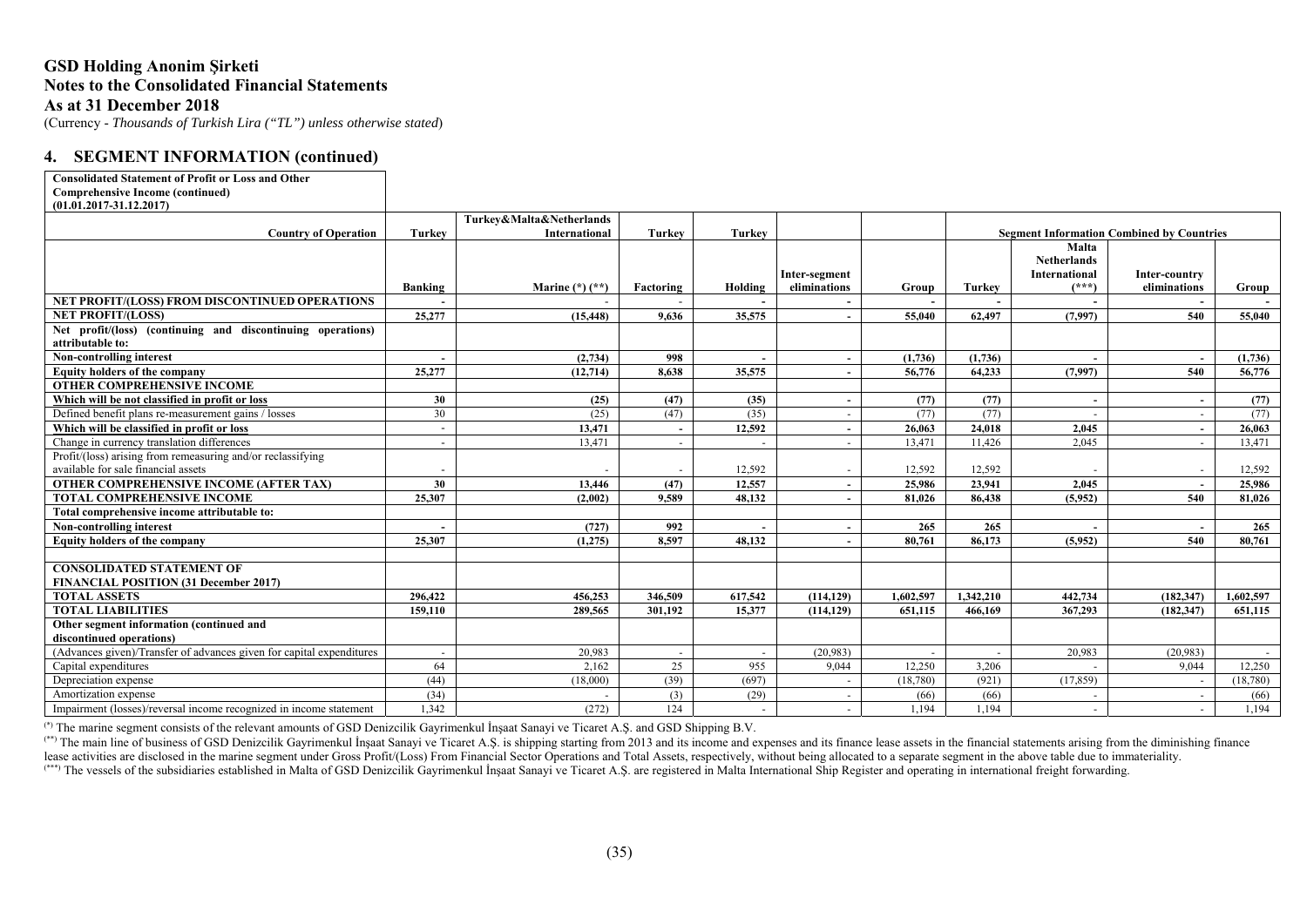# GSD Holding Anonim Şirketi
## Notes to the Consolidated Financial Statements
## As at 31 December 2018
(Currency - *Thousands of Turkish Lira ("TL") unless otherwise stated*)

## 4. SEGMENT INFORMATION (continued)

**Consolidated Statement of Profit or Loss and Other Comprehensive Income (continued) (01.01.2017-31.12.2017)**

| Country of Operation | Turkey | Turkey&Malta&Netherlands International | Turkey | Turkey | | | Segment Information Combined by Countries | | | |
|---|---|---|---|---|---|---|---|---|---|---|
| | Banking | Marine (*) (**) | Factoring | Holding | Inter-segment eliminations | Group | Turkey | Malta Netherlands International (***) | Inter-country eliminations | Group |
| **NET PROFIT/(LOSS) FROM DISCONTINUED OPERATIONS** | - | - | - | - | - | - | - | - | - | - |
| **NET PROFIT/(LOSS)** | **25,277** | **(15,448)** | **9,636** | **35,575** | **-** | **55,040** | **62,497** | **(7,997)** | **540** | **55,040** |
| **Net profit/(loss) (continuing and discontinuing operations) attributable to:** | | | | | | | | | | |
| **Non-controlling interest** | **-** | **(2,734)** | **998** | **-** | **-** | **(1,736)** | **(1,736)** | **-** | **-** | **(1,736)** |
| **Equity holders of the company** | **25,277** | **(12,714)** | **8,638** | **35,575** | **-** | **56,776** | **64,233** | **(7,997)** | **540** | **56,776** |
| **OTHER COMPREHENSIVE INCOME** | | | | | | | | | | |
| **Which will be not classified in profit or loss** | **30** | **(25)** | **(47)** | **(35)** | **-** | **(77)** | **(77)** | **-** | **-** | **(77)** |
| Defined benefit plans re-measurement gains / losses | 30 | (25) | (47) | (35) | - | (77) | (77) | - | - | (77) |
| **Which will be classified in profit or loss** | **-** | **13,471** | **-** | **12,592** | **-** | **26,063** | **24,018** | **2,045** | **-** | **26,063** |
| Change in currency translation differences | - | 13,471 | - | - | - | 13,471 | 11,426 | 2,045 | - | 13,471 |
| Profit/(loss) arising from remeasuring and/or reclassifying available for sale financial assets | - | - | - | 12,592 | - | 12,592 | 12,592 | - | - | 12,592 |
| **OTHER COMPREHENSIVE INCOME (AFTER TAX)** | **30** | **13,446** | **(47)** | **12,557** | **-** | **25,986** | **23,941** | **2,045** | **-** | **25,986** |
| **TOTAL COMPREHENSIVE INCOME** | **25,307** | **(2,002)** | **9,589** | **48,132** | **-** | **81,026** | **86,438** | **(5,952)** | **540** | **81,026** |
| **Total comprehensive income attributable to:** | | | | | | | | | | |
| **Non-controlling interest** | **-** | **(727)** | **992** | **-** | **-** | **265** | **265** | **-** | **-** | **265** |
| **Equity holders of the company** | **25,307** | **(1,275)** | **8,597** | **48,132** | **-** | **80,761** | **86,173** | **(5,952)** | **540** | **80,761** |
| | | | | | | | | | | |
| **CONSOLIDATED STATEMENT OF FINANCIAL POSITION (31 December 2017)** | | | | | | | | | | |
| **TOTAL ASSETS** | **296,422** | **456,253** | **346,509** | **617,542** | **(114,129)** | **1,602,597** | **1,342,210** | **442,734** | **(182,347)** | **1,602,597** |
| **TOTAL LIABILITIES** | **159,110** | **289,565** | **301,192** | **15,377** | **(114,129)** | **651,115** | **466,169** | **367,293** | **(182,347)** | **651,115** |
| **Other segment information (continued and discontinued operations)** | | | | | | | | | | |
| (Advances given)/Transfer of advances given for capital expenditures | - | 20,983 | - | - | (20,983) | - | - | 20,983 | (20,983) | - |
| Capital expenditures | 64 | 2,162 | 25 | 955 | 9,044 | 12,250 | 3,206 | - | 9,044 | 12,250 |
| Depreciation expense | (44) | (18,000) | (39) | (697) | - | (18,780) | (921) | (17,859) | - | (18,780) |
| Amortization expense | (34) | - | (3) | (29) | - | (66) | (66) | - | - | (66) |
| Impairment (losses)/reversal income recognized in income statement | 1,342 | (272) | 124 | - | - | 1,194 | 1,194 | - | - | 1,194 |

(*) The marine segment consists of the relevant amounts of GSD Denizcilik Gayrimenkul İnşaat Sanayi ve Ticaret A.Ş. and GSD Shipping B.V.

(**) The main line of business of GSD Denizcilik Gayrimenkul İnşaat Sanayi ve Ticaret A.Ş. is shipping starting from 2013 and its income and expenses and its finance lease assets in the financial statements arising from the diminishing finance lease activities are disclosed in the marine segment under Gross Profit/(Loss) From Financial Sector Operations and Total Assets, respectively, without being allocated to a separate segment in the above table due to immateriality.

(***) The vessels of the subsidiaries established in Malta of GSD Denizcilik Gayrimenkul İnşaat Sanayi ve Ticaret A.Ş. are registered in Malta International Ship Register and operating in international freight forwarding.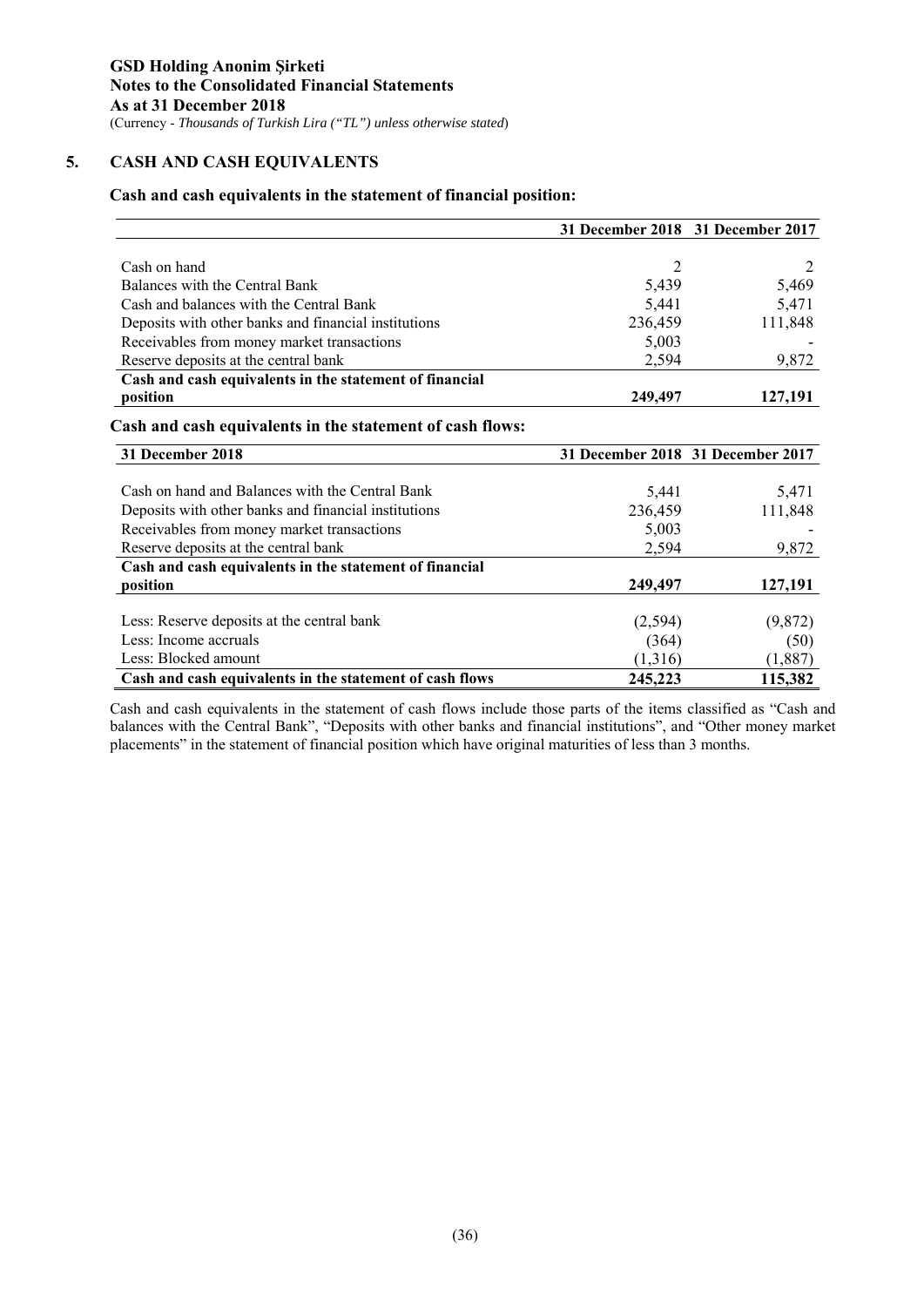## 5. CASH AND CASH EQUIVALENTS

### Cash and cash equivalents in the statement of financial position:

| | 31 December 2018 | 31 December 2017 |
|---|---|---|
| Cash on hand | 2 | 2 |
| Balances with the Central Bank | 5,439 | 5,469 |
| Cash and balances with the Central Bank | 5,441 | 5,471 |
| Deposits with other banks and financial institutions | 236,459 | 111,848 |
| Receivables from money market transactions | 5,003 | - |
| Reserve deposits at the central bank | 2,594 | 9,872 |
| **Cash and cash equivalents in the statement of financial position** | **249,497** | **127,191** |

### Cash and cash equivalents in the statement of cash flows:

| 31 December 2018 | 31 December 2018 | 31 December 2017 |
|---|---|---|
| Cash on hand and Balances with the Central Bank | 5,441 | 5,471 |
| Deposits with other banks and financial institutions | 236,459 | 111,848 |
| Receivables from money market transactions | 5,003 | - |
| Reserve deposits at the central bank | 2,594 | 9,872 |
| **Cash and cash equivalents in the statement of financial position** | **249,497** | **127,191** |
| Less: Reserve deposits at the central bank | (2,594) | (9,872) |
| Less: Income accruals | (364) | (50) |
| Less: Blocked amount | (1,316) | (1,887) |
| **Cash and cash equivalents in the statement of cash flows** | **245,223** | **115,382** |

Cash and cash equivalents in the statement of cash flows include those parts of the items classified as "Cash and balances with the Central Bank", "Deposits with other banks and financial institutions", and "Other money market placements" in the statement of financial position which have original maturities of less than 3 months.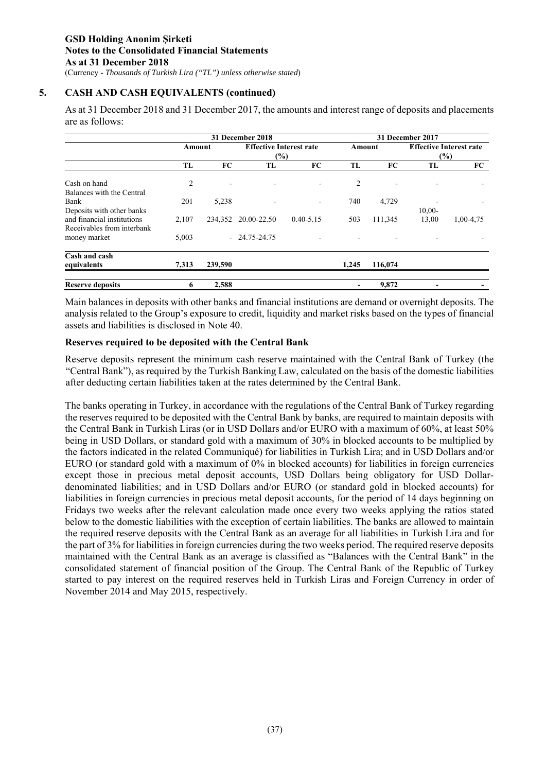## 5. CASH AND CASH EQUIVALENTS (continued)

As at 31 December 2018 and 31 December 2017, the amounts and interest range of deposits and placements are as follows:

| | 31 December 2018 | | | | 31 December 2017 | | | |
|---|---|---|---|---|---|---|---|---|
| | Amount | | Effective Interest rate (%) | | Amount | | Effective Interest rate (%) | |
| | TL | FC | TL | FC | TL | FC | TL | FC |
| Cash on hand | 2 | - | - | - | 2 | - | - | - |
| Balances with the Central Bank | 201 | 5,238 | - | - | 740 | 4,729 | - | - |
| Deposits with other banks and financial institutions | 2,107 | 234,352 | 20.00-22.50 | 0.40-5.15 | 503 | 111,345 | 10,00-13,00 | 1,00-4,75 |
| Receivables from interbank money market | 5,003 | - | 24.75-24.75 | - | - | - | - | - |
| **Cash and cash equivalents** | **7,313** | **239,590** | | | **1,245** | **116,074** | | |
| **Reserve deposits** | **6** | **2,588** | | | **-** | **9,872** | **-** | **-** |

Main balances in deposits with other banks and financial institutions are demand or overnight deposits. The analysis related to the Group's exposure to credit, liquidity and market risks based on the types of financial assets and liabilities is disclosed in Note 40.

### Reserves required to be deposited with the Central Bank

Reserve deposits represent the minimum cash reserve maintained with the Central Bank of Turkey (the "Central Bank"), as required by the Turkish Banking Law, calculated on the basis of the domestic liabilities after deducting certain liabilities taken at the rates determined by the Central Bank.

The banks operating in Turkey, in accordance with the regulations of the Central Bank of Turkey regarding the reserves required to be deposited with the Central Bank by banks, are required to maintain deposits with the Central Bank in Turkish Liras (or in USD Dollars and/or EURO with a maximum of 60%, at least 50% being in USD Dollars, or standard gold with a maximum of 30% in blocked accounts to be multiplied by the factors indicated in the related Communiqué) for liabilities in Turkish Lira; and in USD Dollars and/or EURO (or standard gold with a maximum of 0% in blocked accounts) for liabilities in foreign currencies except those in precious metal deposit accounts, USD Dollars being obligatory for USD Dollar-denominated liabilities; and in USD Dollars and/or EURO (or standard gold in blocked accounts) for liabilities in foreign currencies in precious metal deposit accounts, for the period of 14 days beginning on Fridays two weeks after the relevant calculation made once every two weeks applying the ratios stated below to the domestic liabilities with the exception of certain liabilities. The banks are allowed to maintain the required reserve deposits with the Central Bank as an average for all liabilities in Turkish Lira and for the part of 3% for liabilities in foreign currencies during the two weeks period. The required reserve deposits maintained with the Central Bank as an average is classified as "Balances with the Central Bank" in the consolidated statement of financial position of the Group. The Central Bank of the Republic of Turkey started to pay interest on the required reserves held in Turkish Liras and Foreign Currency in order of November 2014 and May 2015, respectively.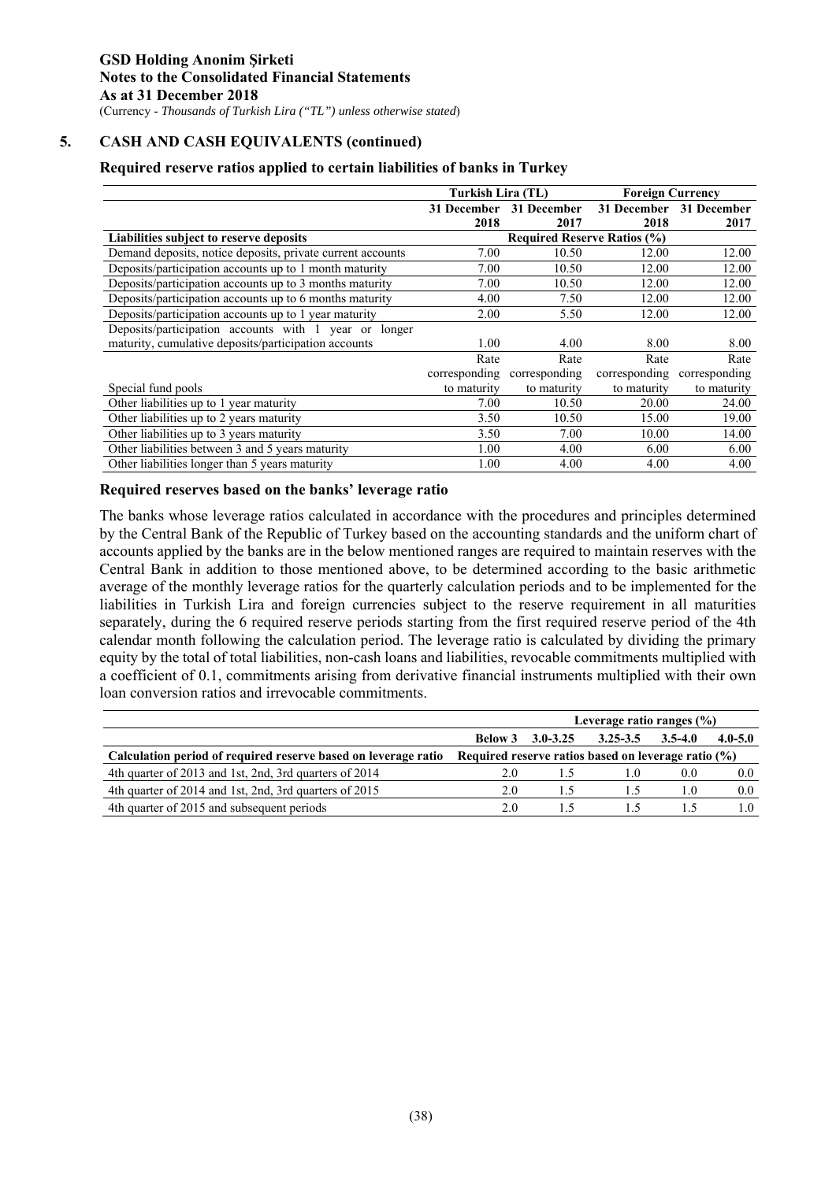## 5. CASH AND CASH EQUIVALENTS (continued)

### Required reserve ratios applied to certain liabilities of banks in Turkey

| | Turkish Lira (TL) | | Foreign Currency | |
|---|---|---|---|---|
| | 31 December 2018 | 31 December 2017 | 31 December 2018 | 31 December 2017 |
| **Liabilities subject to reserve deposits** | **Required Reserve Ratios (%)** | | | |
| Demand deposits, notice deposits, private current accounts | 7.00 | 10.50 | 12.00 | 12.00 |
| Deposits/participation accounts up to 1 month maturity | 7.00 | 10.50 | 12.00 | 12.00 |
| Deposits/participation accounts up to 3 months maturity | 7.00 | 10.50 | 12.00 | 12.00 |
| Deposits/participation accounts up to 6 months maturity | 4.00 | 7.50 | 12.00 | 12.00 |
| Deposits/participation accounts up to 1 year maturity | 2.00 | 5.50 | 12.00 | 12.00 |
| Deposits/participation accounts with 1 year or longer maturity, cumulative deposits/participation accounts | 1.00 | 4.00 | 8.00 | 8.00 |
| Special fund pools | Rate corresponding to maturity | Rate corresponding to maturity | Rate corresponding to maturity | Rate corresponding to maturity |
| Other liabilities up to 1 year maturity | 7.00 | 10.50 | 20.00 | 24.00 |
| Other liabilities up to 2 years maturity | 3.50 | 10.50 | 15.00 | 19.00 |
| Other liabilities up to 3 years maturity | 3.50 | 7.00 | 10.00 | 14.00 |
| Other liabilities between 3 and 5 years maturity | 1.00 | 4.00 | 6.00 | 6.00 |
| Other liabilities longer than 5 years maturity | 1.00 | 4.00 | 4.00 | 4.00 |

### Required reserves based on the banks' leverage ratio

The banks whose leverage ratios calculated in accordance with the procedures and principles determined by the Central Bank of the Republic of Turkey based on the accounting standards and the uniform chart of accounts applied by the banks are in the below mentioned ranges are required to maintain reserves with the Central Bank in addition to those mentioned above, to be determined according to the basic arithmetic average of the monthly leverage ratios for the quarterly calculation periods and to be implemented for the liabilities in Turkish Lira and foreign currencies subject to the reserve requirement in all maturities separately, during the 6 required reserve periods starting from the first required reserve period of the 4th calendar month following the calculation period. The leverage ratio is calculated by dividing the primary equity by the total of total liabilities, non-cash loans and liabilities, revocable commitments multiplied with a coefficient of 0.1, commitments arising from derivative financial instruments multiplied with their own loan conversion ratios and irrevocable commitments.

| | Leverage ratio ranges (%) | | | | |
|---|---|---|---|---|---|
| | Below 3 | 3.0-3.25 | 3.25-3.5 | 3.5-4.0 | 4.0-5.0 |
| **Calculation period of required reserve based on leverage ratio** | **Required reserve ratios based on leverage ratio (%)** | | | | |
| 4th quarter of 2013 and 1st, 2nd, 3rd quarters of 2014 | 2.0 | 1.5 | 1.0 | 0.0 | 0.0 |
| 4th quarter of 2014 and 1st, 2nd, 3rd quarters of 2015 | 2.0 | 1.5 | 1.5 | 1.0 | 0.0 |
| 4th quarter of 2015 and subsequent periods | 2.0 | 1.5 | 1.5 | 1.5 | 1.0 |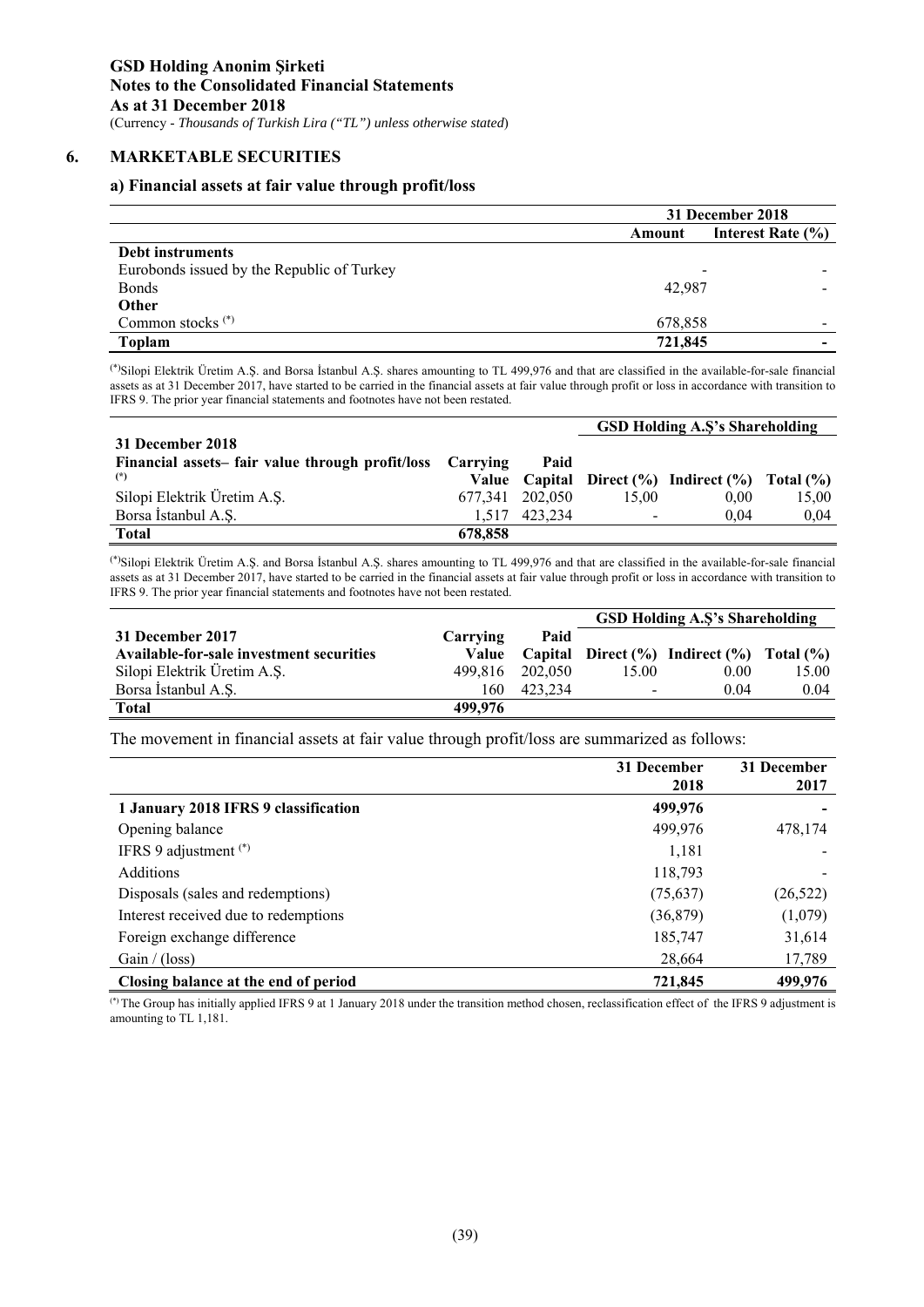## 6. MARKETABLE SECURITIES

### a) Financial assets at fair value through profit/loss

| | 31 December 2018 | |
|---|---|---|
| | Amount | Interest Rate (%) |
| **Debt instruments** | | |
| Eurobonds issued by the Republic of Turkey | - | - |
| Bonds | 42,987 | - |
| **Other** | | |
| Common stocks (*) | 678,858 | - |
| **Toplam** | **721,845** | **-** |

(*)Silopi Elektrik Üretim A.Ş. and Borsa İstanbul A.Ş. shares amounting to TL 499,976 and that are classified in the available-for-sale financial assets as at 31 December 2017, have started to be carried in the financial assets at fair value through profit or loss in accordance with transition to IFRS 9. The prior year financial statements and footnotes have not been restated.

| **31 December 2018** | | | GSD Holding A.Ş's Shareholding | | |
|---|---|---|---|---|---|
| **Financial assets– fair value through profit/loss (*)** | **Carrying Value** | **Paid Capital** | **Direct (%)** | **Indirect (%)** | **Total (%)** |
| Silopi Elektrik Üretim A.Ş. | 677,341 | 202,050 | 15,00 | 0,00 | 15,00 |
| Borsa İstanbul A.Ş. | 1,517 | 423,234 | - | 0,04 | 0,04 |
| **Total** | **678,858** | | | | |

(*)Silopi Elektrik Üretim A.Ş. and Borsa İstanbul A.Ş. shares amounting to TL 499,976 and that are classified in the available-for-sale financial assets as at 31 December 2017, have started to be carried in the financial assets at fair value through profit or loss in accordance with transition to IFRS 9. The prior year financial statements and footnotes have not been restated.

| **31 December 2017** | | | GSD Holding A.Ş's Shareholding | | |
|---|---|---|---|---|---|
| **Available-for-sale investment securities** | **Carrying Value** | **Paid Capital** | **Direct (%)** | **Indirect (%)** | **Total (%)** |
| Silopi Elektrik Üretim A.Ş. | 499,816 | 202,050 | 15.00 | 0.00 | 15.00 |
| Borsa İstanbul A.Ş. | 160 | 423,234 | - | 0.04 | 0.04 |
| **Total** | **499,976** | | | | |

The movement in financial assets at fair value through profit/loss are summarized as follows:

| | 31 December 2018 | 31 December 2017 |
|---|---|---|
| **1 January 2018 IFRS 9 classification** | **499,976** | **-** |
| Opening balance | 499,976 | 478,174 |
| IFRS 9 adjustment (*) | 1,181 | - |
| Additions | 118,793 | - |
| Disposals (sales and redemptions) | (75,637) | (26,522) |
| Interest received due to redemptions | (36,879) | (1,079) |
| Foreign exchange difference | 185,747 | 31,614 |
| Gain / (loss) | 28,664 | 17,789 |
| **Closing balance at the end of period** | **721,845** | **499,976** |

(*) The Group has initially applied IFRS 9 at 1 January 2018 under the transition method chosen, reclassification effect of the IFRS 9 adjustment is amounting to TL 1,181.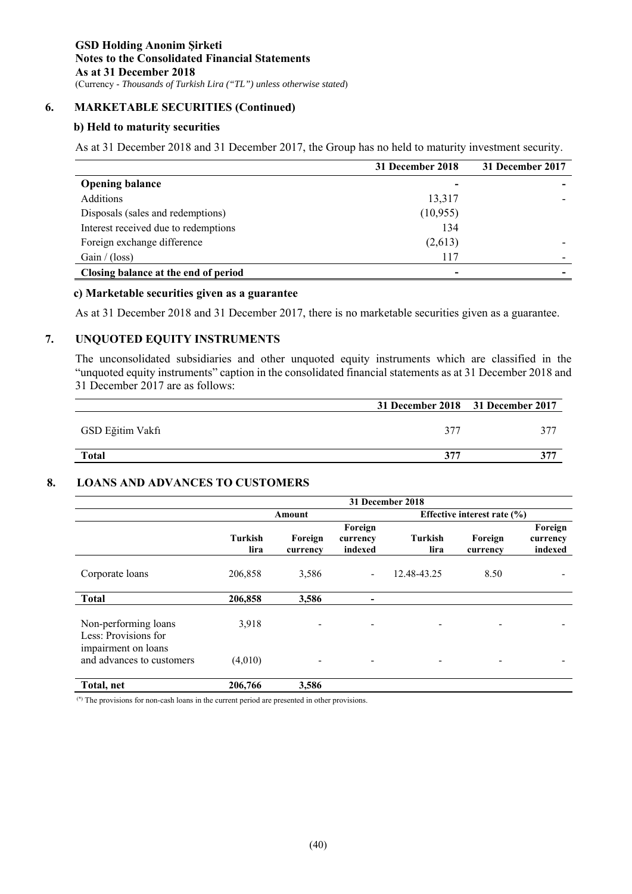**GSD Holding Anonim Şirketi**
**Notes to the Consolidated Financial Statements**
**As at 31 December 2018**
(Currency - *Thousands of Turkish Lira ("TL") unless otherwise stated*)

## 6. MARKETABLE SECURITIES (Continued)

### b) Held to maturity securities

As at 31 December 2018 and 31 December 2017, the Group has no held to maturity investment security.

| | 31 December 2018 | 31 December 2017 |
|---|---|---|
| **Opening balance** | - | - |
| Additions | 13,317 | - |
| Disposals (sales and redemptions) | (10,955) | |
| Interest received due to redemptions | 134 | |
| Foreign exchange difference | (2,613) | - |
| Gain / (loss) | 117 | - |
| **Closing balance at the end of period** | - | - |

### c) Marketable securities given as a guarantee

As at 31 December 2018 and 31 December 2017, there is no marketable securities given as a guarantee.

## 7. UNQUOTED EQUITY INSTRUMENTS

The unconsolidated subsidiaries and other unquoted equity instruments which are classified in the "unquoted equity instruments" caption in the consolidated financial statements as at 31 December 2018 and 31 December 2017 are as follows:

| | 31 December 2018 | 31 December 2017 |
|---|---|---|
| GSD Eğitim Vakfı | 377 | 377 |
| **Total** | **377** | **377** |

## 8. LOANS AND ADVANCES TO CUSTOMERS

| | 31 December 2018 | | | | | |
|---|---|---|---|---|---|---|
| | Amount | | | Effective interest rate (%) | | |
| | Turkish lira | Foreign currency | Foreign currency indexed | Turkish lira | Foreign currency | Foreign currency indexed |
| Corporate loans | 206,858 | 3,586 | - | 12.48-43.25 | 8.50 | - |
| **Total** | **206,858** | **3,586** | **-** | | | |
| Non-performing loans | 3,918 | - | - | - | - | - |
| Less: Provisions for impairment on loans and advances to customers | (4,010) | - | - | - | - | - |
| **Total, net** | **206,766** | **3,586** | | | | |

(*) The provisions for non-cash loans in the current period are presented in other provisions.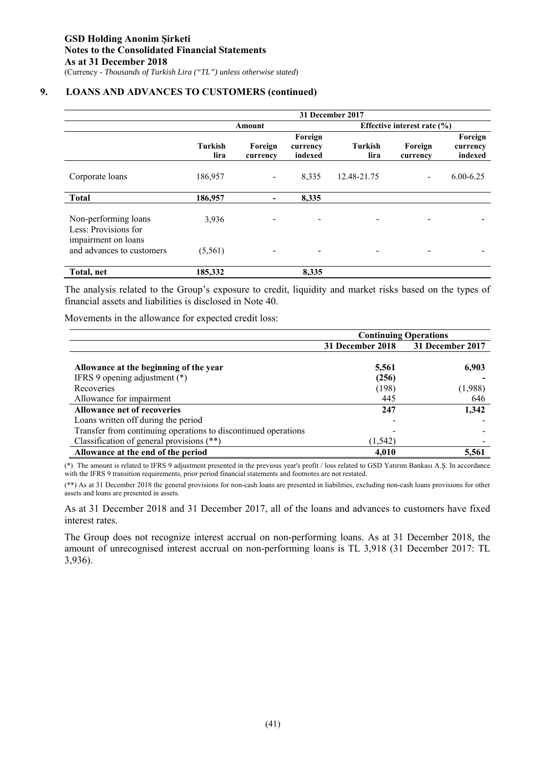## 9. LOANS AND ADVANCES TO CUSTOMERS (continued)

| | 31 December 2017 | | | | | |
|---|---|---|---|---|---|---|
| | Amount | | | Effective interest rate (%) | | |
| | Turkish lira | Foreign currency | Foreign currency indexed | Turkish lira | Foreign currency | Foreign currency indexed |
| Corporate loans | 186,957 | - | 8,335 | 12.48-21.75 | - | 6.00-6.25 |
| **Total** | **186,957** | **-** | **8,335** | | | |
| Non-performing loans | 3,936 | - | - | - | - | - |
| Less: Provisions for impairment on loans and advances to customers | (5,561) | - | - | - | - | - |
| **Total, net** | **185,332** | | **8,335** | | | |

The analysis related to the Group's exposure to credit, liquidity and market risks based on the types of financial assets and liabilities is disclosed in Note 40.

Movements in the allowance for expected credit loss:

| | Continuing Operations | |
|---|---|---|
| | 31 December 2018 | 31 December 2017 |
| **Allowance at the beginning of the year** | **5,561** | **6,903** |
| IFRS 9 opening adjustment (*) | **(256)** | **-** |
| Recoveries | (198) | (1,988) |
| Allowance for impairment | 445 | 646 |
| **Allowance net of recoveries** | **247** | **1,342** |
| Loans written off during the period | - | - |
| Transfer from continuing operations to discontinued operations | - | - |
| Classification of general provisions (**) | (1,542) | - |
| **Allowance at the end of the period** | **4,010** | **5,561** |

(*) The amount is related to IFRS 9 adjustment presented in the previous year's profit / loss related to GSD Yatırım Bankası A.Ş. In accordance with the IFRS 9 transition requirements, prior period financial statements and footnotes are not restated.

(**) As at 31 December 2018 the general provisions for non-cash loans are presented in liabilities, excluding non-cash loans provisions for other assets and loans are presented in assets.

As at 31 December 2018 and 31 December 2017, all of the loans and advances to customers have fixed interest rates.

The Group does not recognize interest accrual on non-performing loans. As at 31 December 2018, the amount of unrecognised interest accrual on non-performing loans is TL 3,918 (31 December 2017: TL 3,936).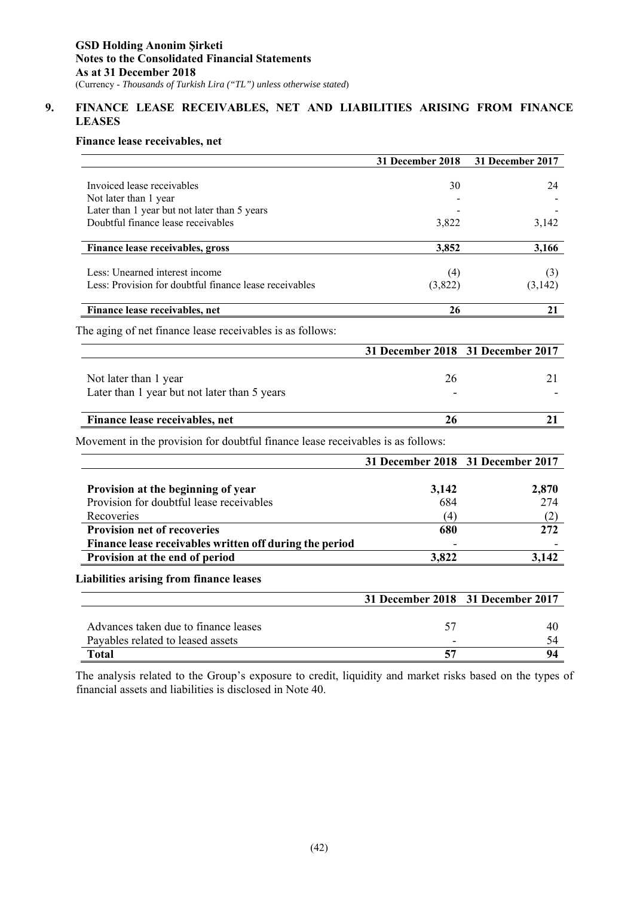## 9. FINANCE LEASE RECEIVABLES, NET AND LIABILITIES ARISING FROM FINANCE LEASES

### Finance lease receivables, net

| | 31 December 2018 | 31 December 2017 |
|---|---|---|
| Invoiced lease receivables | 30 | 24 |
| Not later than 1 year | - | - |
| Later than 1 year but not later than 5 years | - | - |
| Doubtful finance lease receivables | 3,822 | 3,142 |
| **Finance lease receivables, gross** | **3,852** | **3,166** |
| Less: Unearned interest income | (4) | (3) |
| Less: Provision for doubtful finance lease receivables | (3,822) | (3,142) |
| **Finance lease receivables, net** | **26** | **21** |

The aging of net finance lease receivables is as follows:

| | 31 December 2018 | 31 December 2017 |
|---|---|---|
| Not later than 1 year | 26 | 21 |
| Later than 1 year but not later than 5 years | - | - |
| **Finance lease receivables, net** | **26** | **21** |

Movement in the provision for doubtful finance lease receivables is as follows:

| | 31 December 2018 | 31 December 2017 |
|---|---|---|
| **Provision at the beginning of year** | **3,142** | **2,870** |
| Provision for doubtful lease receivables | 684 | 274 |
| Recoveries | (4) | (2) |
| **Provision net of recoveries** | **680** | **272** |
| **Finance lease receivables written off during the period** | - | - |
| **Provision at the end of period** | **3,822** | **3,142** |

### Liabilities arising from finance leases

| | 31 December 2018 | 31 December 2017 |
|---|---|---|
| Advances taken due to finance leases | 57 | 40 |
| Payables related to leased assets | - | 54 |
| **Total** | **57** | **94** |

The analysis related to the Group's exposure to credit, liquidity and market risks based on the types of financial assets and liabilities is disclosed in Note 40.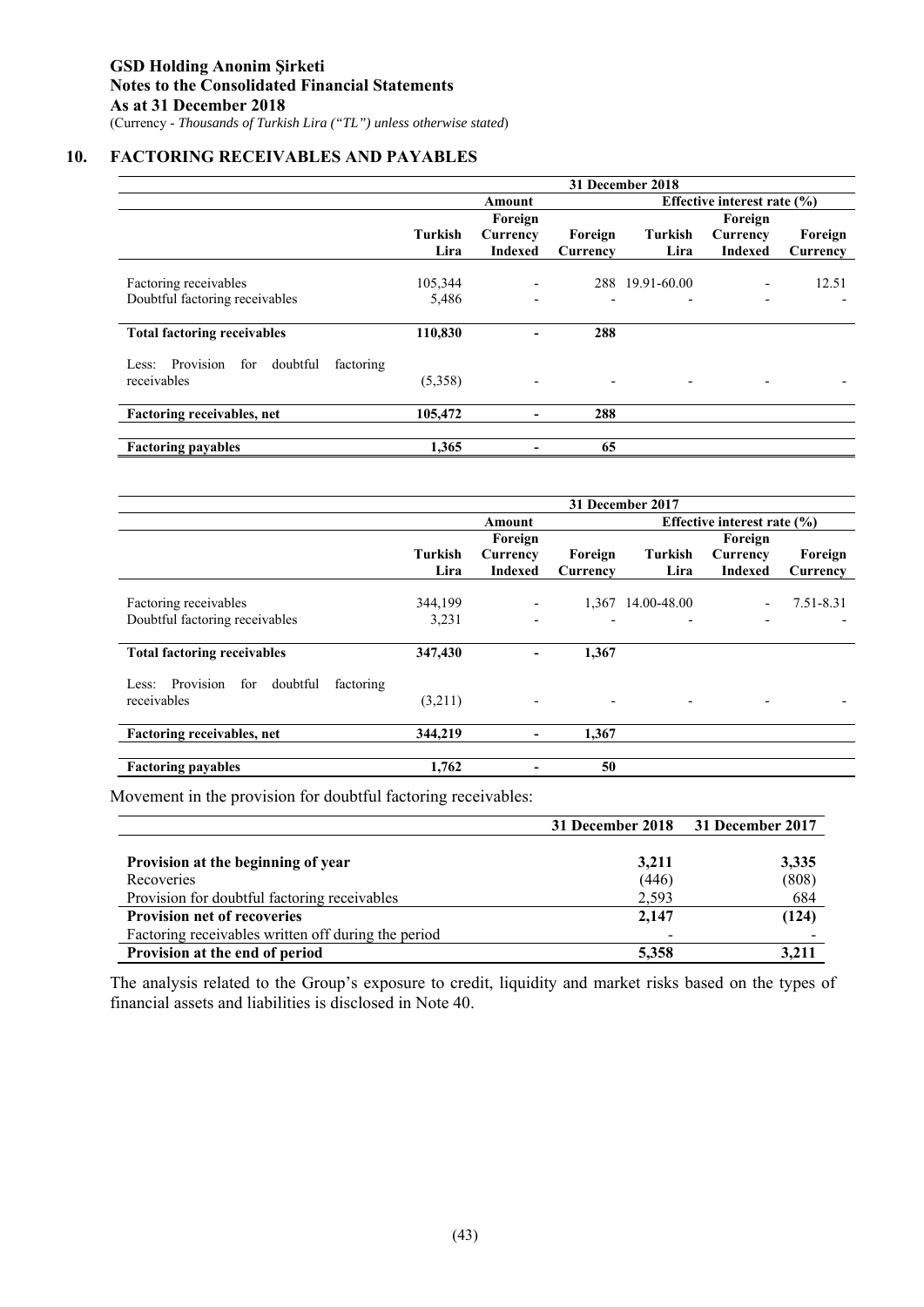GSD Holding Anonim Şirketi
Notes to the Consolidated Financial Statements
As at 31 December 2018
(Currency - *Thousands of Turkish Lira ("TL") unless otherwise stated*)

## 10. FACTORING RECEIVABLES AND PAYABLES

| | 31 December 2018 | | | | | |
|---|---|---|---|---|---|---|
| | Amount | | | Effective interest rate (%) | | |
| | Turkish Lira | Foreign Currency Indexed | Foreign Currency | Turkish Lira | Foreign Currency Indexed | Foreign Currency |
| Factoring receivables | 105,344 | - | 288 | 19.91-60.00 | - | 12.51 |
| Doubtful factoring receivables | 5,486 | - | - | - | - | - |
| **Total factoring receivables** | **110,830** | **-** | **288** | | | |
| Less: Provision for doubtful factoring receivables | (5,358) | - | - | - | - | - |
| **Factoring receivables, net** | **105,472** | **-** | **288** | | | |
| **Factoring payables** | **1,365** | **-** | **65** | | | |

| | 31 December 2017 | | | | | |
|---|---|---|---|---|---|---|
| | Amount | | | Effective interest rate (%) | | |
| | Turkish Lira | Foreign Currency Indexed | Foreign Currency | Turkish Lira | Foreign Currency Indexed | Foreign Currency |
| Factoring receivables | 344,199 | - | 1,367 | 14.00-48.00 | - | 7.51-8.31 |
| Doubtful factoring receivables | 3,231 | - | - | - | - | - |
| **Total factoring receivables** | **347,430** | **-** | **1,367** | | | |
| Less: Provision for doubtful factoring receivables | (3,211) | - | - | - | - | - |
| **Factoring receivables, net** | **344,219** | **-** | **1,367** | | | |
| **Factoring payables** | **1,762** | **-** | **50** | | | |

Movement in the provision for doubtful factoring receivables:

| | 31 December 2018 | 31 December 2017 |
|---|---|---|
| **Provision at the beginning of year** | **3,211** | **3,335** |
| Recoveries | (446) | (808) |
| Provision for doubtful factoring receivables | 2,593 | 684 |
| **Provision net of recoveries** | **2,147** | **(124)** |
| Factoring receivables written off during the period | - | - |
| **Provision at the end of period** | **5,358** | **3,211** |

The analysis related to the Group's exposure to credit, liquidity and market risks based on the types of financial assets and liabilities is disclosed in Note 40.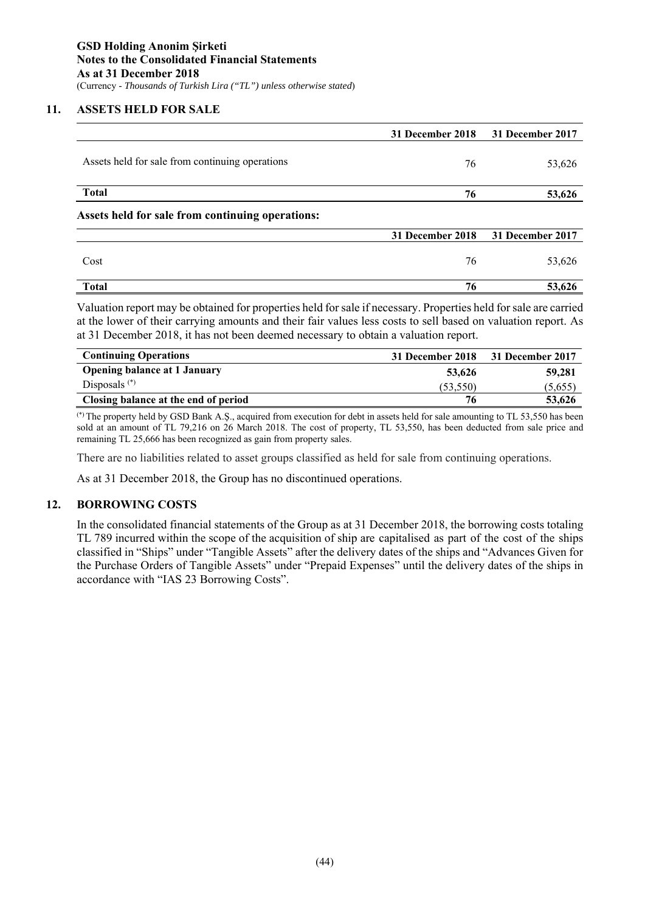## 11. ASSETS HELD FOR SALE

| | 31 December 2018 | 31 December 2017 |
|---|---|---|
| Assets held for sale from continuing operations | 76 | 53,626 |
| **Total** | **76** | **53,626** |

**Assets held for sale from continuing operations:**

| | 31 December 2018 | 31 December 2017 |
|---|---|---|
| Cost | 76 | 53,626 |
| **Total** | **76** | **53,626** |

Valuation report may be obtained for properties held for sale if necessary. Properties held for sale are carried at the lower of their carrying amounts and their fair values less costs to sell based on valuation report. As at 31 December 2018, it has not been deemed necessary to obtain a valuation report.

| Continuing Operations | 31 December 2018 | 31 December 2017 |
|---|---|---|
| **Opening balance at 1 January** | **53,626** | **59,281** |
| Disposals (*) | (53,550) | (5,655) |
| **Closing balance at the end of period** | **76** | **53,626** |

(*) The property held by GSD Bank A.Ş., acquired from execution for debt in assets held for sale amounting to TL 53,550 has been sold at an amount of TL 79,216 on 26 March 2018. The cost of property, TL 53,550, has been deducted from sale price and remaining TL 25,666 has been recognized as gain from property sales.

There are no liabilities related to asset groups classified as held for sale from continuing operations.

As at 31 December 2018, the Group has no discontinued operations.

## 12. BORROWING COSTS

In the consolidated financial statements of the Group as at 31 December 2018, the borrowing costs totaling TL 789 incurred within the scope of the acquisition of ship are capitalised as part of the cost of the ships classified in "Ships" under "Tangible Assets" after the delivery dates of the ships and "Advances Given for the Purchase Orders of Tangible Assets" under "Prepaid Expenses" until the delivery dates of the ships in accordance with "IAS 23 Borrowing Costs".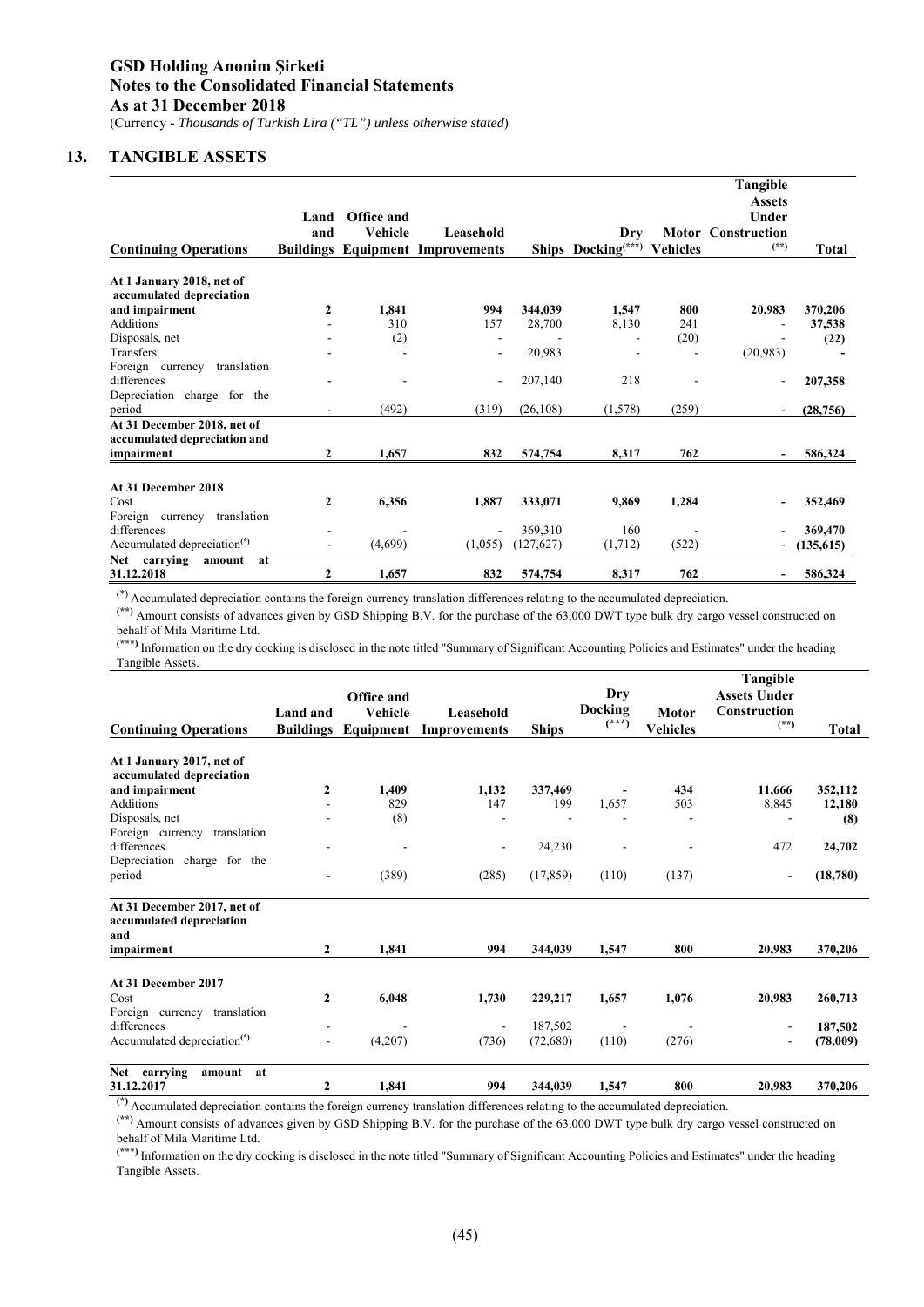## 13. TANGIBLE ASSETS

| Continuing Operations | Land and Buildings | Office and Vehicle Equipment | Leasehold Improvements | Ships | Dry Docking(***) | Motor Vehicles | Tangible Assets Under Construction (**) | Total |
|---|---|---|---|---|---|---|---|---|
| **At 1 January 2018, net of accumulated depreciation and impairment** | **2** | **1,841** | **994** | **344,039** | **1,547** | **800** | **20,983** | **370,206** |
| Additions | - | 310 | 157 | 28,700 | 8,130 | 241 | - | **37,538** |
| Disposals, net | - | (2) | - | - | - | (20) | - | **(22)** |
| Transfers | - | - | - | 20,983 | - | - | (20,983) | **-** |
| Foreign currency translation differences | - | - | - | 207,140 | 218 | - | - | **207,358** |
| Depreciation charge for the period | - | (492) | (319) | (26,108) | (1,578) | (259) | - | **(28,756)** |
| **At 31 December 2018, net of accumulated depreciation and impairment** | **2** | **1,657** | **832** | **574,754** | **8,317** | **762** | **-** | **586,324** |
| **At 31 December 2018** | | | | | | | | |
| Cost | **2** | **6,356** | **1,887** | **333,071** | **9,869** | **1,284** | **-** | **352,469** |
| Foreign currency translation differences | - | - | - | 369,310 | 160 | - | - | **369,470** |
| Accumulated depreciation(*) | - | (4,699) | (1,055) | (127,627) | (1,712) | (522) | - | **(135,615)** |
| **Net carrying amount at 31.12.2018** | **2** | **1,657** | **832** | **574,754** | **8,317** | **762** | **-** | **586,324** |

(*) Accumulated depreciation contains the foreign currency translation differences relating to the accumulated depreciation.

(**) Amount consists of advances given by GSD Shipping B.V. for the purchase of the 63,000 DWT type bulk dry cargo vessel constructed on behalf of Mila Maritime Ltd.

(***) Information on the dry docking is disclosed in the note titled "Summary of Significant Accounting Policies and Estimates" under the heading Tangible Assets.

| Continuing Operations | Land and Buildings | Office and Vehicle Equipment | Leasehold Improvements | Ships | Dry Docking (***) | Motor Vehicles | Tangible Assets Under Construction (**) | Total |
|---|---|---|---|---|---|---|---|---|
| **At 1 January 2017, net of accumulated depreciation and impairment** | **2** | **1,409** | **1,132** | **337,469** | **-** | **434** | **11,666** | **352,112** |
| Additions | - | 829 | 147 | 199 | 1,657 | 503 | 8,845 | **12,180** |
| Disposals, net | - | (8) | - | - | - | - | - | **(8)** |
| Foreign currency translation differences | - | - | - | 24,230 | - | - | 472 | **24,702** |
| Depreciation charge for the period | - | (389) | (285) | (17,859) | (110) | (137) | - | **(18,780)** |
| **At 31 December 2017, net of accumulated depreciation and impairment** | **2** | **1,841** | **994** | **344,039** | **1,547** | **800** | **20,983** | **370,206** |
| **At 31 December 2017** | | | | | | | | |
| Cost | **2** | **6,048** | **1,730** | **229,217** | **1,657** | **1,076** | **20,983** | **260,713** |
| Foreign currency translation differences | - | - | - | 187,502 | - | - | - | **187,502** |
| Accumulated depreciation(*) | - | (4,207) | (736) | (72,680) | (110) | (276) | - | **(78,009)** |
| **Net carrying amount at 31.12.2017** | **2** | **1,841** | **994** | **344,039** | **1,547** | **800** | **20,983** | **370,206** |

(*) Accumulated depreciation contains the foreign currency translation differences relating to the accumulated depreciation.

(**) Amount consists of advances given by GSD Shipping B.V. for the purchase of the 63,000 DWT type bulk dry cargo vessel constructed on behalf of Mila Maritime Ltd.

(***) Information on the dry docking is disclosed in the note titled "Summary of Significant Accounting Policies and Estimates" under the heading Tangible Assets.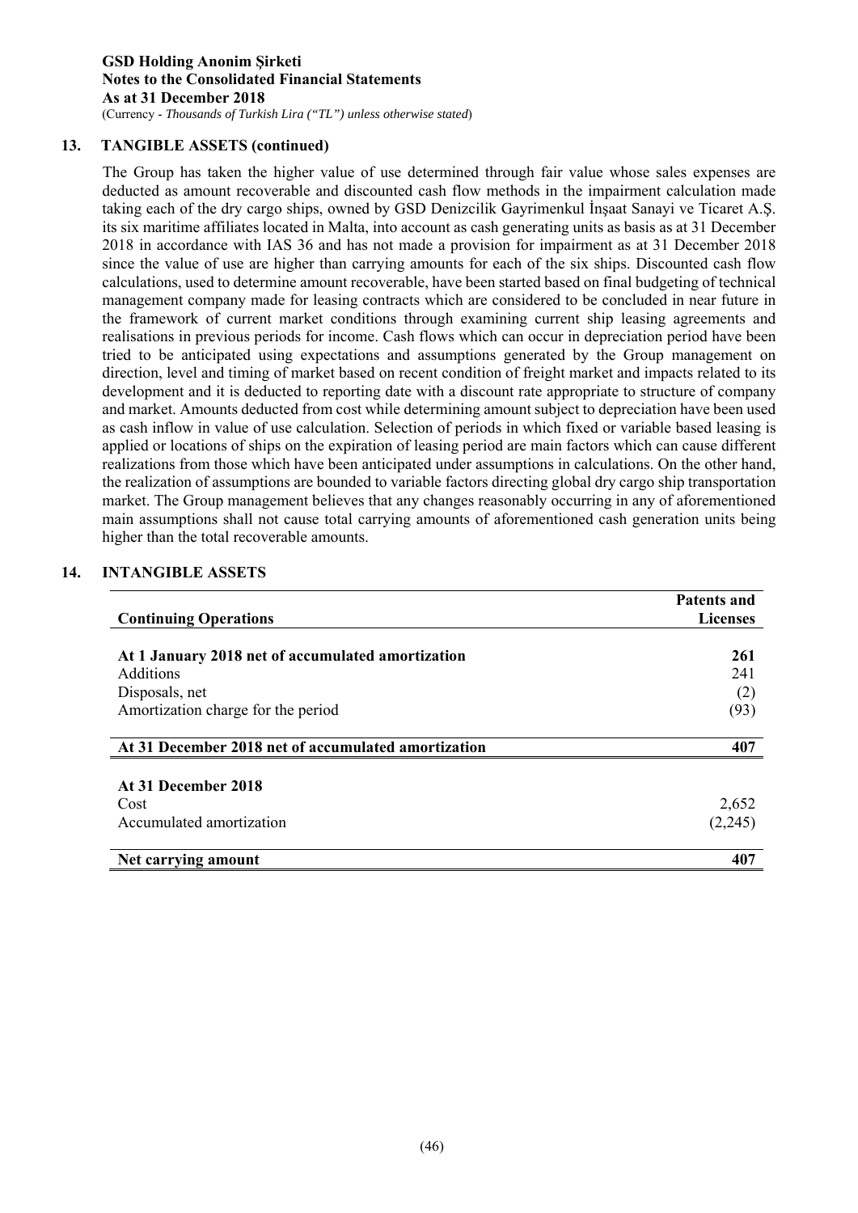## 13. TANGIBLE ASSETS (continued)

The Group has taken the higher value of use determined through fair value whose sales expenses are deducted as amount recoverable and discounted cash flow methods in the impairment calculation made taking each of the dry cargo ships, owned by GSD Denizcilik Gayrimenkul İnşaat Sanayi ve Ticaret A.Ş. its six maritime affiliates located in Malta, into account as cash generating units as basis as at 31 December 2018 in accordance with IAS 36 and has not made a provision for impairment as at 31 December 2018 since the value of use are higher than carrying amounts for each of the six ships. Discounted cash flow calculations, used to determine amount recoverable, have been started based on final budgeting of technical management company made for leasing contracts which are considered to be concluded in near future in the framework of current market conditions through examining current ship leasing agreements and realisations in previous periods for income. Cash flows which can occur in depreciation period have been tried to be anticipated using expectations and assumptions generated by the Group management on direction, level and timing of market based on recent condition of freight market and impacts related to its development and it is deducted to reporting date with a discount rate appropriate to structure of company and market. Amounts deducted from cost while determining amount subject to depreciation have been used as cash inflow in value of use calculation. Selection of periods in which fixed or variable based leasing is applied or locations of ships on the expiration of leasing period are main factors which can cause different realizations from those which have been anticipated under assumptions in calculations. On the other hand, the realization of assumptions are bounded to variable factors directing global dry cargo ship transportation market. The Group management believes that any changes reasonably occurring in any of aforementioned main assumptions shall not cause total carrying amounts of aforementioned cash generation units being higher than the total recoverable amounts.

## 14. INTANGIBLE ASSETS

| **Continuing Operations** | **Patents and Licenses** |
|---|---|
| **At 1 January 2018 net of accumulated amortization** | **261** |
| Additions | 241 |
| Disposals, net | (2) |
| Amortization charge for the period | (93) |
| **At 31 December 2018 net of accumulated amortization** | **407** |
| **At 31 December 2018** | |
| Cost | 2,652 |
| Accumulated amortization | (2,245) |
| **Net carrying amount** | **407** |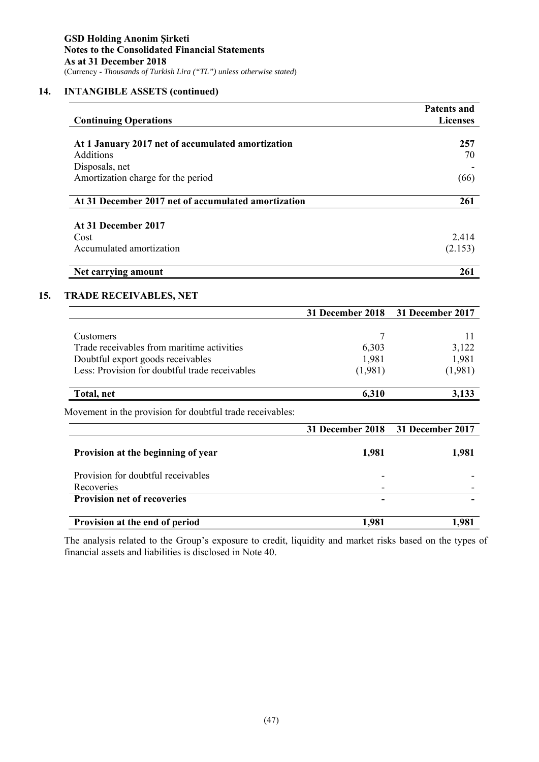## 14. INTANGIBLE ASSETS (continued)

| Continuing Operations | Patents and Licenses |
|---|---|
| **At 1 January 2017 net of accumulated amortization** | **257** |
| Additions | 70 |
| Disposals, net | - |
| Amortization charge for the period | (66) |
| **At 31 December 2017 net of accumulated amortization** | **261** |
| **At 31 December 2017** | |
| Cost | 2.414 |
| Accumulated amortization | (2.153) |
| **Net carrying amount** | **261** |

## 15. TRADE RECEIVABLES, NET

| | 31 December 2018 | 31 December 2017 |
|---|---|---|
| Customers | 7 | 11 |
| Trade receivables from maritime activities | 6,303 | 3,122 |
| Doubtful export goods receivables | 1,981 | 1,981 |
| Less: Provision for doubtful trade receivables | (1,981) | (1,981) |
| **Total, net** | **6,310** | **3,133** |

Movement in the provision for doubtful trade receivables:

| | 31 December 2018 | 31 December 2017 |
|---|---|---|
| **Provision at the beginning of year** | **1,981** | **1,981** |
| Provision for doubtful receivables | - | - |
| Recoveries | - | - |
| **Provision net of recoveries** | **-** | **-** |
| **Provision at the end of period** | **1,981** | **1,981** |

The analysis related to the Group's exposure to credit, liquidity and market risks based on the types of financial assets and liabilities is disclosed in Note 40.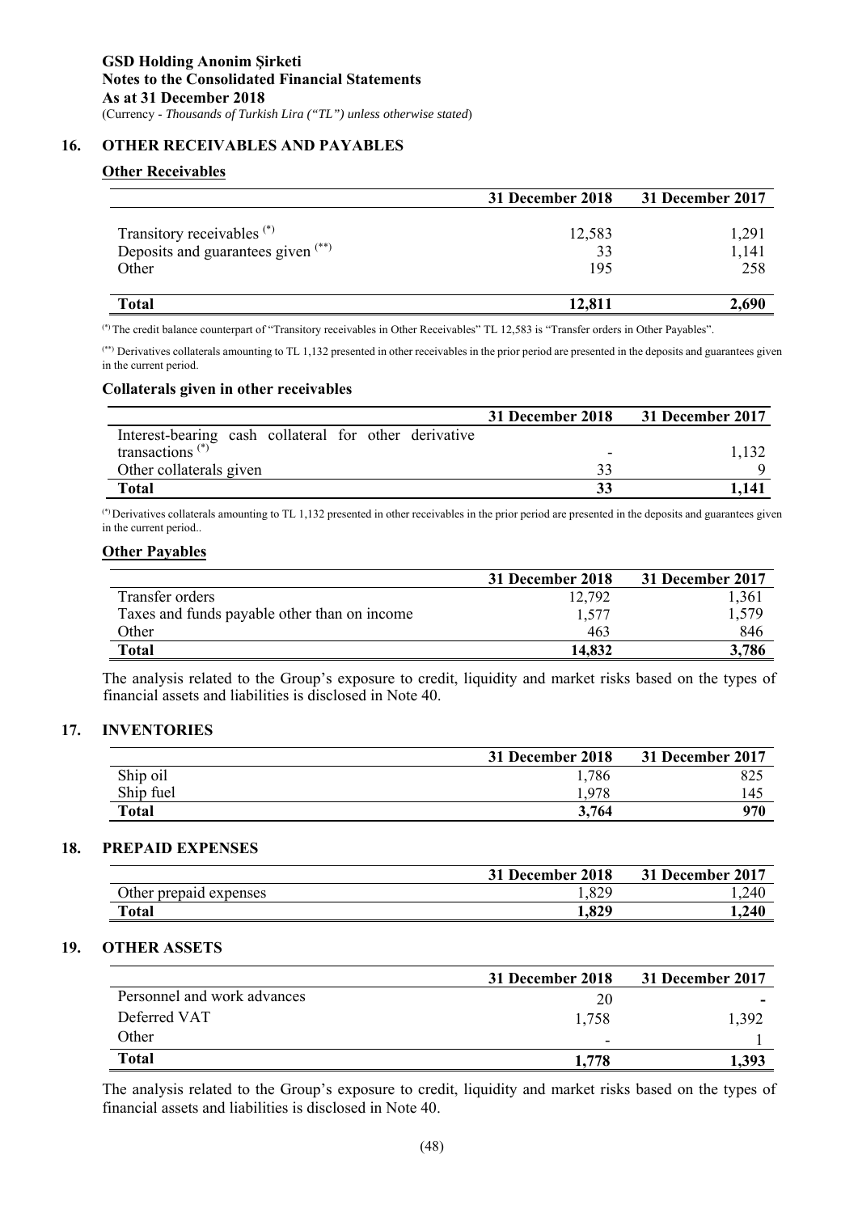## 16. OTHER RECEIVABLES AND PAYABLES

### Other Receivables

| | 31 December 2018 | 31 December 2017 |
|---|---|---|
| Transitory receivables (*) | 12,583 | 1,291 |
| Deposits and guarantees given (**) | 33 | 1,141 |
| Other | 195 | 258 |
| **Total** | **12,811** | **2,690** |

(*) The credit balance counterpart of "Transitory receivables in Other Receivables" TL 12,583 is "Transfer orders in Other Payables".

(**) Derivatives collaterals amounting to TL 1,132 presented in other receivables in the prior period are presented in the deposits and guarantees given in the current period.

**Collaterals given in other receivables**

| | 31 December 2018 | 31 December 2017 |
|---|---|---|
| Interest-bearing cash collateral for other derivative transactions (*) | - | 1,132 |
| Other collaterals given | 33 | 9 |
| **Total** | **33** | **1,141** |

(*) Derivatives collaterals amounting to TL 1,132 presented in other receivables in the prior period are presented in the deposits and guarantees given in the current period..

### Other Payables

| | 31 December 2018 | 31 December 2017 |
|---|---|---|
| Transfer orders | 12,792 | 1,361 |
| Taxes and funds payable other than on income | 1,577 | 1,579 |
| Other | 463 | 846 |
| **Total** | **14,832** | **3,786** |

The analysis related to the Group's exposure to credit, liquidity and market risks based on the types of financial assets and liabilities is disclosed in Note 40.

## 17. INVENTORIES

| | 31 December 2018 | 31 December 2017 |
|---|---|---|
| Ship oil | 1,786 | 825 |
| Ship fuel | 1,978 | 145 |
| **Total** | **3,764** | **970** |

## 18. PREPAID EXPENSES

| | 31 December 2018 | 31 December 2017 |
|---|---|---|
| Other prepaid expenses | 1,829 | 1,240 |
| **Total** | **1,829** | **1,240** |

## 19. OTHER ASSETS

| | 31 December 2018 | 31 December 2017 |
|---|---|---|
| Personnel and work advances | 20 | - |
| Deferred VAT | 1,758 | 1,392 |
| Other | - | 1 |
| **Total** | **1,778** | **1,393** |

The analysis related to the Group's exposure to credit, liquidity and market risks based on the types of financial assets and liabilities is disclosed in Note 40.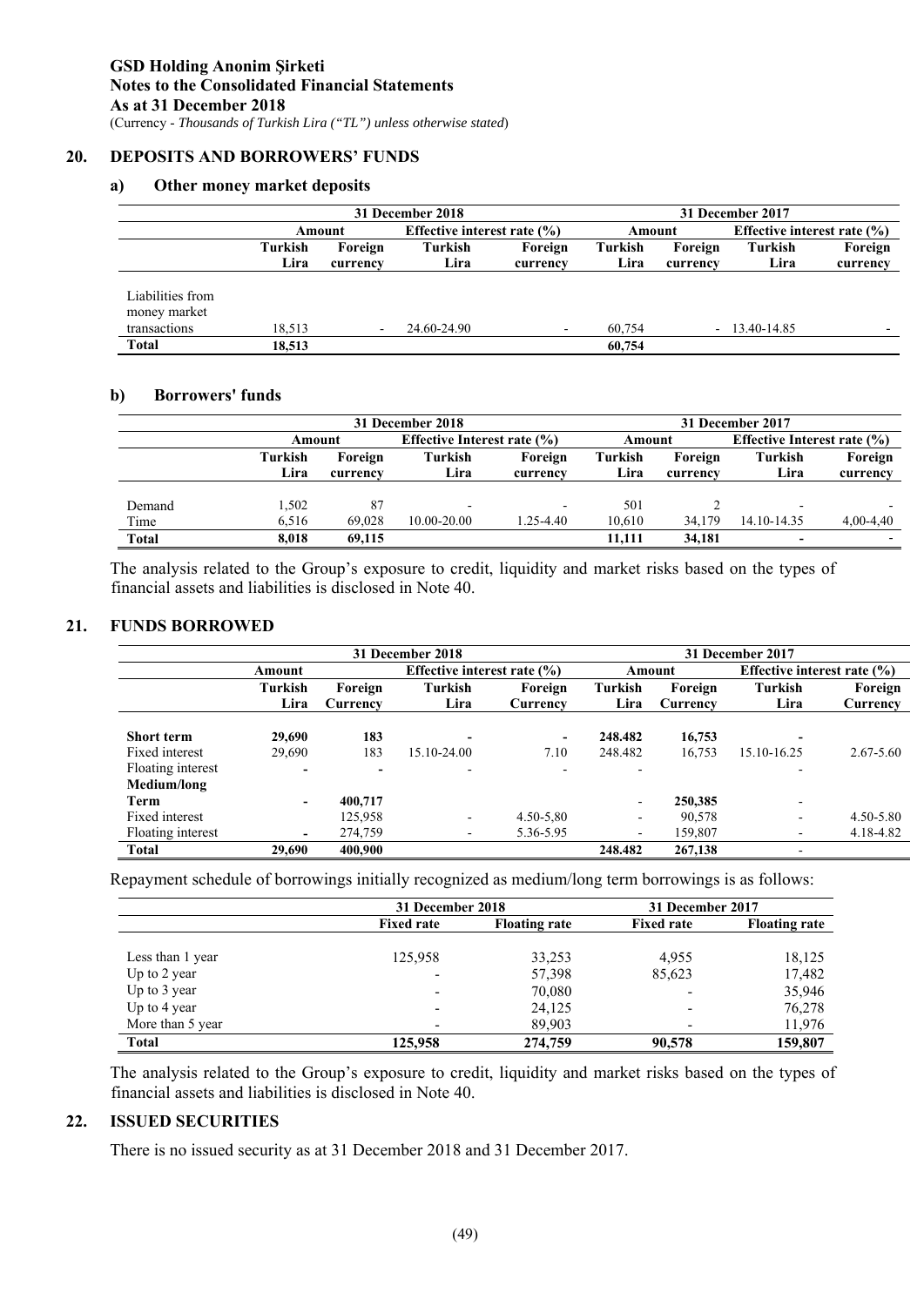## 20. DEPOSITS AND BORROWERS' FUNDS

### a) Other money market deposits

| | 31 December 2018 | | | | 31 December 2017 | | | |
|---|---|---|---|---|---|---|---|---|
| | Amount | | Effective interest rate (%) | | Amount | | Effective interest rate (%) | |
| | Turkish Lira | Foreign currency | Turkish Lira | Foreign currency | Turkish Lira | Foreign currency | Turkish Lira | Foreign currency |
| Liabilities from money market transactions | 18,513 | - | 24.60-24.90 | - | 60,754 | - | 13.40-14.85 | - |
| **Total** | **18,513** | | | | **60,754** | | | |

### b) Borrowers' funds

| | 31 December 2018 | | | | 31 December 2017 | | | |
|---|---|---|---|---|---|---|---|---|
| | Amount | | Effective Interest rate (%) | | Amount | | Effective Interest rate (%) | |
| | Turkish Lira | Foreign currency | Turkish Lira | Foreign currency | Turkish Lira | Foreign currency | Turkish Lira | Foreign currency |
| Demand | 1,502 | 87 | - | - | 501 | 2 | - | - |
| Time | 6,516 | 69,028 | 10.00-20.00 | 1.25-4.40 | 10,610 | 34,179 | 14.10-14.35 | 4,00-4,40 |
| **Total** | **8,018** | **69,115** | | | **11,111** | **34,181** | - | - |

The analysis related to the Group's exposure to credit, liquidity and market risks based on the types of financial assets and liabilities is disclosed in Note 40.

## 21. FUNDS BORROWED

| | 31 December 2018 | | | | 31 December 2017 | | | |
|---|---|---|---|---|---|---|---|---|
| | Amount | | Effective interest rate (%) | | Amount | | Effective interest rate (%) | |
| | Turkish Lira | Foreign Currency | Turkish Lira | Foreign Currency | Turkish Lira | Foreign Currency | Turkish Lira | Foreign Currency |
| **Short term** | **29,690** | **183** | - | - | **248.482** | **16,753** | - | |
| Fixed interest | 29,690 | 183 | 15.10-24.00 | 7.10 | 248.482 | 16,753 | 15.10-16.25 | 2.67-5.60 |
| Floating interest | - | - | - | - | - | | - | |
| **Medium/long Term** | - | **400,717** | | | - | **250,385** | - | |
| Fixed interest | | 125,958 | - | 4.50-5,80 | - | 90,578 | - | 4.50-5.80 |
| Floating interest | - | 274,759 | - | 5.36-5.95 | - | 159,807 | - | 4.18-4.82 |
| **Total** | **29,690** | **400,900** | | | **248.482** | **267,138** | - | |

Repayment schedule of borrowings initially recognized as medium/long term borrowings is as follows:

| | 31 December 2018 | | 31 December 2017 | |
|---|---|---|---|---|
| | Fixed rate | Floating rate | Fixed rate | Floating rate |
| Less than 1 year | 125,958 | 33,253 | 4,955 | 18,125 |
| Up to 2 year | - | 57,398 | 85,623 | 17,482 |
| Up to 3 year | - | 70,080 | - | 35,946 |
| Up to 4 year | - | 24,125 | - | 76,278 |
| More than 5 year | - | 89,903 | - | 11,976 |
| **Total** | **125,958** | **274,759** | **90,578** | **159,807** |

The analysis related to the Group's exposure to credit, liquidity and market risks based on the types of financial assets and liabilities is disclosed in Note 40.

## 22. ISSUED SECURITIES

There is no issued security as at 31 December 2018 and 31 December 2017.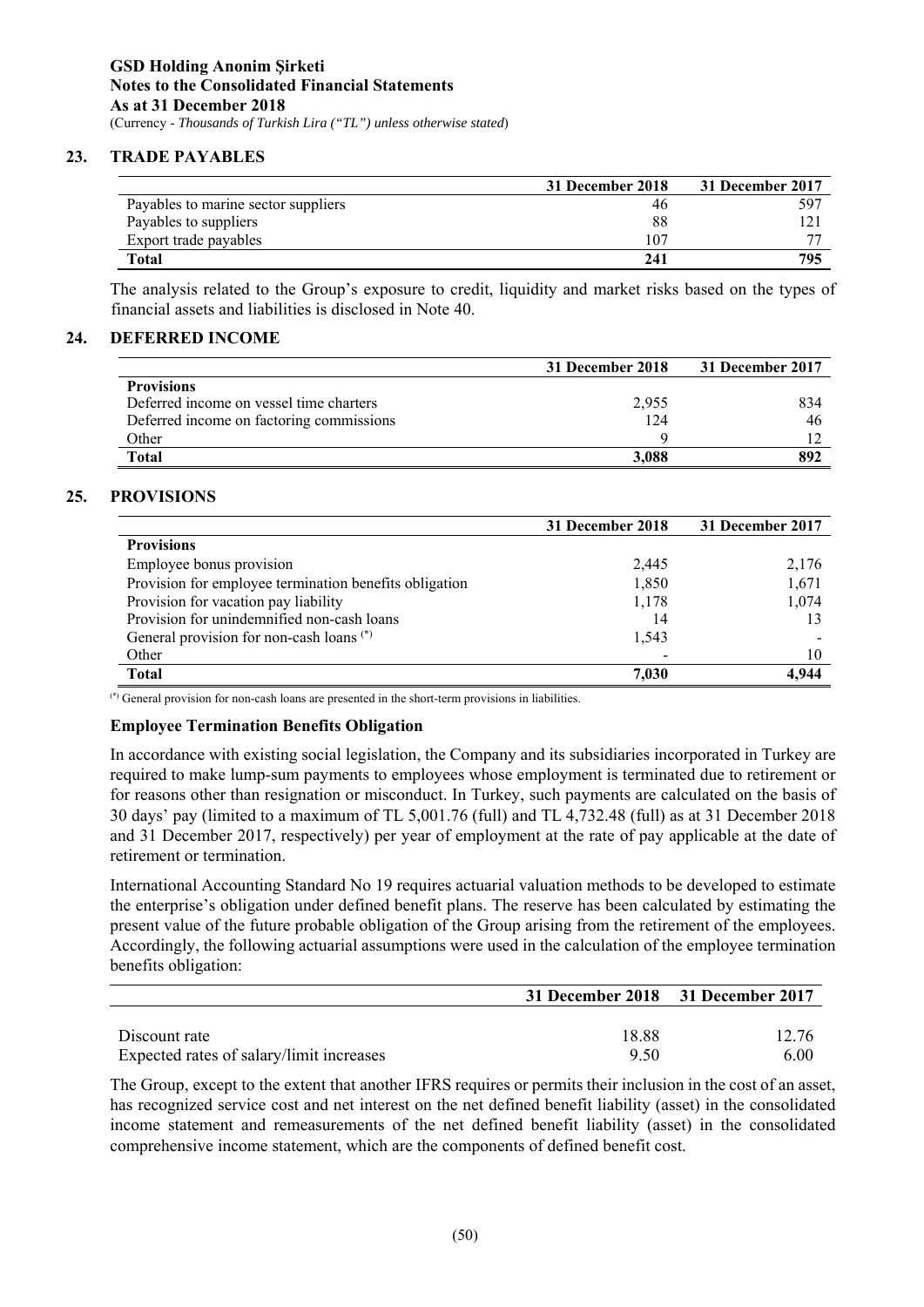## 23. TRADE PAYABLES

| | 31 December 2018 | 31 December 2017 |
|---|---|---|
| Payables to marine sector suppliers | 46 | 597 |
| Payables to suppliers | 88 | 121 |
| Export trade payables | 107 | 77 |
| **Total** | **241** | **795** |

The analysis related to the Group's exposure to credit, liquidity and market risks based on the types of financial assets and liabilities is disclosed in Note 40.

## 24. DEFERRED INCOME

| | 31 December 2018 | 31 December 2017 |
|---|---|---|
| **Provisions** | | |
| Deferred income on vessel time charters | 2,955 | 834 |
| Deferred income on factoring commissions | 124 | 46 |
| Other | 9 | 12 |
| **Total** | **3,088** | **892** |

## 25. PROVISIONS

| | 31 December 2018 | 31 December 2017 |
|---|---|---|
| **Provisions** | | |
| Employee bonus provision | 2,445 | 2,176 |
| Provision for employee termination benefits obligation | 1,850 | 1,671 |
| Provision for vacation pay liability | 1,178 | 1,074 |
| Provision for unindemnified non-cash loans | 14 | 13 |
| General provision for non-cash loans (*) | 1,543 | - |
| Other | - | 10 |
| **Total** | **7,030** | **4,944** |

(*) General provision for non-cash loans are presented in the short-term provisions in liabilities.

### Employee Termination Benefits Obligation

In accordance with existing social legislation, the Company and its subsidiaries incorporated in Turkey are required to make lump-sum payments to employees whose employment is terminated due to retirement or for reasons other than resignation or misconduct. In Turkey, such payments are calculated on the basis of 30 days' pay (limited to a maximum of TL 5,001.76 (full) and TL 4,732.48 (full) as at 31 December 2018 and 31 December 2017, respectively) per year of employment at the rate of pay applicable at the date of retirement or termination.

International Accounting Standard No 19 requires actuarial valuation methods to be developed to estimate the enterprise's obligation under defined benefit plans. The reserve has been calculated by estimating the present value of the future probable obligation of the Group arising from the retirement of the employees. Accordingly, the following actuarial assumptions were used in the calculation of the employee termination benefits obligation:

| | 31 December 2018 | 31 December 2017 |
|---|---|---|
| Discount rate | 18.88 | 12.76 |
| Expected rates of salary/limit increases | 9.50 | 6.00 |

The Group, except to the extent that another IFRS requires or permits their inclusion in the cost of an asset, has recognized service cost and net interest on the net defined benefit liability (asset) in the consolidated income statement and remeasurements of the net defined benefit liability (asset) in the consolidated comprehensive income statement, which are the components of defined benefit cost.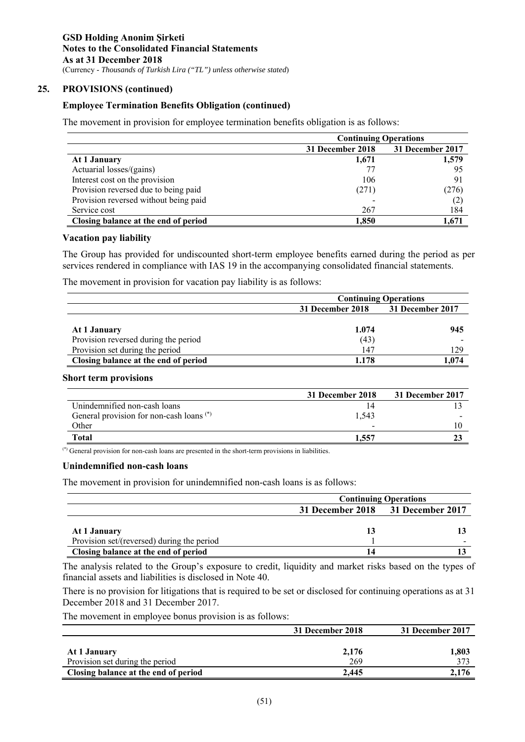## 25. PROVISIONS (continued)

### Employee Termination Benefits Obligation (continued)

The movement in provision for employee termination benefits obligation is as follows:

| | Continuing Operations | |
|---|---|---|
| | 31 December 2018 | 31 December 2017 |
| **At 1 January** | **1,671** | **1,579** |
| Actuarial losses/(gains) | 77 | 95 |
| Interest cost on the provision | 106 | 91 |
| Provision reversed due to being paid | (271) | (276) |
| Provision reversed without being paid | - | (2) |
| Service cost | 267 | 184 |
| **Closing balance at the end of period** | **1,850** | **1,671** |

### Vacation pay liability

The Group has provided for undiscounted short-term employee benefits earned during the period as per services rendered in compliance with IAS 19 in the accompanying consolidated financial statements.

The movement in provision for vacation pay liability is as follows:

| | Continuing Operations | |
|---|---|---|
| | 31 December 2018 | 31 December 2017 |
| **At 1 January** | **1.074** | **945** |
| Provision reversed during the period | (43) | - |
| Provision set during the period | 147 | 129 |
| **Closing balance at the end of period** | **1.178** | **1,074** |

### Short term provisions

| | 31 December 2018 | 31 December 2017 |
|---|---|---|
| Unindemnified non-cash loans | 14 | 13 |
| General provision for non-cash loans (*) | 1,543 | - |
| Other | - | 10 |
| **Total** | **1,557** | **23** |

(*) General provision for non-cash loans are presented in the short-term provisions in liabilities.

### Unindemnified non-cash loans

The movement in provision for unindemnified non-cash loans is as follows:

| | Continuing Operations | |
|---|---|---|
| | 31 December 2018 | 31 December 2017 |
| **At 1 January** | **13** | **13** |
| Provision set/(reversed) during the period | 1 | - |
| **Closing balance at the end of period** | **14** | **13** |

The analysis related to the Group's exposure to credit, liquidity and market risks based on the types of financial assets and liabilities is disclosed in Note 40.

There is no provision for litigations that is required to be set or disclosed for continuing operations as at 31 December 2018 and 31 December 2017.

The movement in employee bonus provision is as follows:

| | 31 December 2018 | 31 December 2017 |
|---|---|---|
| **At 1 January** | **2,176** | **1,803** |
| Provision set during the period | 269 | 373 |
| **Closing balance at the end of period** | **2,445** | **2,176** |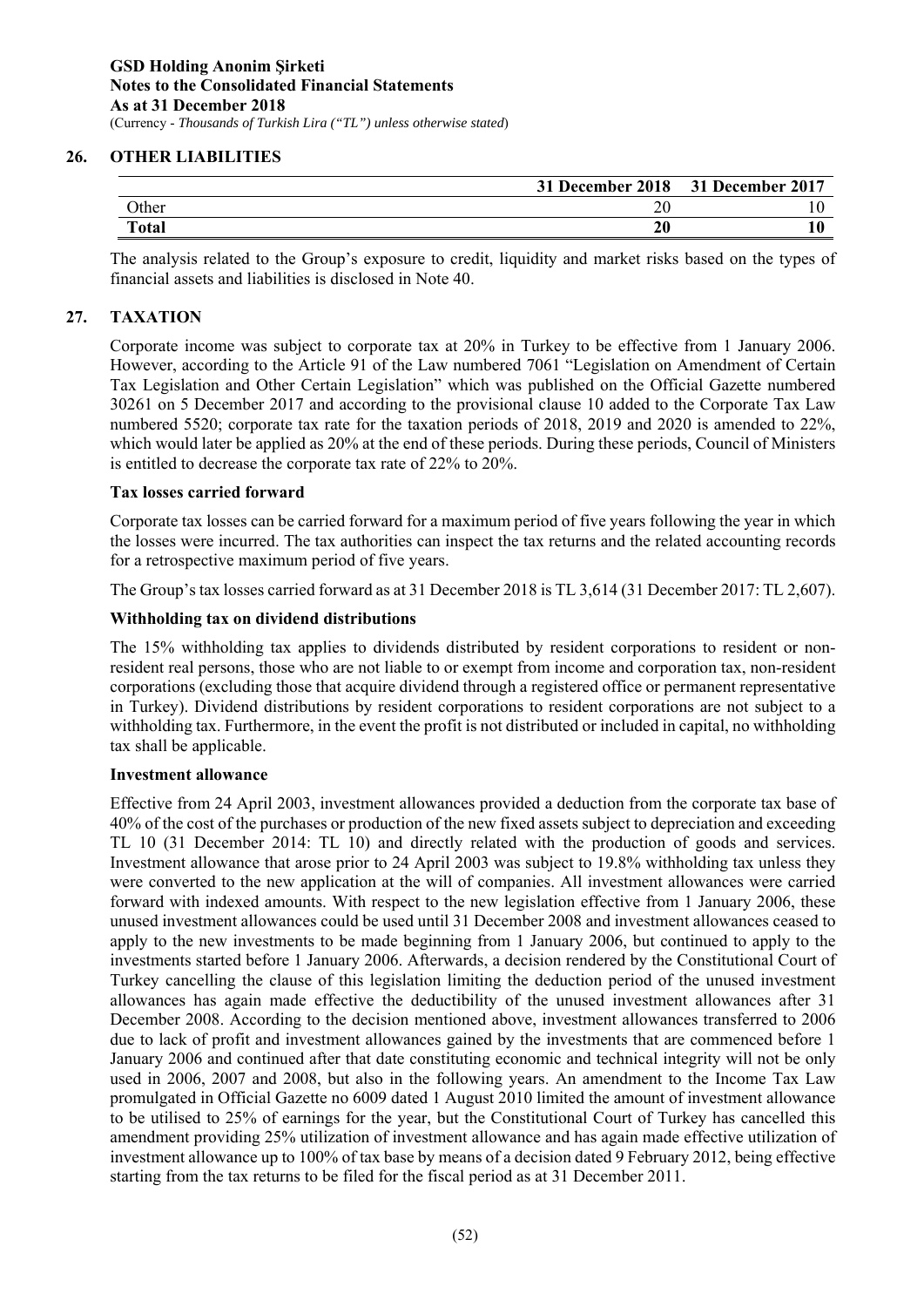## 26. OTHER LIABILITIES

| | 31 December 2018 | 31 December 2017 |
|---|---|---|
| Other | 20 | 10 |
| **Total** | **20** | **10** |

The analysis related to the Group's exposure to credit, liquidity and market risks based on the types of financial assets and liabilities is disclosed in Note 40.

## 27. TAXATION

Corporate income was subject to corporate tax at 20% in Turkey to be effective from 1 January 2006. However, according to the Article 91 of the Law numbered 7061 "Legislation on Amendment of Certain Tax Legislation and Other Certain Legislation" which was published on the Official Gazette numbered 30261 on 5 December 2017 and according to the provisional clause 10 added to the Corporate Tax Law numbered 5520; corporate tax rate for the taxation periods of 2018, 2019 and 2020 is amended to 22%, which would later be applied as 20% at the end of these periods. During these periods, Council of Ministers is entitled to decrease the corporate tax rate of 22% to 20%.

### Tax losses carried forward

Corporate tax losses can be carried forward for a maximum period of five years following the year in which the losses were incurred. The tax authorities can inspect the tax returns and the related accounting records for a retrospective maximum period of five years.

The Group's tax losses carried forward as at 31 December 2018 is TL 3,614 (31 December 2017: TL 2,607).

### Withholding tax on dividend distributions

The 15% withholding tax applies to dividends distributed by resident corporations to resident or non-resident real persons, those who are not liable to or exempt from income and corporation tax, non-resident corporations (excluding those that acquire dividend through a registered office or permanent representative in Turkey). Dividend distributions by resident corporations to resident corporations are not subject to a withholding tax. Furthermore, in the event the profit is not distributed or included in capital, no withholding tax shall be applicable.

### Investment allowance

Effective from 24 April 2003, investment allowances provided a deduction from the corporate tax base of 40% of the cost of the purchases or production of the new fixed assets subject to depreciation and exceeding TL 10 (31 December 2014: TL 10) and directly related with the production of goods and services. Investment allowance that arose prior to 24 April 2003 was subject to 19.8% withholding tax unless they were converted to the new application at the will of companies. All investment allowances were carried forward with indexed amounts. With respect to the new legislation effective from 1 January 2006, these unused investment allowances could be used until 31 December 2008 and investment allowances ceased to apply to the new investments to be made beginning from 1 January 2006, but continued to apply to the investments started before 1 January 2006. Afterwards, a decision rendered by the Constitutional Court of Turkey cancelling the clause of this legislation limiting the deduction period of the unused investment allowances has again made effective the deductibility of the unused investment allowances after 31 December 2008. According to the decision mentioned above, investment allowances transferred to 2006 due to lack of profit and investment allowances gained by the investments that are commenced before 1 January 2006 and continued after that date constituting economic and technical integrity will not be only used in 2006, 2007 and 2008, but also in the following years. An amendment to the Income Tax Law promulgated in Official Gazette no 6009 dated 1 August 2010 limited the amount of investment allowance to be utilised to 25% of earnings for the year, but the Constitutional Court of Turkey has cancelled this amendment providing 25% utilization of investment allowance and has again made effective utilization of investment allowance up to 100% of tax base by means of a decision dated 9 February 2012, being effective starting from the tax returns to be filed for the fiscal period as at 31 December 2011.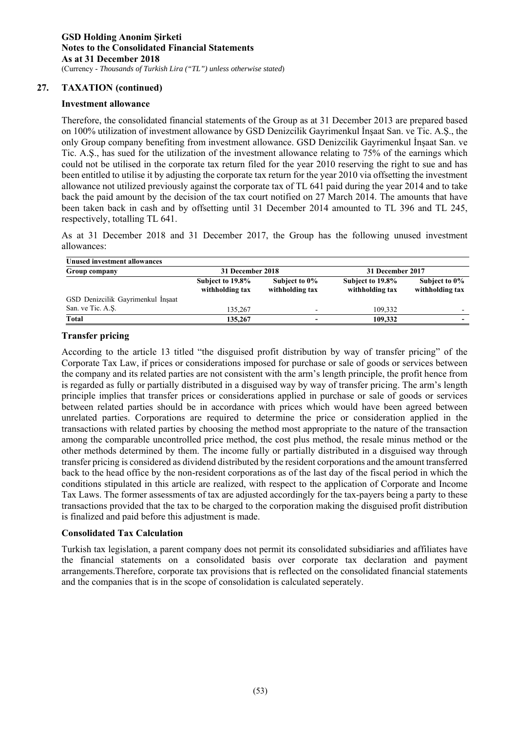## 27. TAXATION (continued)

### Investment allowance

Therefore, the consolidated financial statements of the Group as at 31 December 2013 are prepared based on 100% utilization of investment allowance by GSD Denizcilik Gayrimenkul İnşaat San. ve Tic. A.Ş., the only Group company benefiting from investment allowance. GSD Denizcilik Gayrimenkul İnşaat San. ve Tic. A.Ş., has sued for the utilization of the investment allowance relating to 75% of the earnings which could not be utilised in the corporate tax return filed for the year 2010 reserving the right to sue and has been entitled to utilise it by adjusting the corporate tax return for the year 2010 via offsetting the investment allowance not utilized previously against the corporate tax of TL 641 paid during the year 2014 and to take back the paid amount by the decision of the tax court notified on 27 March 2014. The amounts that have been taken back in cash and by offsetting until 31 December 2014 amounted to TL 396 and TL 245, respectively, totalling TL 641.

As at 31 December 2018 and 31 December 2017, the Group has the following unused investment allowances:

| **Unused investment allowances** | | | | |
|---|---|---|---|---|
| **Group company** | **31 December 2018** | | **31 December 2017** | |
| | **Subject to 19.8% withholding tax** | **Subject to 0% withholding tax** | **Subject to 19.8% withholding tax** | **Subject to 0% withholding tax** |
| GSD Denizcilik Gayrimenkul İnşaat San. ve Tic. A.Ş. | 135,267 | - | 109,332 | - |
| **Total** | **135,267** | **-** | **109,332** | **-** |

### Transfer pricing

According to the article 13 titled "the disguised profit distribution by way of transfer pricing" of the Corporate Tax Law, if prices or considerations imposed for purchase or sale of goods or services between the company and its related parties are not consistent with the arm's length principle, the profit hence from is regarded as fully or partially distributed in a disguised way by way of transfer pricing. The arm's length principle implies that transfer prices or considerations applied in purchase or sale of goods or services between related parties should be in accordance with prices which would have been agreed between unrelated parties. Corporations are required to determine the price or consideration applied in the transactions with related parties by choosing the method most appropriate to the nature of the transaction among the comparable uncontrolled price method, the cost plus method, the resale minus method or the other methods determined by them. The income fully or partially distributed in a disguised way through transfer pricing is considered as dividend distributed by the resident corporations and the amount transferred back to the head office by the non-resident corporations as of the last day of the fiscal period in which the conditions stipulated in this article are realized, with respect to the application of Corporate and Income Tax Laws. The former assessments of tax are adjusted accordingly for the tax-payers being a party to these transactions provided that the tax to be charged to the corporation making the disguised profit distribution is finalized and paid before this adjustment is made.

### Consolidated Tax Calculation

Turkish tax legislation, a parent company does not permit its consolidated subsidiaries and affiliates have the financial statements on a consolidated basis over corporate tax declaration and payment arrangements.Therefore, corporate tax provisions that is reflected on the consolidated financial statements and the companies that is in the scope of consolidation is calculated seperately.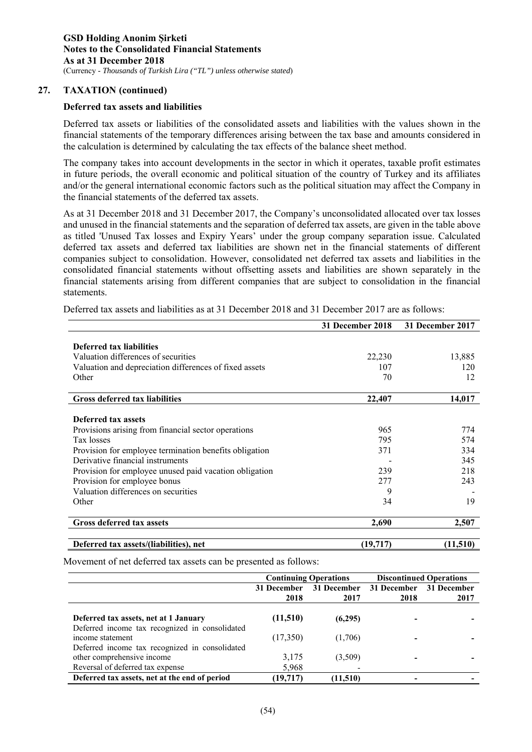## 27. TAXATION (continued)

### Deferred tax assets and liabilities

Deferred tax assets or liabilities of the consolidated assets and liabilities with the values shown in the financial statements of the temporary differences arising between the tax base and amounts considered in the calculation is determined by calculating the tax effects of the balance sheet method.

The company takes into account developments in the sector in which it operates, taxable profit estimates in future periods, the overall economic and political situation of the country of Turkey and its affiliates and/or the general international economic factors such as the political situation may affect the Company in the financial statements of the deferred tax assets.

As at 31 December 2018 and 31 December 2017, the Company's unconsolidated allocated over tax losses and unused in the financial statements and the separation of deferred tax assets, are given in the table above as titled 'Unused Tax losses and Expiry Years' under the group company separation issue. Calculated deferred tax assets and deferred tax liabilities are shown net in the financial statements of different companies subject to consolidation. However, consolidated net deferred tax assets and liabilities in the consolidated financial statements without offsetting assets and liabilities are shown separately in the financial statements arising from different companies that are subject to consolidation in the financial statements.

Deferred tax assets and liabilities as at 31 December 2018 and 31 December 2017 are as follows:

| | 31 December 2018 | 31 December 2017 |
|---|---|---|
| **Deferred tax liabilities** | | |
| Valuation differences of securities | 22,230 | 13,885 |
| Valuation and depreciation differences of fixed assets | 107 | 120 |
| Other | 70 | 12 |
| **Gross deferred tax liabilities** | **22,407** | **14,017** |
| **Deferred tax assets** | | |
| Provisions arising from financial sector operations | 965 | 774 |
| Tax losses | 795 | 574 |
| Provision for employee termination benefits obligation | 371 | 334 |
| Derivative financial instruments | - | 345 |
| Provision for employee unused paid vacation obligation | 239 | 218 |
| Provision for employee bonus | 277 | 243 |
| Valuation differences on securities | 9 | - |
| Other | 34 | 19 |
| **Gross deferred tax assets** | **2,690** | **2,507** |
| **Deferred tax assets/(liabilities), net** | **(19,717)** | **(11,510)** |

Movement of net deferred tax assets can be presented as follows:

| | Continuing Operations | | Discontinued Operations | |
|---|---|---|---|---|
| | 31 December 2018 | 31 December 2017 | 31 December 2018 | 31 December 2017 |
| **Deferred tax assets, net at 1 January** | **(11,510)** | **(6,295)** | - | - |
| Deferred income tax recognized in consolidated income statement | (17,350) | (1,706) | - | - |
| Deferred income tax recognized in consolidated other comprehensive income | 3,175 | (3,509) | - | - |
| Reversal of deferred tax expense | 5,968 | - | | |
| **Deferred tax assets, net at the end of period** | **(19,717)** | **(11,510)** | - | - |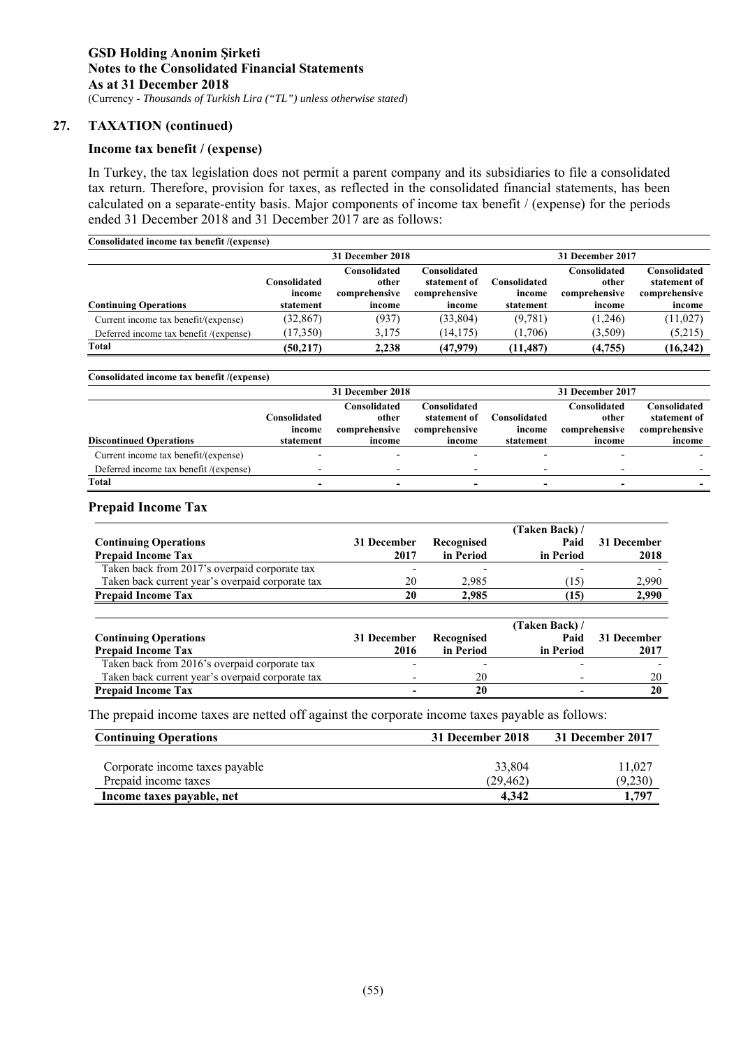## 27. TAXATION (continued)

### Income tax benefit / (expense)

In Turkey, the tax legislation does not permit a parent company and its subsidiaries to file a consolidated tax return. Therefore, provision for taxes, as reflected in the consolidated financial statements, has been calculated on a separate-entity basis. Major components of income tax benefit / (expense) for the periods ended 31 December 2018 and 31 December 2017 are as follows:

**Consolidated income tax benefit /(expense)**

| | 31 December 2018 | | | 31 December 2017 | | |
|---|---|---|---|---|---|---|
| **Continuing Operations** | Consolidated income statement | Consolidated other comprehensive income | Consolidated statement of comprehensive income | Consolidated income statement | Consolidated other comprehensive income | Consolidated statement of comprehensive income |
| Current income tax benefit/(expense) | (32,867) | (937) | (33,804) | (9,781) | (1,246) | (11,027) |
| Deferred income tax benefit /(expense) | (17,350) | 3,175 | (14,175) | (1,706) | (3,509) | (5,215) |
| **Total** | **(50,217)** | **2,238** | **(47,979)** | **(11,487)** | **(4,755)** | **(16,242)** |

**Consolidated income tax benefit /(expense)**

| | 31 December 2018 | | | 31 December 2017 | | |
|---|---|---|---|---|---|---|
| **Discontinued Operations** | Consolidated income statement | Consolidated other comprehensive income | Consolidated statement of comprehensive income | Consolidated income statement | Consolidated other comprehensive income | Consolidated statement of comprehensive income |
| Current income tax benefit/(expense) | - | - | - | - | - | - |
| Deferred income tax benefit /(expense) | - | - | - | - | - | - |
| **Total** | **-** | **-** | **-** | **-** | **-** | **-** |

### Prepaid Income Tax

| **Continuing Operations**<br>**Prepaid Income Tax** | 31 December 2017 | Recognised in Period | (Taken Back) / Paid in Period | 31 December 2018 |
|---|---|---|---|---|
| Taken back from 2017's overpaid corporate tax | - | - | - | - |
| Taken back current year's overpaid corporate tax | 20 | 2,985 | (15) | 2,990 |
| **Prepaid Income Tax** | **20** | **2,985** | **(15)** | **2,990** |

| **Continuing Operations**<br>**Prepaid Income Tax** | 31 December 2016 | Recognised in Period | (Taken Back) / Paid in Period | 31 December 2017 |
|---|---|---|---|---|
| Taken back from 2016's overpaid corporate tax | - | - | - | - |
| Taken back current year's overpaid corporate tax | - | 20 | - | 20 |
| **Prepaid Income Tax** | **-** | **20** | **-** | **20** |

The prepaid income taxes are netted off against the corporate income taxes payable as follows:

| **Continuing Operations** | **31 December 2018** | **31 December 2017** |
|---|---|---|
| Corporate income taxes payable | 33,804 | 11,027 |
| Prepaid income taxes | (29,462) | (9,230) |
| **Income taxes payable, net** | **4,342** | **1,797** |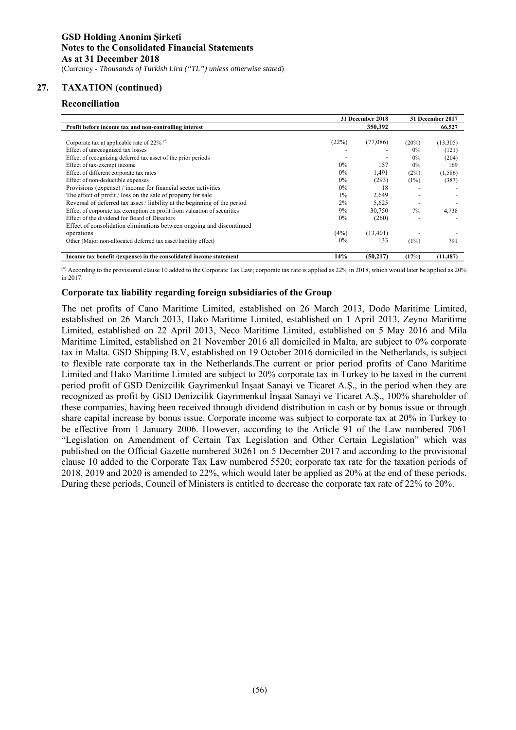## 27. TAXATION (continued)

### Reconciliation

| | 31 December 2018 | | 31 December 2017 | |
|---|---|---|---|---|
| **Profit before income tax and non-controlling interest** | | **350,392** | | **66,527** |
| Corporate tax at applicable rate of 22% (*) | (22%) | (77,086) | (20%) | (13,305) |
| Effect of unrecognized tax losses | - | - | 0% | (121) |
| Effect of recognizing deferred tax asset of the prior periods | - | - | 0% | (204) |
| Effect of tax-exempt income | 0% | 157 | 0% | 169 |
| Effect of different corporate tax rates | 0% | 1,491 | (2%) | (1,586) |
| Effect of non-deductible expenses | 0% | (293) | (1%) | (387) |
| Provisions (expense) / income for financial sector activities | 0% | 18 | - | - |
| The effect of profit / loss on the sale of property for sale | 1% | 2,649 | - | - |
| Reversal of deferred tax asset / liability at the beginning of the period | 2% | 5,625 | - | - |
| Effect of corporate tax exemption on profit from valuation of securities | 9% | 30,750 | 7% | 4,738 |
| Effect of the dividend for Board of Directors | 0% | (260) | - | - |
| Effect of consolidation eliminations between ongoing and discontinued operations | (4%) | (13,401) | - | - |
| Other (Major non-allocated deferred tax asset/liability effect) | 0% | 133 | (1%) | 791 |
| **Income tax benefit /(expense) in the consolidated income statement** | **14%** | **(50,217)** | **(17%)** | **(11,487)** |

(*) According to the provisional clause 10 added to the Corporate Tax Law; corporate tax rate is applied as 22% in 2018, which would later be applied as 20% in 2017.

### Corporate tax liability regarding foreign subsidiaries of the Group

The net profits of Cano Maritime Limited, established on 26 March 2013, Dodo Maritime Limited, established on 26 March 2013, Hako Maritime Limited, established on 1 April 2013, Zeyno Maritime Limited, established on 22 April 2013, Neco Maritime Limited, established on 5 May 2016 and Mila Maritime Limited, established on 21 November 2016 all domiciled in Malta, are subject to 0% corporate tax in Malta. GSD Shipping B.V, established on 19 October 2016 domiciled in the Netherlands, is subject to flexible rate corporate tax in the Netherlands.The current or prior period profits of Cano Maritime Limited and Hako Maritime Limited are subject to 20% corporate tax in Turkey to be taxed in the current period profit of GSD Denizcilik Gayrimenkul İnşaat Sanayi ve Ticaret A.Ş., in the period when they are recognized as profit by GSD Denizcilik Gayrimenkul İnşaat Sanayi ve Ticaret A.Ş., 100% shareholder of these companies, having been received through dividend distribution in cash or by bonus issue or through share capital increase by bonus issue. Corporate income was subject to corporate tax at 20% in Turkey to be effective from 1 January 2006. However, according to the Article 91 of the Law numbered 7061 "Legislation on Amendment of Certain Tax Legislation and Other Certain Legislation" which was published on the Official Gazette numbered 30261 on 5 December 2017 and according to the provisional clause 10 added to the Corporate Tax Law numbered 5520; corporate tax rate for the taxation periods of 2018, 2019 and 2020 is amended to 22%, which would later be applied as 20% at the end of these periods. During these periods, Council of Ministers is entitled to decrease the corporate tax rate of 22% to 20%.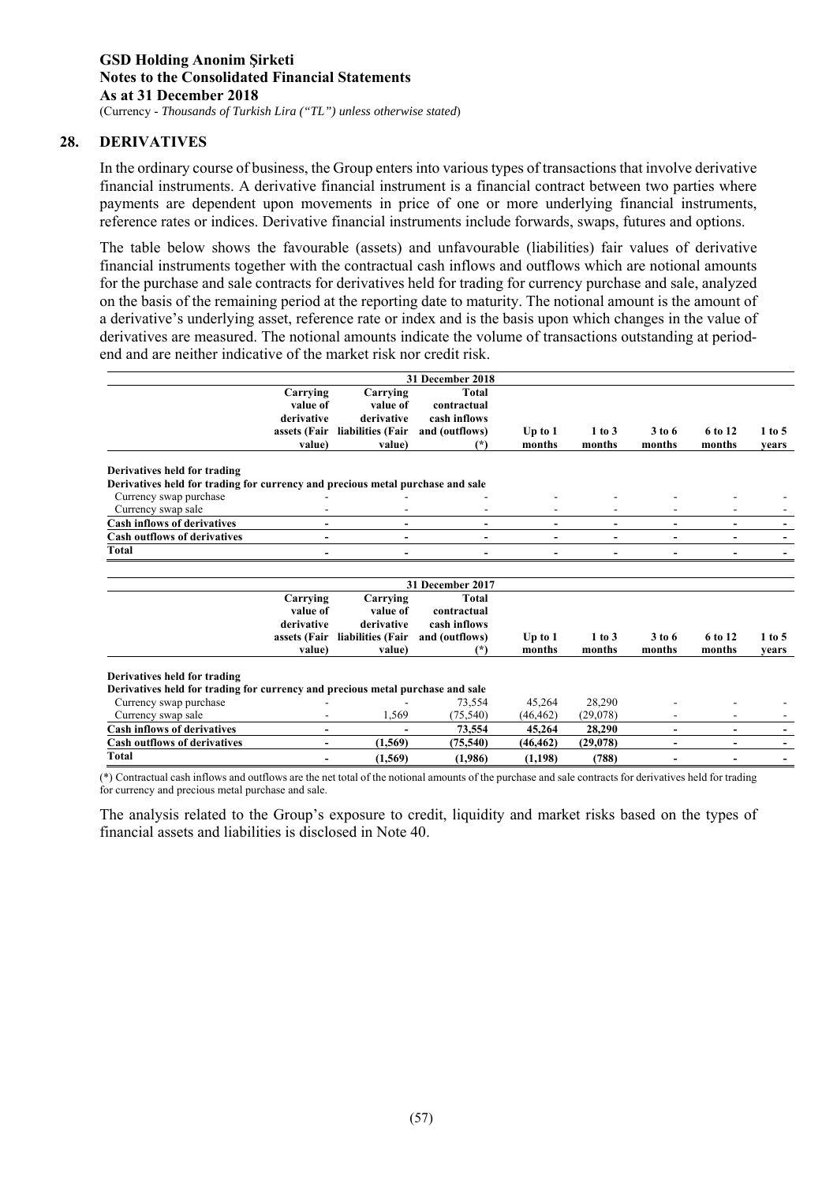**GSD Holding Anonim Şirketi**
**Notes to the Consolidated Financial Statements**
**As at 31 December 2018**
(Currency - *Thousands of Turkish Lira ("TL") unless otherwise stated*)

## 28. DERIVATIVES

In the ordinary course of business, the Group enters into various types of transactions that involve derivative financial instruments. A derivative financial instrument is a financial contract between two parties where payments are dependent upon movements in price of one or more underlying financial instruments, reference rates or indices. Derivative financial instruments include forwards, swaps, futures and options.

The table below shows the favourable (assets) and unfavourable (liabilities) fair values of derivative financial instruments together with the contractual cash inflows and outflows which are notional amounts for the purchase and sale contracts for derivatives held for trading for currency purchase and sale, analyzed on the basis of the remaining period at the reporting date to maturity. The notional amount is the amount of a derivative's underlying asset, reference rate or index and is the basis upon which changes in the value of derivatives are measured. The notional amounts indicate the volume of transactions outstanding at period-end and are neither indicative of the market risk nor credit risk.

| | 31 December 2018 | | | | | | | |
|---|---|---|---|---|---|---|---|---|
| | Carrying value of derivative assets (Fair value) | Carrying value of derivative liabilities (Fair value) | Total contractual cash inflows and (outflows) (*) | Up to 1 months | 1 to 3 months | 3 to 6 months | 6 to 12 months | 1 to 5 years |
| **Derivatives held for trading** | | | | | | | | |
| **Derivatives held for trading for currency and precious metal purchase and sale** | | | | | | | | |
| Currency swap purchase | - | - | - | - | - | - | - | - |
| Currency swap sale | - | - | - | - | - | - | - | - |
| **Cash inflows of derivatives** | **-** | **-** | **-** | **-** | **-** | **-** | **-** | **-** |
| **Cash outflows of derivatives** | **-** | **-** | **-** | **-** | **-** | **-** | **-** | **-** |
| **Total** | **-** | **-** | **-** | **-** | **-** | **-** | **-** | **-** |

| | 31 December 2017 | | | | | | | |
|---|---|---|---|---|---|---|---|---|
| | Carrying value of derivative assets (Fair value) | Carrying value of derivative liabilities (Fair value) | Total contractual cash inflows and (outflows) (*) | Up to 1 months | 1 to 3 months | 3 to 6 months | 6 to 12 months | 1 to 5 years |
| **Derivatives held for trading** | | | | | | | | |
| **Derivatives held for trading for currency and precious metal purchase and sale** | | | | | | | | |
| Currency swap purchase | - | - | 73,554 | 45,264 | 28,290 | - | - | - |
| Currency swap sale | - | 1,569 | (75,540) | (46,462) | (29,078) | - | - | - |
| **Cash inflows of derivatives** | **-** | **-** | **73,554** | **45,264** | **28,290** | **-** | **-** | **-** |
| **Cash outflows of derivatives** | **-** | **(1,569)** | **(75,540)** | **(46,462)** | **(29,078)** | **-** | **-** | **-** |
| **Total** | **-** | **(1,569)** | **(1,986)** | **(1,198)** | **(788)** | **-** | **-** | **-** |

(*) Contractual cash inflows and outflows are the net total of the notional amounts of the purchase and sale contracts for derivatives held for trading for currency and precious metal purchase and sale.

The analysis related to the Group's exposure to credit, liquidity and market risks based on the types of financial assets and liabilities is disclosed in Note 40.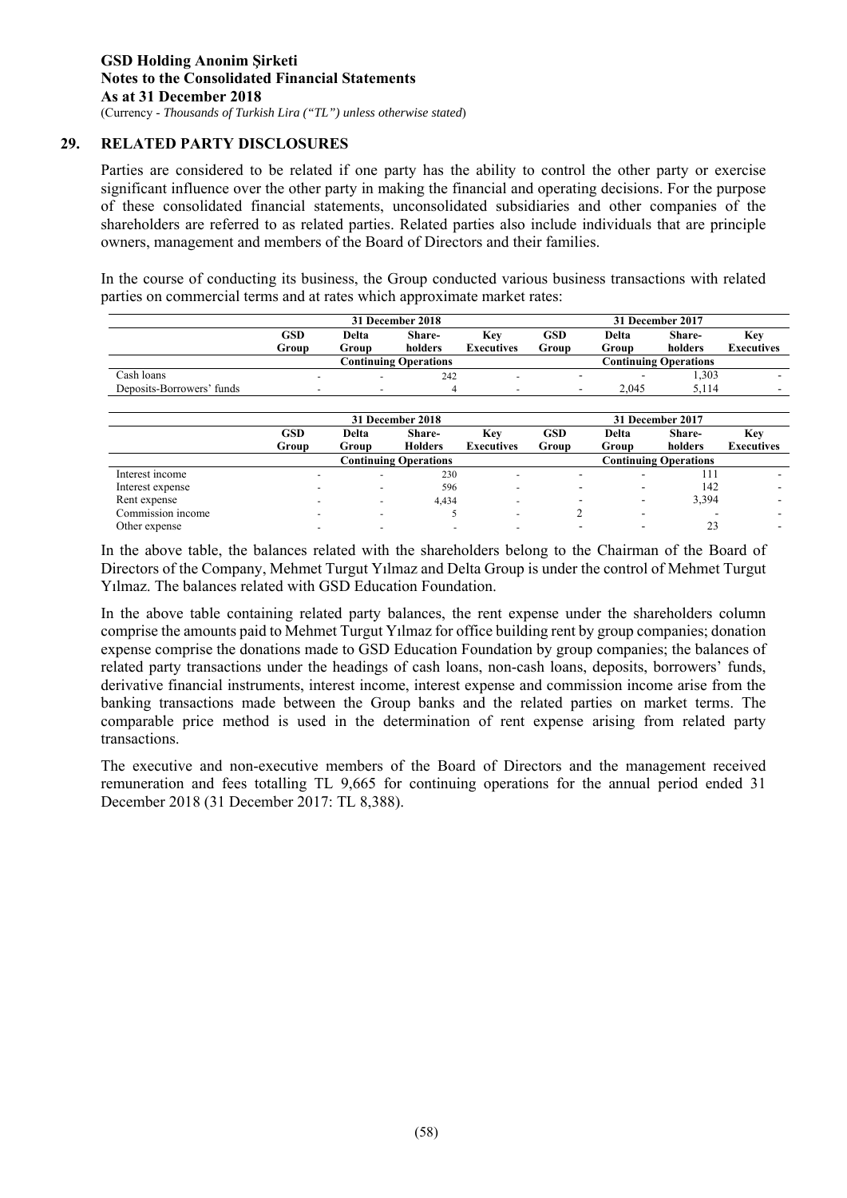## 29. RELATED PARTY DISCLOSURES

Parties are considered to be related if one party has the ability to control the other party or exercise significant influence over the other party in making the financial and operating decisions. For the purpose of these consolidated financial statements, unconsolidated subsidiaries and other companies of the shareholders are referred to as related parties. Related parties also include individuals that are principle owners, management and members of the Board of Directors and their families.

In the course of conducting its business, the Group conducted various business transactions with related parties on commercial terms and at rates which approximate market rates:

| | 31 December 2018 | | | | 31 December 2017 | | | |
|---|---|---|---|---|---|---|---|---|
| | GSD Group | Delta Group | Share-holders | Key Executives | GSD Group | Delta Group | Share-holders | Key Executives |
| | Continuing Operations | | | | Continuing Operations | | | |
| Cash loans | - | - | 242 | - | - | - | 1,303 | - |
| Deposits-Borrowers' funds | - | - | 4 | - | - | 2,045 | 5,114 | - |

| | 31 December 2018 | | | | 31 December 2017 | | | |
|---|---|---|---|---|---|---|---|---|
| | GSD Group | Delta Group | Share-Holders | Key Executives | GSD Group | Delta Group | Share-holders | Key Executives |
| | Continuing Operations | | | | Continuing Operations | | | |
| Interest income | - | - | 230 | - | - | - | 111 | - |
| Interest expense | - | - | 596 | - | - | - | 142 | - |
| Rent expense | - | - | 4,434 | - | - | - | 3,394 | - |
| Commission income | - | - | 5 | - | 2 | - | - | - |
| Other expense | - | - | - | - | - | - | 23 | - |

In the above table, the balances related with the shareholders belong to the Chairman of the Board of Directors of the Company, Mehmet Turgut Yılmaz and Delta Group is under the control of Mehmet Turgut Yılmaz. The balances related with GSD Education Foundation.

In the above table containing related party balances, the rent expense under the shareholders column comprise the amounts paid to Mehmet Turgut Yılmaz for office building rent by group companies; donation expense comprise the donations made to GSD Education Foundation by group companies; the balances of related party transactions under the headings of cash loans, non-cash loans, deposits, borrowers' funds, derivative financial instruments, interest income, interest expense and commission income arise from the banking transactions made between the Group banks and the related parties on market terms. The comparable price method is used in the determination of rent expense arising from related party transactions.

The executive and non-executive members of the Board of Directors and the management received remuneration and fees totalling TL 9,665 for continuing operations for the annual period ended 31 December 2018 (31 December 2017: TL 8,388).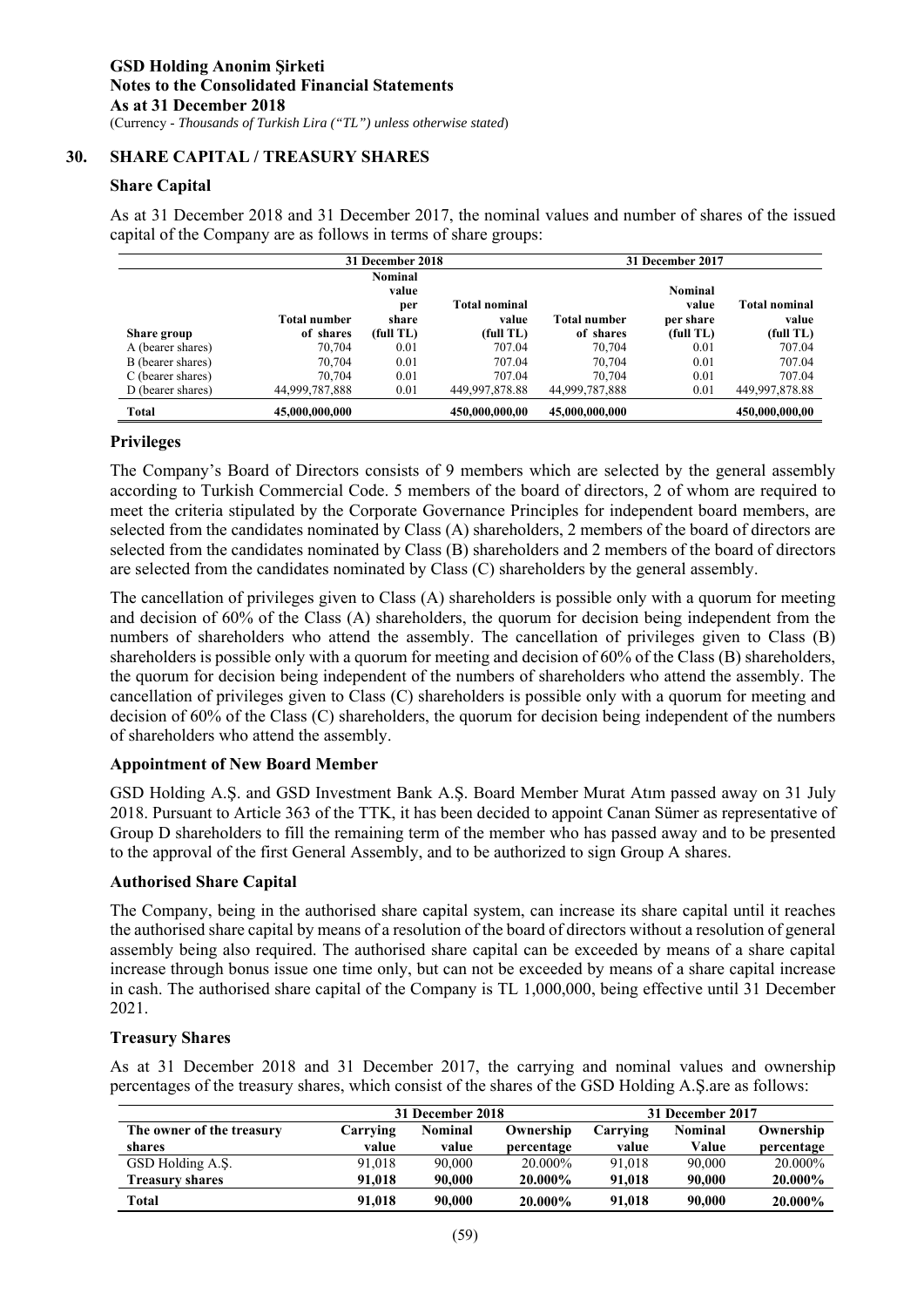## 30. SHARE CAPITAL / TREASURY SHARES

### Share Capital

As at 31 December 2018 and 31 December 2017, the nominal values and number of shares of the issued capital of the Company are as follows in terms of share groups:

| | 31 December 2018 | | | 31 December 2017 | | |
|---|---|---|---|---|---|---|
| Share group | Total number of shares | Nominal value per share (full TL) | Total nominal value (full TL) | Total number of shares | Nominal value per share (full TL) | Total nominal value (full TL) |
| A (bearer shares) | 70,704 | 0.01 | 707.04 | 70,704 | 0.01 | 707.04 |
| B (bearer shares) | 70,704 | 0.01 | 707.04 | 70,704 | 0.01 | 707.04 |
| C (bearer shares) | 70,704 | 0.01 | 707.04 | 70,704 | 0.01 | 707.04 |
| D (bearer shares) | 44,999,787,888 | 0.01 | 449,997,878.88 | 44,999,787,888 | 0.01 | 449,997,878.88 |
| **Total** | **45,000,000,000** | | **450,000,000,00** | **45,000,000,000** | | **450,000,000,00** |

### Privileges

The Company's Board of Directors consists of 9 members which are selected by the general assembly according to Turkish Commercial Code. 5 members of the board of directors, 2 of whom are required to meet the criteria stipulated by the Corporate Governance Principles for independent board members, are selected from the candidates nominated by Class (A) shareholders, 2 members of the board of directors are selected from the candidates nominated by Class (B) shareholders and 2 members of the board of directors are selected from the candidates nominated by Class (C) shareholders by the general assembly.

The cancellation of privileges given to Class (A) shareholders is possible only with a quorum for meeting and decision of 60% of the Class (A) shareholders, the quorum for decision being independent from the numbers of shareholders who attend the assembly. The cancellation of privileges given to Class (B) shareholders is possible only with a quorum for meeting and decision of 60% of the Class (B) shareholders, the quorum for decision being independent of the numbers of shareholders who attend the assembly. The cancellation of privileges given to Class (C) shareholders is possible only with a quorum for meeting and decision of 60% of the Class (C) shareholders, the quorum for decision being independent of the numbers of shareholders who attend the assembly.

### Appointment of New Board Member

GSD Holding A.Ş. and GSD Investment Bank A.Ş. Board Member Murat Atım passed away on 31 July 2018. Pursuant to Article 363 of the TTK, it has been decided to appoint Canan Sümer as representative of Group D shareholders to fill the remaining term of the member who has passed away and to be presented to the approval of the first General Assembly, and to be authorized to sign Group A shares.

### Authorised Share Capital

The Company, being in the authorised share capital system, can increase its share capital until it reaches the authorised share capital by means of a resolution of the board of directors without a resolution of general assembly being also required. The authorised share capital can be exceeded by means of a share capital increase through bonus issue one time only, but can not be exceeded by means of a share capital increase in cash. The authorised share capital of the Company is TL 1,000,000, being effective until 31 December 2021.

### Treasury Shares

As at 31 December 2018 and 31 December 2017, the carrying and nominal values and ownership percentages of the treasury shares, which consist of the shares of the GSD Holding A.Ş.are as follows:

| | 31 December 2018 | | | 31 December 2017 | | |
|---|---|---|---|---|---|---|
| The owner of the treasury shares | Carrying value | Nominal value | Ownership percentage | Carrying value | Nominal Value | Ownership percentage |
| GSD Holding A.Ş. | 91,018 | 90,000 | 20.000% | 91,018 | 90,000 | 20.000% |
| **Treasury shares** | **91,018** | **90,000** | **20.000%** | **91,018** | **90,000** | **20.000%** |
| **Total** | **91,018** | **90,000** | **20.000%** | **91,018** | **90,000** | **20.000%** |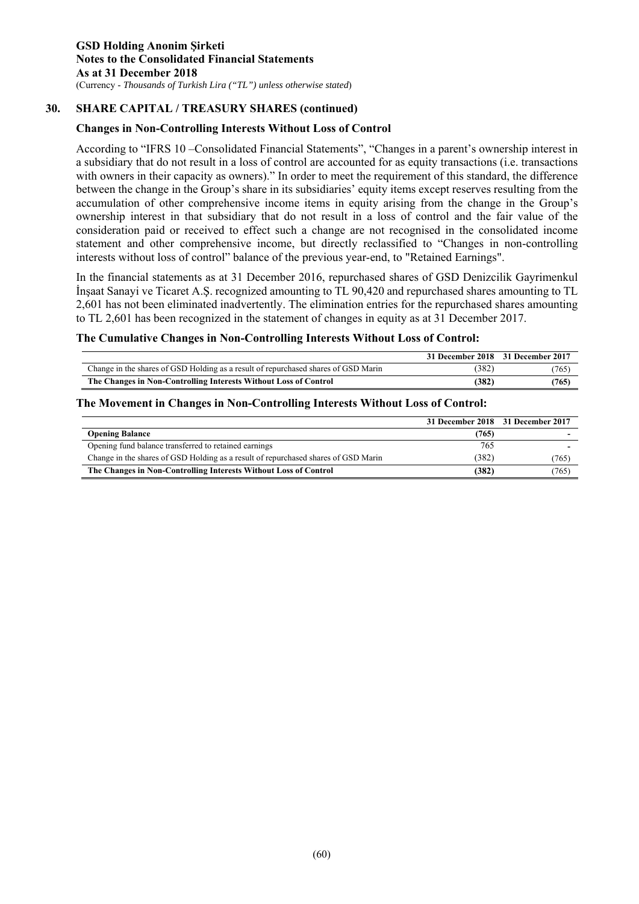## 30. SHARE CAPITAL / TREASURY SHARES (continued)

### Changes in Non-Controlling Interests Without Loss of Control

According to "IFRS 10 –Consolidated Financial Statements", "Changes in a parent's ownership interest in a subsidiary that do not result in a loss of control are accounted for as equity transactions (i.e. transactions with owners in their capacity as owners)." In order to meet the requirement of this standard, the difference between the change in the Group's share in its subsidiaries' equity items except reserves resulting from the accumulation of other comprehensive income items in equity arising from the change in the Group's ownership interest in that subsidiary that do not result in a loss of control and the fair value of the consideration paid or received to effect such a change are not recognised in the consolidated income statement and other comprehensive income, but directly reclassified to "Changes in non-controlling interests without loss of control" balance of the previous year-end, to "Retained Earnings".

In the financial statements as at 31 December 2016, repurchased shares of GSD Denizcilik Gayrimenkul İnşaat Sanayi ve Ticaret A.Ş. recognized amounting to TL 90,420 and repurchased shares amounting to TL 2,601 has not been eliminated inadvertently. The elimination entries for the repurchased shares amounting to TL 2,601 has been recognized in the statement of changes in equity as at 31 December 2017.

### The Cumulative Changes in Non-Controlling Interests Without Loss of Control:

| | 31 December 2018 | 31 December 2017 |
|---|---|---|
| Change in the shares of GSD Holding as a result of repurchased shares of GSD Marin | (382) | (765) |
| **The Changes in Non-Controlling Interests Without Loss of Control** | **(382)** | **(765)** |

### The Movement in Changes in Non-Controlling Interests Without Loss of Control:

| | 31 December 2018 | 31 December 2017 |
|---|---|---|
| **Opening Balance** | **(765)** | **-** |
| Opening fund balance transferred to retained earnings | 765 | - |
| Change in the shares of GSD Holding as a result of repurchased shares of GSD Marin | (382) | (765) |
| **The Changes in Non-Controlling Interests Without Loss of Control** | **(382)** | (765) |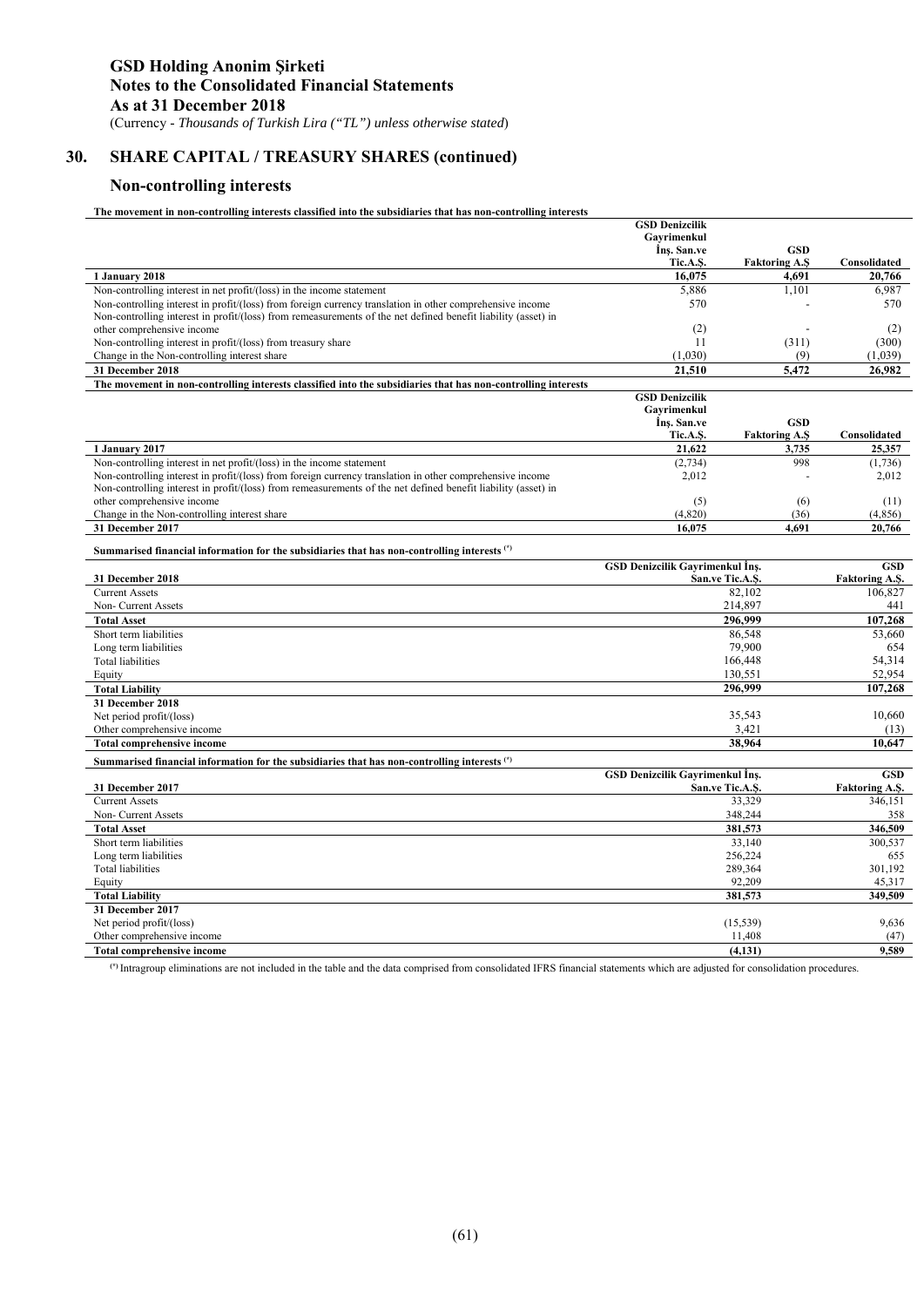## 30. SHARE CAPITAL / TREASURY SHARES (continued)

### Non-controlling interests

**The movement in non-controlling interests classified into the subsidiaries that has non-controlling interests**

| | GSD Denizcilik Gayrimenkul İnş. San.ve Tic.A.Ş. | GSD Faktoring A.Ş | Consolidated |
|---|---|---|---|
| **1 January 2018** | **16,075** | **4,691** | **20,766** |
| Non-controlling interest in net profit/(loss) in the income statement | 5,886 | 1,101 | 6,987 |
| Non-controlling interest in profit/(loss) from foreign currency translation in other comprehensive income | 570 | - | 570 |
| Non-controlling interest in profit/(loss) from remeasurements of the net defined benefit liability (asset) in other comprehensive income | (2) | - | (2) |
| Non-controlling interest in profit/(loss) from treasury share | 11 | (311) | (300) |
| Change in the Non-controlling interest share | (1,030) | (9) | (1,039) |
| **31 December 2018** | **21,510** | **5,472** | **26,982** |

**The movement in non-controlling interests classified into the subsidiaries that has non-controlling interests**

| | GSD Denizcilik Gayrimenkul İnş. San.ve Tic.A.Ş. | GSD Faktoring A.Ş | Consolidated |
|---|---|---|---|
| **1 January 2017** | **21,622** | **3,735** | **25,357** |
| Non-controlling interest in net profit/(loss) in the income statement | (2,734) | 998 | (1,736) |
| Non-controlling interest in profit/(loss) from foreign currency translation in other comprehensive income | 2,012 | - | 2,012 |
| Non-controlling interest in profit/(loss) from remeasurements of the net defined benefit liability (asset) in other comprehensive income | (5) | (6) | (11) |
| Change in the Non-controlling interest share | (4,820) | (36) | (4,856) |
| **31 December 2017** | **16,075** | **4,691** | **20,766** |

**Summarised financial information for the subsidiaries that has non-controlling interests (*)**

| 31 December 2018 | GSD Denizcilik Gayrimenkul İnş. San.ve Tic.A.Ş. | GSD Faktoring A.Ş. |
|---|---|---|
| Current Assets | 82,102 | 106,827 |
| Non- Current Assets | 214,897 | 441 |
| **Total Asset** | **296,999** | **107,268** |
| Short term liabilities | 86,548 | 53,660 |
| Long term liabilities | 79,900 | 654 |
| Total liabilities | 166,448 | 54,314 |
| Equity | 130,551 | 52,954 |
| **Total Liability** | **296,999** | **107,268** |
| **31 December 2018** | | |
| Net period profit/(loss) | 35,543 | 10,660 |
| Other comprehensive income | 3,421 | (13) |
| **Total comprehensive income** | **38,964** | **10,647** |

**Summarised financial information for the subsidiaries that has non-controlling interests (*)**

| 31 December 2017 | GSD Denizcilik Gayrimenkul İnş. San.ve Tic.A.Ş. | GSD Faktoring A.Ş. |
|---|---|---|
| Current Assets | 33,329 | 346,151 |
| Non- Current Assets | 348,244 | 358 |
| **Total Asset** | **381,573** | **346,509** |
| Short term liabilities | 33,140 | 300,537 |
| Long term liabilities | 256,224 | 655 |
| Total liabilities | 289,364 | 301,192 |
| Equity | 92,209 | 45,317 |
| **Total Liability** | **381,573** | **349,509** |
| **31 December 2017** | | |
| Net period profit/(loss) | (15,539) | 9,636 |
| Other comprehensive income | 11,408 | (47) |
| **Total comprehensive income** | **(4,131)** | **9,589** |

(*) Intragroup eliminations are not included in the table and the data comprised from consolidated IFRS financial statements which are adjusted for consolidation procedures.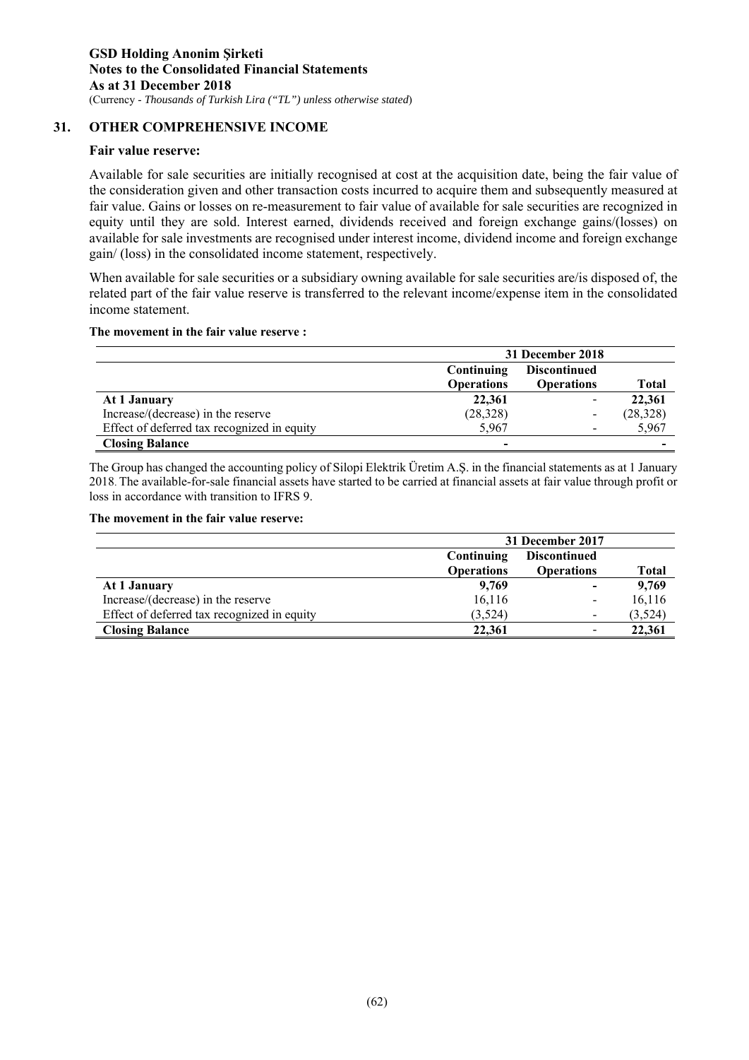## 31. OTHER COMPREHENSIVE INCOME

**Fair value reserve:**

Available for sale securities are initially recognised at cost at the acquisition date, being the fair value of the consideration given and other transaction costs incurred to acquire them and subsequently measured at fair value. Gains or losses on re-measurement to fair value of available for sale securities are recognized in equity until they are sold. Interest earned, dividends received and foreign exchange gains/(losses) on available for sale investments are recognised under interest income, dividend income and foreign exchange gain/ (loss) in the consolidated income statement, respectively.

When available for sale securities or a subsidiary owning available for sale securities are/is disposed of, the related part of the fair value reserve is transferred to the relevant income/expense item in the consolidated income statement.

**The movement in the fair value reserve :**

| | 31 December 2018 | | |
|---|---|---|---|
| | **Continuing Operations** | **Discontinued Operations** | **Total** |
| **At 1 January** | **22,361** | - | **22,361** |
| Increase/(decrease) in the reserve | (28,328) | - | (28,328) |
| Effect of deferred tax recognized in equity | 5,967 | - | 5,967 |
| **Closing Balance** | **-** | | **-** |

The Group has changed the accounting policy of Silopi Elektrik Üretim A.Ş. in the financial statements as at 1 January 2018. The available-for-sale financial assets have started to be carried at financial assets at fair value through profit or loss in accordance with transition to IFRS 9.

**The movement in the fair value reserve:**

| | 31 December 2017 | | |
|---|---|---|---|
| | **Continuing Operations** | **Discontinued Operations** | **Total** |
| **At 1 January** | **9,769** | **-** | **9,769** |
| Increase/(decrease) in the reserve | 16,116 | - | 16,116 |
| Effect of deferred tax recognized in equity | (3,524) | - | (3,524) |
| **Closing Balance** | **22,361** | - | **22,361** |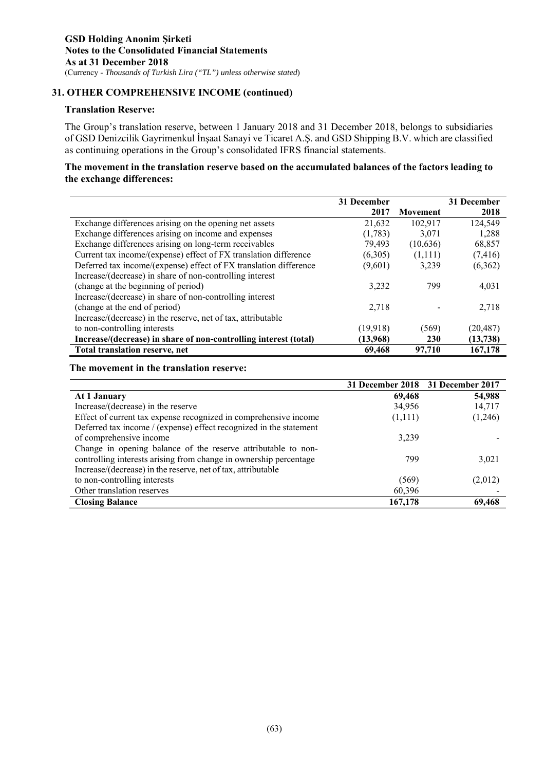## 31. OTHER COMPREHENSIVE INCOME (continued)

### Translation Reserve:

The Group's translation reserve, between 1 January 2018 and 31 December 2018, belongs to subsidiaries of GSD Denizcilik Gayrimenkul İnşaat Sanayi ve Ticaret A.Ş. and GSD Shipping B.V. which are classified as continuing operations in the Group's consolidated IFRS financial statements.

**The movement in the translation reserve based on the accumulated balances of the factors leading to the exchange differences:**

| | 31 December 2017 | Movement | 31 December 2018 |
|---|---|---|---|
| Exchange differences arising on the opening net assets | 21,632 | 102,917 | 124,549 |
| Exchange differences arising on income and expenses | (1,783) | 3,071 | 1,288 |
| Exchange differences arising on long-term receivables | 79,493 | (10,636) | 68,857 |
| Current tax income/(expense) effect of FX translation difference | (6,305) | (1,111) | (7,416) |
| Deferred tax income/(expense) effect of FX translation difference | (9,601) | 3,239 | (6,362) |
| Increase/(decrease) in share of non-controlling interest (change at the beginning of period) | 3,232 | 799 | 4,031 |
| Increase/(decrease) in share of non-controlling interest (change at the end of period) | 2,718 | - | 2,718 |
| Increase/(decrease) in the reserve, net of tax, attributable to non-controlling interests | (19,918) | (569) | (20,487) |
| **Increase/(decrease) in share of non-controlling interest (total)** | **(13,968)** | **230** | **(13,738)** |
| **Total translation reserve, net** | **69,468** | **97,710** | **167,178** |

**The movement in the translation reserve:**

| | 31 December 2018 | 31 December 2017 |
|---|---|---|
| **At 1 January** | **69,468** | **54,988** |
| Increase/(decrease) in the reserve | 34,956 | 14,717 |
| Effect of current tax expense recognized in comprehensive income | (1,111) | (1,246) |
| Deferred tax income / (expense) effect recognized in the statement of comprehensive income | 3,239 | - |
| Change in opening balance of the reserve attributable to non-controlling interests arising from change in ownership percentage | 799 | 3,021 |
| Increase/(decrease) in the reserve, net of tax, attributable to non-controlling interests | (569) | (2,012) |
| Other translation reserves | 60,396 | - |
| **Closing Balance** | **167,178** | **69,468** |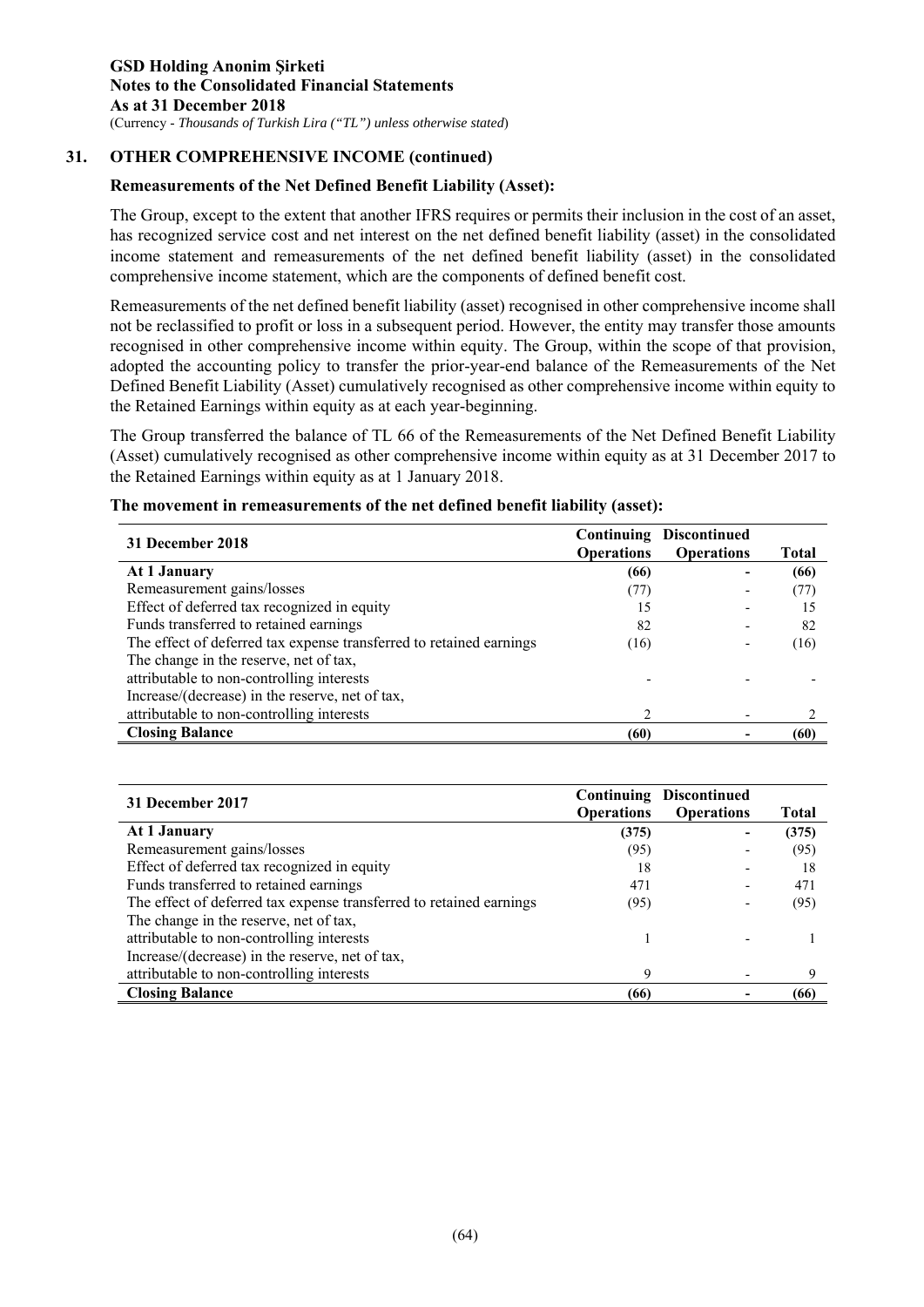## 31. OTHER COMPREHENSIVE INCOME (continued)

### Remeasurements of the Net Defined Benefit Liability (Asset):

The Group, except to the extent that another IFRS requires or permits their inclusion in the cost of an asset, has recognized service cost and net interest on the net defined benefit liability (asset) in the consolidated income statement and remeasurements of the net defined benefit liability (asset) in the consolidated comprehensive income statement, which are the components of defined benefit cost.

Remeasurements of the net defined benefit liability (asset) recognised in other comprehensive income shall not be reclassified to profit or loss in a subsequent period. However, the entity may transfer those amounts recognised in other comprehensive income within equity. The Group, within the scope of that provision, adopted the accounting policy to transfer the prior-year-end balance of the Remeasurements of the Net Defined Benefit Liability (Asset) cumulatively recognised as other comprehensive income within equity to the Retained Earnings within equity as at each year-beginning.

The Group transferred the balance of TL 66 of the Remeasurements of the Net Defined Benefit Liability (Asset) cumulatively recognised as other comprehensive income within equity as at 31 December 2017 to the Retained Earnings within equity as at 1 January 2018.

**The movement in remeasurements of the net defined benefit liability (asset):**

| 31 December 2018 | Continuing Operations | Discontinued Operations | Total |
|---|---|---|---|
| **At 1 January** | **(66)** | **-** | **(66)** |
| Remeasurement gains/losses | (77) | - | (77) |
| Effect of deferred tax recognized in equity | 15 | - | 15 |
| Funds transferred to retained earnings | 82 | - | 82 |
| The effect of deferred tax expense transferred to retained earnings | (16) | - | (16) |
| The change in the reserve, net of tax, attributable to non-controlling interests | - | - | - |
| Increase/(decrease) in the reserve, net of tax, attributable to non-controlling interests | 2 | - | 2 |
| **Closing Balance** | **(60)** | **-** | **(60)** |

| 31 December 2017 | Continuing Operations | Discontinued Operations | Total |
|---|---|---|---|
| **At 1 January** | **(375)** | **-** | **(375)** |
| Remeasurement gains/losses | (95) | - | (95) |
| Effect of deferred tax recognized in equity | 18 | - | 18 |
| Funds transferred to retained earnings | 471 | - | 471 |
| The effect of deferred tax expense transferred to retained earnings | (95) | - | (95) |
| The change in the reserve, net of tax, attributable to non-controlling interests | 1 | - | 1 |
| Increase/(decrease) in the reserve, net of tax, attributable to non-controlling interests | 9 | - | 9 |
| **Closing Balance** | **(66)** | **-** | **(66)** |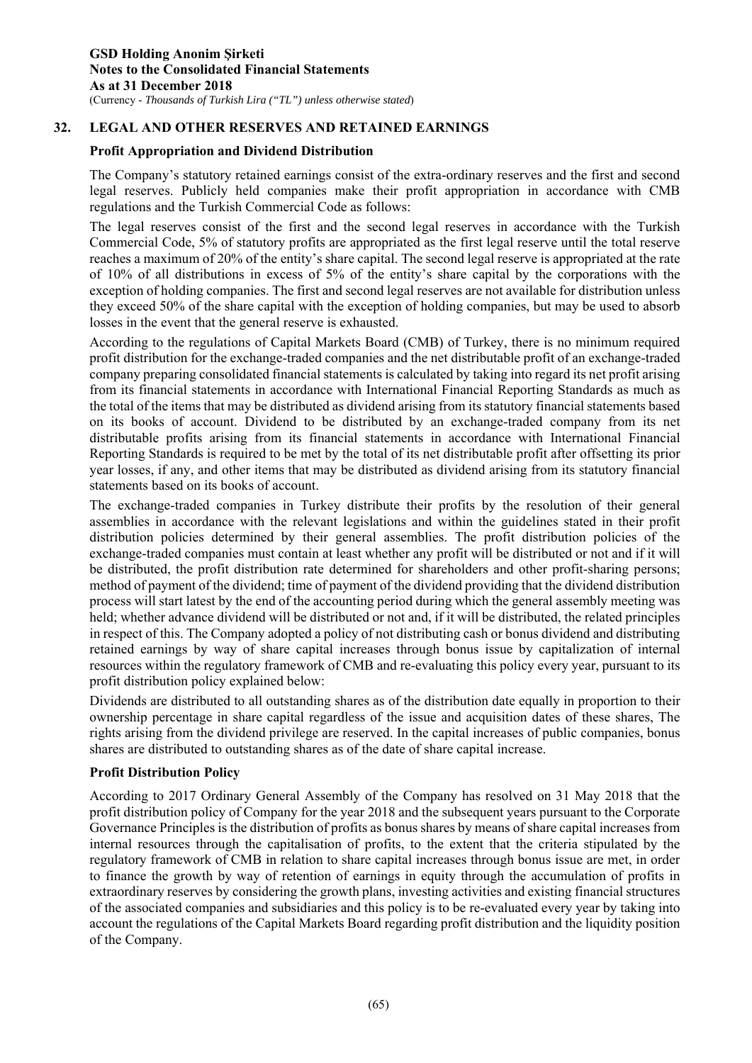## 32. LEGAL AND OTHER RESERVES AND RETAINED EARNINGS

### Profit Appropriation and Dividend Distribution

The Company's statutory retained earnings consist of the extra-ordinary reserves and the first and second legal reserves. Publicly held companies make their profit appropriation in accordance with CMB regulations and the Turkish Commercial Code as follows:

The legal reserves consist of the first and the second legal reserves in accordance with the Turkish Commercial Code, 5% of statutory profits are appropriated as the first legal reserve until the total reserve reaches a maximum of 20% of the entity's share capital. The second legal reserve is appropriated at the rate of 10% of all distributions in excess of 5% of the entity's share capital by the corporations with the exception of holding companies. The first and second legal reserves are not available for distribution unless they exceed 50% of the share capital with the exception of holding companies, but may be used to absorb losses in the event that the general reserve is exhausted.

According to the regulations of Capital Markets Board (CMB) of Turkey, there is no minimum required profit distribution for the exchange-traded companies and the net distributable profit of an exchange-traded company preparing consolidated financial statements is calculated by taking into regard its net profit arising from its financial statements in accordance with International Financial Reporting Standards as much as the total of the items that may be distributed as dividend arising from its statutory financial statements based on its books of account. Dividend to be distributed by an exchange-traded company from its net distributable profits arising from its financial statements in accordance with International Financial Reporting Standards is required to be met by the total of its net distributable profit after offsetting its prior year losses, if any, and other items that may be distributed as dividend arising from its statutory financial statements based on its books of account.

The exchange-traded companies in Turkey distribute their profits by the resolution of their general assemblies in accordance with the relevant legislations and within the guidelines stated in their profit distribution policies determined by their general assemblies. The profit distribution policies of the exchange-traded companies must contain at least whether any profit will be distributed or not and if it will be distributed, the profit distribution rate determined for shareholders and other profit-sharing persons; method of payment of the dividend; time of payment of the dividend providing that the dividend distribution process will start latest by the end of the accounting period during which the general assembly meeting was held; whether advance dividend will be distributed or not and, if it will be distributed, the related principles in respect of this. The Company adopted a policy of not distributing cash or bonus dividend and distributing retained earnings by way of share capital increases through bonus issue by capitalization of internal resources within the regulatory framework of CMB and re-evaluating this policy every year, pursuant to its profit distribution policy explained below:

Dividends are distributed to all outstanding shares as of the distribution date equally in proportion to their ownership percentage in share capital regardless of the issue and acquisition dates of these shares, The rights arising from the dividend privilege are reserved. In the capital increases of public companies, bonus shares are distributed to outstanding shares as of the date of share capital increase.

### Profit Distribution Policy

According to 2017 Ordinary General Assembly of the Company has resolved on 31 May 2018 that the profit distribution policy of Company for the year 2018 and the subsequent years pursuant to the Corporate Governance Principles is the distribution of profits as bonus shares by means of share capital increases from internal resources through the capitalisation of profits, to the extent that the criteria stipulated by the regulatory framework of CMB in relation to share capital increases through bonus issue are met, in order to finance the growth by way of retention of earnings in equity through the accumulation of profits in extraordinary reserves by considering the growth plans, investing activities and existing financial structures of the associated companies and subsidiaries and this policy is to be re-evaluated every year by taking into account the regulations of the Capital Markets Board regarding profit distribution and the liquidity position of the Company.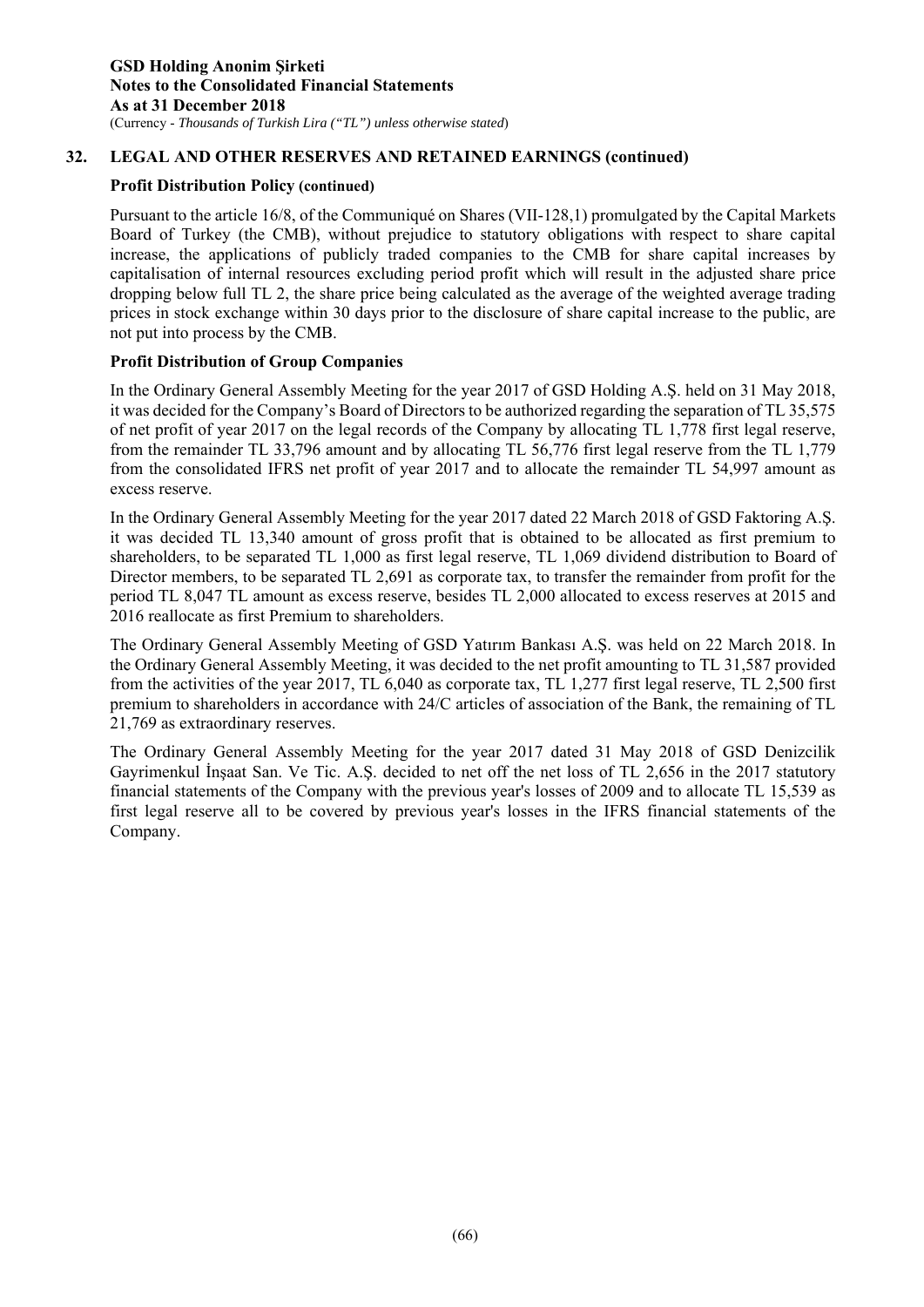## 32. LEGAL AND OTHER RESERVES AND RETAINED EARNINGS (continued)

### Profit Distribution Policy (continued)

Pursuant to the article 16/8, of the Communiqué on Shares (VII-128,1) promulgated by the Capital Markets Board of Turkey (the CMB), without prejudice to statutory obligations with respect to share capital increase, the applications of publicly traded companies to the CMB for share capital increases by capitalisation of internal resources excluding period profit which will result in the adjusted share price dropping below full TL 2, the share price being calculated as the average of the weighted average trading prices in stock exchange within 30 days prior to the disclosure of share capital increase to the public, are not put into process by the CMB.

### Profit Distribution of Group Companies

In the Ordinary General Assembly Meeting for the year 2017 of GSD Holding A.Ş. held on 31 May 2018, it was decided for the Company's Board of Directors to be authorized regarding the separation of TL 35,575 of net profit of year 2017 on the legal records of the Company by allocating TL 1,778 first legal reserve, from the remainder TL 33,796 amount and by allocating TL 56,776 first legal reserve from the TL 1,779 from the consolidated IFRS net profit of year 2017 and to allocate the remainder TL 54,997 amount as excess reserve.

In the Ordinary General Assembly Meeting for the year 2017 dated 22 March 2018 of GSD Faktoring A.Ş. it was decided TL 13,340 amount of gross profit that is obtained to be allocated as first premium to shareholders, to be separated TL 1,000 as first legal reserve, TL 1,069 dividend distribution to Board of Director members, to be separated TL 2,691 as corporate tax, to transfer the remainder from profit for the period TL 8,047 TL amount as excess reserve, besides TL 2,000 allocated to excess reserves at 2015 and 2016 reallocate as first Premium to shareholders.

The Ordinary General Assembly Meeting of GSD Yatırım Bankası A.Ş. was held on 22 March 2018. In the Ordinary General Assembly Meeting, it was decided to the net profit amounting to TL 31,587 provided from the activities of the year 2017, TL 6,040 as corporate tax, TL 1,277 first legal reserve, TL 2,500 first premium to shareholders in accordance with 24/C articles of association of the Bank, the remaining of TL 21,769 as extraordinary reserves.

The Ordinary General Assembly Meeting for the year 2017 dated 31 May 2018 of GSD Denizcilik Gayrimenkul İnşaat San. Ve Tic. A.Ş. decided to net off the net loss of TL 2,656 in the 2017 statutory financial statements of the Company with the previous year's losses of 2009 and to allocate TL 15,539 as first legal reserve all to be covered by previous year's losses in the IFRS financial statements of the Company.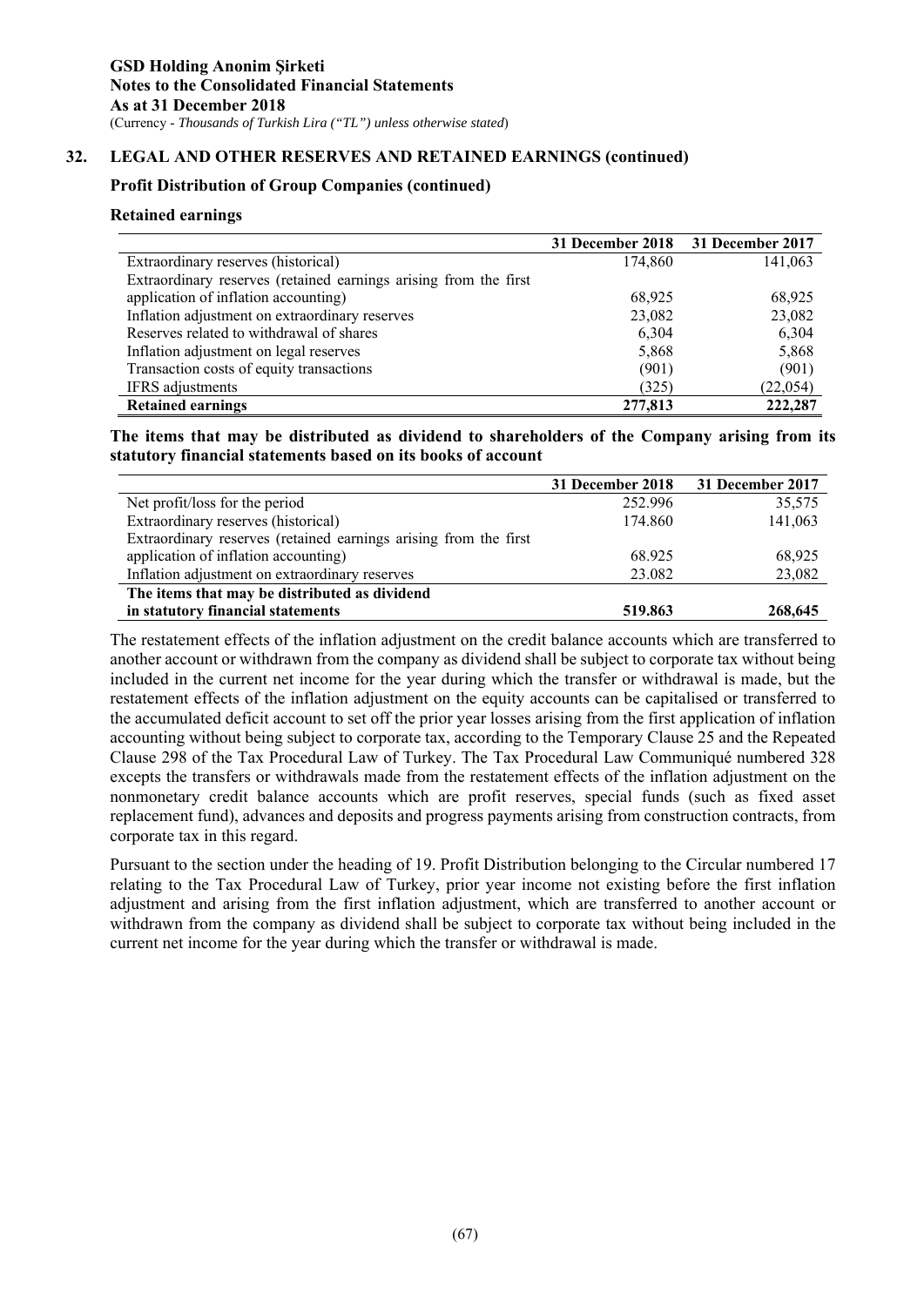## 32. LEGAL AND OTHER RESERVES AND RETAINED EARNINGS (continued)

### Profit Distribution of Group Companies (continued)

#### Retained earnings

| | 31 December 2018 | 31 December 2017 |
|---|---|---|
| Extraordinary reserves (historical) | 174,860 | 141,063 |
| Extraordinary reserves (retained earnings arising from the first application of inflation accounting) | 68,925 | 68,925 |
| Inflation adjustment on extraordinary reserves | 23,082 | 23,082 |
| Reserves related to withdrawal of shares | 6,304 | 6,304 |
| Inflation adjustment on legal reserves | 5,868 | 5,868 |
| Transaction costs of equity transactions | (901) | (901) |
| IFRS adjustments | (325) | (22,054) |
| **Retained earnings** | **277,813** | **222,287** |

**The items that may be distributed as dividend to shareholders of the Company arising from its statutory financial statements based on its books of account**

| | 31 December 2018 | 31 December 2017 |
|---|---|---|
| Net profit/loss for the period | 252.996 | 35,575 |
| Extraordinary reserves (historical) | 174.860 | 141,063 |
| Extraordinary reserves (retained earnings arising from the first application of inflation accounting) | 68.925 | 68,925 |
| Inflation adjustment on extraordinary reserves | 23.082 | 23,082 |
| **The items that may be distributed as dividend in statutory financial statements** | **519.863** | **268,645** |

The restatement effects of the inflation adjustment on the credit balance accounts which are transferred to another account or withdrawn from the company as dividend shall be subject to corporate tax without being included in the current net income for the year during which the transfer or withdrawal is made, but the restatement effects of the inflation adjustment on the equity accounts can be capitalised or transferred to the accumulated deficit account to set off the prior year losses arising from the first application of inflation accounting without being subject to corporate tax, according to the Temporary Clause 25 and the Repeated Clause 298 of the Tax Procedural Law of Turkey. The Tax Procedural Law Communiqué numbered 328 excepts the transfers or withdrawals made from the restatement effects of the inflation adjustment on the nonmonetary credit balance accounts which are profit reserves, special funds (such as fixed asset replacement fund), advances and deposits and progress payments arising from construction contracts, from corporate tax in this regard.

Pursuant to the section under the heading of 19. Profit Distribution belonging to the Circular numbered 17 relating to the Tax Procedural Law of Turkey, prior year income not existing before the first inflation adjustment and arising from the first inflation adjustment, which are transferred to another account or withdrawn from the company as dividend shall be subject to corporate tax without being included in the current net income for the year during which the transfer or withdrawal is made.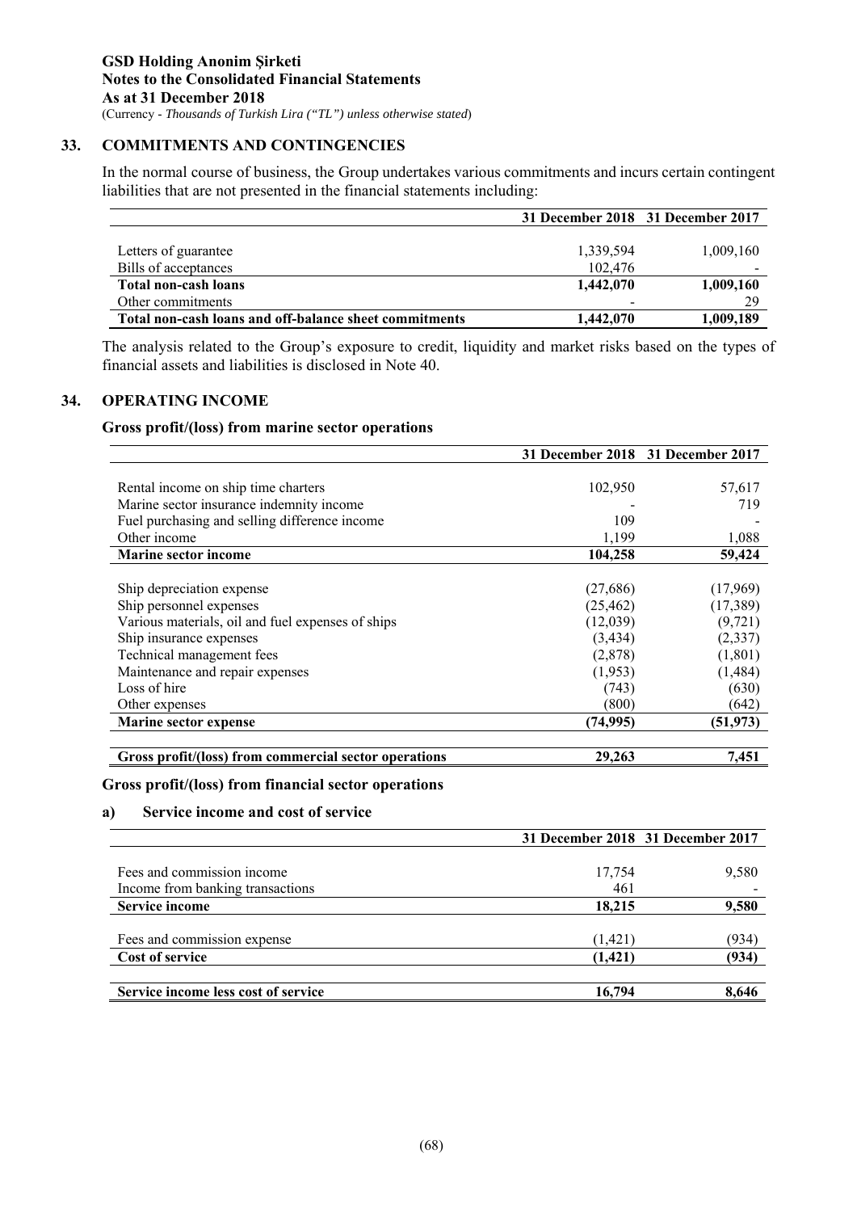## 33. COMMITMENTS AND CONTINGENCIES

In the normal course of business, the Group undertakes various commitments and incurs certain contingent liabilities that are not presented in the financial statements including:

| | 31 December 2018 | 31 December 2017 |
|---|---|---|
| Letters of guarantee | 1,339,594 | 1,009,160 |
| Bills of acceptances | 102,476 | - |
| **Total non-cash loans** | **1,442,070** | **1,009,160** |
| Other commitments | - | 29 |
| **Total non-cash loans and off-balance sheet commitments** | **1,442,070** | **1,009,189** |

The analysis related to the Group's exposure to credit, liquidity and market risks based on the types of financial assets and liabilities is disclosed in Note 40.

## 34. OPERATING INCOME

### Gross profit/(loss) from marine sector operations

| | 31 December 2018 | 31 December 2017 |
|---|---|---|
| Rental income on ship time charters | 102,950 | 57,617 |
| Marine sector insurance indemnity income | - | 719 |
| Fuel purchasing and selling difference income | 109 | - |
| Other income | 1,199 | 1,088 |
| **Marine sector income** | **104,258** | **59,424** |
| Ship depreciation expense | (27,686) | (17,969) |
| Ship personnel expenses | (25,462) | (17,389) |
| Various materials, oil and fuel expenses of ships | (12,039) | (9,721) |
| Ship insurance expenses | (3,434) | (2,337) |
| Technical management fees | (2,878) | (1,801) |
| Maintenance and repair expenses | (1,953) | (1,484) |
| Loss of hire | (743) | (630) |
| Other expenses | (800) | (642) |
| **Marine sector expense** | **(74,995)** | **(51,973)** |
| **Gross profit/(loss) from commercial sector operations** | **29,263** | **7,451** |

### Gross profit/(loss) from financial sector operations

#### a) Service income and cost of service

| | 31 December 2018 | 31 December 2017 |
|---|---|---|
| Fees and commission income | 17,754 | 9,580 |
| Income from banking transactions | 461 | - |
| **Service income** | **18,215** | **9,580** |
| Fees and commission expense | (1,421) | (934) |
| **Cost of service** | **(1,421)** | **(934)** |
| **Service income less cost of service** | **16,794** | **8,646** |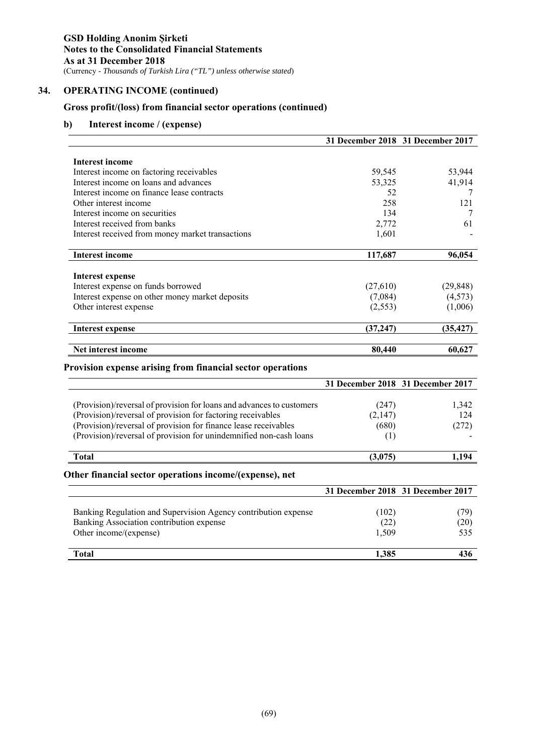**GSD Holding Anonim Şirketi**
**Notes to the Consolidated Financial Statements**
**As at 31 December 2018**
(Currency - *Thousands of Turkish Lira ("TL") unless otherwise stated*)

## 34. OPERATING INCOME (continued)

### Gross profit/(loss) from financial sector operations (continued)

### b) Interest income / (expense)

| | 31 December 2018 | 31 December 2017 |
|---|---|---|
| **Interest income** | | |
| Interest income on factoring receivables | 59,545 | 53,944 |
| Interest income on loans and advances | 53,325 | 41,914 |
| Interest income on finance lease contracts | 52 | 7 |
| Other interest income | 258 | 121 |
| Interest income on securities | 134 | 7 |
| Interest received from banks | 2,772 | 61 |
| Interest received from money market transactions | 1,601 | - |
| **Interest income** | **117,687** | **96,054** |
| **Interest expense** | | |
| Interest expense on funds borrowed | (27,610) | (29,848) |
| Interest expense on other money market deposits | (7,084) | (4,573) |
| Other interest expense | (2,553) | (1,006) |
| **Interest expense** | **(37,247)** | **(35,427)** |
| **Net interest income** | **80,440** | **60,627** |

### Provision expense arising from financial sector operations

| | 31 December 2018 | 31 December 2017 |
|---|---|---|
| (Provision)/reversal of provision for loans and advances to customers | (247) | 1,342 |
| (Provision)/reversal of provision for factoring receivables | (2,147) | 124 |
| (Provision)/reversal of provision for finance lease receivables | (680) | (272) |
| (Provision)/reversal of provision for unindemnified non-cash loans | (1) | - |
| **Total** | **(3,075)** | **1,194** |

### Other financial sector operations income/(expense), net

| | 31 December 2018 | 31 December 2017 |
|---|---|---|
| Banking Regulation and Supervision Agency contribution expense | (102) | (79) |
| Banking Association contribution expense | (22) | (20) |
| Other income/(expense) | 1,509 | 535 |
| **Total** | **1,385** | **436** |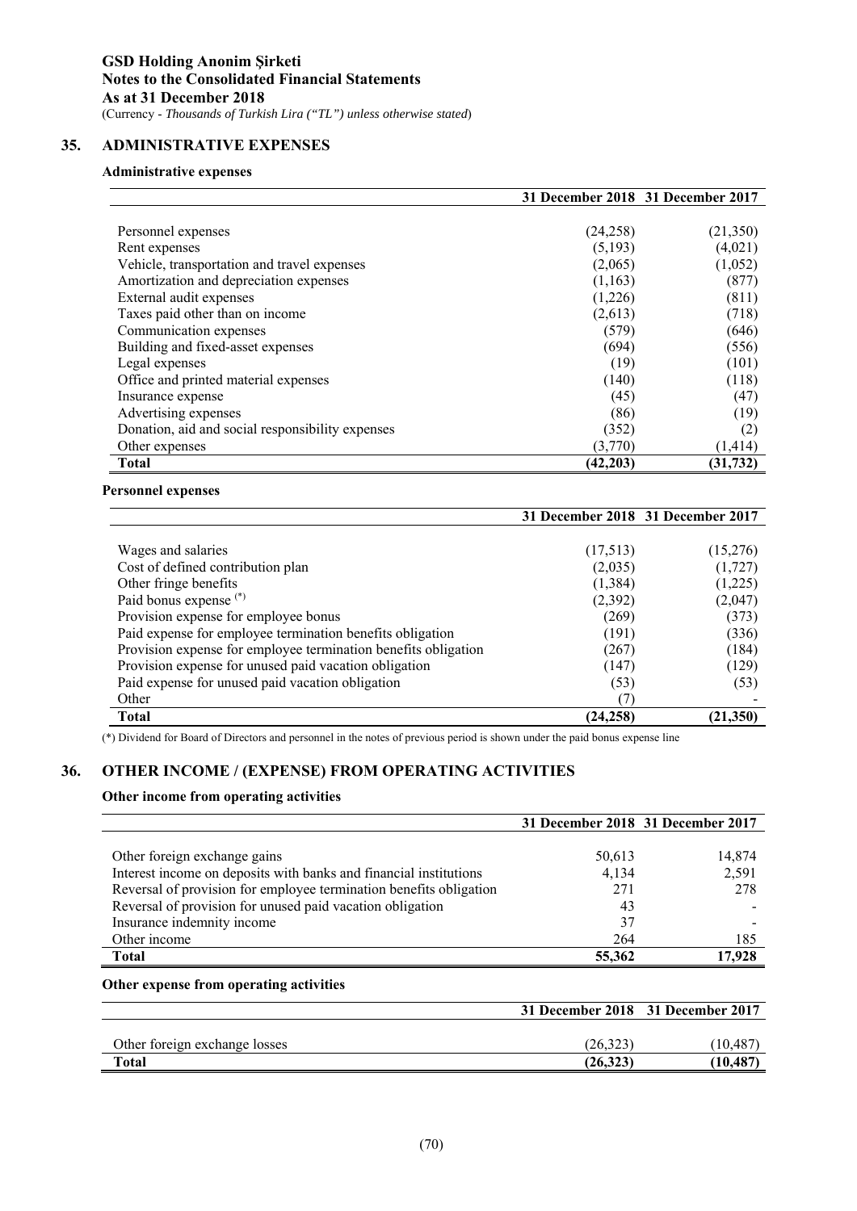## 35. ADMINISTRATIVE EXPENSES

### Administrative expenses

| | 31 December 2018 | 31 December 2017 |
|---|---|---|
| Personnel expenses | (24,258) | (21,350) |
| Rent expenses | (5,193) | (4,021) |
| Vehicle, transportation and travel expenses | (2,065) | (1,052) |
| Amortization and depreciation expenses | (1,163) | (877) |
| External audit expenses | (1,226) | (811) |
| Taxes paid other than on income | (2,613) | (718) |
| Communication expenses | (579) | (646) |
| Building and fixed-asset expenses | (694) | (556) |
| Legal expenses | (19) | (101) |
| Office and printed material expenses | (140) | (118) |
| Insurance expense | (45) | (47) |
| Advertising expenses | (86) | (19) |
| Donation, aid and social responsibility expenses | (352) | (2) |
| Other expenses | (3,770) | (1,414) |
| **Total** | **(42,203)** | **(31,732)** |

### Personnel expenses

| | 31 December 2018 | 31 December 2017 |
|---|---|---|
| Wages and salaries | (17,513) | (15,276) |
| Cost of defined contribution plan | (2,035) | (1,727) |
| Other fringe benefits | (1,384) | (1,225) |
| Paid bonus expense (*) | (2,392) | (2,047) |
| Provision expense for employee bonus | (269) | (373) |
| Paid expense for employee termination benefits obligation | (191) | (336) |
| Provision expense for employee termination benefits obligation | (267) | (184) |
| Provision expense for unused paid vacation obligation | (147) | (129) |
| Paid expense for unused paid vacation obligation | (53) | (53) |
| Other | (7) | - |
| **Total** | **(24,258)** | **(21,350)** |

(*) Dividend for Board of Directors and personnel in the notes of previous period is shown under the paid bonus expense line

## 36. OTHER INCOME / (EXPENSE) FROM OPERATING ACTIVITIES

### Other income from operating activities

| | 31 December 2018 | 31 December 2017 |
|---|---|---|
| Other foreign exchange gains | 50,613 | 14,874 |
| Interest income on deposits with banks and financial institutions | 4,134 | 2,591 |
| Reversal of provision for employee termination benefits obligation | 271 | 278 |
| Reversal of provision for unused paid vacation obligation | 43 | - |
| Insurance indemnity income | 37 | - |
| Other income | 264 | 185 |
| **Total** | **55,362** | **17,928** |

### Other expense from operating activities

| | 31 December 2018 | 31 December 2017 |
|---|---|---|
| Other foreign exchange losses | (26,323) | (10,487) |
| **Total** | **(26,323)** | **(10,487)** |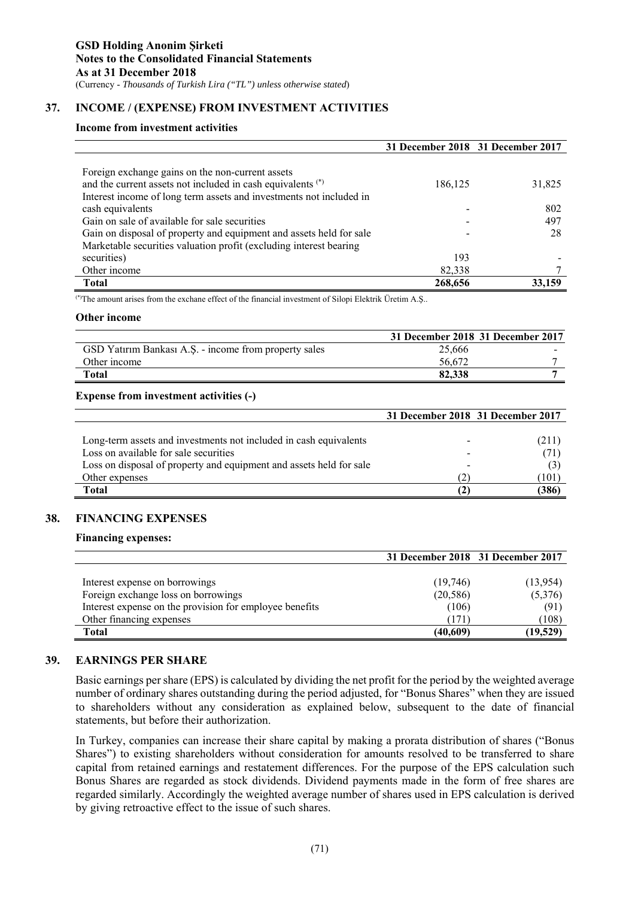## 37. INCOME / (EXPENSE) FROM INVESTMENT ACTIVITIES

### Income from investment activities

| | 31 December 2018 | 31 December 2017 |
|---|---|---|
| Foreign exchange gains on the non-current assets and the current assets not included in cash equivalents (*) | 186,125 | 31,825 |
| Interest income of long term assets and investments not included in cash equivalents | - | 802 |
| Gain on sale of available for sale securities | - | 497 |
| Gain on disposal of property and equipment and assets held for sale | - | 28 |
| Marketable securities valuation profit (excluding interest bearing securities) | 193 | - |
| Other income | 82,338 | 7 |
| **Total** | **268,656** | **33,159** |

(*) The amount arises from the exchane effect of the financial investment of Silopi Elektrik Üretim A.Ş..

### Other income

| | 31 December 2018 | 31 December 2017 |
|---|---|---|
| GSD Yatırım Bankası A.Ş. - income from property sales | 25,666 | - |
| Other income | 56,672 | 7 |
| **Total** | **82,338** | **7** |

### Expense from investment activities (-)

| | 31 December 2018 | 31 December 2017 |
|---|---|---|
| Long-term assets and investments not included in cash equivalents | - | (211) |
| Loss on available for sale securities | - | (71) |
| Loss on disposal of property and equipment and assets held for sale | - | (3) |
| Other expenses | (2) | (101) |
| **Total** | **(2)** | **(386)** |

## 38. FINANCING EXPENSES

### Financing expenses:

| | 31 December 2018 | 31 December 2017 |
|---|---|---|
| Interest expense on borrowings | (19,746) | (13,954) |
| Foreign exchange loss on borrowings | (20,586) | (5,376) |
| Interest expense on the provision for employee benefits | (106) | (91) |
| Other financing expenses | (171) | (108) |
| **Total** | **(40,609)** | **(19,529)** |

## 39. EARNINGS PER SHARE

Basic earnings per share (EPS) is calculated by dividing the net profit for the period by the weighted average number of ordinary shares outstanding during the period adjusted, for "Bonus Shares" when they are issued to shareholders without any consideration as explained below, subsequent to the date of financial statements, but before their authorization.

In Turkey, companies can increase their share capital by making a prorata distribution of shares ("Bonus Shares") to existing shareholders without consideration for amounts resolved to be transferred to share capital from retained earnings and restatement differences. For the purpose of the EPS calculation such Bonus Shares are regarded as stock dividends. Dividend payments made in the form of free shares are regarded similarly. Accordingly the weighted average number of shares used in EPS calculation is derived by giving retroactive effect to the issue of such shares.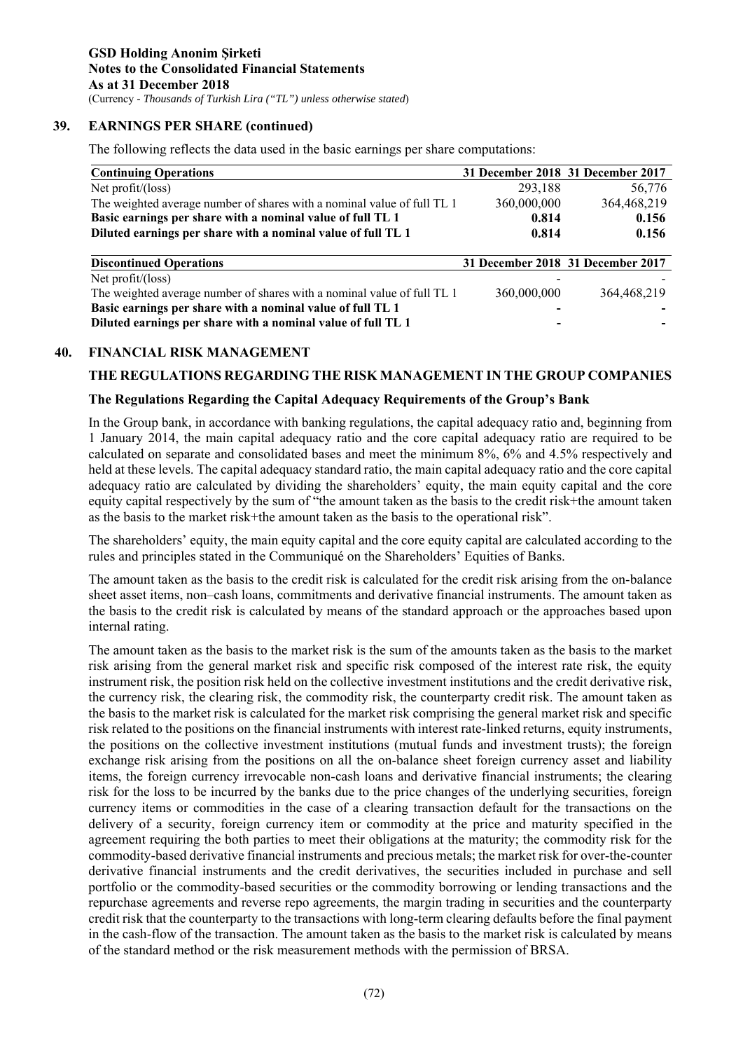## 39. EARNINGS PER SHARE (continued)

The following reflects the data used in the basic earnings per share computations:

| Continuing Operations | 31 December 2018 | 31 December 2017 |
|---|---|---|
| Net profit/(loss) | 293,188 | 56,776 |
| The weighted average number of shares with a nominal value of full TL 1 | 360,000,000 | 364,468,219 |
| **Basic earnings per share with a nominal value of full TL 1** | **0.814** | **0.156** |
| **Diluted earnings per share with a nominal value of full TL 1** | **0.814** | **0.156** |

| Discontinued Operations | 31 December 2018 | 31 December 2017 |
|---|---|---|
| Net profit/(loss) | - | - |
| The weighted average number of shares with a nominal value of full TL 1 | 360,000,000 | 364,468,219 |
| **Basic earnings per share with a nominal value of full TL 1** | **-** | **-** |
| **Diluted earnings per share with a nominal value of full TL 1** | **-** | **-** |

## 40. FINANCIAL RISK MANAGEMENT

### THE REGULATIONS REGARDING THE RISK MANAGEMENT IN THE GROUP COMPANIES

### The Regulations Regarding the Capital Adequacy Requirements of the Group's Bank

In the Group bank, in accordance with banking regulations, the capital adequacy ratio and, beginning from 1 January 2014, the main capital adequacy ratio and the core capital adequacy ratio are required to be calculated on separate and consolidated bases and meet the minimum 8%, 6% and 4.5% respectively and held at these levels. The capital adequacy standard ratio, the main capital adequacy ratio and the core capital adequacy ratio are calculated by dividing the shareholders' equity, the main equity capital and the core equity capital respectively by the sum of "the amount taken as the basis to the credit risk+the amount taken as the basis to the market risk+the amount taken as the basis to the operational risk".

The shareholders' equity, the main equity capital and the core equity capital are calculated according to the rules and principles stated in the Communiqué on the Shareholders' Equities of Banks.

The amount taken as the basis to the credit risk is calculated for the credit risk arising from the on-balance sheet asset items, non–cash loans, commitments and derivative financial instruments. The amount taken as the basis to the credit risk is calculated by means of the standard approach or the approaches based upon internal rating.

The amount taken as the basis to the market risk is the sum of the amounts taken as the basis to the market risk arising from the general market risk and specific risk composed of the interest rate risk, the equity instrument risk, the position risk held on the collective investment institutions and the credit derivative risk, the currency risk, the clearing risk, the commodity risk, the counterparty credit risk. The amount taken as the basis to the market risk is calculated for the market risk comprising the general market risk and specific risk related to the positions on the financial instruments with interest rate-linked returns, equity instruments, the positions on the collective investment institutions (mutual funds and investment trusts); the foreign exchange risk arising from the positions on all the on-balance sheet foreign currency asset and liability items, the foreign currency irrevocable non-cash loans and derivative financial instruments; the clearing risk for the loss to be incurred by the banks due to the price changes of the underlying securities, foreign currency items or commodities in the case of a clearing transaction default for the transactions on the delivery of a security, foreign currency item or commodity at the price and maturity specified in the agreement requiring the both parties to meet their obligations at the maturity; the commodity risk for the commodity-based derivative financial instruments and precious metals; the market risk for over-the-counter derivative financial instruments and the credit derivatives, the securities included in purchase and sell portfolio or the commodity-based securities or the commodity borrowing or lending transactions and the repurchase agreements and reverse repo agreements, the margin trading in securities and the counterparty credit risk that the counterparty to the transactions with long-term clearing defaults before the final payment in the cash-flow of the transaction. The amount taken as the basis to the market risk is calculated by means of the standard method or the risk measurement methods with the permission of BRSA.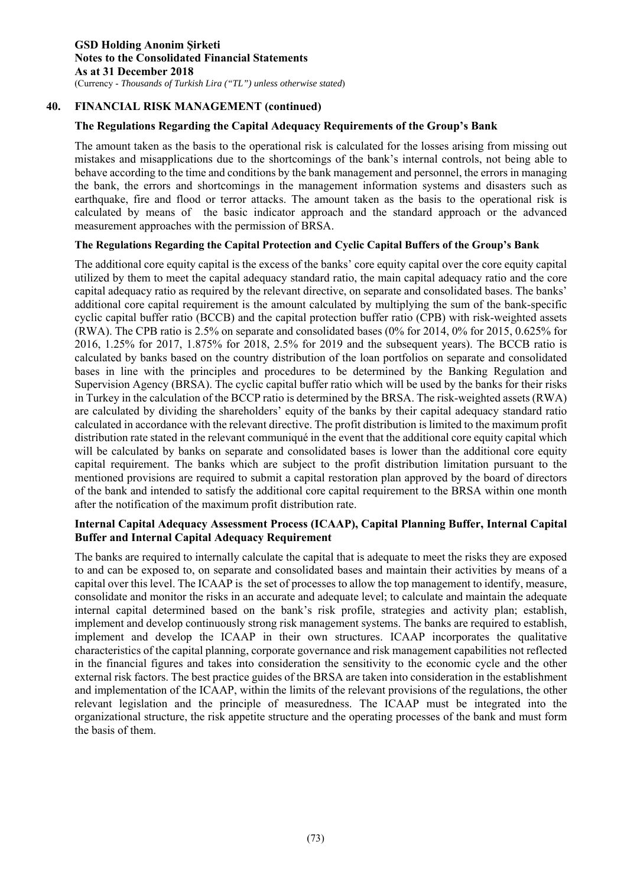## 40. FINANCIAL RISK MANAGEMENT (continued)

### The Regulations Regarding the Capital Adequacy Requirements of the Group's Bank

The amount taken as the basis to the operational risk is calculated for the losses arising from missing out mistakes and misapplications due to the shortcomings of the bank's internal controls, not being able to behave according to the time and conditions by the bank management and personnel, the errors in managing the bank, the errors and shortcomings in the management information systems and disasters such as earthquake, fire and flood or terror attacks. The amount taken as the basis to the operational risk is calculated by means of the basic indicator approach and the standard approach or the advanced measurement approaches with the permission of BRSA.

### The Regulations Regarding the Capital Protection and Cyclic Capital Buffers of the Group's Bank

The additional core equity capital is the excess of the banks' core equity capital over the core equity capital utilized by them to meet the capital adequacy standard ratio, the main capital adequacy ratio and the core capital adequacy ratio as required by the relevant directive, on separate and consolidated bases. The banks' additional core capital requirement is the amount calculated by multiplying the sum of the bank-specific cyclic capital buffer ratio (BCCB) and the capital protection buffer ratio (CPB) with risk-weighted assets (RWA). The CPB ratio is 2.5% on separate and consolidated bases (0% for 2014, 0% for 2015, 0.625% for 2016, 1.25% for 2017, 1.875% for 2018, 2.5% for 2019 and the subsequent years). The BCCB ratio is calculated by banks based on the country distribution of the loan portfolios on separate and consolidated bases in line with the principles and procedures to be determined by the Banking Regulation and Supervision Agency (BRSA). The cyclic capital buffer ratio which will be used by the banks for their risks in Turkey in the calculation of the BCCP ratio is determined by the BRSA. The risk-weighted assets (RWA) are calculated by dividing the shareholders' equity of the banks by their capital adequacy standard ratio calculated in accordance with the relevant directive. The profit distribution is limited to the maximum profit distribution rate stated in the relevant communiqué in the event that the additional core equity capital which will be calculated by banks on separate and consolidated bases is lower than the additional core equity capital requirement. The banks which are subject to the profit distribution limitation pursuant to the mentioned provisions are required to submit a capital restoration plan approved by the board of directors of the bank and intended to satisfy the additional core capital requirement to the BRSA within one month after the notification of the maximum profit distribution rate.

### Internal Capital Adequacy Assessment Process (ICAAP), Capital Planning Buffer, Internal Capital Buffer and Internal Capital Adequacy Requirement

The banks are required to internally calculate the capital that is adequate to meet the risks they are exposed to and can be exposed to, on separate and consolidated bases and maintain their activities by means of a capital over this level. The ICAAP is the set of processes to allow the top management to identify, measure, consolidate and monitor the risks in an accurate and adequate level; to calculate and maintain the adequate internal capital determined based on the bank's risk profile, strategies and activity plan; establish, implement and develop continuously strong risk management systems. The banks are required to establish, implement and develop the ICAAP in their own structures. ICAAP incorporates the qualitative characteristics of the capital planning, corporate governance and risk management capabilities not reflected in the financial figures and takes into consideration the sensitivity to the economic cycle and the other external risk factors. The best practice guides of the BRSA are taken into consideration in the establishment and implementation of the ICAAP, within the limits of the relevant provisions of the regulations, the other relevant legislation and the principle of measuredness. The ICAAP must be integrated into the organizational structure, the risk appetite structure and the operating processes of the bank and must form the basis of them.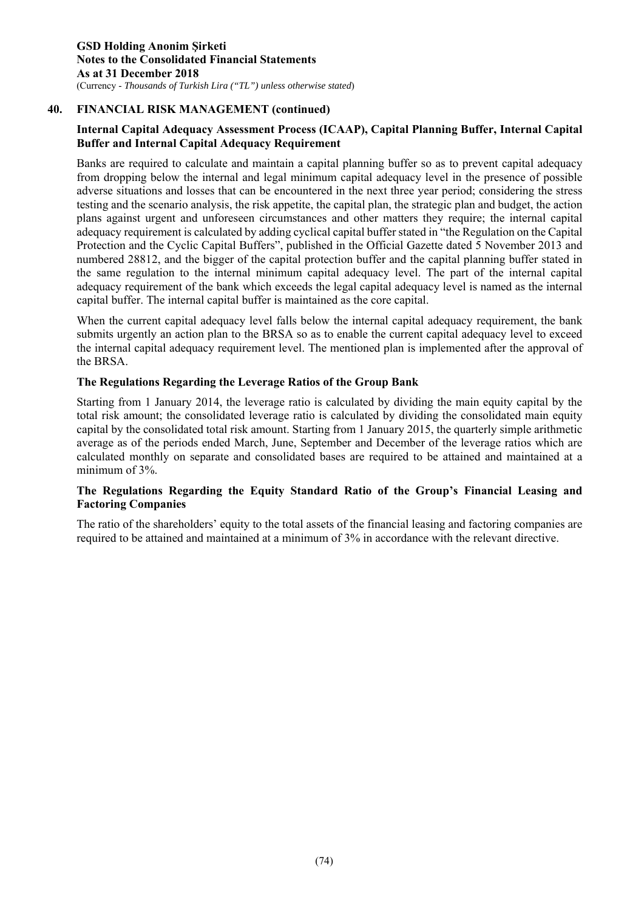## 40. FINANCIAL RISK MANAGEMENT (continued)

### Internal Capital Adequacy Assessment Process (ICAAP), Capital Planning Buffer, Internal Capital Buffer and Internal Capital Adequacy Requirement

Banks are required to calculate and maintain a capital planning buffer so as to prevent capital adequacy from dropping below the internal and legal minimum capital adequacy level in the presence of possible adverse situations and losses that can be encountered in the next three year period; considering the stress testing and the scenario analysis, the risk appetite, the capital plan, the strategic plan and budget, the action plans against urgent and unforeseen circumstances and other matters they require; the internal capital adequacy requirement is calculated by adding cyclical capital buffer stated in "the Regulation on the Capital Protection and the Cyclic Capital Buffers", published in the Official Gazette dated 5 November 2013 and numbered 28812, and the bigger of the capital protection buffer and the capital planning buffer stated in the same regulation to the internal minimum capital adequacy level. The part of the internal capital adequacy requirement of the bank which exceeds the legal capital adequacy level is named as the internal capital buffer. The internal capital buffer is maintained as the core capital.

When the current capital adequacy level falls below the internal capital adequacy requirement, the bank submits urgently an action plan to the BRSA so as to enable the current capital adequacy level to exceed the internal capital adequacy requirement level. The mentioned plan is implemented after the approval of the BRSA.

### The Regulations Regarding the Leverage Ratios of the Group Bank

Starting from 1 January 2014, the leverage ratio is calculated by dividing the main equity capital by the total risk amount; the consolidated leverage ratio is calculated by dividing the consolidated main equity capital by the consolidated total risk amount. Starting from 1 January 2015, the quarterly simple arithmetic average as of the periods ended March, June, September and December of the leverage ratios which are calculated monthly on separate and consolidated bases are required to be attained and maintained at a minimum of 3%.

### The Regulations Regarding the Equity Standard Ratio of the Group's Financial Leasing and Factoring Companies

The ratio of the shareholders' equity to the total assets of the financial leasing and factoring companies are required to be attained and maintained at a minimum of 3% in accordance with the relevant directive.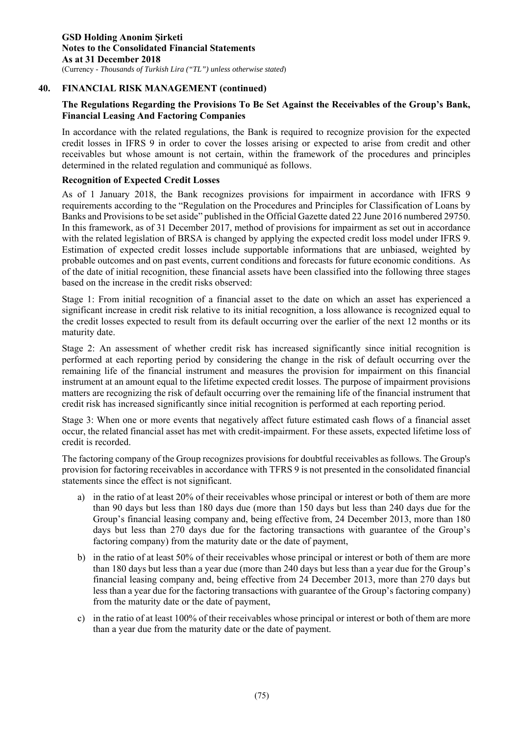## 40. FINANCIAL RISK MANAGEMENT (continued)

### The Regulations Regarding the Provisions To Be Set Against the Receivables of the Group's Bank, Financial Leasing And Factoring Companies

In accordance with the related regulations, the Bank is required to recognize provision for the expected credit losses in IFRS 9 in order to cover the losses arising or expected to arise from credit and other receivables but whose amount is not certain, within the framework of the procedures and principles determined in the related regulation and communiqué as follows.

**Recognition of Expected Credit Losses**

As of 1 January 2018, the Bank recognizes provisions for impairment in accordance with IFRS 9 requirements according to the "Regulation on the Procedures and Principles for Classification of Loans by Banks and Provisions to be set aside" published in the Official Gazette dated 22 June 2016 numbered 29750. In this framework, as of 31 December 2017, method of provisions for impairment as set out in accordance with the related legislation of BRSA is changed by applying the expected credit loss model under IFRS 9. Estimation of expected credit losses include supportable informations that are unbiased, weighted by probable outcomes and on past events, current conditions and forecasts for future economic conditions. As of the date of initial recognition, these financial assets have been classified into the following three stages based on the increase in the credit risks observed:

Stage 1: From initial recognition of a financial asset to the date on which an asset has experienced a significant increase in credit risk relative to its initial recognition, a loss allowance is recognized equal to the credit losses expected to result from its default occurring over the earlier of the next 12 months or its maturity date.

Stage 2: An assessment of whether credit risk has increased significantly since initial recognition is performed at each reporting period by considering the change in the risk of default occurring over the remaining life of the financial instrument and measures the provision for impairment on this financial instrument at an amount equal to the lifetime expected credit losses. The purpose of impairment provisions matters are recognizing the risk of default occurring over the remaining life of the financial instrument that credit risk has increased significantly since initial recognition is performed at each reporting period.

Stage 3: When one or more events that negatively affect future estimated cash flows of a financial asset occur, the related financial asset has met with credit-impairment. For these assets, expected lifetime loss of credit is recorded.

The factoring company of the Group recognizes provisions for doubtful receivables as follows. The Group's provision for factoring receivables in accordance with TFRS 9 is not presented in the consolidated financial statements since the effect is not significant.

a) in the ratio of at least 20% of their receivables whose principal or interest or both of them are more than 90 days but less than 180 days due (more than 150 days but less than 240 days due for the Group's financial leasing company and, being effective from, 24 December 2013, more than 180 days but less than 270 days due for the factoring transactions with guarantee of the Group's factoring company) from the maturity date or the date of payment,

b) in the ratio of at least 50% of their receivables whose principal or interest or both of them are more than 180 days but less than a year due (more than 240 days but less than a year due for the Group's financial leasing company and, being effective from 24 December 2013, more than 270 days but less than a year due for the factoring transactions with guarantee of the Group's factoring company) from the maturity date or the date of payment,

c) in the ratio of at least 100% of their receivables whose principal or interest or both of them are more than a year due from the maturity date or the date of payment.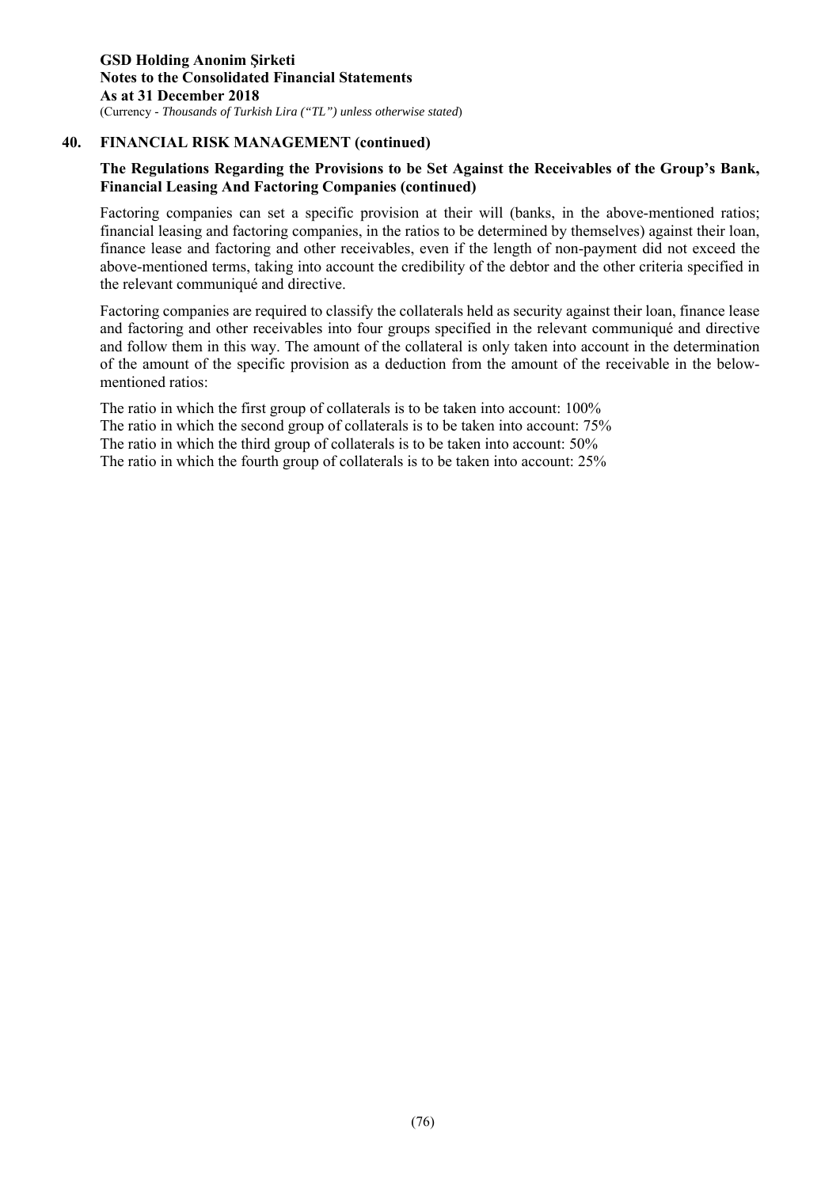## 40. FINANCIAL RISK MANAGEMENT (continued)

### The Regulations Regarding the Provisions to be Set Against the Receivables of the Group's Bank, Financial Leasing And Factoring Companies (continued)

Factoring companies can set a specific provision at their will (banks, in the above-mentioned ratios; financial leasing and factoring companies, in the ratios to be determined by themselves) against their loan, finance lease and factoring and other receivables, even if the length of non-payment did not exceed the above-mentioned terms, taking into account the credibility of the debtor and the other criteria specified in the relevant communiqué and directive.

Factoring companies are required to classify the collaterals held as security against their loan, finance lease and factoring and other receivables into four groups specified in the relevant communiqué and directive and follow them in this way. The amount of the collateral is only taken into account in the determination of the amount of the specific provision as a deduction from the amount of the receivable in the below-mentioned ratios:

The ratio in which the first group of collaterals is to be taken into account: 100%
The ratio in which the second group of collaterals is to be taken into account: 75%
The ratio in which the third group of collaterals is to be taken into account: 50%
The ratio in which the fourth group of collaterals is to be taken into account: 25%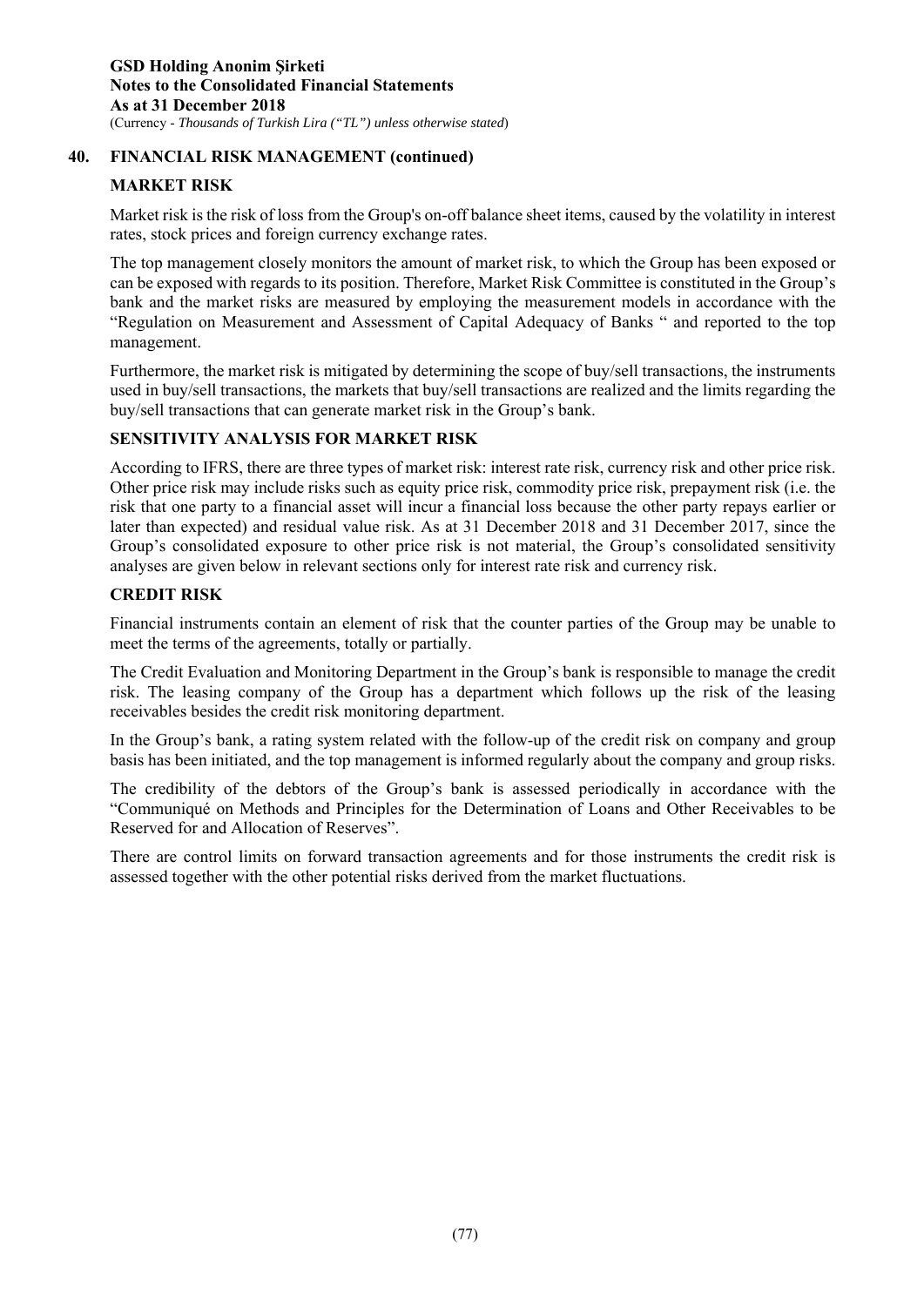## 40. FINANCIAL RISK MANAGEMENT (continued)

### MARKET RISK

Market risk is the risk of loss from the Group's on-off balance sheet items, caused by the volatility in interest rates, stock prices and foreign currency exchange rates.

The top management closely monitors the amount of market risk, to which the Group has been exposed or can be exposed with regards to its position. Therefore, Market Risk Committee is constituted in the Group's bank and the market risks are measured by employing the measurement models in accordance with the "Regulation on Measurement and Assessment of Capital Adequacy of Banks " and reported to the top management.

Furthermore, the market risk is mitigated by determining the scope of buy/sell transactions, the instruments used in buy/sell transactions, the markets that buy/sell transactions are realized and the limits regarding the buy/sell transactions that can generate market risk in the Group's bank.

### SENSITIVITY ANALYSIS FOR MARKET RISK

According to IFRS, there are three types of market risk: interest rate risk, currency risk and other price risk. Other price risk may include risks such as equity price risk, commodity price risk, prepayment risk (i.e. the risk that one party to a financial asset will incur a financial loss because the other party repays earlier or later than expected) and residual value risk. As at 31 December 2018 and 31 December 2017, since the Group's consolidated exposure to other price risk is not material, the Group's consolidated sensitivity analyses are given below in relevant sections only for interest rate risk and currency risk.

### CREDIT RISK

Financial instruments contain an element of risk that the counter parties of the Group may be unable to meet the terms of the agreements, totally or partially.

The Credit Evaluation and Monitoring Department in the Group's bank is responsible to manage the credit risk. The leasing company of the Group has a department which follows up the risk of the leasing receivables besides the credit risk monitoring department.

In the Group's bank, a rating system related with the follow-up of the credit risk on company and group basis has been initiated, and the top management is informed regularly about the company and group risks.

The credibility of the debtors of the Group's bank is assessed periodically in accordance with the "Communiqué on Methods and Principles for the Determination of Loans and Other Receivables to be Reserved for and Allocation of Reserves".

There are control limits on forward transaction agreements and for those instruments the credit risk is assessed together with the other potential risks derived from the market fluctuations.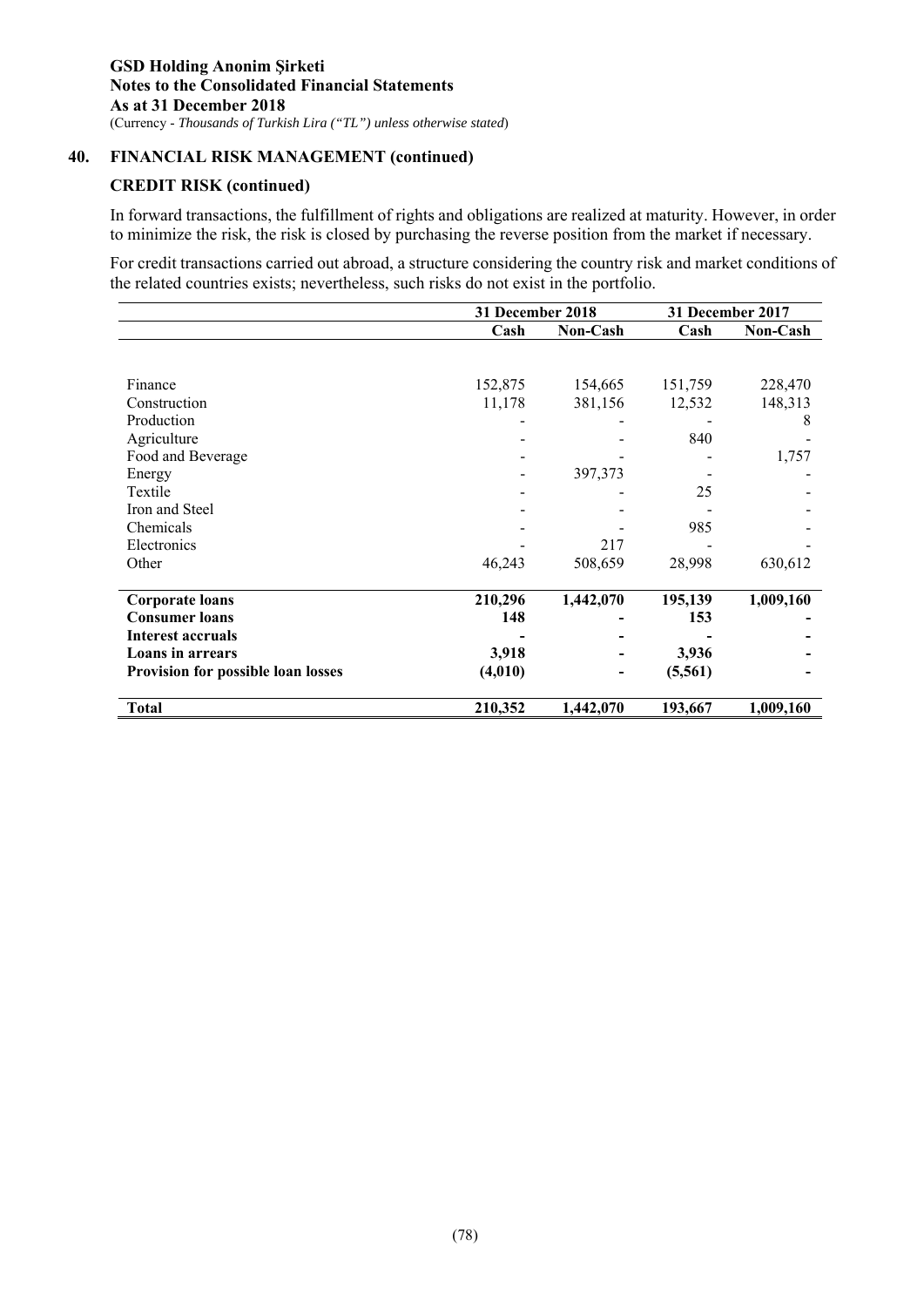## 40. FINANCIAL RISK MANAGEMENT (continued)

### CREDIT RISK (continued)

In forward transactions, the fulfillment of rights and obligations are realized at maturity. However, in order to minimize the risk, the risk is closed by purchasing the reverse position from the market if necessary.

For credit transactions carried out abroad, a structure considering the country risk and market conditions of the related countries exists; nevertheless, such risks do not exist in the portfolio.

| | 31 December 2018 | | 31 December 2017 | |
|---|---|---|---|---|
| | **Cash** | **Non-Cash** | **Cash** | **Non-Cash** |
| Finance | 152,875 | 154,665 | 151,759 | 228,470 |
| Construction | 11,178 | 381,156 | 12,532 | 148,313 |
| Production | - | - | - | 8 |
| Agriculture | - | - | 840 | - |
| Food and Beverage | - | - | - | 1,757 |
| Energy | - | 397,373 | - | - |
| Textile | - | - | 25 | - |
| Iron and Steel | - | - | - | - |
| Chemicals | - | - | 985 | - |
| Electronics | - | 217 | - | - |
| Other | 46,243 | 508,659 | 28,998 | 630,612 |
| **Corporate loans** | **210,296** | **1,442,070** | **195,139** | **1,009,160** |
| **Consumer loans** | **148** | **-** | **153** | **-** |
| **Interest accruals** | **-** | **-** | **-** | **-** |
| **Loans in arrears** | **3,918** | **-** | **3,936** | **-** |
| **Provision for possible loan losses** | **(4,010)** | **-** | **(5,561)** | **-** |
| **Total** | **210,352** | **1,442,070** | **193,667** | **1,009,160** |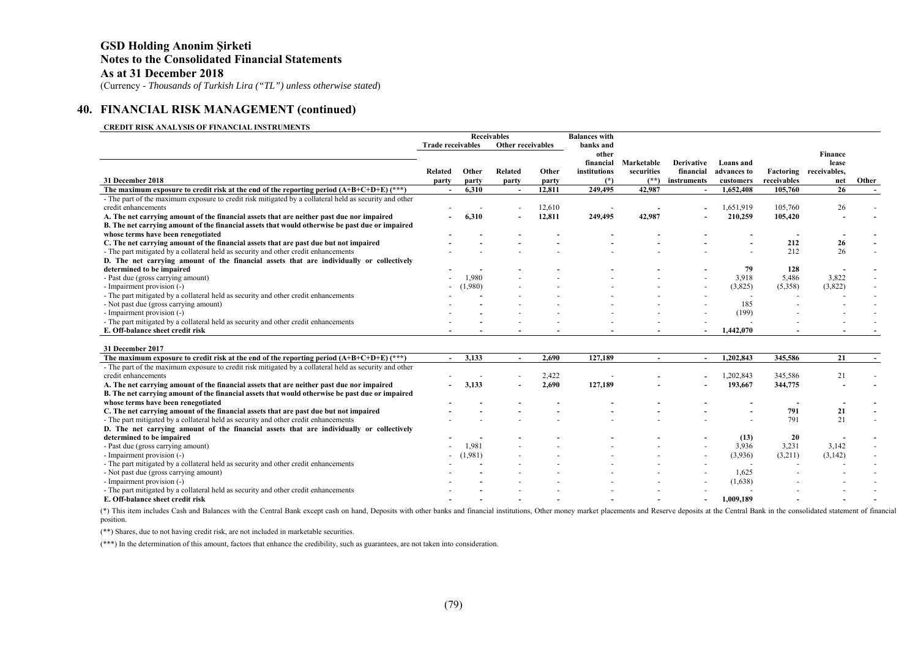## 40. FINANCIAL RISK MANAGEMENT (continued)

**CREDIT RISK ANALYSIS OF FINANCIAL INSTRUMENTS**

| | Receivables | | | | Balances with banks and other financial institutions | Marketable securities | Derivative financial instruments | Loans and advances to customers | Factoring receivables | Finance lease receivables, net | Other |
|---|---|---|---|---|---|---|---|---|---|---|---|
| | Trade receivables | | Other receivables | | | | | | | | |
| **31 December 2018** | Related party | Other party | Related party | Other party | (*) | (**) | | | | | |
| **The maximum exposure to credit risk at the end of the reporting period (A+B+C+D+E) (***)** | **-** | **6,310** | **-** | **12,811** | **249,495** | **42,987** | **-** | **1,652,408** | **105,760** | **26** | **-** |
| - The part of the maximum exposure to credit risk mitigated by a collateral held as security and other credit enhancements | - | - | - | 12,610 | - | - | - | 1,651,919 | 105,760 | 26 | - |
| **A. The net carrying amount of the financial assets that are neither past due nor impaired** | **-** | **6,310** | **-** | **12,811** | **249,495** | **42,987** | **-** | **210,259** | **105,420** | **-** | **-** |
| **B. The net carrying amount of the financial assets that would otherwise be past due or impaired whose terms have been renegotiated** | **-** | **-** | **-** | **-** | **-** | **-** | **-** | **-** | **-** | **-** | **-** |
| **C. The net carrying amount of the financial assets that are past due but not impaired** | **-** | **-** | **-** | **-** | **-** | **-** | **-** | **-** | **212** | **26** | **-** |
| - The part mitigated by a collateral held as security and other credit enhancements | - | - | - | - | - | - | - | - | 212 | 26 | - |
| **D. The net carrying amount of the financial assets that are individually or collectively determined to be impaired** | **-** | **-** | **-** | **-** | **-** | **-** | **-** | **79** | **128** | **-** | **-** |
| - Past due (gross carrying amount) | - | 1,980 | - | - | - | - | - | 3,918 | 5,486 | 3,822 | - |
| - Impairment provision (-) | - | (1,980) | - | - | - | - | - | (3,825) | (5,358) | (3,822) | - |
| - The part mitigated by a collateral held as security and other credit enhancements | - | - | - | - | - | - | - | - | - | - | - |
| - Not past due (gross carrying amount) | - | - | - | - | - | - | - | 185 | - | - | - |
| - Impairment provision (-) | - | - | - | - | - | - | - | (199) | - | - | - |
| - The part mitigated by a collateral held as security and other credit enhancements | - | - | - | - | - | - | - | - | - | - | - |
| **E. Off-balance sheet credit risk** | **-** | **-** | **-** | **-** | **-** | **-** | **-** | **1,442,070** | **-** | **-** | **-** |
| **31 December 2017** | | | | | | | | | | | |
| **The maximum exposure to credit risk at the end of the reporting period (A+B+C+D+E) (***)** | **-** | **3,133** | **-** | **2,690** | **127,189** | **-** | **-** | **1,202,843** | **345,586** | **21** | **-** |
| - The part of the maximum exposure to credit risk mitigated by a collateral held as security and other credit enhancements | - | - | - | 2,422 | - | - | - | 1,202,843 | 345,586 | 21 | - |
| **A. The net carrying amount of the financial assets that are neither past due nor impaired** | **-** | **3,133** | **-** | **2,690** | **127,189** | **-** | **-** | **193,667** | **344,775** | **-** | **-** |
| **B. The net carrying amount of the financial assets that would otherwise be past due or impaired whose terms have been renegotiated** | **-** | **-** | **-** | **-** | **-** | **-** | **-** | **-** | **-** | **-** | **-** |
| **C. The net carrying amount of the financial assets that are past due but not impaired** | **-** | **-** | **-** | **-** | **-** | **-** | **-** | **-** | **791** | **21** | **-** |
| - The part mitigated by a collateral held as security and other credit enhancements | - | - | - | - | - | - | - | - | 791 | 21 | - |
| **D. The net carrying amount of the financial assets that are individually or collectively determined to be impaired** | **-** | **-** | **-** | **-** | **-** | **-** | **-** | **(13)** | **20** | **-** | **-** |
| - Past due (gross carrying amount) | - | 1,981 | - | - | - | - | - | 3,936 | 3,231 | 3,142 | - |
| - Impairment provision (-) | - | (1,981) | - | - | - | - | - | (3,936) | (3,211) | (3,142) | - |
| - The part mitigated by a collateral held as security and other credit enhancements | - | - | - | - | - | - | - | - | - | - | - |
| - Not past due (gross carrying amount) | - | - | - | - | - | - | - | 1,625 | - | - | - |
| - Impairment provision (-) | - | - | - | - | - | - | - | (1,638) | - | - | - |
| - The part mitigated by a collateral held as security and other credit enhancements | - | - | - | - | - | - | - | - | - | - | - |
| **E. Off-balance sheet credit risk** | **-** | **-** | **-** | **-** | **-** | **-** | **-** | **1,009,189** | **-** | **-** | **-** |

(*) This item includes Cash and Balances with the Central Bank except cash on hand, Deposits with other banks and financial institutions, Other money market placements and Reserve deposits at the Central Bank in the consolidated statement of financial position.

(**) Shares, due to not having credit risk, are not included in marketable securities.

(***) In the determination of this amount, factors that enhance the credibility, such as guarantees, are not taken into consideration.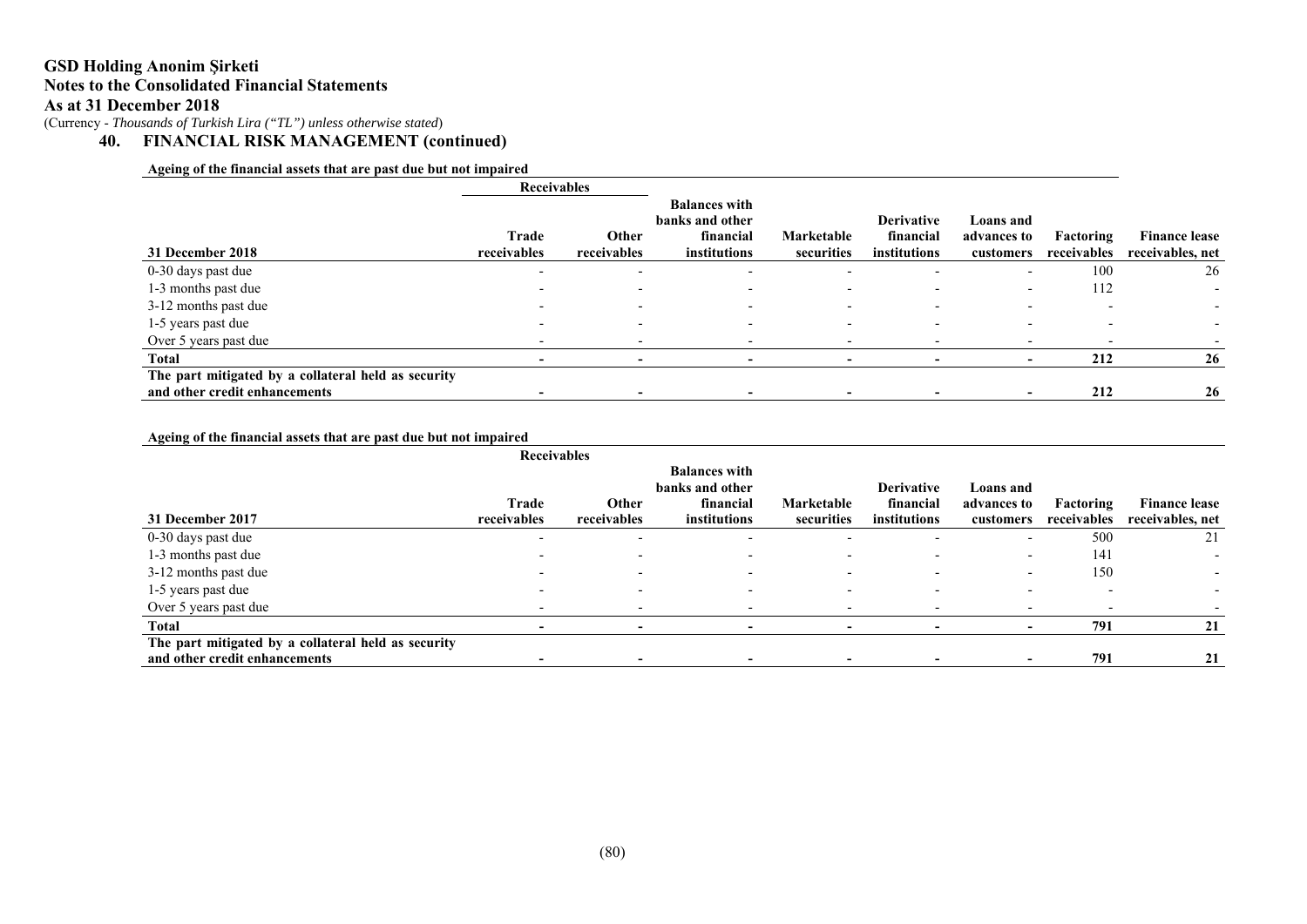# GSD Holding Anonim Şirketi
## Notes to the Consolidated Financial Statements
## As at 31 December 2018
(Currency - *Thousands of Turkish Lira ("TL") unless otherwise stated*)

## 40. FINANCIAL RISK MANAGEMENT (continued)

**Ageing of the financial assets that are past due but not impaired**

| | Receivables | | | | | | | |
|---|---|---|---|---|---|---|---|---|
| **31 December 2018** | **Trade receivables** | **Other receivables** | **Balances with banks and other financial institutions** | **Marketable securities** | **Derivative financial institutions** | **Loans and advances to customers** | **Factoring receivables** | **Finance lease receivables, net** |
| 0-30 days past due | - | - | - | - | - | - | 100 | 26 |
| 1-3 months past due | - | - | - | - | - | - | 112 | - |
| 3-12 months past due | - | - | - | - | - | - | - | - |
| 1-5 years past due | - | - | - | - | - | - | - | - |
| Over 5 years past due | - | - | - | - | - | - | - | - |
| **Total** | **-** | **-** | **-** | **-** | **-** | **-** | **212** | **26** |
| **The part mitigated by a collateral held as security and other credit enhancements** | **-** | **-** | **-** | **-** | **-** | **-** | **212** | **26** |

**Ageing of the financial assets that are past due but not impaired**

| | Receivables | | | | | | | |
|---|---|---|---|---|---|---|---|---|
| **31 December 2017** | **Trade receivables** | **Other receivables** | **Balances with banks and other financial institutions** | **Marketable securities** | **Derivative financial institutions** | **Loans and advances to customers** | **Factoring receivables** | **Finance lease receivables, net** |
| 0-30 days past due | - | - | - | - | - | - | 500 | 21 |
| 1-3 months past due | - | - | - | - | - | - | 141 | - |
| 3-12 months past due | - | - | - | - | - | - | 150 | - |
| 1-5 years past due | - | - | - | - | - | - | - | - |
| Over 5 years past due | - | - | - | - | - | - | - | - |
| **Total** | **-** | **-** | **-** | **-** | **-** | **-** | **791** | **21** |
| **The part mitigated by a collateral held as security and other credit enhancements** | **-** | **-** | **-** | **-** | **-** | **-** | **791** | **21** |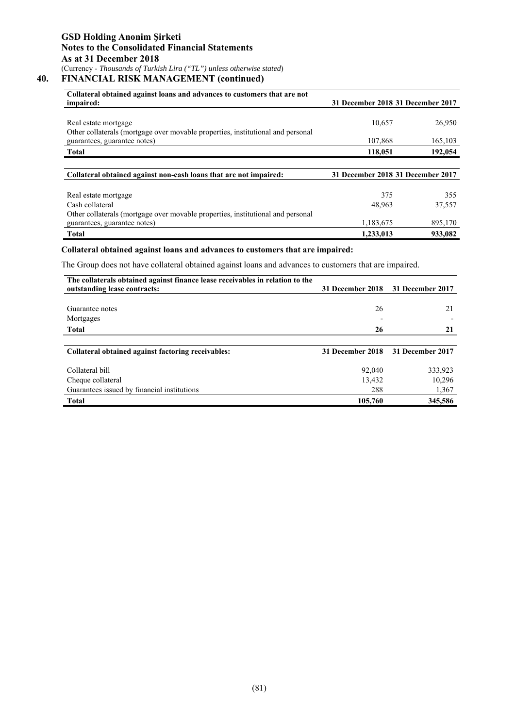## 40. FINANCIAL RISK MANAGEMENT (continued)

| Collateral obtained against loans and advances to customers that are not impaired: | 31 December 2018 | 31 December 2017 |
|---|---|---|
| Real estate mortgage | 10,657 | 26,950 |
| Other collaterals (mortgage over movable properties, institutional and personal guarantees, guarantee notes) | 107,868 | 165,103 |
| **Total** | **118,051** | **192,054** |

| Collateral obtained against non-cash loans that are not impaired: | 31 December 2018 | 31 December 2017 |
|---|---|---|
| Real estate mortgage | 375 | 355 |
| Cash collateral | 48,963 | 37,557 |
| Other collaterals (mortgage over movable properties, institutional and personal guarantees, guarantee notes) | 1,183,675 | 895,170 |
| **Total** | **1,233,013** | **933,082** |

**Collateral obtained against loans and advances to customers that are impaired:**

The Group does not have collateral obtained against loans and advances to customers that are impaired.

| The collaterals obtained against finance lease receivables in relation to the outstanding lease contracts: | 31 December 2018 | 31 December 2017 |
|---|---|---|
| Guarantee notes | 26 | 21 |
| Mortgages | - | - |
| **Total** | **26** | **21** |

| Collateral obtained against factoring receivables: | 31 December 2018 | 31 December 2017 |
|---|---|---|
| Collateral bill | 92,040 | 333,923 |
| Cheque collateral | 13,432 | 10,296 |
| Guarantees issued by financial institutions | 288 | 1,367 |
| **Total** | **105,760** | **345,586** |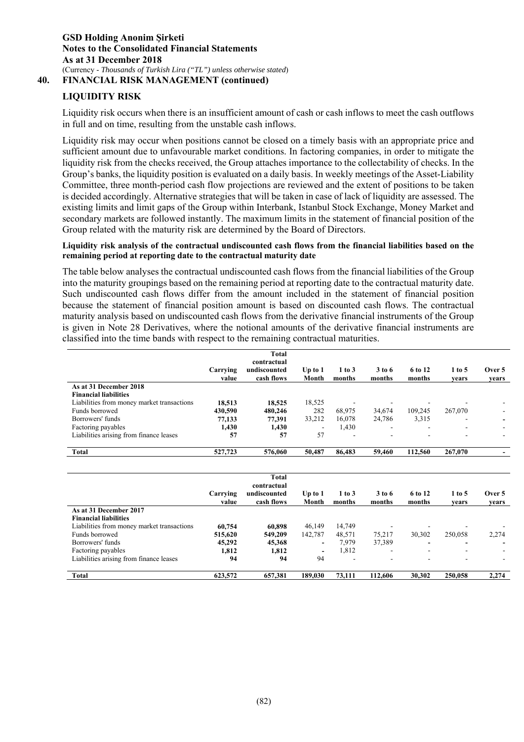## 40. FINANCIAL RISK MANAGEMENT (continued)

### LIQUIDITY RISK

Liquidity risk occurs when there is an insufficient amount of cash or cash inflows to meet the cash outflows in full and on time, resulting from the unstable cash inflows.

Liquidity risk may occur when positions cannot be closed on a timely basis with an appropriate price and sufficient amount due to unfavourable market conditions. In factoring companies, in order to mitigate the liquidity risk from the checks received, the Group attaches importance to the collectability of checks. In the Group's banks, the liquidity position is evaluated on a daily basis. In weekly meetings of the Asset-Liability Committee, three month-period cash flow projections are reviewed and the extent of positions to be taken is decided accordingly. Alternative strategies that will be taken in case of lack of liquidity are assessed. The existing limits and limit gaps of the Group within Interbank, Istanbul Stock Exchange, Money Market and secondary markets are followed instantly. The maximum limits in the statement of financial position of the Group related with the maturity risk are determined by the Board of Directors.

**Liquidity risk analysis of the contractual undiscounted cash flows from the financial liabilities based on the remaining period at reporting date to the contractual maturity date**

The table below analyses the contractual undiscounted cash flows from the financial liabilities of the Group into the maturity groupings based on the remaining period at reporting date to the contractual maturity date. Such undiscounted cash flows differ from the amount included in the statement of financial position because the statement of financial position amount is based on discounted cash flows. The contractual maturity analysis based on undiscounted cash flows from the derivative financial instruments of the Group is given in Note 28 Derivatives, where the notional amounts of the derivative financial instruments are classified into the time bands with respect to the remaining contractual maturities.

| | Carrying value | Total contractual undiscounted cash flows | Up to 1 Month | 1 to 3 months | 3 to 6 months | 6 to 12 months | 1 to 5 years | Over 5 years |
|---|---|---|---|---|---|---|---|---|
| **As at 31 December 2018** | | | | | | | | |
| **Financial liabilities** | | | | | | | | |
| Liabilities from money market transactions | **18,513** | **18,525** | 18,525 | - | - | - | - | - |
| Funds borrowed | **430,590** | **480,246** | 282 | 68,975 | 34,674 | 109,245 | 267,070 | - |
| Borrowers' funds | **77,133** | **77,391** | 33,212 | 16,078 | 24,786 | 3,315 | - | - |
| Factoring payables | **1,430** | **1,430** | - | 1,430 | - | - | - | - |
| Liabilities arising from finance leases | **57** | **57** | 57 | - | - | - | - | - |
| **Total** | **527,723** | **576,060** | **50,487** | **86,483** | **59,460** | **112,560** | **267,070** | **-** |

| | Carrying value | Total contractual undiscounted cash flows | Up to 1 Month | 1 to 3 months | 3 to 6 months | 6 to 12 months | 1 to 5 years | Over 5 years |
|---|---|---|---|---|---|---|---|---|
| **As at 31 December 2017** | | | | | | | | |
| **Financial liabilities** | | | | | | | | |
| Liabilities from money market transactions | **60,754** | **60,898** | 46,149 | 14,749 | - | - | - | - |
| Funds borrowed | **515,620** | **549,209** | 142,787 | 48,571 | 75,217 | 30,302 | 250,058 | 2,274 |
| Borrowers' funds | **45,292** | **45,368** | - | 7,979 | 37,389 | - | - | - |
| Factoring payables | **1,812** | **1,812** | - | 1,812 | - | - | - | - |
| Liabilities arising from finance leases | **94** | **94** | 94 | - | - | - | - | - |
| **Total** | **623,572** | **657,381** | **189,030** | **73,111** | **112,606** | **30,302** | **250,058** | **2,274** |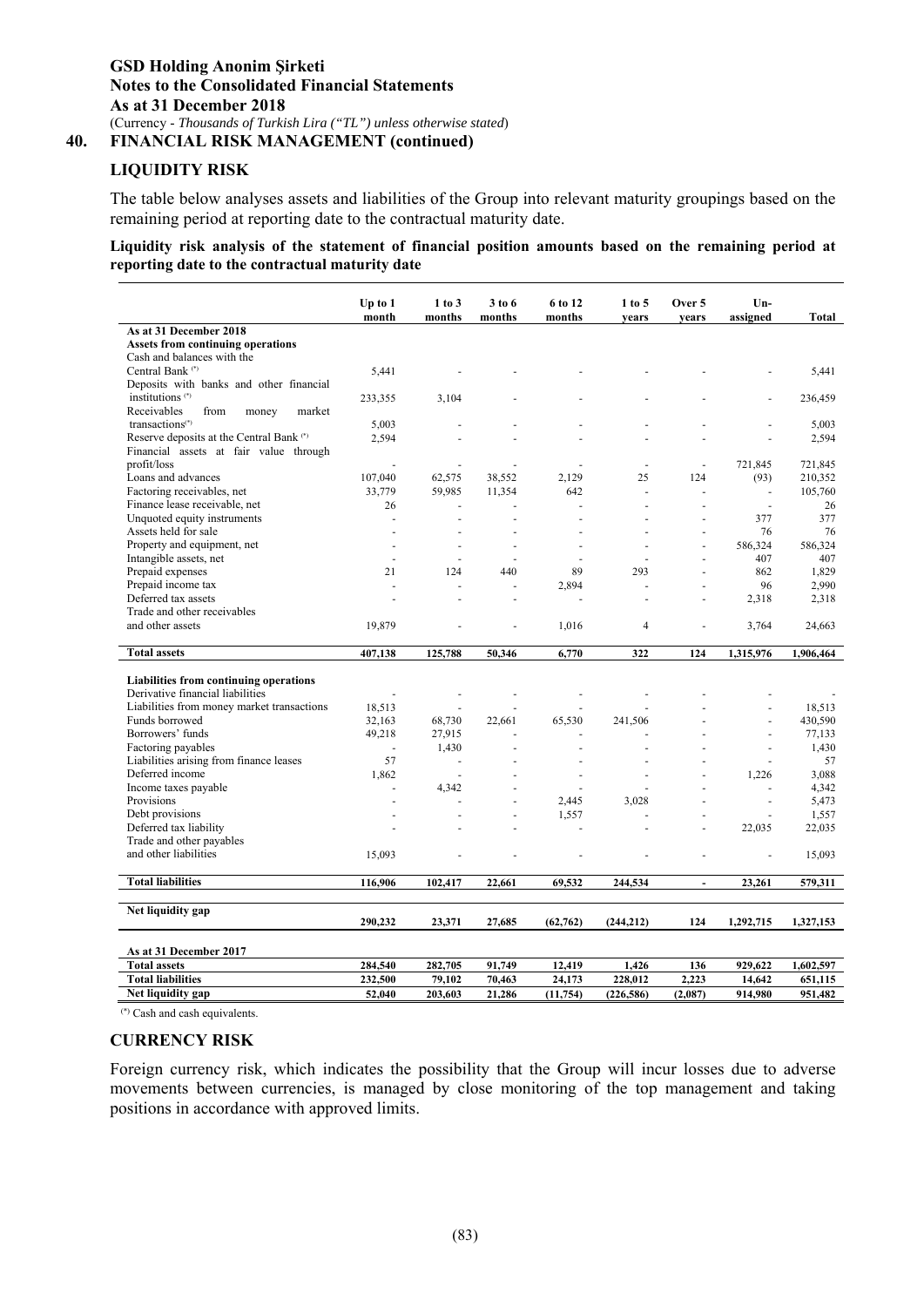## 40. FINANCIAL RISK MANAGEMENT (continued)

### LIQUIDITY RISK

The table below analyses assets and liabilities of the Group into relevant maturity groupings based on the remaining period at reporting date to the contractual maturity date.

**Liquidity risk analysis of the statement of financial position amounts based on the remaining period at reporting date to the contractual maturity date**

| | Up to 1 month | 1 to 3 months | 3 to 6 months | 6 to 12 months | 1 to 5 years | Over 5 years | Un-assigned | Total |
|---|---|---|---|---|---|---|---|---|
| **As at 31 December 2018** | | | | | | | | |
| **Assets from continuing operations** | | | | | | | | |
| Cash and balances with the Central Bank (*) | 5,441 | - | - | - | - | - | - | 5,441 |
| Deposits with banks and other financial institutions (*) | 233,355 | 3,104 | - | - | - | - | - | 236,459 |
| Receivables from money market transactions(*) | 5,003 | - | - | - | - | - | - | 5,003 |
| Reserve deposits at the Central Bank (*) | 2,594 | - | - | - | - | - | - | 2,594 |
| Financial assets at fair value through profit/loss | - | - | - | - | - | - | 721,845 | 721,845 |
| Loans and advances | 107,040 | 62,575 | 38,552 | 2,129 | 25 | 124 | (93) | 210,352 |
| Factoring receivables, net | 33,779 | 59,985 | 11,354 | 642 | - | - | - | 105,760 |
| Finance lease receivable, net | 26 | - | - | - | - | - | - | 26 |
| Unquoted equity instruments | - | - | - | - | - | - | 377 | 377 |
| Assets held for sale | - | - | - | - | - | - | 76 | 76 |
| Property and equipment, net | - | - | - | - | - | - | 586,324 | 586,324 |
| Intangible assets, net | - | - | - | - | - | - | 407 | 407 |
| Prepaid expenses | 21 | 124 | 440 | 89 | 293 | - | 862 | 1,829 |
| Prepaid income tax | - | - | - | 2,894 | - | - | 96 | 2,990 |
| Deferred tax assets | - | - | - | - | - | - | 2,318 | 2,318 |
| Trade and other receivables and other assets | 19,879 | - | - | 1,016 | 4 | - | 3,764 | 24,663 |
| **Total assets** | **407,138** | **125,788** | **50,346** | **6,770** | **322** | **124** | **1,315,976** | **1,906,464** |
| **Liabilities from continuing operations** | | | | | | | | |
| Derivative financial liabilities | - | - | - | - | - | - | - | - |
| Liabilities from money market transactions | 18,513 | - | - | - | - | - | - | 18,513 |
| Funds borrowed | 32,163 | 68,730 | 22,661 | 65,530 | 241,506 | - | - | 430,590 |
| Borrowers' funds | 49,218 | 27,915 | - | - | - | - | - | 77,133 |
| Factoring payables | - | 1,430 | - | - | - | - | - | 1,430 |
| Liabilities arising from finance leases | 57 | - | - | - | - | - | - | 57 |
| Deferred income | 1,862 | - | - | - | - | - | 1,226 | 3,088 |
| Income taxes payable | - | 4,342 | - | - | - | - | - | 4,342 |
| Provisions | - | - | - | 2,445 | 3,028 | - | - | 5,473 |
| Debt provisions | - | - | - | 1,557 | - | - | - | 1,557 |
| Deferred tax liability | - | - | - | - | - | - | 22,035 | 22,035 |
| Trade and other payables and other liabilities | 15,093 | - | - | - | - | - | - | 15,093 |
| **Total liabilities** | **116,906** | **102,417** | **22,661** | **69,532** | **244,534** | **-** | **23,261** | **579,311** |
| **Net liquidity gap** | **290,232** | **23,371** | **27,685** | **(62,762)** | **(244,212)** | **124** | **1,292,715** | **1,327,153** |
| **As at 31 December 2017** | | | | | | | | |
| **Total assets** | **284,540** | **282,705** | **91,749** | **12,419** | **1,426** | **136** | **929,622** | **1,602,597** |
| **Total liabilities** | **232,500** | **79,102** | **70,463** | **24,173** | **228,012** | **2,223** | **14,642** | **651,115** |
| **Net liquidity gap** | **52,040** | **203,603** | **21,286** | **(11,754)** | **(226,586)** | **(2,087)** | **914,980** | **951,482** |

(*) Cash and cash equivalents.

### CURRENCY RISK

Foreign currency risk, which indicates the possibility that the Group will incur losses due to adverse movements between currencies, is managed by close monitoring of the top management and taking positions in accordance with approved limits.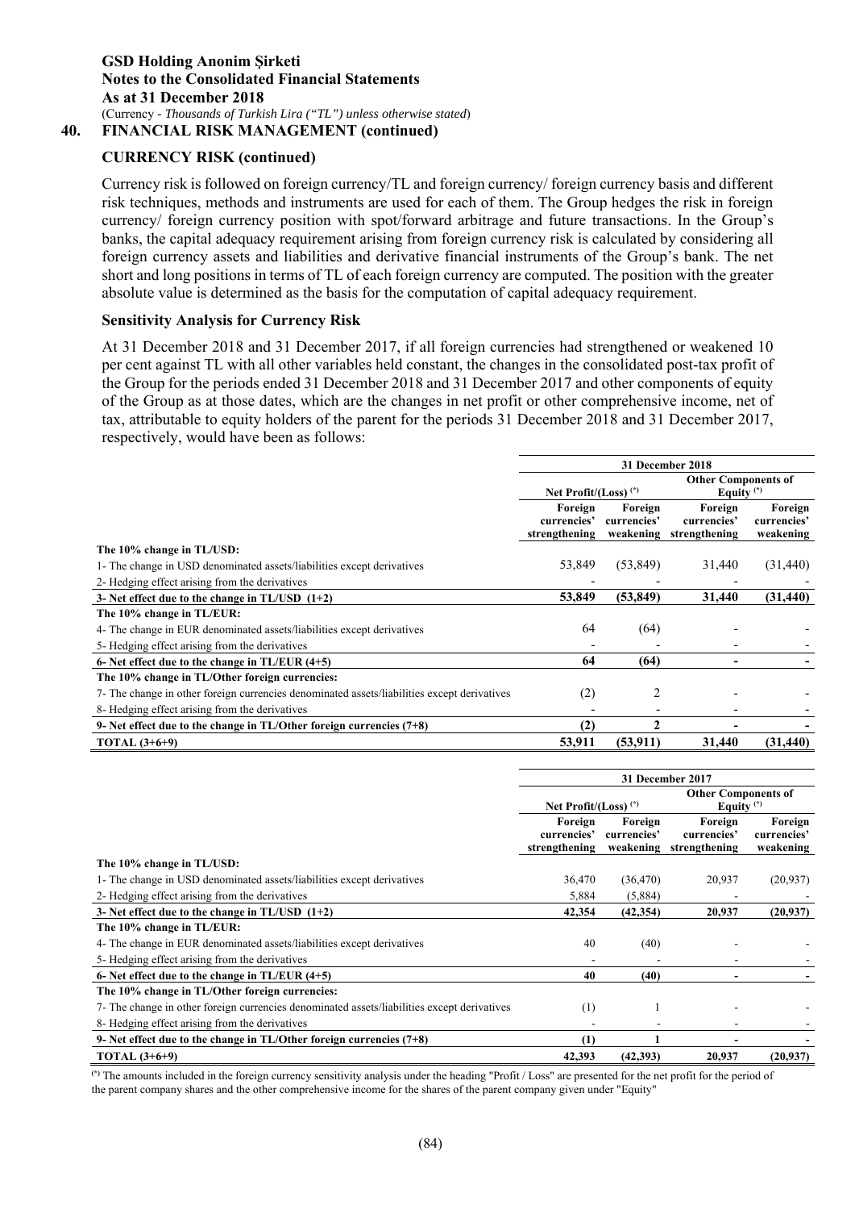**GSD Holding Anonim Şirketi**
**Notes to the Consolidated Financial Statements**
**As at 31 December 2018**
(Currency - *Thousands of Turkish Lira ("TL") unless otherwise stated*)

## 40. FINANCIAL RISK MANAGEMENT (continued)

### CURRENCY RISK (continued)

Currency risk is followed on foreign currency/TL and foreign currency/ foreign currency basis and different risk techniques, methods and instruments are used for each of them. The Group hedges the risk in foreign currency/ foreign currency position with spot/forward arbitrage and future transactions. In the Group's banks, the capital adequacy requirement arising from foreign currency risk is calculated by considering all foreign currency assets and liabilities and derivative financial instruments of the Group's bank. The net short and long positions in terms of TL of each foreign currency are computed. The position with the greater absolute value is determined as the basis for the computation of capital adequacy requirement.

### Sensitivity Analysis for Currency Risk

At 31 December 2018 and 31 December 2017, if all foreign currencies had strengthened or weakened 10 per cent against TL with all other variables held constant, the changes in the consolidated post-tax profit of the Group for the periods ended 31 December 2018 and 31 December 2017 and other components of equity of the Group as at those dates, which are the changes in net profit or other comprehensive income, net of tax, attributable to equity holders of the parent for the periods 31 December 2018 and 31 December 2017, respectively, would have been as follows:

| | 31 December 2018 | | | |
|---|---|---|---|---|
| | Net Profit/(Loss) (*) | | Other Components of Equity (*) | |
| | Foreign currencies' strengthening | Foreign currencies' weakening | Foreign currencies' strengthening | Foreign currencies' weakening |
| **The 10% change in TL/USD:** | | | | |
| 1- The change in USD denominated assets/liabilities except derivatives | 53,849 | (53,849) | 31,440 | (31,440) |
| 2- Hedging effect arising from the derivatives | - | - | - | - |
| **3- Net effect due to the change in TL/USD (1+2)** | **53,849** | **(53,849)** | **31,440** | **(31,440)** |
| **The 10% change in TL/EUR:** | | | | |
| 4- The change in EUR denominated assets/liabilities except derivatives | 64 | (64) | - | - |
| 5- Hedging effect arising from the derivatives | - | - | - | - |
| **6- Net effect due to the change in TL/EUR (4+5)** | **64** | **(64)** | **-** | **-** |
| **The 10% change in TL/Other foreign currencies:** | | | | |
| 7- The change in other foreign currencies denominated assets/liabilities except derivatives | (2) | 2 | - | - |
| 8- Hedging effect arising from the derivatives | - | - | - | - |
| **9- Net effect due to the change in TL/Other foreign currencies (7+8)** | **(2)** | **2** | **-** | **-** |
| **TOTAL (3+6+9)** | **53,911** | **(53,911)** | **31,440** | **(31,440)** |

| | 31 December 2017 | | | |
|---|---|---|---|---|
| | Net Profit/(Loss) (*) | | Other Components of Equity (*) | |
| | Foreign currencies' strengthening | Foreign currencies' weakening | Foreign currencies' strengthening | Foreign currencies' weakening |
| **The 10% change in TL/USD:** | | | | |
| 1- The change in USD denominated assets/liabilities except derivatives | 36,470 | (36,470) | 20,937 | (20,937) |
| 2- Hedging effect arising from the derivatives | 5,884 | (5,884) | - | - |
| **3- Net effect due to the change in TL/USD (1+2)** | **42,354** | **(42,354)** | **20,937** | **(20,937)** |
| **The 10% change in TL/EUR:** | | | | |
| 4- The change in EUR denominated assets/liabilities except derivatives | 40 | (40) | - | - |
| 5- Hedging effect arising from the derivatives | - | - | - | - |
| **6- Net effect due to the change in TL/EUR (4+5)** | **40** | **(40)** | **-** | **-** |
| **The 10% change in TL/Other foreign currencies:** | | | | |
| 7- The change in other foreign currencies denominated assets/liabilities except derivatives | (1) | 1 | - | - |
| 8- Hedging effect arising from the derivatives | - | - | - | - |
| **9- Net effect due to the change in TL/Other foreign currencies (7+8)** | **(1)** | **1** | **-** | **-** |
| **TOTAL (3+6+9)** | **42,393** | **(42,393)** | **20,937** | **(20,937)** |

(*) The amounts included in the foreign currency sensitivity analysis under the heading "Profit / Loss" are presented for the net profit for the period of the parent company shares and the other comprehensive income for the shares of the parent company given under "Equity"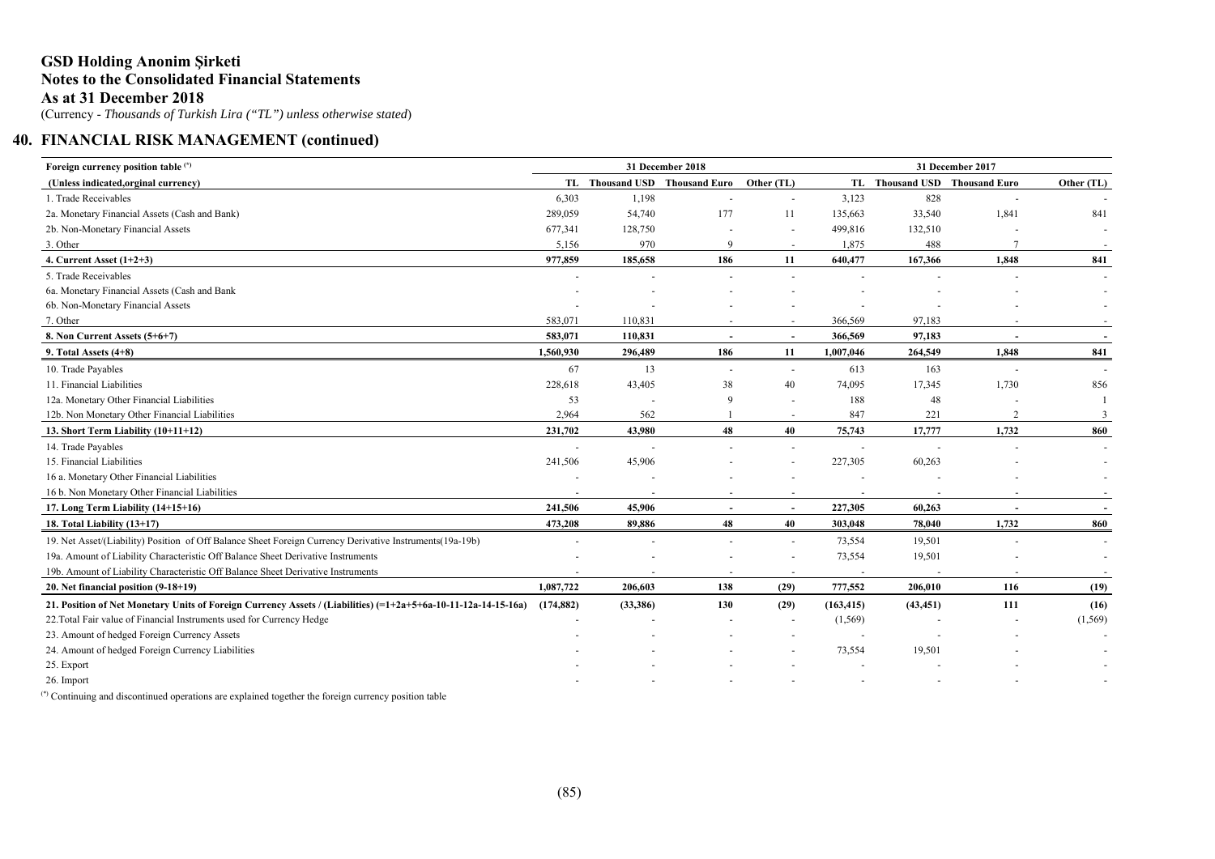**GSD Holding Anonim Şirketi**
**Notes to the Consolidated Financial Statements**
**As at 31 December 2018**
(Currency - *Thousands of Turkish Lira ("TL") unless otherwise stated*)

## 40. FINANCIAL RISK MANAGEMENT (continued)

| Foreign currency position table (*) | 31 December 2018 | | | | 31 December 2017 | | | |
|---|---|---|---|---|---|---|---|---|
| (Unless indicated,orginal currency) | TL | Thousand USD | Thousand Euro | Other (TL) | TL | Thousand USD | Thousand Euro | Other (TL) |
| 1. Trade Receivables | 6,303 | 1,198 | - | - | 3,123 | 828 | - | - |
| 2a. Monetary Financial Assets (Cash and Bank) | 289,059 | 54,740 | 177 | 11 | 135,663 | 33,540 | 1,841 | 841 |
| 2b. Non-Monetary Financial Assets | 677,341 | 128,750 | - | - | 499,816 | 132,510 | - | - |
| 3. Other | 5,156 | 970 | 9 | - | 1,875 | 488 | 7 | - |
| **4. Current Asset (1+2+3)** | **977,859** | **185,658** | **186** | **11** | **640,477** | **167,366** | **1,848** | **841** |
| 5. Trade Receivables | - | - | - | - | - | - | - | - |
| 6a. Monetary Financial Assets (Cash and Bank | - | - | - | - | - | - | - | - |
| 6b. Non-Monetary Financial Assets | - | - | - | - | - | - | - | - |
| 7. Other | 583,071 | 110,831 | - | - | 366,569 | 97,183 | - | - |
| **8. Non Current Assets (5+6+7)** | **583,071** | **110,831** | **-** | **-** | **366,569** | **97,183** | **-** | **-** |
| **9. Total Assets (4+8)** | **1,560,930** | **296,489** | **186** | **11** | **1,007,046** | **264,549** | **1,848** | **841** |
| 10. Trade Payables | 67 | 13 | - | - | 613 | 163 | - | - |
| 11. Financial Liabilities | 228,618 | 43,405 | 38 | 40 | 74,095 | 17,345 | 1,730 | 856 |
| 12a. Monetary Other Financial Liabilities | 53 | - | 9 | - | 188 | 48 | - | 1 |
| 12b. Non Monetary Other Financial Liabilities | 2,964 | 562 | 1 | - | 847 | 221 | 2 | 3 |
| **13. Short Term Liability (10+11+12)** | **231,702** | **43,980** | **48** | **40** | **75,743** | **17,777** | **1,732** | **860** |
| 14. Trade Payables | - | - | - | - | - | - | - | - |
| 15. Financial Liabilities | 241,506 | 45,906 | - | - | 227,305 | 60,263 | - | - |
| 16 a. Monetary Other Financial Liabilities | - | - | - | - | - | - | - | - |
| 16 b. Non Monetary Other Financial Liabilities | - | - | - | - | - | - | - | - |
| **17. Long Term Liability (14+15+16)** | **241,506** | **45,906** | **-** | **-** | **227,305** | **60,263** | **-** | **-** |
| **18. Total Liability (13+17)** | **473,208** | **89,886** | **48** | **40** | **303,048** | **78,040** | **1,732** | **860** |
| 19. Net Asset/(Liability) Position of Off Balance Sheet Foreign Currency Derivative Instruments(19a-19b) | - | - | - | - | 73,554 | 19,501 | - | - |
| 19a. Amount of Liability Characteristic Off Balance Sheet Derivative Instruments | - | - | - | - | 73,554 | 19,501 | - | - |
| 19b. Amount of Liability Characteristic Off Balance Sheet Derivative Instruments | - | - | - | - | - | - | - | - |
| **20. Net financial position (9-18+19)** | **1,087,722** | **206,603** | **138** | **(29)** | **777,552** | **206,010** | **116** | **(19)** |
| **21. Position of Net Monetary Units of Foreign Currency Assets / (Liabilities) (=1+2a+5+6a-10-11-12a-14-15-16a)** | **(174,882)** | **(33,386)** | **130** | **(29)** | **(163,415)** | **(43,451)** | **111** | **(16)** |
| 22.Total Fair value of Financial Instruments used for Currency Hedge | - | - | - | - | (1,569) | - | - | (1,569) |
| 23. Amount of hedged Foreign Currency Assets | - | - | - | - | - | - | - | - |
| 24. Amount of hedged Foreign Currency Liabilities | - | - | - | - | 73,554 | 19,501 | - | - |
| 25. Export | - | - | - | - | - | - | - | - |
| 26. Import | - | - | - | - | - | - | - | - |

(*) Continuing and discontinued operations are explained together the foreign currency position table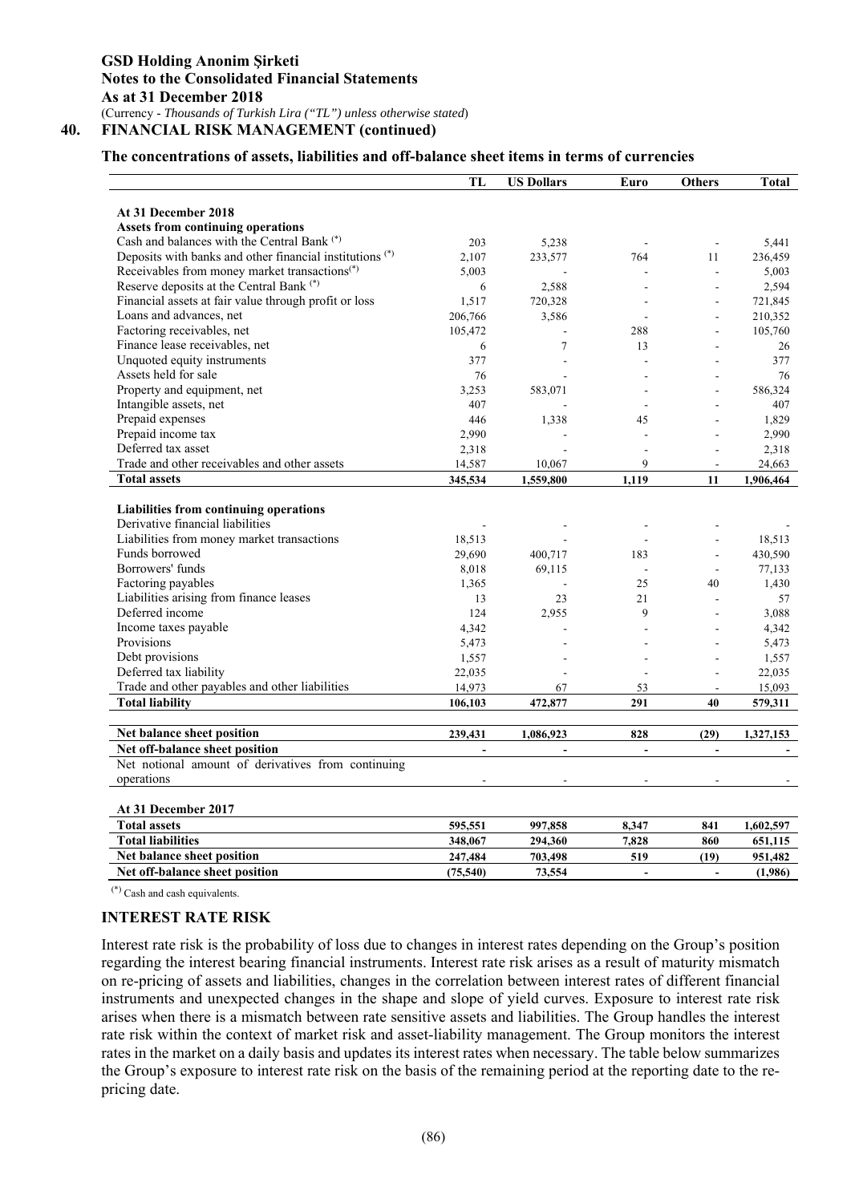## 40. FINANCIAL RISK MANAGEMENT (continued)

### The concentrations of assets, liabilities and off-balance sheet items in terms of currencies

| | TL | US Dollars | Euro | Others | Total |
|---|---|---|---|---|---|
| **At 31 December 2018** | | | | | |
| **Assets from continuing operations** | | | | | |
| Cash and balances with the Central Bank (*) | 203 | 5,238 | - | - | 5,441 |
| Deposits with banks and other financial institutions (*) | 2,107 | 233,577 | 764 | 11 | 236,459 |
| Receivables from money market transactions(*) | 5,003 | - | - | - | 5,003 |
| Reserve deposits at the Central Bank (*) | 6 | 2,588 | - | - | 2,594 |
| Financial assets at fair value through profit or loss | 1,517 | 720,328 | - | - | 721,845 |
| Loans and advances, net | 206,766 | 3,586 | - | - | 210,352 |
| Factoring receivables, net | 105,472 | - | 288 | - | 105,760 |
| Finance lease receivables, net | 6 | 7 | 13 | - | 26 |
| Unquoted equity instruments | 377 | - | - | - | 377 |
| Assets held for sale | 76 | - | - | - | 76 |
| Property and equipment, net | 3,253 | 583,071 | - | - | 586,324 |
| Intangible assets, net | 407 | - | - | - | 407 |
| Prepaid expenses | 446 | 1,338 | 45 | - | 1,829 |
| Prepaid income tax | 2,990 | - | - | - | 2,990 |
| Deferred tax asset | 2,318 | - | - | - | 2,318 |
| Trade and other receivables and other assets | 14,587 | 10,067 | 9 | - | 24,663 |
| **Total assets** | **345,534** | **1,559,800** | **1,119** | **11** | **1,906,464** |
| | | | | | |
| **Liabilities from continuing operations** | | | | | |
| Derivative financial liabilities | - | - | - | - | - |
| Liabilities from money market transactions | 18,513 | - | - | - | 18,513 |
| Funds borrowed | 29,690 | 400,717 | 183 | - | 430,590 |
| Borrowers' funds | 8,018 | 69,115 | - | - | 77,133 |
| Factoring payables | 1,365 | - | 25 | 40 | 1,430 |
| Liabilities arising from finance leases | 13 | 23 | 21 | - | 57 |
| Deferred income | 124 | 2,955 | 9 | - | 3,088 |
| Income taxes payable | 4,342 | - | - | - | 4,342 |
| Provisions | 5,473 | - | - | - | 5,473 |
| Debt provisions | 1,557 | - | - | - | 1,557 |
| Deferred tax liability | 22,035 | - | - | - | 22,035 |
| Trade and other payables and other liabilities | 14,973 | 67 | 53 | - | 15,093 |
| **Total liability** | **106,103** | **472,877** | **291** | **40** | **579,311** |
| | | | | | |
| **Net balance sheet position** | **239,431** | **1,086,923** | **828** | **(29)** | **1,327,153** |
| **Net off-balance sheet position** | **-** | **-** | **-** | **-** | **-** |
| Net notional amount of derivatives from continuing operations | - | - | - | - | - |
| | | | | | |
| **At 31 December 2017** | | | | | |
| **Total assets** | **595,551** | **997,858** | **8,347** | **841** | **1,602,597** |
| **Total liabilities** | **348,067** | **294,360** | **7,828** | **860** | **651,115** |
| **Net balance sheet position** | **247,484** | **703,498** | **519** | **(19)** | **951,482** |
| **Net off-balance sheet position** | **(75,540)** | **73,554** | **-** | **-** | **(1,986)** |

(*) Cash and cash equivalents.

### INTEREST RATE RISK

Interest rate risk is the probability of loss due to changes in interest rates depending on the Group's position regarding the interest bearing financial instruments. Interest rate risk arises as a result of maturity mismatch on re-pricing of assets and liabilities, changes in the correlation between interest rates of different financial instruments and unexpected changes in the shape and slope of yield curves. Exposure to interest rate risk arises when there is a mismatch between rate sensitive assets and liabilities. The Group handles the interest rate risk within the context of market risk and asset-liability management. The Group monitors the interest rates in the market on a daily basis and updates its interest rates when necessary. The table below summarizes the Group's exposure to interest rate risk on the basis of the remaining period at the reporting date to the re-pricing date.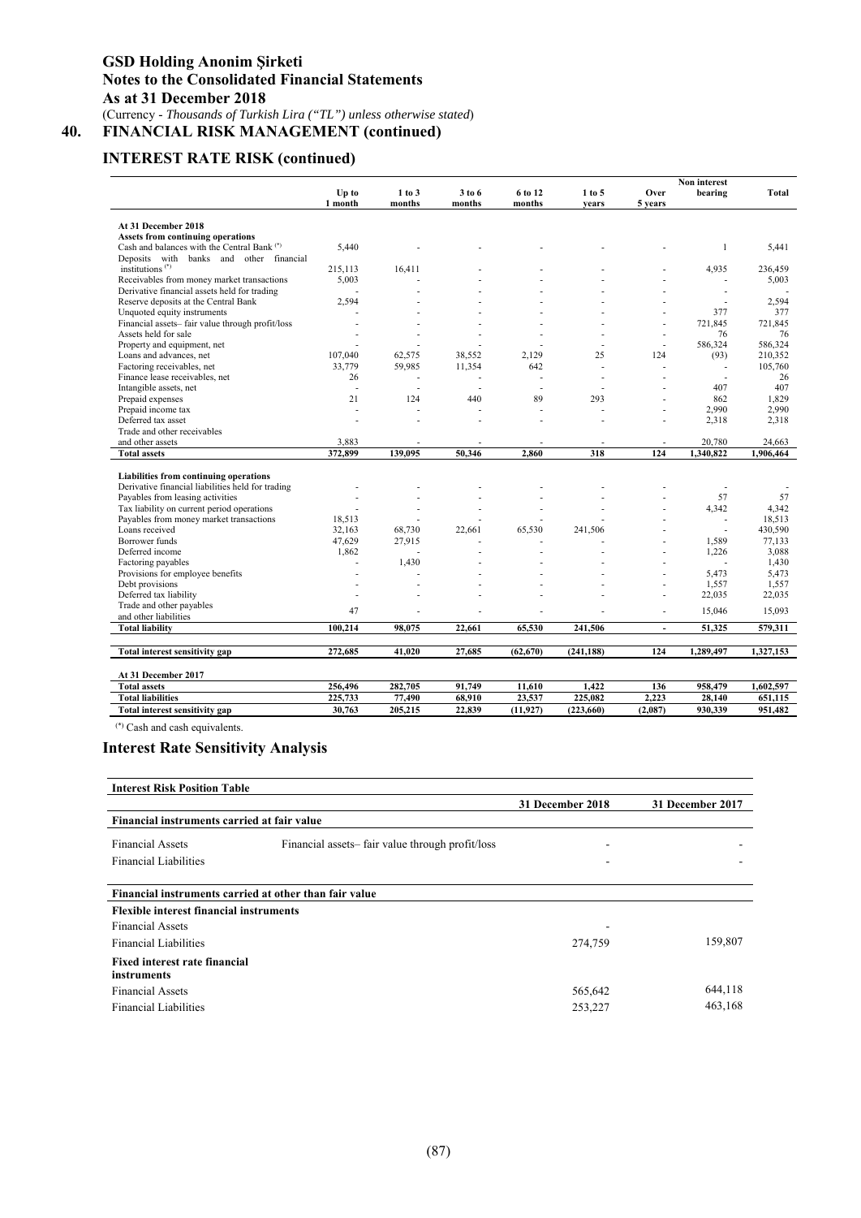# GSD Holding Anonim Şirketi
# Notes to the Consolidated Financial Statements
# As at 31 December 2018

(Currency - *Thousands of Turkish Lira ("TL") unless otherwise stated*)

## 40. FINANCIAL RISK MANAGEMENT (continued)

## INTEREST RATE RISK (continued)

| | Up to 1 month | 1 to 3 months | 3 to 6 months | 6 to 12 months | 1 to 5 years | Over 5 years | Non interest bearing | Total |
|---|---|---|---|---|---|---|---|---|
| **At 31 December 2018** | | | | | | | | |
| **Assets from continuing operations** | | | | | | | | |
| Cash and balances with the Central Bank (*) | 5,440 | - | - | - | - | - | 1 | 5,441 |
| Deposits with banks and other financial institutions (*) | 215,113 | 16,411 | - | - | - | - | 4,935 | 236,459 |
| Receivables from money market transactions | 5,003 | - | - | - | - | - | - | 5,003 |
| Derivative financial assets held for trading | - | - | - | - | - | - | - | - |
| Reserve deposits at the Central Bank | 2,594 | - | - | - | - | - | - | 2,594 |
| Unquoted equity instruments | - | - | - | - | - | - | 377 | 377 |
| Financial assets– fair value through profit/loss | - | - | - | - | - | - | 721,845 | 721,845 |
| Assets held for sale | - | - | - | - | - | - | 76 | 76 |
| Property and equipment, net | - | - | - | - | - | - | 586,324 | 586,324 |
| Loans and advances, net | 107,040 | 62,575 | 38,552 | 2,129 | 25 | 124 | (93) | 210,352 |
| Factoring receivables, net | 33,779 | 59,985 | 11,354 | 642 | - | - | - | 105,760 |
| Finance lease receivables, net | 26 | - | - | - | - | - | - | 26 |
| Intangible assets, net | - | - | - | - | - | - | 407 | 407 |
| Prepaid expenses | 21 | 124 | 440 | 89 | 293 | - | 862 | 1,829 |
| Prepaid income tax | - | - | - | - | - | - | 2,990 | 2,990 |
| Deferred tax asset | - | - | - | - | - | - | 2,318 | 2,318 |
| Trade and other receivables and other assets | 3,883 | - | - | - | - | - | 20,780 | 24,663 |
| **Total assets** | **372,899** | **139,095** | **50,346** | **2,860** | **318** | **124** | **1,340,822** | **1,906,464** |
| **Liabilities from continuing operations** | | | | | | | | |
| Derivative financial liabilities held for trading | - | - | - | - | - | - | - | - |
| Payables from leasing activities | - | - | - | - | - | - | 57 | 57 |
| Tax liability on current period operations | - | - | - | - | - | - | 4,342 | 4,342 |
| Payables from money market transactions | 18,513 | - | - | - | - | - | - | 18,513 |
| Loans received | 32,163 | 68,730 | 22,661 | 65,530 | 241,506 | - | - | 430,590 |
| Borrower funds | 47,629 | 27,915 | - | - | - | - | 1,589 | 77,133 |
| Deferred income | 1,862 | - | - | - | - | - | 1,226 | 3,088 |
| Factoring payables | - | 1,430 | - | - | - | - | - | 1,430 |
| Provisions for employee benefits | - | - | - | - | - | - | 5,473 | 5,473 |
| Debt provisions | - | - | - | - | - | - | 1,557 | 1,557 |
| Deferred tax liability | - | - | - | - | - | - | 22,035 | 22,035 |
| Trade and other payables and other liabilities | 47 | - | - | - | - | - | 15,046 | 15,093 |
| **Total liability** | **100,214** | **98,075** | **22,661** | **65,530** | **241,506** | **-** | **51,325** | **579,311** |
| **Total interest sensitivity gap** | **272,685** | **41,020** | **27,685** | **(62,670)** | **(241,188)** | **124** | **1,289,497** | **1,327,153** |
| **At 31 December 2017** | | | | | | | | |
| **Total assets** | **256,496** | **282,705** | **91,749** | **11,610** | **1,422** | **136** | **958,479** | **1,602,597** |
| **Total liabilities** | **225,733** | **77,490** | **68,910** | **23,537** | **225,082** | **2,223** | **28,140** | **651,115** |
| **Total interest sensitivity gap** | **30,763** | **205,215** | **22,839** | **(11,927)** | **(223,660)** | **(2,087)** | **930,339** | **951,482** |

(*) Cash and cash equivalents.

## Interest Rate Sensitivity Analysis

| **Interest Risk Position Table** | | | |
|---|---|---|---|
| | | **31 December 2018** | **31 December 2017** |
| **Financial instruments carried at fair value** | | | |
| Financial Assets | Financial assets– fair value through profit/loss | - | - |
| Financial Liabilities | | - | - |
| **Financial instruments carried at other than fair value** | | | |
| **Flexible interest financial instruments** | | | |
| Financial Assets | | - | |
| Financial Liabilities | | 274,759 | 159,807 |
| **Fixed interest rate financial instruments** | | | |
| Financial Assets | | 565,642 | 644,118 |
| Financial Liabilities | | 253,227 | 463,168 |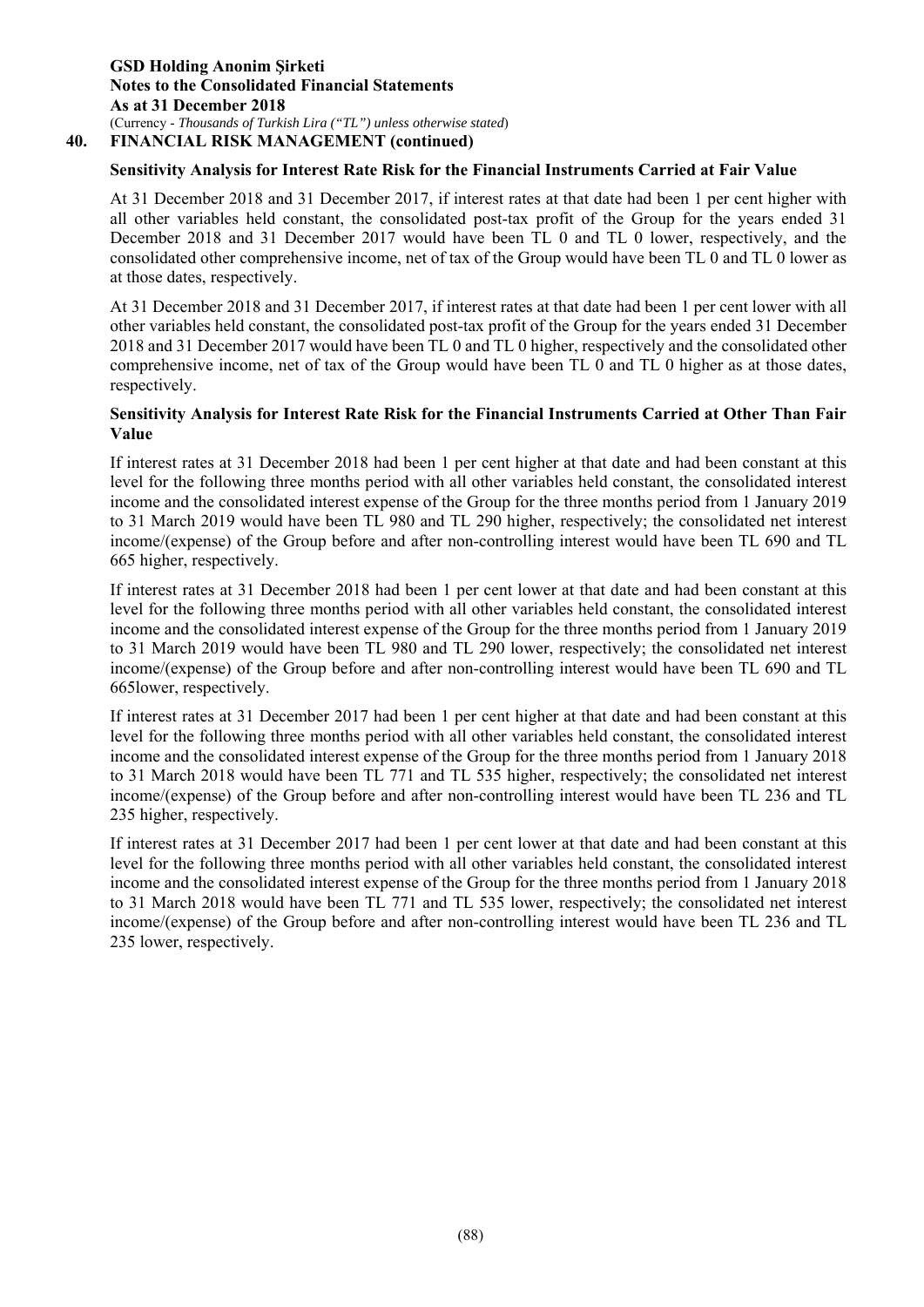## 40. FINANCIAL RISK MANAGEMENT (continued)

### Sensitivity Analysis for Interest Rate Risk for the Financial Instruments Carried at Fair Value

At 31 December 2018 and 31 December 2017, if interest rates at that date had been 1 per cent higher with all other variables held constant, the consolidated post-tax profit of the Group for the years ended 31 December 2018 and 31 December 2017 would have been TL 0 and TL 0 lower, respectively, and the consolidated other comprehensive income, net of tax of the Group would have been TL 0 and TL 0 lower as at those dates, respectively.

At 31 December 2018 and 31 December 2017, if interest rates at that date had been 1 per cent lower with all other variables held constant, the consolidated post-tax profit of the Group for the years ended 31 December 2018 and 31 December 2017 would have been TL 0 and TL 0 higher, respectively and the consolidated other comprehensive income, net of tax of the Group would have been TL 0 and TL 0 higher as at those dates, respectively.

### Sensitivity Analysis for Interest Rate Risk for the Financial Instruments Carried at Other Than Fair Value

If interest rates at 31 December 2018 had been 1 per cent higher at that date and had been constant at this level for the following three months period with all other variables held constant, the consolidated interest income and the consolidated interest expense of the Group for the three months period from 1 January 2019 to 31 March 2019 would have been TL 980 and TL 290 higher, respectively; the consolidated net interest income/(expense) of the Group before and after non-controlling interest would have been TL 690 and TL 665 higher, respectively.

If interest rates at 31 December 2018 had been 1 per cent lower at that date and had been constant at this level for the following three months period with all other variables held constant, the consolidated interest income and the consolidated interest expense of the Group for the three months period from 1 January 2019 to 31 March 2019 would have been TL 980 and TL 290 lower, respectively; the consolidated net interest income/(expense) of the Group before and after non-controlling interest would have been TL 690 and TL 665lower, respectively.

If interest rates at 31 December 2017 had been 1 per cent higher at that date and had been constant at this level for the following three months period with all other variables held constant, the consolidated interest income and the consolidated interest expense of the Group for the three months period from 1 January 2018 to 31 March 2018 would have been TL 771 and TL 535 higher, respectively; the consolidated net interest income/(expense) of the Group before and after non-controlling interest would have been TL 236 and TL 235 higher, respectively.

If interest rates at 31 December 2017 had been 1 per cent lower at that date and had been constant at this level for the following three months period with all other variables held constant, the consolidated interest income and the consolidated interest expense of the Group for the three months period from 1 January 2018 to 31 March 2018 would have been TL 771 and TL 535 lower, respectively; the consolidated net interest income/(expense) of the Group before and after non-controlling interest would have been TL 236 and TL 235 lower, respectively.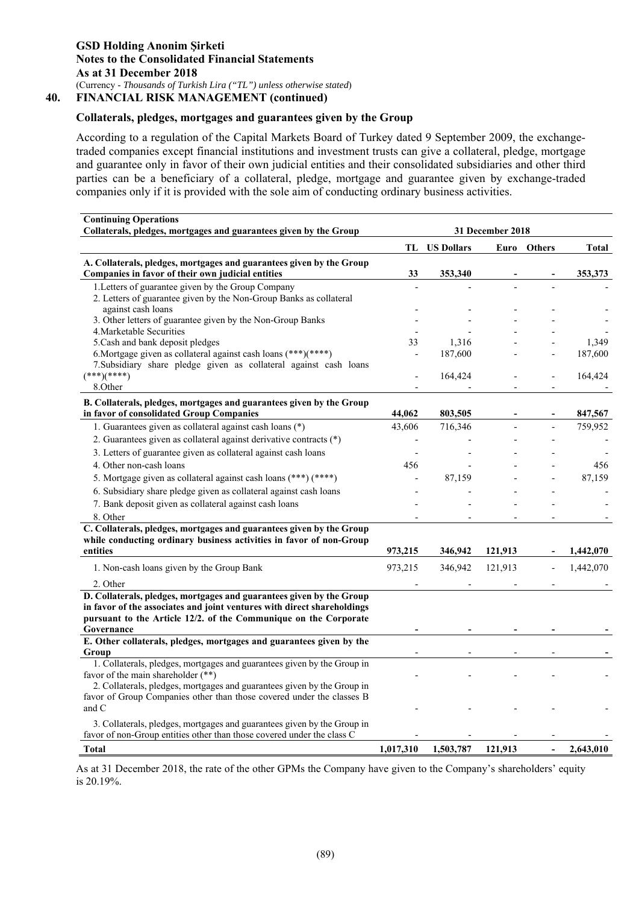**GSD Holding Anonim Şirketi**
**Notes to the Consolidated Financial Statements**
**As at 31 December 2018**
(Currency - *Thousands of Turkish Lira ("TL") unless otherwise stated*)

## 40. FINANCIAL RISK MANAGEMENT (continued)

### Collaterals, pledges, mortgages and guarantees given by the Group

According to a regulation of the Capital Markets Board of Turkey dated 9 September 2009, the exchange-traded companies except financial institutions and investment trusts can give a collateral, pledge, mortgage and guarantee only in favor of their own judicial entities and their consolidated subsidiaries and other third parties can be a beneficiary of a collateral, pledge, mortgage and guarantee given by exchange-traded companies only if it is provided with the sole aim of conducting ordinary business activities.

| Continuing Operations<br>Collaterals, pledges, mortgages and guarantees given by the Group | 31 December 2018 | | | | |
|---|---|---|---|---|---|
| | TL | US Dollars | Euro | Others | Total |
| **A. Collaterals, pledges, mortgages and guarantees given by the Group Companies in favor of their own judicial entities** | **33** | **353,340** | **-** | **-** | **353,373** |
| 1.Letters of guarantee given by the Group Company | - | - | - | - | - |
| 2. Letters of guarantee given by the Non-Group Banks as collateral against cash loans | - | - | - | - | - |
| 3. Other letters of guarantee given by the Non-Group Banks | - | - | - | - | - |
| 4.Marketable Securities | - | - | - | - | - |
| 5.Cash and bank deposit pledges | 33 | 1,316 | - | - | 1,349 |
| 6.Mortgage given as collateral against cash loans (***)(****) | - | 187,600 | - | - | 187,600 |
| 7.Subsidiary share pledge given as collateral against cash loans (***)(****) | - | 164,424 | - | - | 164,424 |
| 8.Other | - | - | - | - | - |
| **B. Collaterals, pledges, mortgages and guarantees given by the Group in favor of consolidated Group Companies** | **44,062** | **803,505** | **-** | **-** | **847,567** |
| 1. Guarantees given as collateral against cash loans (*) | 43,606 | 716,346 | - | - | 759,952 |
| 2. Guarantees given as collateral against derivative contracts (*) | - | - | - | - | - |
| 3. Letters of guarantee given as collateral against cash loans | - | - | - | - | - |
| 4. Other non-cash loans | 456 | - | - | - | 456 |
| 5. Mortgage given as collateral against cash loans (***) (****) | - | 87,159 | - | - | 87,159 |
| 6. Subsidiary share pledge given as collateral against cash loans | - | - | - | - | - |
| 7. Bank deposit given as collateral against cash loans | - | - | - | - | - |
| 8. Other | - | - | - | - | - |
| **C. Collaterals, pledges, mortgages and guarantees given by the Group while conducting ordinary business activities in favor of non-Group entities** | **973,215** | **346,942** | **121,913** | **-** | **1,442,070** |
| 1. Non-cash loans given by the Group Bank | 973,215 | 346,942 | 121,913 | - | 1,442,070 |
| 2. Other | - | - | - | - | - |
| **D. Collaterals, pledges, mortgages and guarantees given by the Group in favor of the associates and joint ventures with direct shareholdings pursuant to the Article 12/2. of the Communique on the Corporate Governance** | **-** | **-** | **-** | **-** | **-** |
| **E. Other collaterals, pledges, mortgages and guarantees given by the Group** | **-** | **-** | **-** | **-** | **-** |
| 1. Collaterals, pledges, mortgages and guarantees given by the Group in favor of the main shareholder (**) | - | - | - | - | - |
| 2. Collaterals, pledges, mortgages and guarantees given by the Group in favor of Group Companies other than those covered under the classes B and C | - | - | - | - | - |
| 3. Collaterals, pledges, mortgages and guarantees given by the Group in favor of non-Group entities other than those covered under the class C | - | - | - | - | - |
| **Total** | **1,017,310** | **1,503,787** | **121,913** | **-** | **2,643,010** |

As at 31 December 2018, the rate of the other GPMs the Company have given to the Company's shareholders' equity is 20.19%.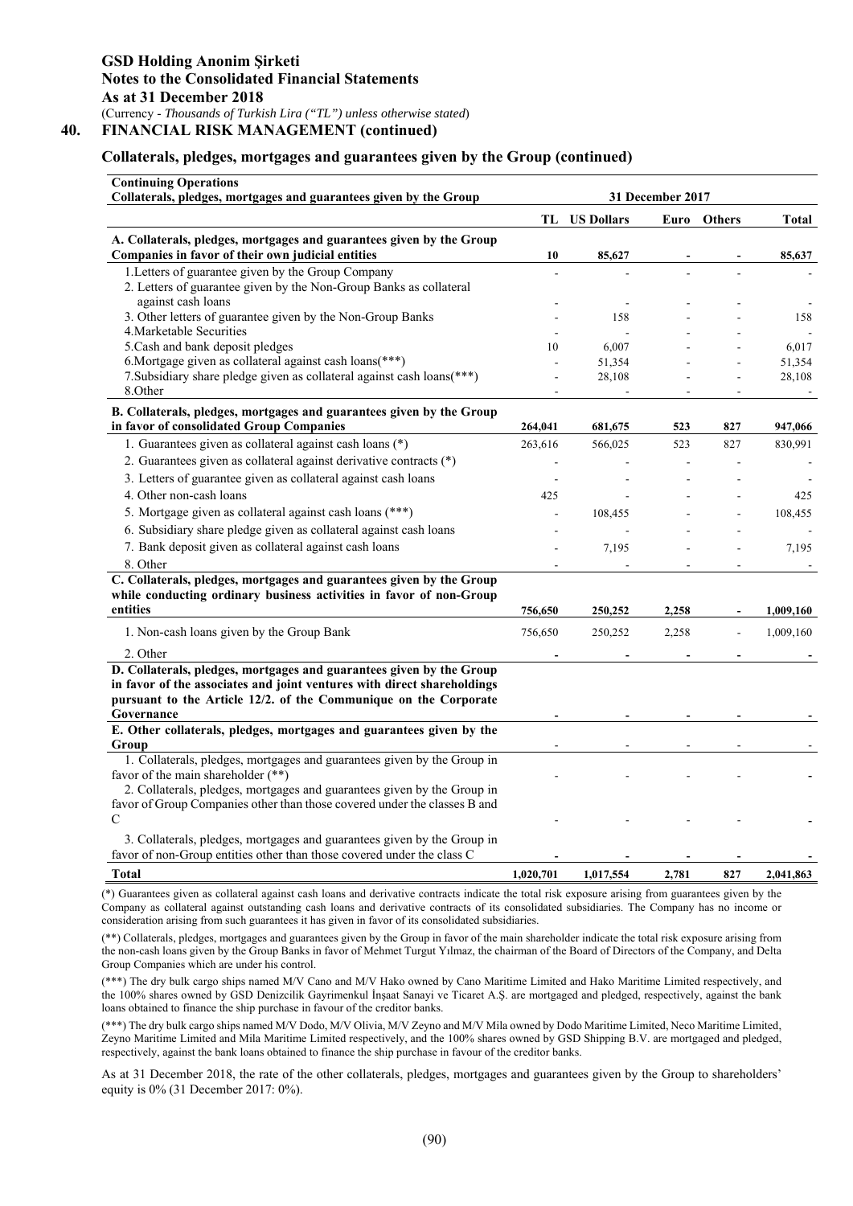### 40. FINANCIAL RISK MANAGEMENT (continued)

#### Collaterals, pledges, mortgages and guarantees given by the Group (continued)

| **Continuing Operations**<br>**Collaterals, pledges, mortgages and guarantees given by the Group** | **31 December 2017** | | | | |
|---|---|---|---|---|---|
| | **TL** | **US Dollars** | **Euro** | **Others** | **Total** |
| **A. Collaterals, pledges, mortgages and guarantees given by the Group Companies in favor of their own judicial entities** | **10** | **85,627** | **-** | **-** | **85,637** |
| 1.Letters of guarantee given by the Group Company | - | - | - | - | - |
| 2. Letters of guarantee given by the Non-Group Banks as collateral against cash loans | - | - | - | - | - |
| 3. Other letters of guarantee given by the Non-Group Banks | - | 158 | - | - | 158 |
| 4.Marketable Securities | - | - | - | - | - |
| 5.Cash and bank deposit pledges | 10 | 6,007 | - | - | 6,017 |
| 6.Mortgage given as collateral against cash loans(***) | - | 51,354 | - | - | 51,354 |
| 7.Subsidiary share pledge given as collateral against cash loans(***) | - | 28,108 | - | - | 28,108 |
| 8.Other | - | - | - | - | - |
| **B. Collaterals, pledges, mortgages and guarantees given by the Group in favor of consolidated Group Companies** | **264,041** | **681,675** | **523** | **827** | **947,066** |
| 1. Guarantees given as collateral against cash loans (*) | 263,616 | 566,025 | 523 | 827 | 830,991 |
| 2. Guarantees given as collateral against derivative contracts (*) | - | - | - | - | - |
| 3. Letters of guarantee given as collateral against cash loans | - | - | - | - | - |
| 4. Other non-cash loans | 425 | - | - | - | 425 |
| 5. Mortgage given as collateral against cash loans (***) | - | 108,455 | - | - | 108,455 |
| 6. Subsidiary share pledge given as collateral against cash loans | - | - | - | - | - |
| 7. Bank deposit given as collateral against cash loans | - | 7,195 | - | - | 7,195 |
| 8. Other | - | - | - | - | - |
| **C. Collaterals, pledges, mortgages and guarantees given by the Group while conducting ordinary business activities in favor of non-Group entities** | **756,650** | **250,252** | **2,258** | **-** | **1,009,160** |
| 1. Non-cash loans given by the Group Bank | 756,650 | 250,252 | 2,258 | - | 1,009,160 |
| 2. Other | - | - | - | - | - |
| **D. Collaterals, pledges, mortgages and guarantees given by the Group in favor of the associates and joint ventures with direct shareholdings pursuant to the Article 12/2. of the Communique on the Corporate Governance** | - | - | - | - | - |
| **E. Other collaterals, pledges, mortgages and guarantees given by the Group** | - | - | - | - | - |
| 1. Collaterals, pledges, mortgages and guarantees given by the Group in favor of the main shareholder (**) | - | - | - | - | - |
| 2. Collaterals, pledges, mortgages and guarantees given by the Group in favor of Group Companies other than those covered under the classes B and C | - | - | - | - | - |
| 3. Collaterals, pledges, mortgages and guarantees given by the Group in favor of non-Group entities other than those covered under the class C | - | - | - | - | - |
| **Total** | **1,020,701** | **1,017,554** | **2,781** | **827** | **2,041,863** |

(*) Guarantees given as collateral against cash loans and derivative contracts indicate the total risk exposure arising from guarantees given by the Company as collateral against outstanding cash loans and derivative contracts of its consolidated subsidiaries. The Company has no income or consideration arising from such guarantees it has given in favor of its consolidated subsidiaries.

(**) Collaterals, pledges, mortgages and guarantees given by the Group in favor of the main shareholder indicate the total risk exposure arising from the non-cash loans given by the Group Banks in favor of Mehmet Turgut Yılmaz, the chairman of the Board of Directors of the Company, and Delta Group Companies which are under his control.

(***) The dry bulk cargo ships named M/V Cano and M/V Hako owned by Cano Maritime Limited and Hako Maritime Limited respectively, and the 100% shares owned by GSD Denizcilik Gayrimenkul İnşaat Sanayi ve Ticaret A.Ş. are mortgaged and pledged, respectively, against the bank loans obtained to finance the ship purchase in favour of the creditor banks.

(***) The dry bulk cargo ships named M/V Dodo, M/V Olivia, M/V Zeyno and M/V Mila owned by Dodo Maritime Limited, Neco Maritime Limited, Zeyno Maritime Limited and Mila Maritime Limited respectively, and the 100% shares owned by GSD Shipping B.V. are mortgaged and pledged, respectively, against the bank loans obtained to finance the ship purchase in favour of the creditor banks.

As at 31 December 2018, the rate of the other collaterals, pledges, mortgages and guarantees given by the Group to shareholders' equity is 0% (31 December 2017: 0%).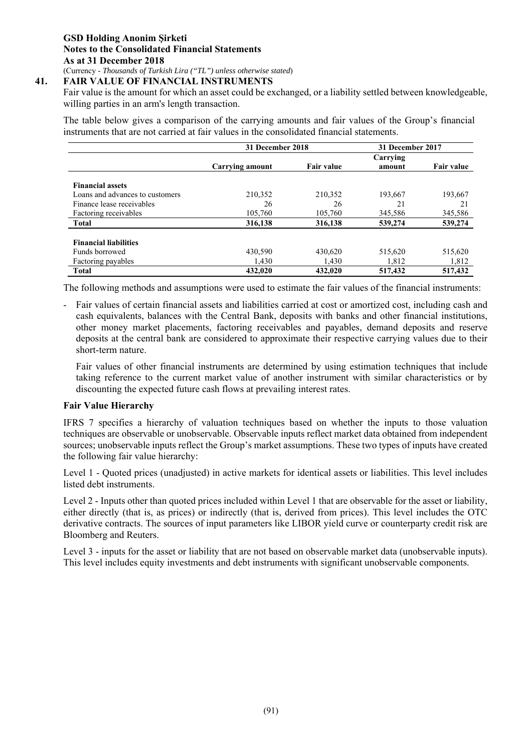**GSD Holding Anonim Şirketi**
**Notes to the Consolidated Financial Statements**
**As at 31 December 2018**
(Currency - *Thousands of Turkish Lira ("TL") unless otherwise stated*)

## 41. FAIR VALUE OF FINANCIAL INSTRUMENTS

Fair value is the amount for which an asset could be exchanged, or a liability settled between knowledgeable, willing parties in an arm's length transaction.

The table below gives a comparison of the carrying amounts and fair values of the Group's financial instruments that are not carried at fair values in the consolidated financial statements.

| | 31 December 2018 | | 31 December 2017 | |
|---|---|---|---|---|
| | Carrying amount | Fair value | Carrying amount | Fair value |
| **Financial assets** | | | | |
| Loans and advances to customers | 210,352 | 210,352 | 193,667 | 193,667 |
| Finance lease receivables | 26 | 26 | 21 | 21 |
| Factoring receivables | 105,760 | 105,760 | 345,586 | 345,586 |
| **Total** | **316,138** | **316,138** | **539,274** | **539,274** |
| **Financial liabilities** | | | | |
| Funds borrowed | 430,590 | 430,620 | 515,620 | 515,620 |
| Factoring payables | 1,430 | 1,430 | 1,812 | 1,812 |
| **Total** | **432,020** | **432,020** | **517,432** | **517,432** |

The following methods and assumptions were used to estimate the fair values of the financial instruments:

- Fair values of certain financial assets and liabilities carried at cost or amortized cost, including cash and cash equivalents, balances with the Central Bank, deposits with banks and other financial institutions, other money market placements, factoring receivables and payables, demand deposits and reserve deposits at the central bank are considered to approximate their respective carrying values due to their short-term nature.

  Fair values of other financial instruments are determined by using estimation techniques that include taking reference to the current market value of another instrument with similar characteristics or by discounting the expected future cash flows at prevailing interest rates.

### Fair Value Hierarchy

IFRS 7 specifies a hierarchy of valuation techniques based on whether the inputs to those valuation techniques are observable or unobservable. Observable inputs reflect market data obtained from independent sources; unobservable inputs reflect the Group's market assumptions. These two types of inputs have created the following fair value hierarchy:

Level 1 - Quoted prices (unadjusted) in active markets for identical assets or liabilities. This level includes listed debt instruments.

Level 2 - Inputs other than quoted prices included within Level 1 that are observable for the asset or liability, either directly (that is, as prices) or indirectly (that is, derived from prices). This level includes the OTC derivative contracts. The sources of input parameters like LIBOR yield curve or counterparty credit risk are Bloomberg and Reuters.

Level 3 - inputs for the asset or liability that are not based on observable market data (unobservable inputs). This level includes equity investments and debt instruments with significant unobservable components.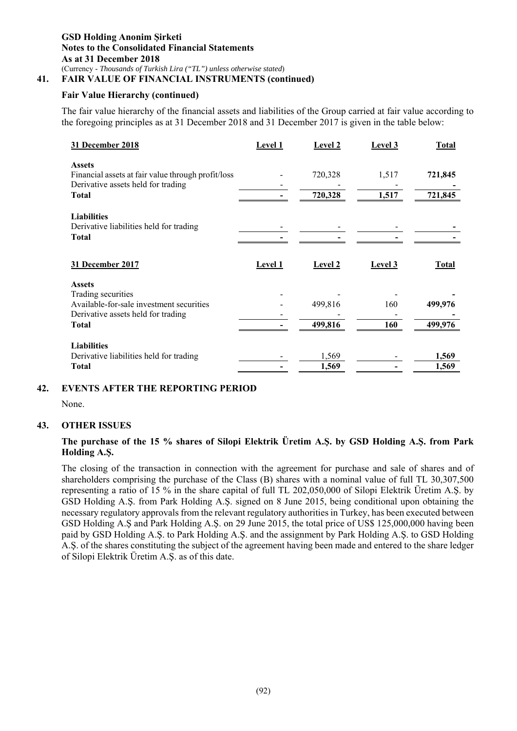## 41. FAIR VALUE OF FINANCIAL INSTRUMENTS (continued)

### Fair Value Hierarchy (continued)

The fair value hierarchy of the financial assets and liabilities of the Group carried at fair value according to the foregoing principles as at 31 December 2018 and 31 December 2017 is given in the table below:

| 31 December 2018 | Level 1 | Level 2 | Level 3 | Total |
|---|---|---|---|---|
| **Assets** | | | | |
| Financial assets at fair value through profit/loss | - | 720,328 | 1,517 | **721,845** |
| Derivative assets held for trading | - | - | - | **-** |
| **Total** | **-** | **720,328** | **1,517** | **721,845** |
| **Liabilities** | | | | |
| Derivative liabilities held for trading | - | - | - | **-** |
| **Total** | **-** | **-** | **-** | **-** |

| 31 December 2017 | Level 1 | Level 2 | Level 3 | Total |
|---|---|---|---|---|
| **Assets** | | | | |
| Trading securities | - | - | - | **-** |
| Available-for-sale investment securities | - | 499,816 | 160 | **499,976** |
| Derivative assets held for trading | - | - | - | **-** |
| **Total** | **-** | **499,816** | **160** | **499,976** |
| **Liabilities** | | | | |
| Derivative liabilities held for trading | - | 1,569 | - | **1,569** |
| **Total** | **-** | **1,569** | **-** | **1,569** |

## 42. EVENTS AFTER THE REPORTING PERIOD

None.

## 43. OTHER ISSUES

### The purchase of the 15 % shares of Silopi Elektrik Üretim A.Ş. by GSD Holding A.Ş. from Park Holding A.Ş.

The closing of the transaction in connection with the agreement for purchase and sale of shares and of shareholders comprising the purchase of the Class (B) shares with a nominal value of full TL 30,307,500 representing a ratio of 15 % in the share capital of full TL 202,050,000 of Silopi Elektrik Üretim A.Ş. by GSD Holding A.Ş. from Park Holding A.Ş. signed on 8 June 2015, being conditional upon obtaining the necessary regulatory approvals from the relevant regulatory authorities in Turkey, has been executed between GSD Holding A.Ş and Park Holding A.Ş. on 29 June 2015, the total price of US$ 125,000,000 having been paid by GSD Holding A.Ş. to Park Holding A.Ş. and the assignment by Park Holding A.Ş. to GSD Holding A.Ş. of the shares constituting the subject of the agreement having been made and entered to the share ledger of Silopi Elektrik Üretim A.Ş. as of this date.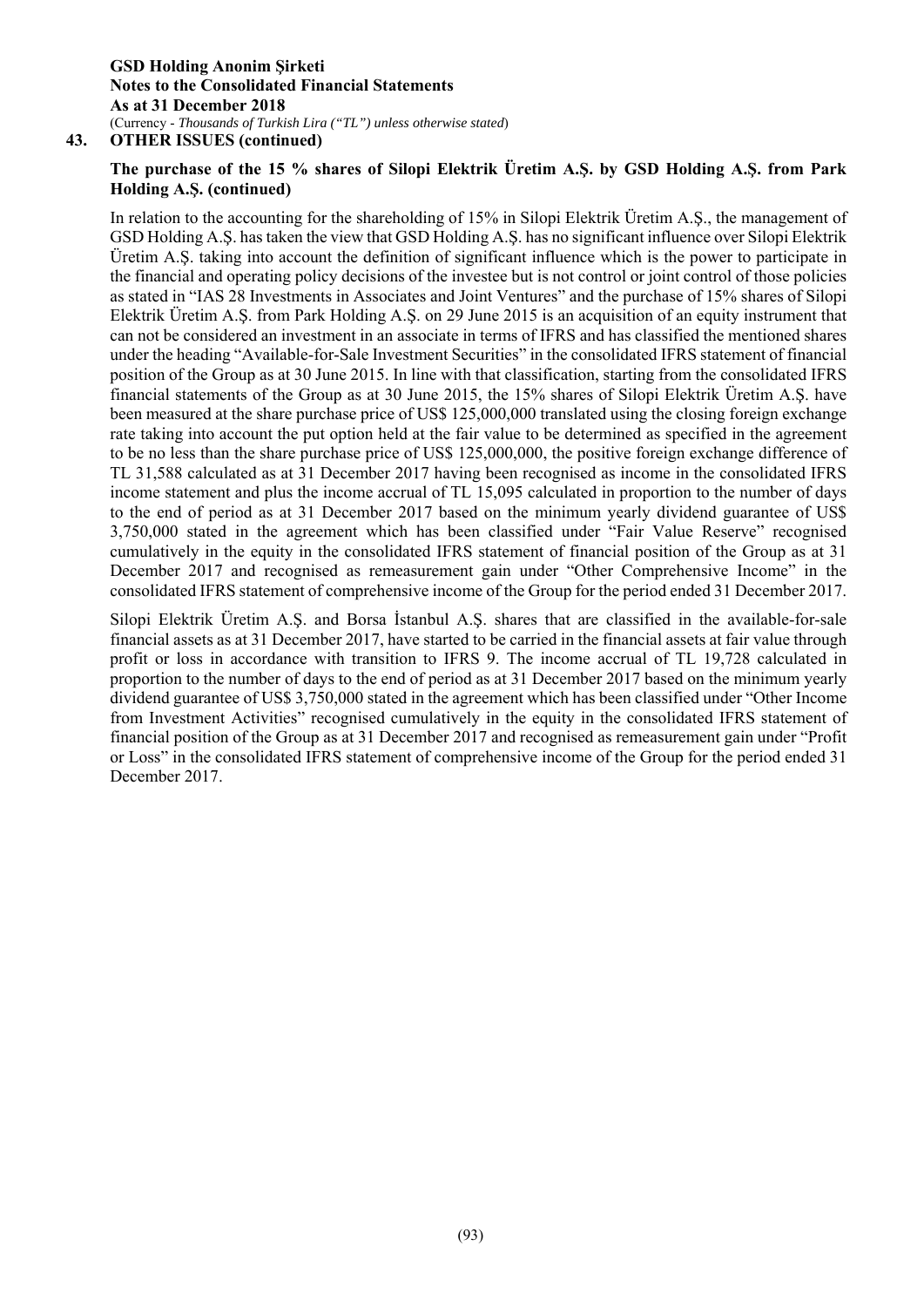## 43. OTHER ISSUES (continued)

**The purchase of the 15 % shares of Silopi Elektrik Üretim A.Ş. by GSD Holding A.Ş. from Park Holding A.Ş. (continued)**

In relation to the accounting for the shareholding of 15% in Silopi Elektrik Üretim A.Ş., the management of GSD Holding A.Ş. has taken the view that GSD Holding A.Ş. has no significant influence over Silopi Elektrik Üretim A.Ş. taking into account the definition of significant influence which is the power to participate in the financial and operating policy decisions of the investee but is not control or joint control of those policies as stated in "IAS 28 Investments in Associates and Joint Ventures" and the purchase of 15% shares of Silopi Elektrik Üretim A.Ş. from Park Holding A.Ş. on 29 June 2015 is an acquisition of an equity instrument that can not be considered an investment in an associate in terms of IFRS and has classified the mentioned shares under the heading "Available-for-Sale Investment Securities" in the consolidated IFRS statement of financial position of the Group as at 30 June 2015. In line with that classification, starting from the consolidated IFRS financial statements of the Group as at 30 June 2015, the 15% shares of Silopi Elektrik Üretim A.Ş. have been measured at the share purchase price of US$ 125,000,000 translated using the closing foreign exchange rate taking into account the put option held at the fair value to be determined as specified in the agreement to be no less than the share purchase price of US$ 125,000,000, the positive foreign exchange difference of TL 31,588 calculated as at 31 December 2017 having been recognised as income in the consolidated IFRS income statement and plus the income accrual of TL 15,095 calculated in proportion to the number of days to the end of period as at 31 December 2017 based on the minimum yearly dividend guarantee of US$ 3,750,000 stated in the agreement which has been classified under "Fair Value Reserve" recognised cumulatively in the equity in the consolidated IFRS statement of financial position of the Group as at 31 December 2017 and recognised as remeasurement gain under "Other Comprehensive Income" in the consolidated IFRS statement of comprehensive income of the Group for the period ended 31 December 2017.

Silopi Elektrik Üretim A.Ş. and Borsa İstanbul A.Ş. shares that are classified in the available-for-sale financial assets as at 31 December 2017, have started to be carried in the financial assets at fair value through profit or loss in accordance with transition to IFRS 9. The income accrual of TL 19,728 calculated in proportion to the number of days to the end of period as at 31 December 2017 based on the minimum yearly dividend guarantee of US$ 3,750,000 stated in the agreement which has been classified under "Other Income from Investment Activities" recognised cumulatively in the equity in the consolidated IFRS statement of financial position of the Group as at 31 December 2017 and recognised as remeasurement gain under "Profit or Loss" in the consolidated IFRS statement of comprehensive income of the Group for the period ended 31 December 2017.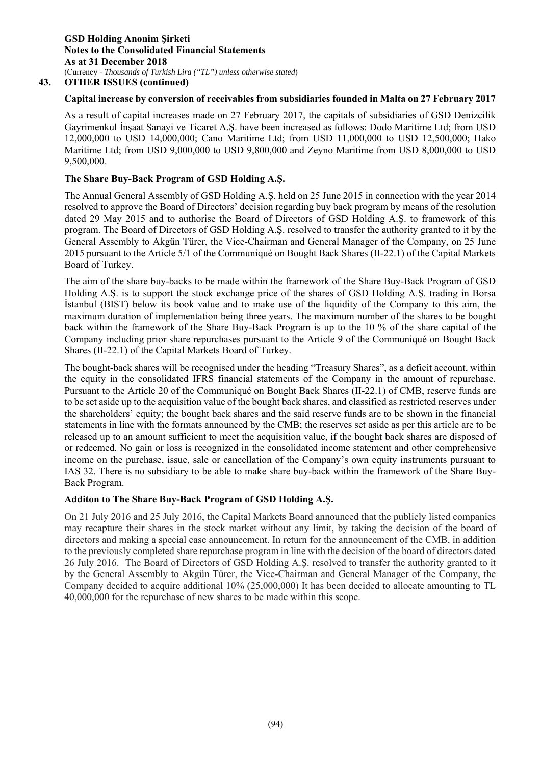## 43. OTHER ISSUES (continued)

### Capital increase by conversion of receivables from subsidiaries founded in Malta on 27 February 2017

As a result of capital increases made on 27 February 2017, the capitals of subsidiaries of GSD Denizcilik Gayrimenkul İnşaat Sanayi ve Ticaret A.Ş. have been increased as follows: Dodo Maritime Ltd; from USD 12,000,000 to USD 14,000,000; Cano Maritime Ltd; from USD 11,000,000 to USD 12,500,000; Hako Maritime Ltd; from USD 9,000,000 to USD 9,800,000 and Zeyno Maritime from USD 8,000,000 to USD 9,500,000.

### The Share Buy-Back Program of GSD Holding A.Ş.

The Annual General Assembly of GSD Holding A.Ş. held on 25 June 2015 in connection with the year 2014 resolved to approve the Board of Directors' decision regarding buy back program by means of the resolution dated 29 May 2015 and to authorise the Board of Directors of GSD Holding A.Ş. to framework of this program. The Board of Directors of GSD Holding A.Ş. resolved to transfer the authority granted to it by the General Assembly to Akgün Türer, the Vice-Chairman and General Manager of the Company, on 25 June 2015 pursuant to the Article 5/1 of the Communiqué on Bought Back Shares (II-22.1) of the Capital Markets Board of Turkey.

The aim of the share buy-backs to be made within the framework of the Share Buy-Back Program of GSD Holding A.Ş. is to support the stock exchange price of the shares of GSD Holding A.Ş. trading in Borsa İstanbul (BIST) below its book value and to make use of the liquidity of the Company to this aim, the maximum duration of implementation being three years. The maximum number of the shares to be bought back within the framework of the Share Buy-Back Program is up to the 10 % of the share capital of the Company including prior share repurchases pursuant to the Article 9 of the Communiqué on Bought Back Shares (II-22.1) of the Capital Markets Board of Turkey.

The bought-back shares will be recognised under the heading "Treasury Shares", as a deficit account, within the equity in the consolidated IFRS financial statements of the Company in the amount of repurchase. Pursuant to the Article 20 of the Communiqué on Bought Back Shares (II-22.1) of CMB, reserve funds are to be set aside up to the acquisition value of the bought back shares, and classified as restricted reserves under the shareholders' equity; the bought back shares and the said reserve funds are to be shown in the financial statements in line with the formats announced by the CMB; the reserves set aside as per this article are to be released up to an amount sufficient to meet the acquisition value, if the bought back shares are disposed of or redeemed. No gain or loss is recognized in the consolidated income statement and other comprehensive income on the purchase, issue, sale or cancellation of the Company's own equity instruments pursuant to IAS 32. There is no subsidiary to be able to make share buy-back within the framework of the Share Buy-Back Program.

### Additon to The Share Buy-Back Program of GSD Holding A.Ş.

On 21 July 2016 and 25 July 2016, the Capital Markets Board announced that the publicly listed companies may recapture their shares in the stock market without any limit, by taking the decision of the board of directors and making a special case announcement. In return for the announcement of the CMB, in addition to the previously completed share repurchase program in line with the decision of the board of directors dated 26 July 2016. The Board of Directors of GSD Holding A.Ş. resolved to transfer the authority granted to it by the General Assembly to Akgün Türer, the Vice-Chairman and General Manager of the Company, the Company decided to acquire additional 10% (25,000,000) It has been decided to allocate amounting to TL 40,000,000 for the repurchase of new shares to be made within this scope.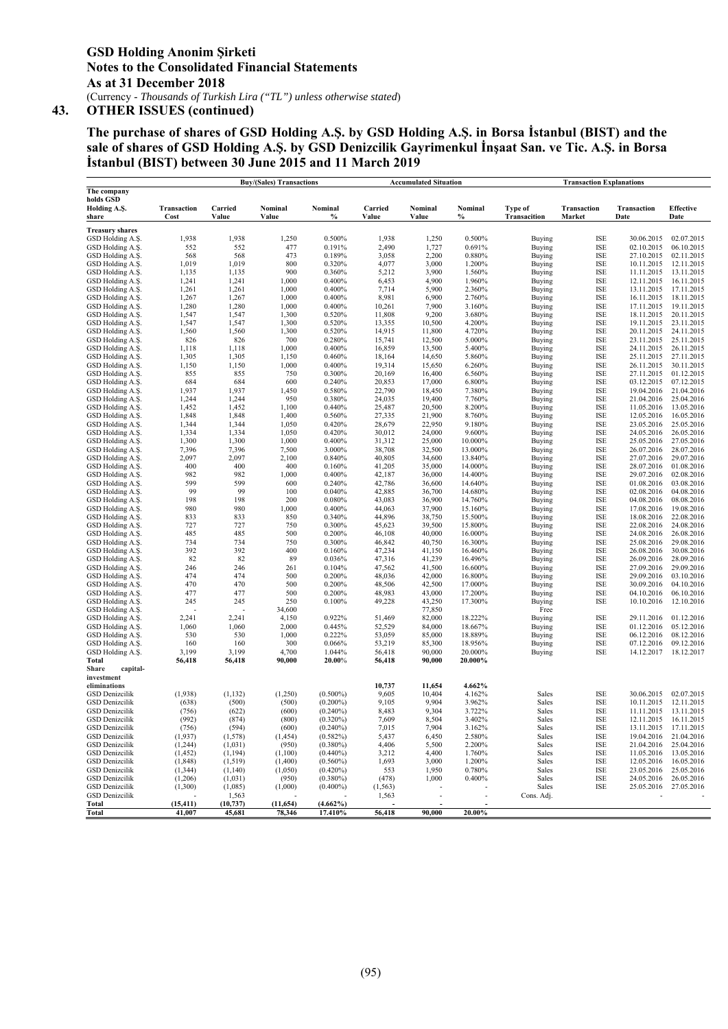# GSD Holding Anonim Şirketi
## Notes to the Consolidated Financial Statements
## As at 31 December 2018

(Currency - *Thousands of Turkish Lira ("TL") unless otherwise stated*)

## 43. OTHER ISSUES (continued)

### The purchase of shares of GSD Holding A.Ş. by GSD Holding A.Ş. in Borsa İstanbul (BIST) and the sale of shares of GSD Holding A.Ş. by GSD Denizcilik Gayrimenkul İnşaat San. ve Tic. A.Ş. in Borsa İstanbul (BIST) between 30 June 2015 and 11 March 2019

| | Buy/(Sales) Transactions | | | | Accumulated Situation | | | Transaction Explanations | | | |
|---|---|---|---|---|---|---|---|---|---|---|---|
| The company holds GSD Holding A.Ş. share | Transaction Cost | Carried Value | Nominal Value | Nominal % | Carried Value | Nominal Value | Nominal % | Type of Transaction | Transaction Market | Transaction Date | Effective Date |
| **Treasury shares** | | | | | | | | | | | |
| GSD Holding A.Ş. | 1,938 | 1,938 | 1,250 | 0.500% | 1,938 | 1,250 | 0.500% | Buying | ISE | 30.06.2015 | 02.07.2015 |
| GSD Holding A.Ş. | 552 | 552 | 477 | 0.191% | 2,490 | 1,727 | 0.691% | Buying | ISE | 02.10.2015 | 06.10.2015 |
| GSD Holding A.Ş. | 568 | 568 | 473 | 0.189% | 3,058 | 2,200 | 0.880% | Buying | ISE | 27.10.2015 | 02.11.2015 |
| GSD Holding A.Ş. | 1,019 | 1,019 | 800 | 0.320% | 4,077 | 3,000 | 1.200% | Buying | ISE | 10.11.2015 | 12.11.2015 |
| GSD Holding A.Ş. | 1,135 | 1,135 | 900 | 0.360% | 5,212 | 3,900 | 1.560% | Buying | ISE | 11.11.2015 | 13.11.2015 |
| GSD Holding A.Ş. | 1,241 | 1,241 | 1,000 | 0.400% | 6,453 | 4,900 | 1.960% | Buying | ISE | 12.11.2015 | 16.11.2015 |
| GSD Holding A.Ş. | 1,261 | 1,261 | 1,000 | 0.400% | 7,714 | 5,900 | 2.360% | Buying | ISE | 13.11.2015 | 17.11.2015 |
| GSD Holding A.Ş. | 1,267 | 1,267 | 1,000 | 0.400% | 8,981 | 6,900 | 2.760% | Buying | ISE | 16.11.2015 | 18.11.2015 |
| GSD Holding A.Ş. | 1,280 | 1,280 | 1,000 | 0.400% | 10,261 | 7,900 | 3.160% | Buying | ISE | 17.11.2015 | 19.11.2015 |
| GSD Holding A.Ş. | 1,547 | 1,547 | 1,300 | 0.520% | 11,808 | 9,200 | 3.680% | Buying | ISE | 18.11.2015 | 20.11.2015 |
| GSD Holding A.Ş. | 1,547 | 1,547 | 1,300 | 0.520% | 13,355 | 10,500 | 4.200% | Buying | ISE | 19.11.2015 | 23.11.2015 |
| GSD Holding A.Ş. | 1,560 | 1,560 | 1,300 | 0.520% | 14,915 | 11,800 | 4.720% | Buying | ISE | 20.11.2015 | 24.11.2015 |
| GSD Holding A.Ş. | 826 | 826 | 700 | 0.280% | 15,741 | 12,500 | 5.000% | Buying | ISE | 23.11.2015 | 25.11.2015 |
| GSD Holding A.Ş. | 1,118 | 1,118 | 1,000 | 0.400% | 16,859 | 13,500 | 5.400% | Buying | ISE | 24.11.2015 | 26.11.2015 |
| GSD Holding A.Ş. | 1,305 | 1,305 | 1,150 | 0.460% | 18,164 | 14,650 | 5.860% | Buying | ISE | 25.11.2015 | 27.11.2015 |
| GSD Holding A.Ş. | 1,150 | 1,150 | 1,000 | 0.400% | 19,314 | 15,650 | 6.260% | Buying | ISE | 26.11.2015 | 30.11.2015 |
| GSD Holding A.Ş. | 855 | 855 | 750 | 0.300% | 20,169 | 16,400 | 6.560% | Buying | ISE | 27.11.2015 | 01.12.2015 |
| GSD Holding A.Ş. | 684 | 684 | 600 | 0.240% | 20,853 | 17,000 | 6.800% | Buying | ISE | 03.12.2015 | 07.12.2015 |
| GSD Holding A.Ş. | 1,937 | 1,937 | 1,450 | 0.580% | 22,790 | 18,450 | 7.380% | Buying | ISE | 19.04.2016 | 21.04.2016 |
| GSD Holding A.Ş. | 1,244 | 1,244 | 950 | 0.380% | 24,035 | 19,400 | 7.760% | Buying | ISE | 21.04.2016 | 25.04.2016 |
| GSD Holding A.Ş. | 1,452 | 1,452 | 1,100 | 0.440% | 25,487 | 20,500 | 8.200% | Buying | ISE | 11.05.2016 | 13.05.2016 |
| GSD Holding A.Ş. | 1,848 | 1,848 | 1,400 | 0.560% | 27,335 | 21,900 | 8.760% | Buying | ISE | 12.05.2016 | 16.05.2016 |
| GSD Holding A.Ş. | 1,344 | 1,344 | 1,050 | 0.420% | 28,679 | 22,950 | 9.180% | Buying | ISE | 23.05.2016 | 25.05.2016 |
| GSD Holding A.Ş. | 1,334 | 1,334 | 1,050 | 0.420% | 30,012 | 24,000 | 9.600% | Buying | ISE | 24.05.2016 | 26.05.2016 |
| GSD Holding A.Ş. | 1,300 | 1,300 | 1,000 | 0.400% | 31,312 | 25,000 | 10.000% | Buying | ISE | 25.05.2016 | 27.05.2016 |
| GSD Holding A.Ş. | 7,396 | 7,396 | 7,500 | 3.000% | 38,708 | 32,500 | 13.000% | Buying | ISE | 26.07.2016 | 28.07.2016 |
| GSD Holding A.Ş. | 2,097 | 2,097 | 2,100 | 0.840% | 40,805 | 34,600 | 13.840% | Buying | ISE | 27.07.2016 | 29.07.2016 |
| GSD Holding A.Ş. | 400 | 400 | 400 | 0.160% | 41,205 | 35,000 | 14.000% | Buying | ISE | 28.07.2016 | 01.08.2016 |
| GSD Holding A.Ş. | 982 | 982 | 1,000 | 0.400% | 42,187 | 36,000 | 14.400% | Buying | ISE | 29.07.2016 | 02.08.2016 |
| GSD Holding A.Ş. | 599 | 599 | 600 | 0.240% | 42,786 | 36,600 | 14.640% | Buying | ISE | 01.08.2016 | 03.08.2016 |
| GSD Holding A.Ş. | 99 | 99 | 100 | 0.040% | 42,885 | 36,700 | 14.680% | Buying | ISE | 02.08.2016 | 04.08.2016 |
| GSD Holding A.Ş. | 198 | 198 | 200 | 0.080% | 43,083 | 36,900 | 14.760% | Buying | ISE | 04.08.2016 | 08.08.2016 |
| GSD Holding A.Ş. | 980 | 980 | 1,000 | 0.400% | 44,063 | 37,900 | 15.160% | Buying | ISE | 17.08.2016 | 19.08.2016 |
| GSD Holding A.Ş. | 833 | 833 | 850 | 0.340% | 44,896 | 38,750 | 15.500% | Buying | ISE | 18.08.2016 | 22.08.2016 |
| GSD Holding A.Ş. | 727 | 727 | 750 | 0.300% | 45,623 | 39,500 | 15.800% | Buying | ISE | 22.08.2016 | 24.08.2016 |
| GSD Holding A.Ş. | 485 | 485 | 500 | 0.200% | 46,108 | 40,000 | 16.000% | Buying | ISE | 24.08.2016 | 26.08.2016 |
| GSD Holding A.Ş. | 734 | 734 | 750 | 0.300% | 46,842 | 40,750 | 16.300% | Buying | ISE | 25.08.2016 | 29.08.2016 |
| GSD Holding A.Ş. | 392 | 392 | 400 | 0.160% | 47,234 | 41,150 | 16.460% | Buying | ISE | 26.08.2016 | 30.08.2016 |
| GSD Holding A.Ş. | 82 | 82 | 89 | 0.036% | 47,316 | 41,239 | 16.496% | Buying | ISE | 26.09.2016 | 28.09.2016 |
| GSD Holding A.Ş. | 246 | 246 | 261 | 0.104% | 47,562 | 41,500 | 16.600% | Buying | ISE | 27.09.2016 | 29.09.2016 |
| GSD Holding A.Ş. | 474 | 474 | 500 | 0.200% | 48,036 | 42,000 | 16.800% | Buying | ISE | 29.09.2016 | 03.10.2016 |
| GSD Holding A.Ş. | 470 | 470 | 500 | 0.200% | 48,506 | 42,500 | 17.000% | Buying | ISE | 30.09.2016 | 04.10.2016 |
| GSD Holding A.Ş. | 477 | 477 | 500 | 0.200% | 48,983 | 43,000 | 17.200% | Buying | ISE | 04.10.2016 | 06.10.2016 |
| GSD Holding A.Ş. | 245 | 245 | 250 | 0.100% | 49,228 | 43,250 | 17.300% | Buying | ISE | 10.10.2016 | 12.10.2016 |
| GSD Holding A.Ş. | - | - | 34,600 | | | 77,850 | | Free | | | |
| GSD Holding A.Ş. | 2,241 | 2,241 | 4,150 | 0.922% | 51,469 | 82,000 | 18.222% | Buying | ISE | 29.11.2016 | 01.12.2016 |
| GSD Holding A.Ş. | 1,060 | 1,060 | 2,000 | 0.445% | 52,529 | 84,000 | 18.667% | Buying | ISE | 01.12.2016 | 05.12.2016 |
| GSD Holding A.Ş. | 530 | 530 | 1,000 | 0.222% | 53,059 | 85,000 | 18.889% | Buying | ISE | 06.12.2016 | 08.12.2016 |
| GSD Holding A.Ş. | 160 | 160 | 300 | 0.066% | 53,219 | 85,300 | 18.956% | Buying | ISE | 07.12.2016 | 09.12.2016 |
| GSD Holding A.Ş. | 3,199 | 3,199 | 4,700 | 1.044% | 56,418 | 90,000 | 20.000% | Buying | ISE | 14.12.2017 | 18.12.2017 |
| **Total** | **56,418** | **56,418** | **90,000** | **20.00%** | **56,418** | **90,000** | **20.000%** | | | | |
| **Share capital-investment eliminations** | | | | | **10,737** | **11,654** | **4.662%** | | | | |
| GSD Denizcilik | (1,938) | (1,132) | (1,250) | (0.500%) | 9,605 | 10,404 | 4.162% | Sales | ISE | 30.06.2015 | 02.07.2015 |
| GSD Denizcilik | (638) | (500) | (500) | (0.200%) | 9,105 | 9,904 | 3.962% | Sales | ISE | 10.11.2015 | 12.11.2015 |
| GSD Denizcilik | (756) | (622) | (600) | (0.240%) | 8,483 | 9,304 | 3.722% | Sales | ISE | 11.11.2015 | 13.11.2015 |
| GSD Denizcilik | (992) | (874) | (800) | (0.320%) | 7,609 | 8,504 | 3.402% | Sales | ISE | 12.11.2015 | 16.11.2015 |
| GSD Denizcilik | (756) | (594) | (600) | (0.240%) | 7,015 | 7,904 | 3.162% | Sales | ISE | 13.11.2015 | 17.11.2015 |
| GSD Denizcilik | (1,937) | (1,578) | (1,454) | (0.582%) | 5,437 | 6,450 | 2.580% | Sales | ISE | 19.04.2016 | 21.04.2016 |
| GSD Denizcilik | (1,244) | (1,031) | (950) | (0.380%) | 4,406 | 5,500 | 2.200% | Sales | ISE | 21.04.2016 | 25.04.2016 |
| GSD Denizcilik | (1,452) | (1,194) | (1,100) | (0.440%) | 3,212 | 4,400 | 1.760% | Sales | ISE | 11.05.2016 | 13.05.2016 |
| GSD Denizcilik | (1,848) | (1,519) | (1,400) | (0.560%) | 1,693 | 3,000 | 1.200% | Sales | ISE | 12.05.2016 | 16.05.2016 |
| GSD Denizcilik | (1,344) | (1,140) | (1,050) | (0.420%) | 553 | 1,950 | 0.780% | Sales | ISE | 23.05.2016 | 25.05.2016 |
| GSD Denizcilik | (1,206) | (1,031) | (950) | (0.380%) | (478) | 1,000 | 0.400% | Sales | ISE | 24.05.2016 | 26.05.2016 |
| GSD Denizcilik | (1,300) | (1,085) | (1,000) | (0.400%) | (1,563) | - | - | Sales | ISE | 25.05.2016 | 27.05.2016 |
| GSD Denizcilik | - | 1,563 | - | - | 1,563 | - | - | Cons. Adj. | | - | - |
| **Total** | **(15,411)** | **(10,737)** | **(11,654)** | **(4.662%)** | **-** | **-** | **-** | | | | |
| **Total** | **41,007** | **45,681** | **78,346** | **17.410%** | **56,418** | **90,000** | **20.00%** | | | | |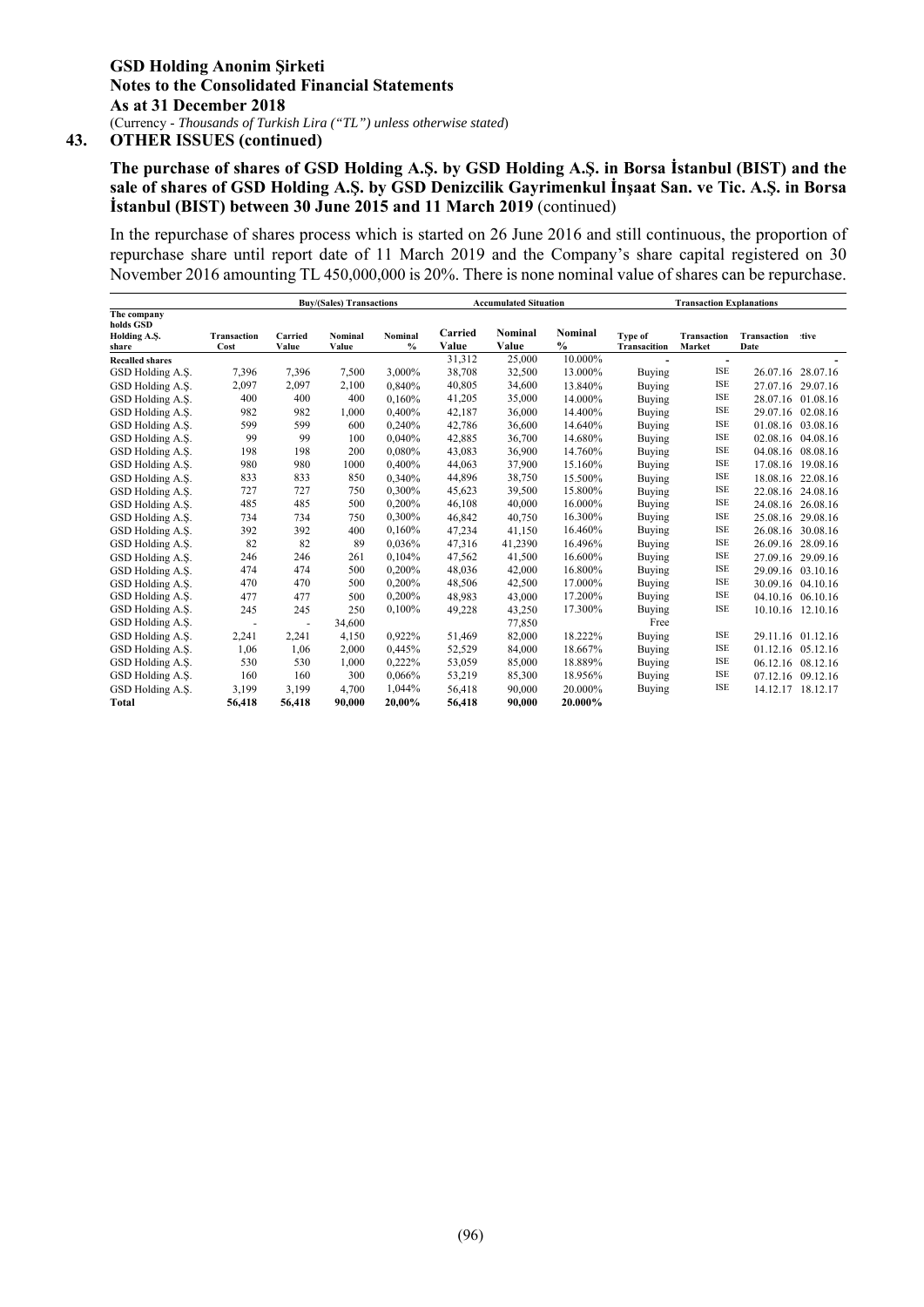**GSD Holding Anonim Şirketi**
**Notes to the Consolidated Financial Statements**
**As at 31 December 2018**
(Currency - *Thousands of Turkish Lira ("TL") unless otherwise stated*)

## 43. OTHER ISSUES (continued)

**The purchase of shares of GSD Holding A.Ş. by GSD Holding A.Ş. in Borsa İstanbul (BIST) and the sale of shares of GSD Holding A.Ş. by GSD Denizcilik Gayrimenkul İnşaat San. ve Tic. A.Ş. in Borsa İstanbul (BIST) between 30 June 2015 and 11 March 2019** (continued)

In the repurchase of shares process which is started on 26 June 2016 and still continuous, the proportion of repurchase share until report date of 11 March 2019 and the Company's share capital registered on 30 November 2016 amounting TL 450,000,000 is 20%. There is none nominal value of shares can be repurchase.

| | Buy/(Sales) Transactions | | | | Accumulated Situation | | | Transaction Explanations | | | |
|---|---|---|---|---|---|---|---|---|---|---|---|
| The company holds GSD Holding A.Ş. share | Transaction Cost | Carried Value | Nominal Value | Nominal % | Carried Value | Nominal Value | Nominal % | Type of Transaction | Transaction Market | Transaction Date | :tive |
| Recalled shares | | | | | 31,312 | 25,000 | 10.000% | - | - | | - |
| GSD Holding A.Ş. | 7,396 | 7,396 | 7,500 | 3,000% | 38,708 | 32,500 | 13.000% | Buying | ISE | 26.07.16 | 28.07.16 |
| GSD Holding A.Ş. | 2,097 | 2,097 | 2,100 | 0,840% | 40,805 | 34,600 | 13.840% | Buying | ISE | 27.07.16 | 29.07.16 |
| GSD Holding A.Ş. | 400 | 400 | 400 | 0,160% | 41,205 | 35,000 | 14.000% | Buying | ISE | 28.07.16 | 01.08.16 |
| GSD Holding A.Ş. | 982 | 982 | 1,000 | 0,400% | 42,187 | 36,000 | 14.400% | Buying | ISE | 29.07.16 | 02.08.16 |
| GSD Holding A.Ş. | 599 | 599 | 600 | 0,240% | 42,786 | 36,600 | 14.640% | Buying | ISE | 01.08.16 | 03.08.16 |
| GSD Holding A.Ş. | 99 | 99 | 100 | 0,040% | 42,885 | 36,700 | 14.680% | Buying | ISE | 02.08.16 | 04.08.16 |
| GSD Holding A.Ş. | 198 | 198 | 200 | 0,080% | 43,083 | 36,900 | 14.760% | Buying | ISE | 04.08.16 | 08.08.16 |
| GSD Holding A.Ş. | 980 | 980 | 1000 | 0,400% | 44,063 | 37,900 | 15.160% | Buying | ISE | 17.08.16 | 19.08.16 |
| GSD Holding A.Ş. | 833 | 833 | 850 | 0,340% | 44,896 | 38,750 | 15.500% | Buying | ISE | 18.08.16 | 22.08.16 |
| GSD Holding A.Ş. | 727 | 727 | 750 | 0,300% | 45,623 | 39,500 | 15.800% | Buying | ISE | 22.08.16 | 24.08.16 |
| GSD Holding A.Ş. | 485 | 485 | 500 | 0,200% | 46,108 | 40,000 | 16.000% | Buying | ISE | 24.08.16 | 26.08.16 |
| GSD Holding A.Ş. | 734 | 734 | 750 | 0,300% | 46,842 | 40,750 | 16.300% | Buying | ISE | 25.08.16 | 29.08.16 |
| GSD Holding A.Ş. | 392 | 392 | 400 | 0,160% | 47,234 | 41,150 | 16.460% | Buying | ISE | 26.08.16 | 30.08.16 |
| GSD Holding A.Ş. | 82 | 82 | 89 | 0,036% | 47,316 | 41,2390 | 16.496% | Buying | ISE | 26.09.16 | 28.09.16 |
| GSD Holding A.Ş. | 246 | 246 | 261 | 0,104% | 47,562 | 41,500 | 16.600% | Buying | ISE | 27.09.16 | 29.09.16 |
| GSD Holding A.Ş. | 474 | 474 | 500 | 0,200% | 48,036 | 42,000 | 16.800% | Buying | ISE | 29.09.16 | 03.10.16 |
| GSD Holding A.Ş. | 470 | 470 | 500 | 0,200% | 48,506 | 42,500 | 17.000% | Buying | ISE | 30.09.16 | 04.10.16 |
| GSD Holding A.Ş. | 477 | 477 | 500 | 0,200% | 48,983 | 43,000 | 17.200% | Buying | ISE | 04.10.16 | 06.10.16 |
| GSD Holding A.Ş. | 245 | 245 | 250 | 0,100% | 49,228 | 43,250 | 17.300% | Buying | ISE | 10.10.16 | 12.10.16 |
| GSD Holding A.Ş. | - | - | 34,600 | | | 77,850 | | Free | | | |
| GSD Holding A.Ş. | 2,241 | 2,241 | 4,150 | 0,922% | 51,469 | 82,000 | 18.222% | Buying | ISE | 29.11.16 | 01.12.16 |
| GSD Holding A.Ş. | 1,06 | 1,06 | 2,000 | 0,445% | 52,529 | 84,000 | 18.667% | Buying | ISE | 01.12.16 | 05.12.16 |
| GSD Holding A.Ş. | 530 | 530 | 1,000 | 0,222% | 53,059 | 85,000 | 18.889% | Buying | ISE | 06.12.16 | 08.12.16 |
| GSD Holding A.Ş. | 160 | 160 | 300 | 0,066% | 53,219 | 85,300 | 18.956% | Buying | ISE | 07.12.16 | 09.12.16 |
| GSD Holding A.Ş. | 3,199 | 3,199 | 4,700 | 1,044% | 56,418 | 90,000 | 20.000% | Buying | ISE | 14.12.17 | 18.12.17 |
| **Total** | **56,418** | **56,418** | **90,000** | **20,00%** | **56,418** | **90,000** | **20.000%** | | | | |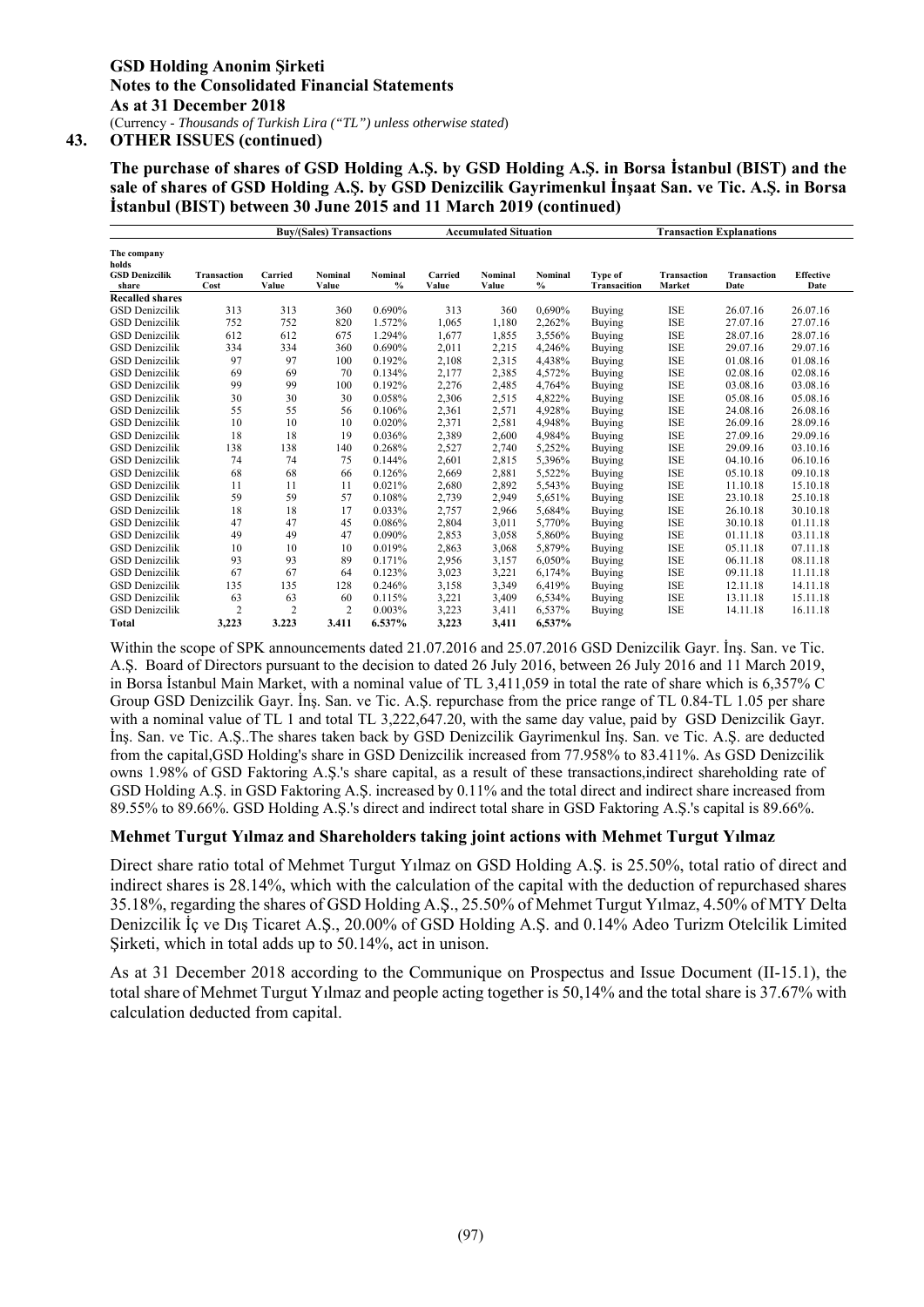## 43. OTHER ISSUES (continued)

**The purchase of shares of GSD Holding A.Ş. by GSD Holding A.Ş. in Borsa İstanbul (BIST) and the sale of shares of GSD Holding A.Ş. by GSD Denizcilik Gayrimenkul İnşaat San. ve Tic. A.Ş. in Borsa İstanbul (BIST) between 30 June 2015 and 11 March 2019 (continued)**

| | Buy/(Sales) Transactions | | | | Accumulated Situation | | | Transaction Explanations | | | |
|---|---|---|---|---|---|---|---|---|---|---|---|
| The company holds GSD Denizcilik share | Transaction Cost | Carried Value | Nominal Value | Nominal % | Carried Value | Nominal Value | Nominal % | Type of Transaction | Transaction Market | Transaction Date | Effective Date |
| **Recalled shares** | | | | | | | | | | | |
| GSD Denizcilik | 313 | 313 | 360 | 0.690% | 313 | 360 | 0,690% | Buying | ISE | 26.07.16 | 26.07.16 |
| GSD Denizcilik | 752 | 752 | 820 | 1.572% | 1,065 | 1,180 | 2,262% | Buying | ISE | 27.07.16 | 27.07.16 |
| GSD Denizcilik | 612 | 612 | 675 | 1.294% | 1,677 | 1,855 | 3,556% | Buying | ISE | 28.07.16 | 28.07.16 |
| GSD Denizcilik | 334 | 334 | 360 | 0.690% | 2,011 | 2,215 | 4,246% | Buying | ISE | 29.07.16 | 29.07.16 |
| GSD Denizcilik | 97 | 97 | 100 | 0.192% | 2,108 | 2,315 | 4,438% | Buying | ISE | 01.08.16 | 01.08.16 |
| GSD Denizcilik | 69 | 69 | 70 | 0.134% | 2,177 | 2,385 | 4,572% | Buying | ISE | 02.08.16 | 02.08.16 |
| GSD Denizcilik | 99 | 99 | 100 | 0.192% | 2,276 | 2,485 | 4,764% | Buying | ISE | 03.08.16 | 03.08.16 |
| GSD Denizcilik | 30 | 30 | 30 | 0.058% | 2,306 | 2,515 | 4,822% | Buying | ISE | 05.08.16 | 05.08.16 |
| GSD Denizcilik | 55 | 55 | 56 | 0.106% | 2,361 | 2,571 | 4,928% | Buying | ISE | 24.08.16 | 26.08.16 |
| GSD Denizcilik | 10 | 10 | 10 | 0.020% | 2,371 | 2,581 | 4,948% | Buying | ISE | 26.09.16 | 28.09.16 |
| GSD Denizcilik | 18 | 18 | 19 | 0.036% | 2,389 | 2,600 | 4,984% | Buying | ISE | 27.09.16 | 29.09.16 |
| GSD Denizcilik | 138 | 138 | 140 | 0.268% | 2,527 | 2,740 | 5,252% | Buying | ISE | 29.09.16 | 03.10.16 |
| GSD Denizcilik | 74 | 74 | 75 | 0.144% | 2,601 | 2,815 | 5,396% | Buying | ISE | 04.10.16 | 06.10.16 |
| GSD Denizcilik | 68 | 68 | 66 | 0.126% | 2,669 | 2,881 | 5,522% | Buying | ISE | 05.10.18 | 09.10.18 |
| GSD Denizcilik | 11 | 11 | 11 | 0.021% | 2,680 | 2,892 | 5,543% | Buying | ISE | 11.10.18 | 15.10.18 |
| GSD Denizcilik | 59 | 59 | 57 | 0.108% | 2,739 | 2,949 | 5,651% | Buying | ISE | 23.10.18 | 25.10.18 |
| GSD Denizcilik | 18 | 18 | 17 | 0.033% | 2,757 | 2,966 | 5,684% | Buying | ISE | 26.10.18 | 30.10.18 |
| GSD Denizcilik | 47 | 47 | 45 | 0.086% | 2,804 | 3,011 | 5,770% | Buying | ISE | 30.10.18 | 01.11.18 |
| GSD Denizcilik | 49 | 49 | 47 | 0.090% | 2,853 | 3,058 | 5,860% | Buying | ISE | 01.11.18 | 03.11.18 |
| GSD Denizcilik | 10 | 10 | 10 | 0.019% | 2,863 | 3,068 | 5,879% | Buying | ISE | 05.11.18 | 07.11.18 |
| GSD Denizcilik | 93 | 93 | 89 | 0.171% | 2,956 | 3,157 | 6,050% | Buying | ISE | 06.11.18 | 08.11.18 |
| GSD Denizcilik | 67 | 67 | 64 | 0.123% | 3,023 | 3,221 | 6,174% | Buying | ISE | 09.11.18 | 11.11.18 |
| GSD Denizcilik | 135 | 135 | 128 | 0.246% | 3,158 | 3,349 | 6,419% | Buying | ISE | 12.11.18 | 14.11.18 |
| GSD Denizcilik | 63 | 63 | 60 | 0.115% | 3,221 | 3,409 | 6,534% | Buying | ISE | 13.11.18 | 15.11.18 |
| GSD Denizcilik | 2 | 2 | 2 | 0.003% | 3,223 | 3,411 | 6,537% | Buying | ISE | 14.11.18 | 16.11.18 |
| **Total** | **3,223** | **3.223** | **3.411** | **6.537%** | **3,223** | **3,411** | **6,537%** | | | | |

Within the scope of SPK announcements dated 21.07.2016 and 25.07.2016 GSD Denizcilik Gayr. İnş. San. ve Tic. A.Ş. Board of Directors pursuant to the decision to dated 26 July 2016, between 26 July 2016 and 11 March 2019, in Borsa İstanbul Main Market, with a nominal value of TL 3,411,059 in total the rate of share which is 6,357% C Group GSD Denizcilik Gayr. İnş. San. ve Tic. A.Ş. repurchase from the price range of TL 0.84-TL 1.05 per share with a nominal value of TL 1 and total TL 3,222,647.20, with the same day value, paid by GSD Denizcilik Gayr. İnş. San. ve Tic. A.Ş..The shares taken back by GSD Denizcilik Gayrimenkul İnş. San. ve Tic. A.Ş. are deducted from the capital,GSD Holding's share in GSD Denizcilik increased from 77.958% to 83.411%. As GSD Denizcilik owns 1.98% of GSD Faktoring A.Ş.'s share capital, as a result of these transactions,indirect shareholding rate of GSD Holding A.Ş. in GSD Faktoring A.Ş. increased by 0.11% and the total direct and indirect share increased from 89.55% to 89.66%. GSD Holding A.Ş.'s direct and indirect total share in GSD Faktoring A.Ş.'s capital is 89.66%.

### Mehmet Turgut Yılmaz and Shareholders taking joint actions with Mehmet Turgut Yılmaz

Direct share ratio total of Mehmet Turgut Yılmaz on GSD Holding A.Ş. is 25.50%, total ratio of direct and indirect shares is 28.14%, which with the calculation of the capital with the deduction of repurchased shares 35.18%, regarding the shares of GSD Holding A.Ş., 25.50% of Mehmet Turgut Yılmaz, 4.50% of MTY Delta Denizcilik İç ve Dış Ticaret A.Ş., 20.00% of GSD Holding A.Ş. and 0.14% Adeo Turizm Otelcilik Limited Şirketi, which in total adds up to 50.14%, act in unison.

As at 31 December 2018 according to the Communique on Prospectus and Issue Document (II-15.1), the total share of Mehmet Turgut Yılmaz and people acting together is 50,14% and the total share is 37.67% with calculation deducted from capital.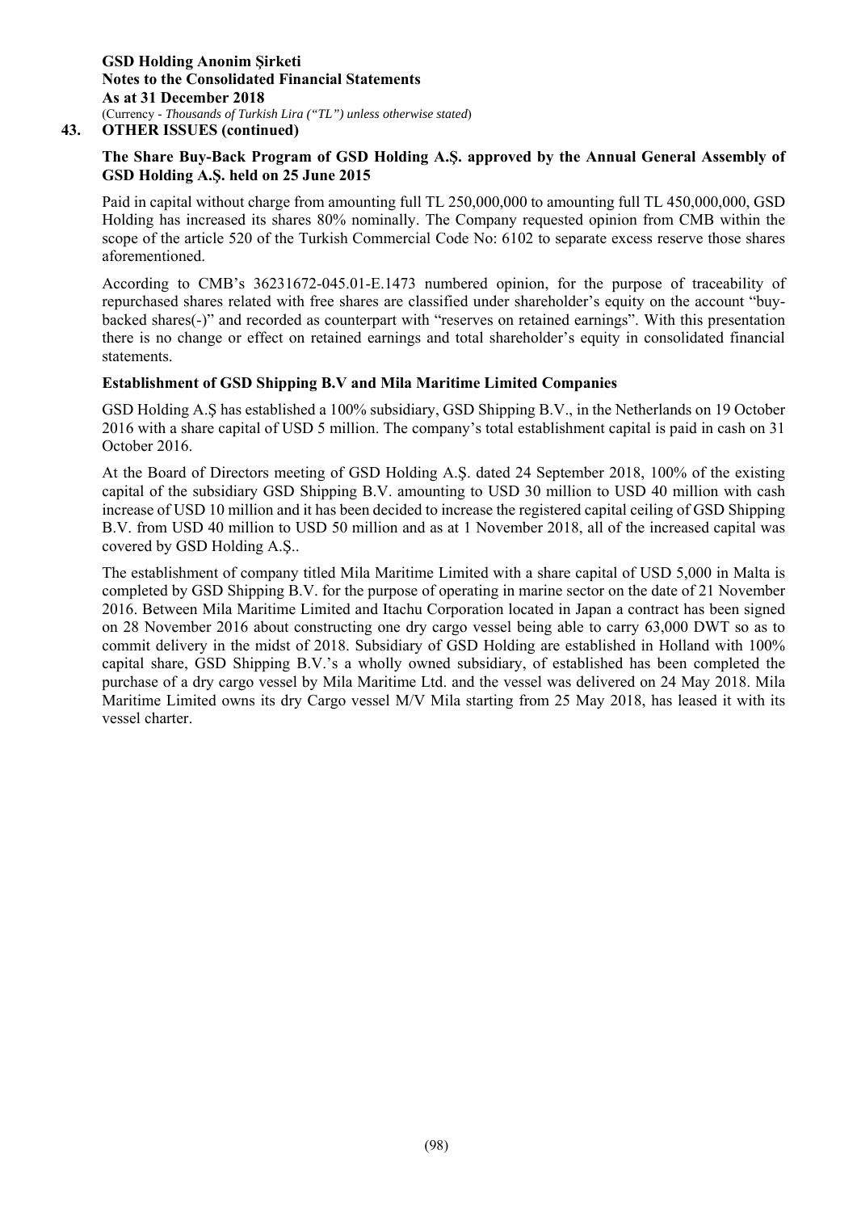## 43. OTHER ISSUES (continued)

### The Share Buy-Back Program of GSD Holding A.Ş. approved by the Annual General Assembly of GSD Holding A.Ş. held on 25 June 2015

Paid in capital without charge from amounting full TL 250,000,000 to amounting full TL 450,000,000, GSD Holding has increased its shares 80% nominally. The Company requested opinion from CMB within the scope of the article 520 of the Turkish Commercial Code No: 6102 to separate excess reserve those shares aforementioned.

According to CMB's 36231672-045.01-E.1473 numbered opinion, for the purpose of traceability of repurchased shares related with free shares are classified under shareholder's equity on the account "buy-backed shares(-)" and recorded as counterpart with "reserves on retained earnings". With this presentation there is no change or effect on retained earnings and total shareholder's equity in consolidated financial statements.

### Establishment of GSD Shipping B.V and Mila Maritime Limited Companies

GSD Holding A.Ş has established a 100% subsidiary, GSD Shipping B.V., in the Netherlands on 19 October 2016 with a share capital of USD 5 million. The company's total establishment capital is paid in cash on 31 October 2016.

At the Board of Directors meeting of GSD Holding A.Ş. dated 24 September 2018, 100% of the existing capital of the subsidiary GSD Shipping B.V. amounting to USD 30 million to USD 40 million with cash increase of USD 10 million and it has been decided to increase the registered capital ceiling of GSD Shipping B.V. from USD 40 million to USD 50 million and as at 1 November 2018, all of the increased capital was covered by GSD Holding A.Ş..

The establishment of company titled Mila Maritime Limited with a share capital of USD 5,000 in Malta is completed by GSD Shipping B.V. for the purpose of operating in marine sector on the date of 21 November 2016. Between Mila Maritime Limited and Itachu Corporation located in Japan a contract has been signed on 28 November 2016 about constructing one dry cargo vessel being able to carry 63,000 DWT so as to commit delivery in the midst of 2018. Subsidiary of GSD Holding are established in Holland with 100% capital share, GSD Shipping B.V.'s a wholly owned subsidiary, of established has been completed the purchase of a dry cargo vessel by Mila Maritime Ltd. and the vessel was delivered on 24 May 2018. Mila Maritime Limited owns its dry Cargo vessel M/V Mila starting from 25 May 2018, has leased it with its vessel charter.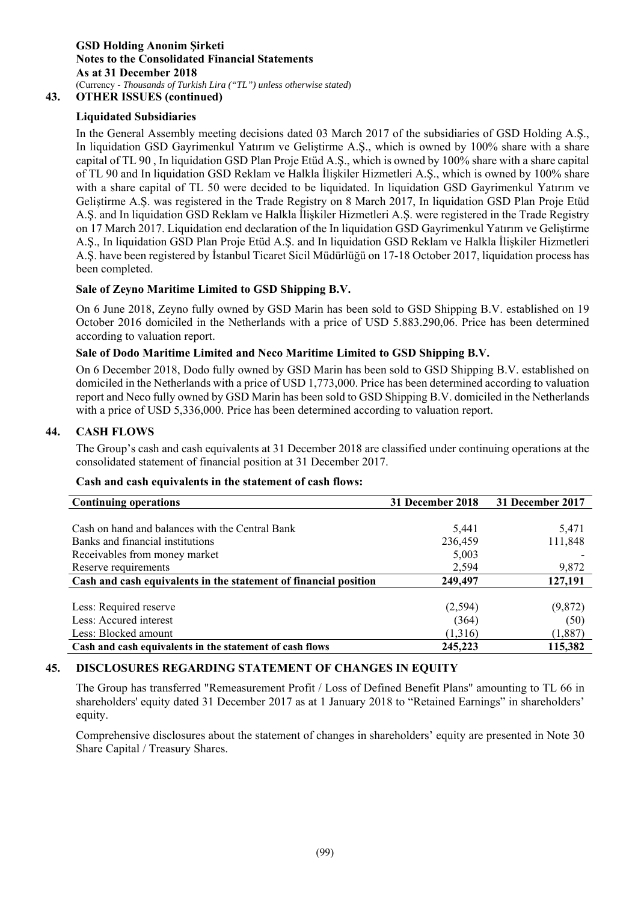## 43. OTHER ISSUES (continued)

### Liquidated Subsidiaries

In the General Assembly meeting decisions dated 03 March 2017 of the subsidiaries of GSD Holding A.Ş., In liquidation GSD Gayrimenkul Yatırım ve Geliştirme A.Ş., which is owned by 100% share with a share capital of TL 90 , In liquidation GSD Plan Proje Etüd A.Ş., which is owned by 100% share with a share capital of TL 90 and In liquidation GSD Reklam ve Halkla İlişkiler Hizmetleri A.Ş., which is owned by 100% share with a share capital of TL 50 were decided to be liquidated. In liquidation GSD Gayrimenkul Yatırım ve Geliştirme A.Ş. was registered in the Trade Registry on 8 March 2017, In liquidation GSD Plan Proje Etüd A.Ş. and In liquidation GSD Reklam ve Halkla İlişkiler Hizmetleri A.Ş. were registered in the Trade Registry on 17 March 2017. Liquidation end declaration of the In liquidation GSD Gayrimenkul Yatırım ve Geliştirme A.Ş., In liquidation GSD Plan Proje Etüd A.Ş. and In liquidation GSD Reklam ve Halkla İlişkiler Hizmetleri A.Ş. have been registered by İstanbul Ticaret Sicil Müdürlüğü on 17-18 October 2017, liquidation process has been completed.

### Sale of Zeyno Maritime Limited to GSD Shipping B.V.

On 6 June 2018, Zeyno fully owned by GSD Marin has been sold to GSD Shipping B.V. established on 19 October 2016 domiciled in the Netherlands with a price of USD 5.883.290,06. Price has been determined according to valuation report.

### Sale of Dodo Maritime Limited and Neco Maritime Limited to GSD Shipping B.V.

On 6 December 2018, Dodo fully owned by GSD Marin has been sold to GSD Shipping B.V. established on domiciled in the Netherlands with a price of USD 1,773,000. Price has been determined according to valuation report and Neco fully owned by GSD Marin has been sold to GSD Shipping B.V. domiciled in the Netherlands with a price of USD 5,336,000. Price has been determined according to valuation report.

## 44. CASH FLOWS

The Group's cash and cash equivalents at 31 December 2018 are classified under continuing operations at the consolidated statement of financial position at 31 December 2017.

**Cash and cash equivalents in the statement of cash flows:**

| Continuing operations | 31 December 2018 | 31 December 2017 |
|---|---|---|
| Cash on hand and balances with the Central Bank | 5,441 | 5,471 |
| Banks and financial institutions | 236,459 | 111,848 |
| Receivables from money market | 5,003 | - |
| Reserve requirements | 2,594 | 9,872 |
| **Cash and cash equivalents in the statement of financial position** | **249,497** | **127,191** |
| Less: Required reserve | (2,594) | (9,872) |
| Less: Accured interest | (364) | (50) |
| Less: Blocked amount | (1,316) | (1,887) |
| **Cash and cash equivalents in the statement of cash flows** | **245,223** | **115,382** |

## 45. DISCLOSURES REGARDING STATEMENT OF CHANGES IN EQUITY

The Group has transferred "Remeasurement Profit / Loss of Defined Benefit Plans" amounting to TL 66 in shareholders' equity dated 31 December 2017 as at 1 January 2018 to "Retained Earnings" in shareholders' equity.

Comprehensive disclosures about the statement of changes in shareholders' equity are presented in Note 30 Share Capital / Treasury Shares.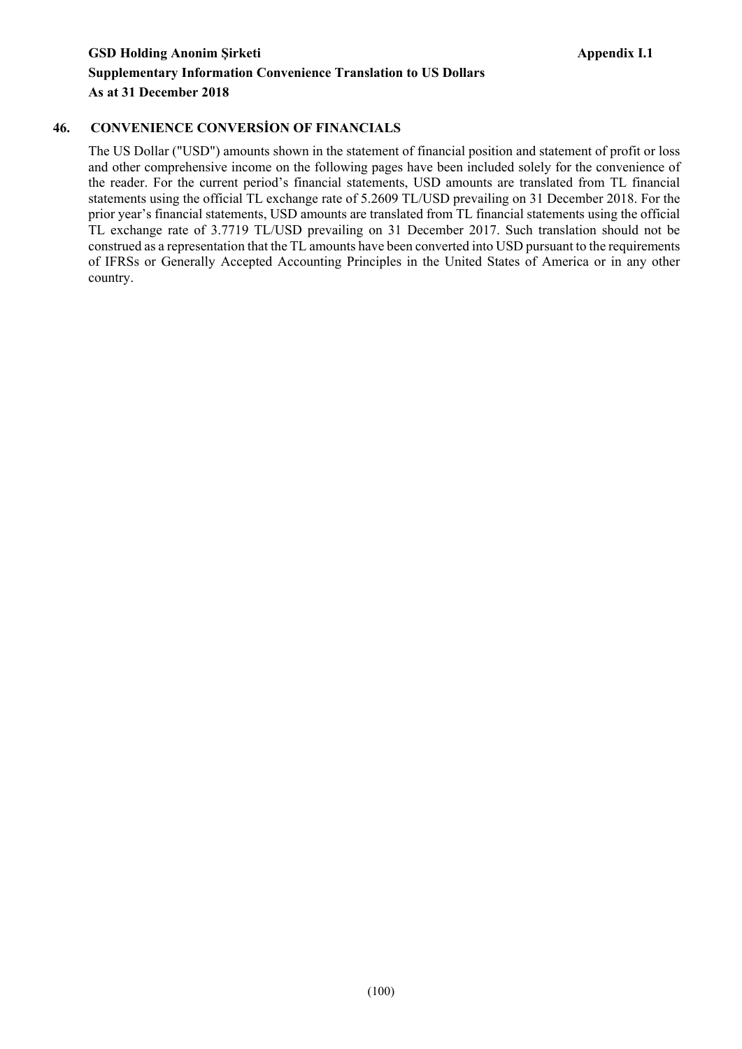**GSD Holding Anonim Şirketi** **Appendix I.1**

**Supplementary Information Convenience Translation to US Dollars**

**As at 31 December 2018**

## 46. CONVENIENCE CONVERSİON OF FINANCIALS

The US Dollar ("USD") amounts shown in the statement of financial position and statement of profit or loss and other comprehensive income on the following pages have been included solely for the convenience of the reader. For the current period's financial statements, USD amounts are translated from TL financial statements using the official TL exchange rate of 5.2609 TL/USD prevailing on 31 December 2018. For the prior year's financial statements, USD amounts are translated from TL financial statements using the official TL exchange rate of 3.7719 TL/USD prevailing on 31 December 2017. Such translation should not be construed as a representation that the TL amounts have been converted into USD pursuant to the requirements of IFRSs or Generally Accepted Accounting Principles in the United States of America or in any other country.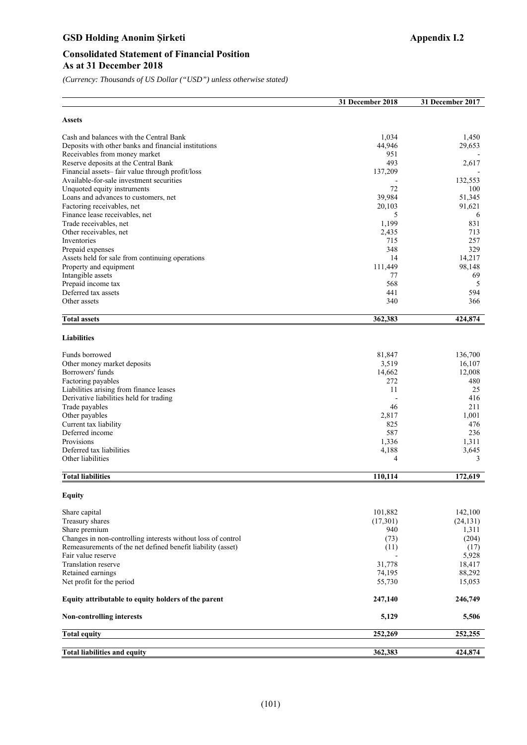# GSD Holding Anonim Şirketi

**Appendix I.2**

## Consolidated Statement of Financial Position
## As at 31 December 2018

*(Currency: Thousands of US Dollar ("USD") unless otherwise stated)*

| | 31 December 2018 | 31 December 2017 |
|---|---|---|
| **Assets** | | |
| Cash and balances with the Central Bank | 1,034 | 1,450 |
| Deposits with other banks and financial institutions | 44,946 | 29,653 |
| Receivables from money market | 951 | - |
| Reserve deposits at the Central Bank | 493 | 2,617 |
| Financial assets– fair value through profit/loss | 137,209 | - |
| Available-for-sale investment securities | - | 132,553 |
| Unquoted equity instruments | 72 | 100 |
| Loans and advances to customers, net | 39,984 | 51,345 |
| Factoring receivables, net | 20,103 | 91,621 |
| Finance lease receivables, net | 5 | 6 |
| Trade receivables, net | 1,199 | 831 |
| Other receivables, net | 2,435 | 713 |
| Inventories | 715 | 257 |
| Prepaid expenses | 348 | 329 |
| Assets held for sale from continuing operations | 14 | 14,217 |
| Property and equipment | 111,449 | 98,148 |
| Intangible assets | 77 | 69 |
| Prepaid income tax | 568 | 5 |
| Deferred tax assets | 441 | 594 |
| Other assets | 340 | 366 |
| **Total assets** | **362,383** | **424,874** |
| **Liabilities** | | |
| Funds borrowed | 81,847 | 136,700 |
| Other money market deposits | 3,519 | 16,107 |
| Borrowers' funds | 14,662 | 12,008 |
| Factoring payables | 272 | 480 |
| Liabilities arising from finance leases | 11 | 25 |
| Derivative liabilities held for trading | - | 416 |
| Trade payables | 46 | 211 |
| Other payables | 2,817 | 1,001 |
| Current tax liability | 825 | 476 |
| Deferred income | 587 | 236 |
| Provisions | 1,336 | 1,311 |
| Deferred tax liabilities | 4,188 | 3,645 |
| Other liabilities | 4 | 3 |
| **Total liabilities** | **110,114** | **172,619** |
| **Equity** | | |
| Share capital | 101,882 | 142,100 |
| Treasury shares | (17,301) | (24,131) |
| Share premium | 940 | 1,311 |
| Changes in non-controlling interests without loss of control | (73) | (204) |
| Remeasurements of the net defined benefit liability (asset) | (11) | (17) |
| Fair value reserve | - | 5,928 |
| Translation reserve | 31,778 | 18,417 |
| Retained earnings | 74,195 | 88,292 |
| Net profit for the period | 55,730 | 15,053 |
| **Equity attributable to equity holders of the parent** | **247,140** | **246,749** |
| **Non-controlling interests** | **5,129** | **5,506** |
| **Total equity** | **252,269** | **252,255** |
| **Total liabilities and equity** | **362,383** | **424,874** |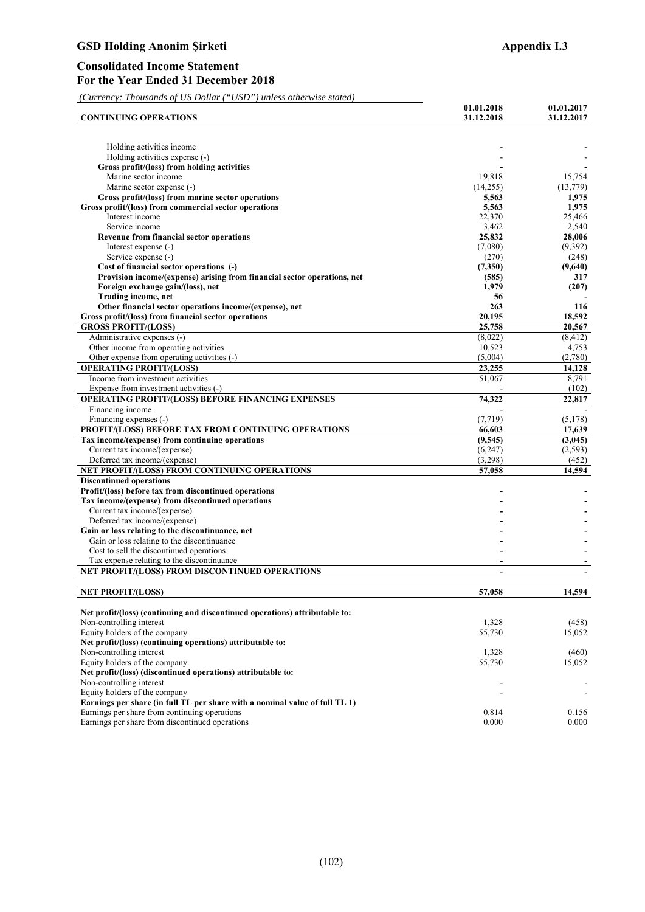**GSD Holding Anonim Şirketi** **Appendix I.3**

## Consolidated Income Statement
## For the Year Ended 31 December 2018

*(Currency: Thousands of US Dollar ("USD") unless otherwise stated)*

| CONTINUING OPERATIONS | 01.01.2018 31.12.2018 | 01.01.2017 31.12.2017 |
|---|---|---|
| Holding activities income | - | - |
| Holding activities expense (-) | - | - |
| **Gross profit/(loss) from holding activities** | **-** | **-** |
| Marine sector income | 19,818 | 15,754 |
| Marine sector expense (-) | (14,255) | (13,779) |
| **Gross profit/(loss) from marine sector operations** | **5,563** | **1,975** |
| **Gross profit/(loss) from commercial sector operations** | **5,563** | **1,975** |
| Interest income | 22,370 | 25,466 |
| Service income | 3,462 | 2,540 |
| **Revenue from financial sector operations** | **25,832** | **28,006** |
| Interest expense (-) | (7,080) | (9,392) |
| Service expense (-) | (270) | (248) |
| **Cost of financial sector operations (-)** | **(7,350)** | **(9,640)** |
| **Provision income/(expense) arising from financial sector operations, net** | **(585)** | **317** |
| **Foreign exchange gain/(loss), net** | **1,979** | **(207)** |
| **Trading income, net** | **56** | **-** |
| **Other financial sector operations income/(expense), net** | **263** | **116** |
| **Gross profit/(loss) from financial sector operations** | **20,195** | **18,592** |
| **GROSS PROFIT/(LOSS)** | **25,758** | **20,567** |
| Administrative expenses (-) | (8,022) | (8,412) |
| Other income from operating activities | 10,523 | 4,753 |
| Other expense from operating activities (-) | (5,004) | (2,780) |
| **OPERATING PROFIT/(LOSS)** | **23,255** | **14,128** |
| Income from investment activities | 51,067 | 8,791 |
| Expense from investment activities (-) | - | (102) |
| **OPERATING PROFIT/(LOSS) BEFORE FINANCING EXPENSES** | **74,322** | **22,817** |
| Financing income | - | - |
| Financing expenses (-) | (7,719) | (5,178) |
| **PROFIT/(LOSS) BEFORE TAX FROM CONTINUING OPERATIONS** | **66,603** | **17,639** |
| **Tax income/(expense) from continuing operations** | **(9,545)** | **(3,045)** |
| Current tax income/(expense) | (6,247) | (2,593) |
| Deferred tax income/(expense) | (3,298) | (452) |
| **NET PROFIT/(LOSS) FROM CONTINUING OPERATIONS** | **57,058** | **14,594** |
| **Discontinued operations** | | |
| **Profit/(loss) before tax from discontinued operations** | **-** | **-** |
| **Tax income/(expense) from discontinued operations** | **-** | **-** |
| Current tax income/(expense) | - | - |
| Deferred tax income/(expense) | - | - |
| **Gain or loss relating to the discontinuance, net** | **-** | **-** |
| Gain or loss relating to the discontinuance | - | - |
| Cost to sell the discontinued operations | - | - |
| Tax expense relating to the discontinuance | - | - |
| **NET PROFIT/(LOSS) FROM DISCONTINUED OPERATIONS** | **-** | **-** |
| **NET PROFIT/(LOSS)** | **57,058** | **14,594** |
| **Net profit/(loss) (continuing and discontinued operations) attributable to:** | | |
| Non-controlling interest | 1,328 | (458) |
| Equity holders of the company | 55,730 | 15,052 |
| **Net profit/(loss) (continuing operations) attributable to:** | | |
| Non-controlling interest | 1,328 | (460) |
| Equity holders of the company | 55,730 | 15,052 |
| **Net profit/(loss) (discontinued operations) attributable to:** | | |
| Non-controlling interest | - | - |
| Equity holders of the company | - | - |
| **Earnings per share (in full TL per share with a nominal value of full TL 1)** | | |
| Earnings per share from continuing operations | 0.814 | 0.156 |
| Earnings per share from discontinued operations | 0.000 | 0.000 |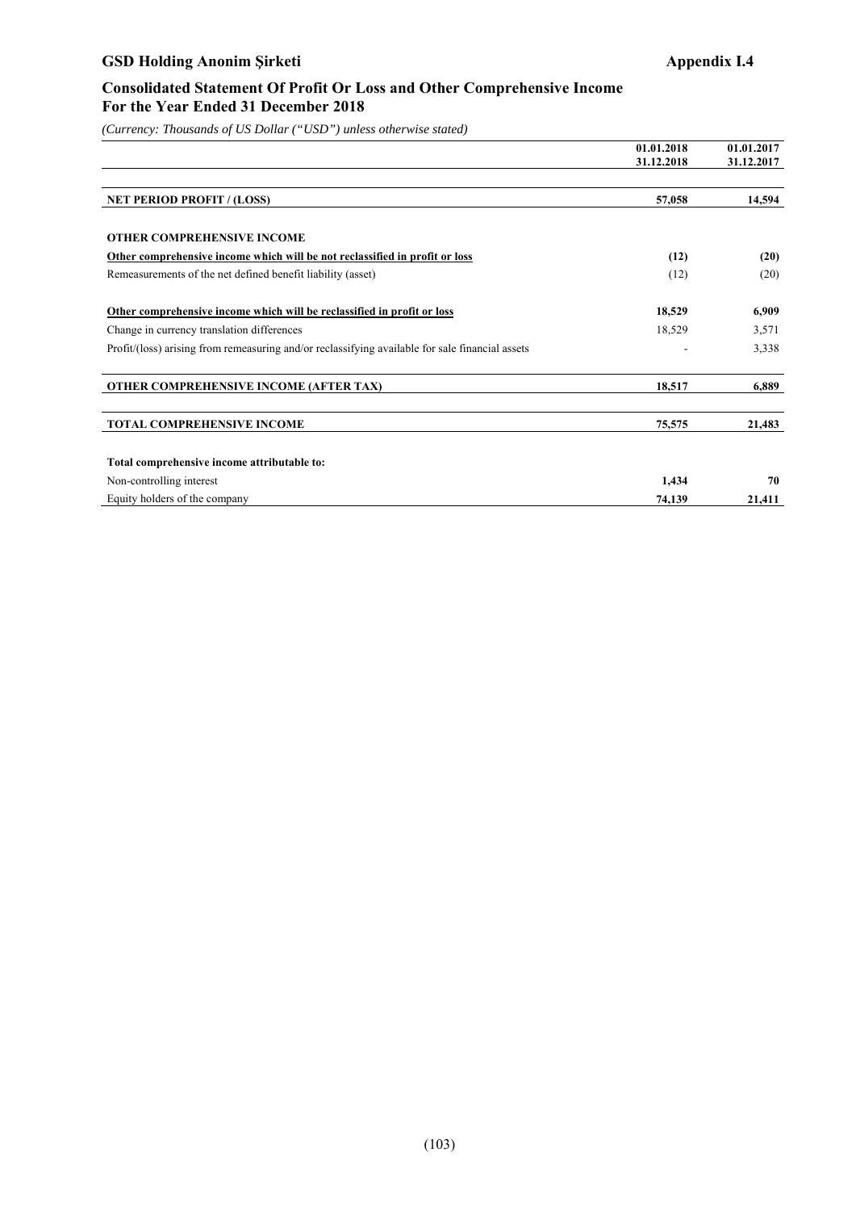**GSD Holding Anonim Şirketi** **Appendix I.4**

## Consolidated Statement Of Profit Or Loss and Other Comprehensive Income For the Year Ended 31 December 2018

*(Currency: Thousands of US Dollar ("USD") unless otherwise stated)*

| | 01.01.2018 31.12.2018 | 01.01.2017 31.12.2017 |
|---|---|---|
| **NET PERIOD PROFIT / (LOSS)** | **57,058** | **14,594** |
| | | |
| **OTHER COMPREHENSIVE INCOME** | | |
| **Other comprehensive income which will be not reclassified in profit or loss** | **(12)** | **(20)** |
| Remeasurements of the net defined benefit liability (asset) | (12) | (20) |
| | | |
| **Other comprehensive income which will be reclassified in profit or loss** | **18,529** | **6,909** |
| Change in currency translation differences | 18,529 | 3,571 |
| Profit/(loss) arising from remeasuring and/or reclassifying available for sale financial assets | - | 3,338 |
| | | |
| **OTHER COMPREHENSIVE INCOME (AFTER TAX)** | **18,517** | **6,889** |
| | | |
| **TOTAL COMPREHENSIVE INCOME** | **75,575** | **21,483** |
| | | |
| **Total comprehensive income attributable to:** | | |
| Non-controlling interest | **1,434** | **70** |
| Equity holders of the company | **74,139** | **21,411** |